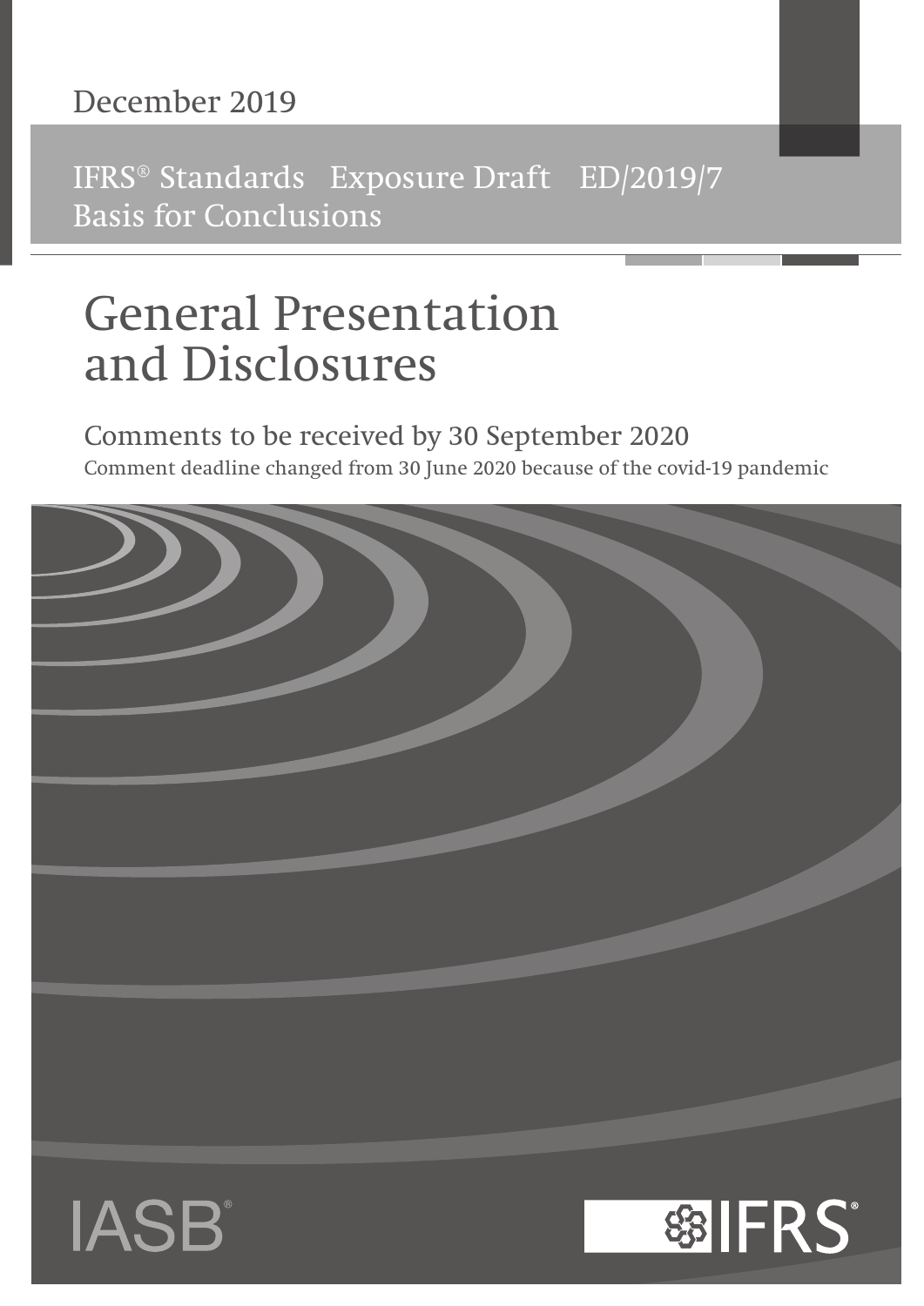December 2019

IFRS® Standards Exposure Draft ED/2019/7
Basis for Conclusions

# General Presentation and Disclosures

Comments to be received by 30 September 2020

Comment deadline changed from 30 June 2020 because of the covid-19 pandemic

IASB®

IFRS®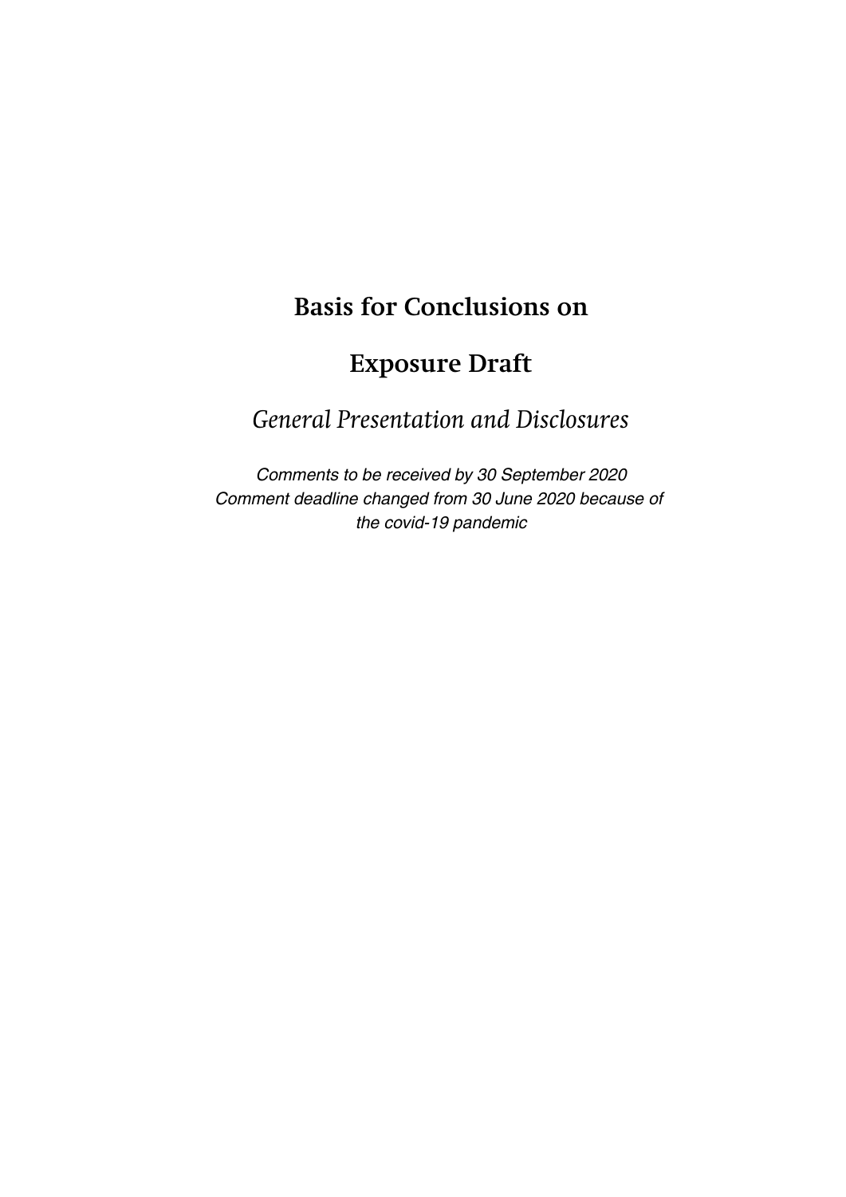# Basis for Conclusions on

# Exposure Draft

## *General Presentation and Disclosures*

*Comments to be received by 30 September 2020*
*Comment deadline changed from 30 June 2020 because of the covid-19 pandemic*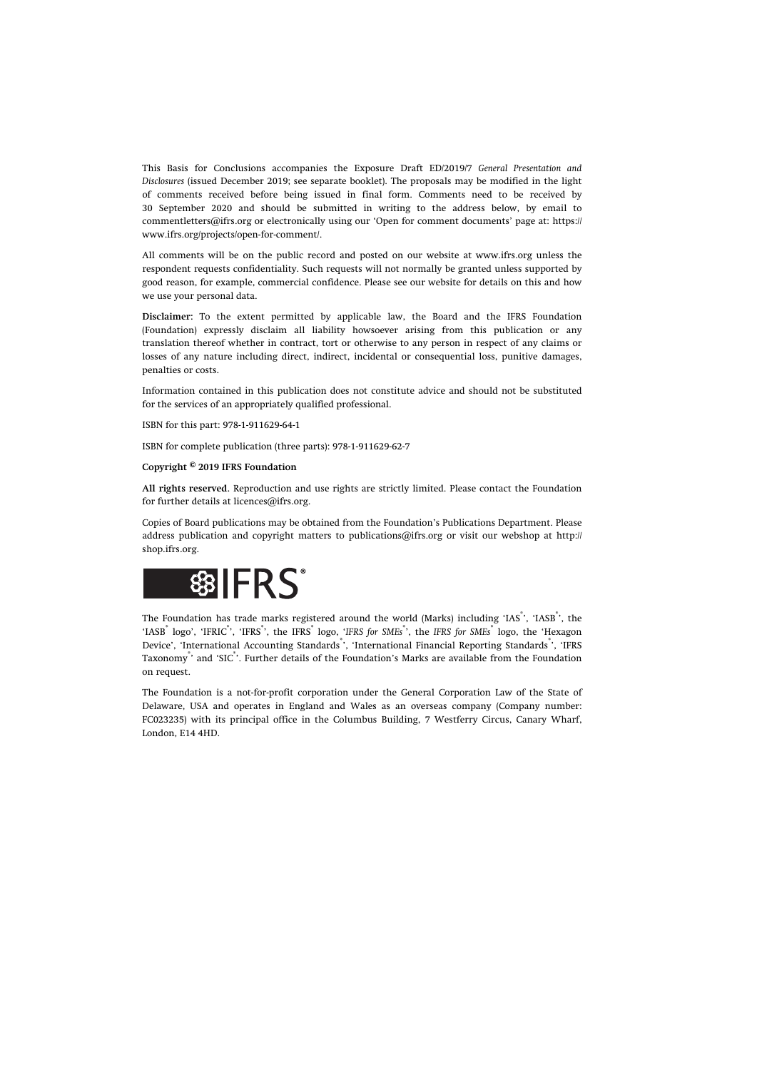This Basis for Conclusions accompanies the Exposure Draft ED/2019/7 *General Presentation and Disclosures* (issued December 2019; see separate booklet). The proposals may be modified in the light of comments received before being issued in final form. Comments need to be received by 30 September 2020 and should be submitted in writing to the address below, by email to commentletters@ifrs.org or electronically using our 'Open for comment documents' page at: https://www.ifrs.org/projects/open-for-comment/.

All comments will be on the public record and posted on our website at www.ifrs.org unless the respondent requests confidentiality. Such requests will not normally be granted unless supported by good reason, for example, commercial confidence. Please see our website for details on this and how we use your personal data.

**Disclaimer:** To the extent permitted by applicable law, the Board and the IFRS Foundation (Foundation) expressly disclaim all liability howsoever arising from this publication or any translation thereof whether in contract, tort or otherwise to any person in respect of any claims or losses of any nature including direct, indirect, incidental or consequential loss, punitive damages, penalties or costs.

Information contained in this publication does not constitute advice and should not be substituted for the services of an appropriately qualified professional.

ISBN for this part: 978-1-911629-64-1

ISBN for complete publication (three parts): 978-1-911629-62-7

**Copyright © 2019 IFRS Foundation**

**All rights reserved.** Reproduction and use rights are strictly limited. Please contact the Foundation for further details at licences@ifrs.org.

Copies of Board publications may be obtained from the Foundation's Publications Department. Please address publication and copyright matters to publications@ifrs.org or visit our webshop at http://shop.ifrs.org.

IFRS®

The Foundation has trade marks registered around the world (Marks) including 'IAS®', 'IASB®', the 'IASB® logo', 'IFRIC®', 'IFRS®', the IFRS® logo, '*IFRS for SMEs*®', the *IFRS for SMEs*® logo, the 'Hexagon Device', 'International Accounting Standards®', 'International Financial Reporting Standards®', 'IFRS Taxonomy®' and 'SIC®'. Further details of the Foundation's Marks are available from the Foundation on request.

The Foundation is a not-for-profit corporation under the General Corporation Law of the State of Delaware, USA and operates in England and Wales as an overseas company (Company number: FC023235) with its principal office in the Columbus Building, 7 Westferry Circus, Canary Wharf, London, E14 4HD.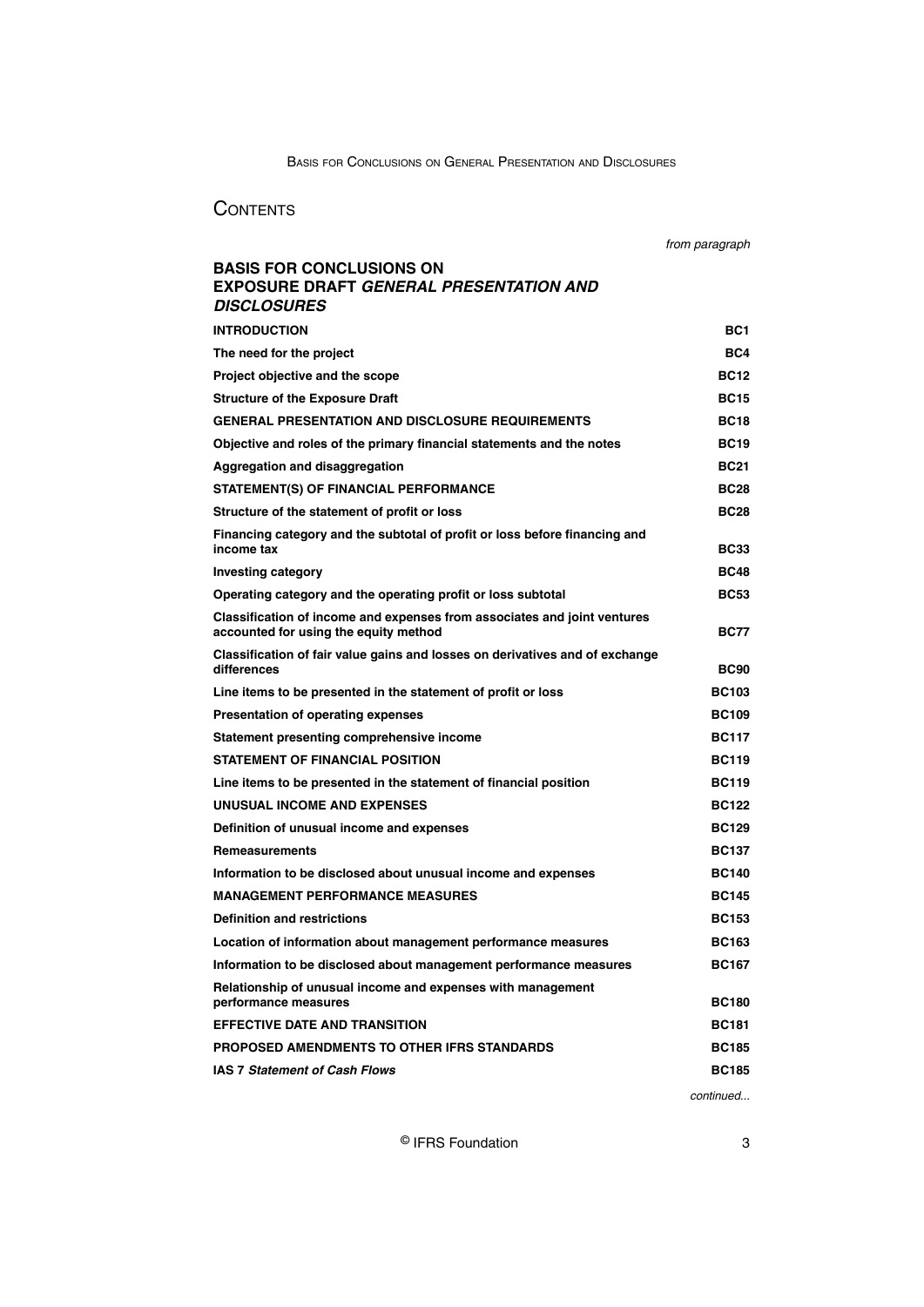# CONTENTS

| | from paragraph |
|---|---|
| **BASIS FOR CONCLUSIONS ON EXPOSURE DRAFT *GENERAL PRESENTATION AND DISCLOSURES*** | |
| **INTRODUCTION** | **BC1** |
| **The need for the project** | **BC4** |
| **Project objective and the scope** | **BC12** |
| **Structure of the Exposure Draft** | **BC15** |
| **GENERAL PRESENTATION AND DISCLOSURE REQUIREMENTS** | **BC18** |
| **Objective and roles of the primary financial statements and the notes** | **BC19** |
| **Aggregation and disaggregation** | **BC21** |
| **STATEMENT(S) OF FINANCIAL PERFORMANCE** | **BC28** |
| **Structure of the statement of profit or loss** | **BC28** |
| **Financing category and the subtotal of profit or loss before financing and income tax** | **BC33** |
| **Investing category** | **BC48** |
| **Operating category and the operating profit or loss subtotal** | **BC53** |
| **Classification of income and expenses from associates and joint ventures accounted for using the equity method** | **BC77** |
| **Classification of fair value gains and losses on derivatives and of exchange differences** | **BC90** |
| **Line items to be presented in the statement of profit or loss** | **BC103** |
| **Presentation of operating expenses** | **BC109** |
| **Statement presenting comprehensive income** | **BC117** |
| **STATEMENT OF FINANCIAL POSITION** | **BC119** |
| **Line items to be presented in the statement of financial position** | **BC119** |
| **UNUSUAL INCOME AND EXPENSES** | **BC122** |
| **Definition of unusual income and expenses** | **BC129** |
| **Remeasurements** | **BC137** |
| **Information to be disclosed about unusual income and expenses** | **BC140** |
| **MANAGEMENT PERFORMANCE MEASURES** | **BC145** |
| **Definition and restrictions** | **BC153** |
| **Location of information about management performance measures** | **BC163** |
| **Information to be disclosed about management performance measures** | **BC167** |
| **Relationship of unusual income and expenses with management performance measures** | **BC180** |
| **EFFECTIVE DATE AND TRANSITION** | **BC181** |
| **PROPOSED AMENDMENTS TO OTHER IFRS STANDARDS** | **BC185** |
| **IAS 7 *Statement of Cash Flows*** | **BC185** |

*continued...*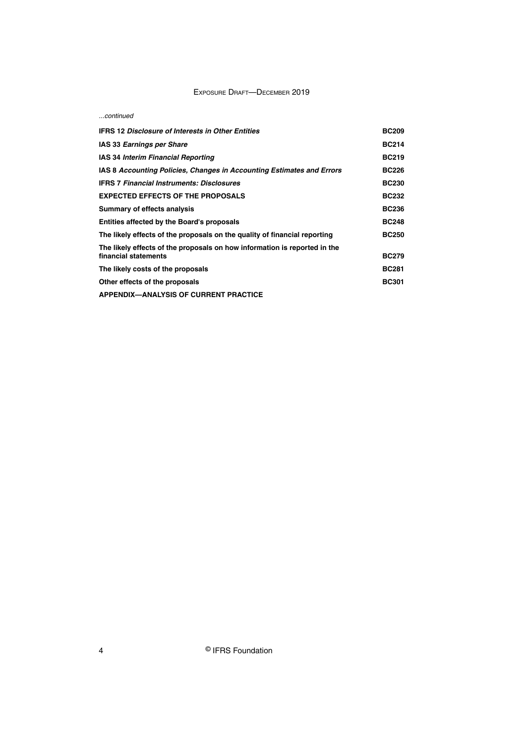*...continued*

| | |
|---|---|
| **IFRS 12 *Disclosure of Interests in Other Entities*** | **BC209** |
| **IAS 33 *Earnings per Share*** | **BC214** |
| **IAS 34 *Interim Financial Reporting*** | **BC219** |
| **IAS 8 *Accounting Policies, Changes in Accounting Estimates and Errors*** | **BC226** |
| **IFRS 7 *Financial Instruments: Disclosures*** | **BC230** |
| **EXPECTED EFFECTS OF THE PROPOSALS** | **BC232** |
| **Summary of effects analysis** | **BC236** |
| **Entities affected by the Board's proposals** | **BC248** |
| **The likely effects of the proposals on the quality of financial reporting** | **BC250** |
| **The likely effects of the proposals on how information is reported in the financial statements** | **BC279** |
| **The likely costs of the proposals** | **BC281** |
| **Other effects of the proposals** | **BC301** |
| **APPENDIX—ANALYSIS OF CURRENT PRACTICE** | |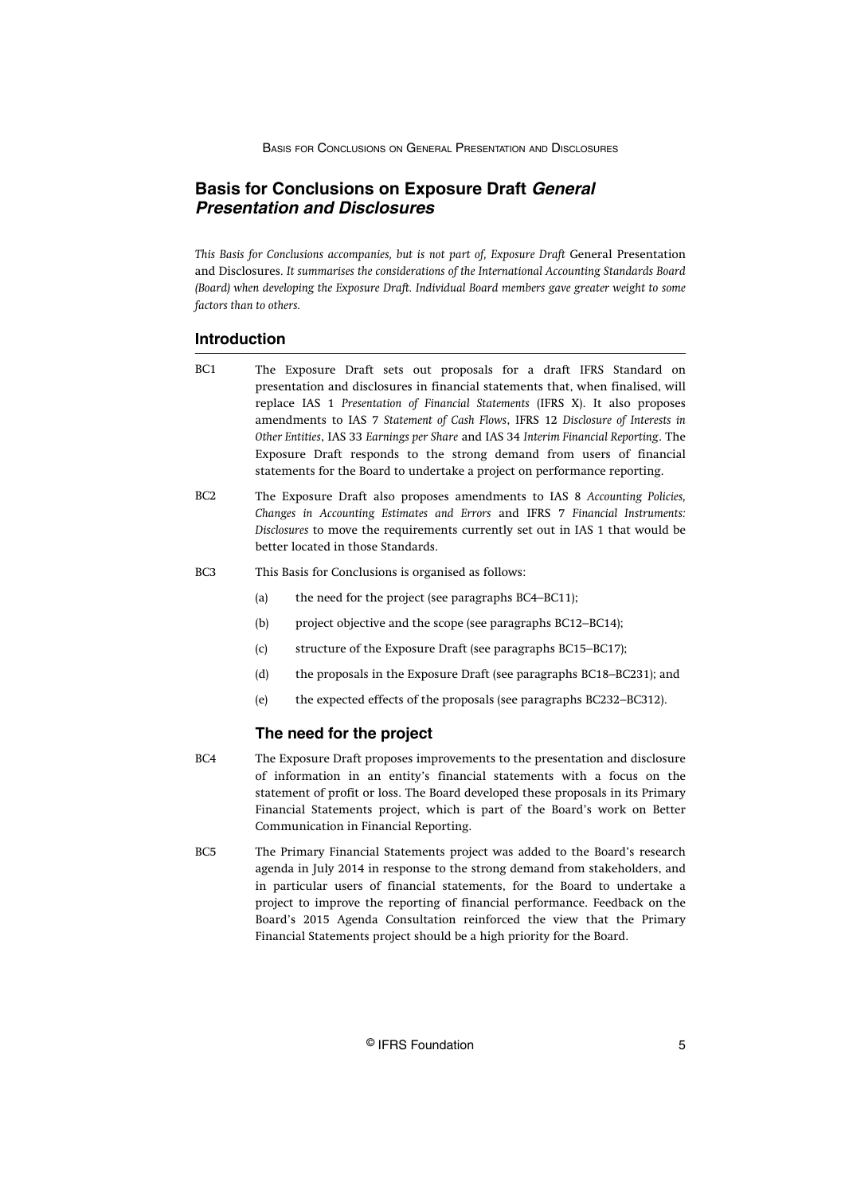# Basis for Conclusions on Exposure Draft *General Presentation and Disclosures*

*This Basis for Conclusions accompanies, but is not part of, Exposure Draft* General Presentation and Disclosures. *It summarises the considerations of the International Accounting Standards Board (Board) when developing the Exposure Draft. Individual Board members gave greater weight to some factors than to others.*

## Introduction

BC1 The Exposure Draft sets out proposals for a draft IFRS Standard on presentation and disclosures in financial statements that, when finalised, will replace IAS 1 *Presentation of Financial Statements* (IFRS X). It also proposes amendments to IAS 7 *Statement of Cash Flows*, IFRS 12 *Disclosure of Interests in Other Entities*, IAS 33 *Earnings per Share* and IAS 34 *Interim Financial Reporting*. The Exposure Draft responds to the strong demand from users of financial statements for the Board to undertake a project on performance reporting.

BC2 The Exposure Draft also proposes amendments to IAS 8 *Accounting Policies, Changes in Accounting Estimates and Errors* and IFRS 7 *Financial Instruments: Disclosures* to move the requirements currently set out in IAS 1 that would be better located in those Standards.

BC3 This Basis for Conclusions is organised as follows:

(a) the need for the project (see paragraphs BC4–BC11);

(b) project objective and the scope (see paragraphs BC12–BC14);

(c) structure of the Exposure Draft (see paragraphs BC15–BC17);

(d) the proposals in the Exposure Draft (see paragraphs BC18–BC231); and

(e) the expected effects of the proposals (see paragraphs BC232–BC312).

### The need for the project

BC4 The Exposure Draft proposes improvements to the presentation and disclosure of information in an entity's financial statements with a focus on the statement of profit or loss. The Board developed these proposals in its Primary Financial Statements project, which is part of the Board's work on Better Communication in Financial Reporting.

BC5 The Primary Financial Statements project was added to the Board's research agenda in July 2014 in response to the strong demand from stakeholders, and in particular users of financial statements, for the Board to undertake a project to improve the reporting of financial performance. Feedback on the Board's 2015 Agenda Consultation reinforced the view that the Primary Financial Statements project should be a high priority for the Board.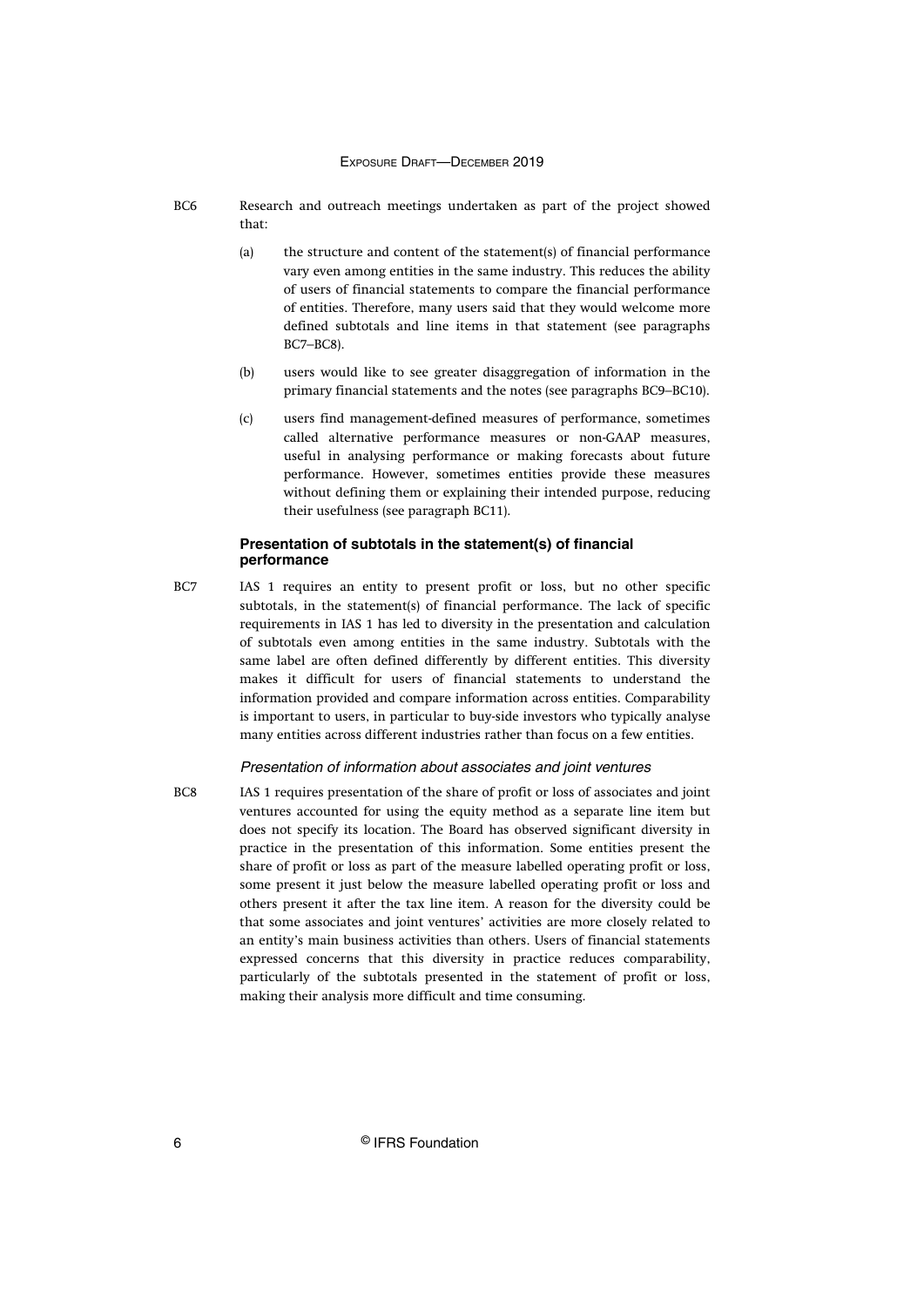BC6 Research and outreach meetings undertaken as part of the project showed that:

(a) the structure and content of the statement(s) of financial performance vary even among entities in the same industry. This reduces the ability of users of financial statements to compare the financial performance of entities. Therefore, many users said that they would welcome more defined subtotals and line items in that statement (see paragraphs BC7–BC8).

(b) users would like to see greater disaggregation of information in the primary financial statements and the notes (see paragraphs BC9–BC10).

(c) users find management-defined measures of performance, sometimes called alternative performance measures or non-GAAP measures, useful in analysing performance or making forecasts about future performance. However, sometimes entities provide these measures without defining them or explaining their intended purpose, reducing their usefulness (see paragraph BC11).

### Presentation of subtotals in the statement(s) of financial performance

BC7 IAS 1 requires an entity to present profit or loss, but no other specific subtotals, in the statement(s) of financial performance. The lack of specific requirements in IAS 1 has led to diversity in the presentation and calculation of subtotals even among entities in the same industry. Subtotals with the same label are often defined differently by different entities. This diversity makes it difficult for users of financial statements to understand the information provided and compare information across entities. Comparability is important to users, in particular to buy-side investors who typically analyse many entities across different industries rather than focus on a few entities.

#### *Presentation of information about associates and joint ventures*

BC8 IAS 1 requires presentation of the share of profit or loss of associates and joint ventures accounted for using the equity method as a separate line item but does not specify its location. The Board has observed significant diversity in practice in the presentation of this information. Some entities present the share of profit or loss as part of the measure labelled operating profit or loss, some present it just below the measure labelled operating profit or loss and others present it after the tax line item. A reason for the diversity could be that some associates and joint ventures' activities are more closely related to an entity's main business activities than others. Users of financial statements expressed concerns that this diversity in practice reduces comparability, particularly of the subtotals presented in the statement of profit or loss, making their analysis more difficult and time consuming.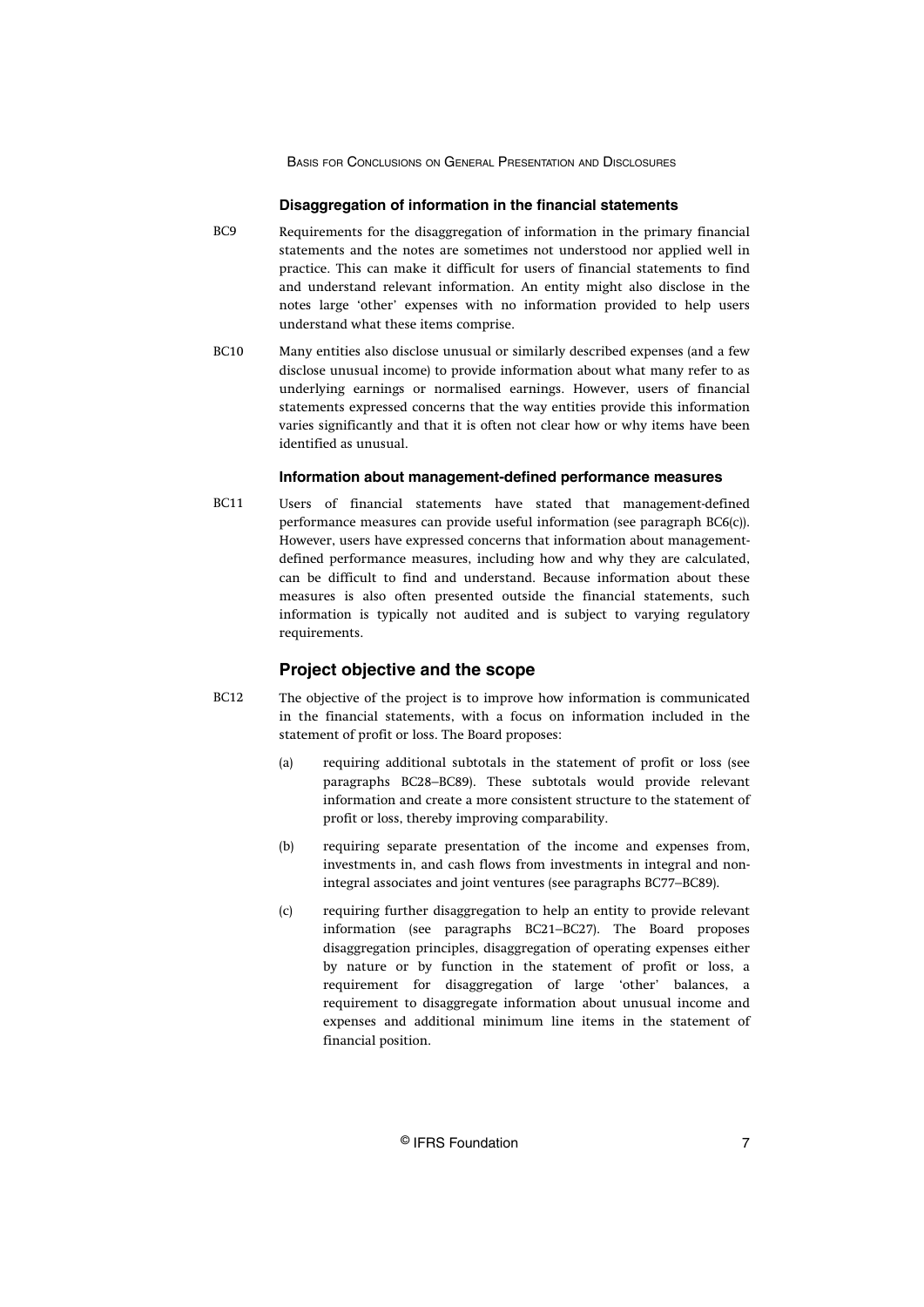### Disaggregation of information in the financial statements

BC9 Requirements for the disaggregation of information in the primary financial statements and the notes are sometimes not understood nor applied well in practice. This can make it difficult for users of financial statements to find and understand relevant information. An entity might also disclose in the notes large 'other' expenses with no information provided to help users understand what these items comprise.

BC10 Many entities also disclose unusual or similarly described expenses (and a few disclose unusual income) to provide information about what many refer to as underlying earnings or normalised earnings. However, users of financial statements expressed concerns that the way entities provide this information varies significantly and that it is often not clear how or why items have been identified as unusual.

### Information about management-defined performance measures

BC11 Users of financial statements have stated that management-defined performance measures can provide useful information (see paragraph BC6(c)). However, users have expressed concerns that information about management-defined performance measures, including how and why they are calculated, can be difficult to find and understand. Because information about these measures is also often presented outside the financial statements, such information is typically not audited and is subject to varying regulatory requirements.

## Project objective and the scope

BC12 The objective of the project is to improve how information is communicated in the financial statements, with a focus on information included in the statement of profit or loss. The Board proposes:

(a) requiring additional subtotals in the statement of profit or loss (see paragraphs BC28–BC89). These subtotals would provide relevant information and create a more consistent structure to the statement of profit or loss, thereby improving comparability.

(b) requiring separate presentation of the income and expenses from, investments in, and cash flows from investments in integral and non-integral associates and joint ventures (see paragraphs BC77–BC89).

(c) requiring further disaggregation to help an entity to provide relevant information (see paragraphs BC21–BC27). The Board proposes disaggregation principles, disaggregation of operating expenses either by nature or by function in the statement of profit or loss, a requirement for disaggregation of large 'other' balances, a requirement to disaggregate information about unusual income and expenses and additional minimum line items in the statement of financial position.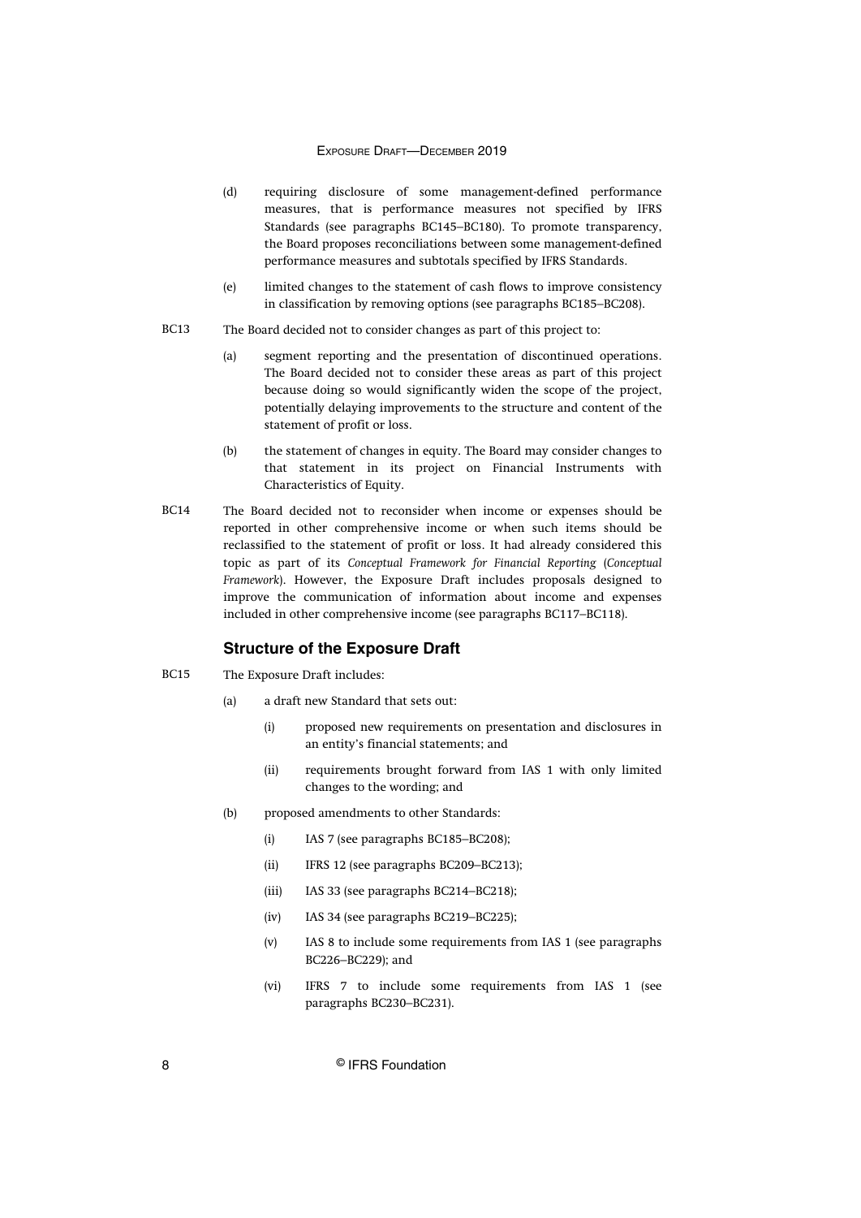(d) requiring disclosure of some management-defined performance measures, that is performance measures not specified by IFRS Standards (see paragraphs BC145–BC180). To promote transparency, the Board proposes reconciliations between some management-defined performance measures and subtotals specified by IFRS Standards.

(e) limited changes to the statement of cash flows to improve consistency in classification by removing options (see paragraphs BC185–BC208).

BC13 The Board decided not to consider changes as part of this project to:

(a) segment reporting and the presentation of discontinued operations. The Board decided not to consider these areas as part of this project because doing so would significantly widen the scope of the project, potentially delaying improvements to the structure and content of the statement of profit or loss.

(b) the statement of changes in equity. The Board may consider changes to that statement in its project on Financial Instruments with Characteristics of Equity.

BC14 The Board decided not to reconsider when income or expenses should be reported in other comprehensive income or when such items should be reclassified to the statement of profit or loss. It had already considered this topic as part of its *Conceptual Framework for Financial Reporting* (*Conceptual Framework*). However, the Exposure Draft includes proposals designed to improve the communication of information about income and expenses included in other comprehensive income (see paragraphs BC117–BC118).

## Structure of the Exposure Draft

BC15 The Exposure Draft includes:

(a) a draft new Standard that sets out:

   (i) proposed new requirements on presentation and disclosures in an entity's financial statements; and

   (ii) requirements brought forward from IAS 1 with only limited changes to the wording; and

(b) proposed amendments to other Standards:

   (i) IAS 7 (see paragraphs BC185–BC208);

   (ii) IFRS 12 (see paragraphs BC209–BC213);

   (iii) IAS 33 (see paragraphs BC214–BC218);

   (iv) IAS 34 (see paragraphs BC219–BC225);

   (v) IAS 8 to include some requirements from IAS 1 (see paragraphs BC226–BC229); and

   (vi) IFRS 7 to include some requirements from IAS 1 (see paragraphs BC230–BC231).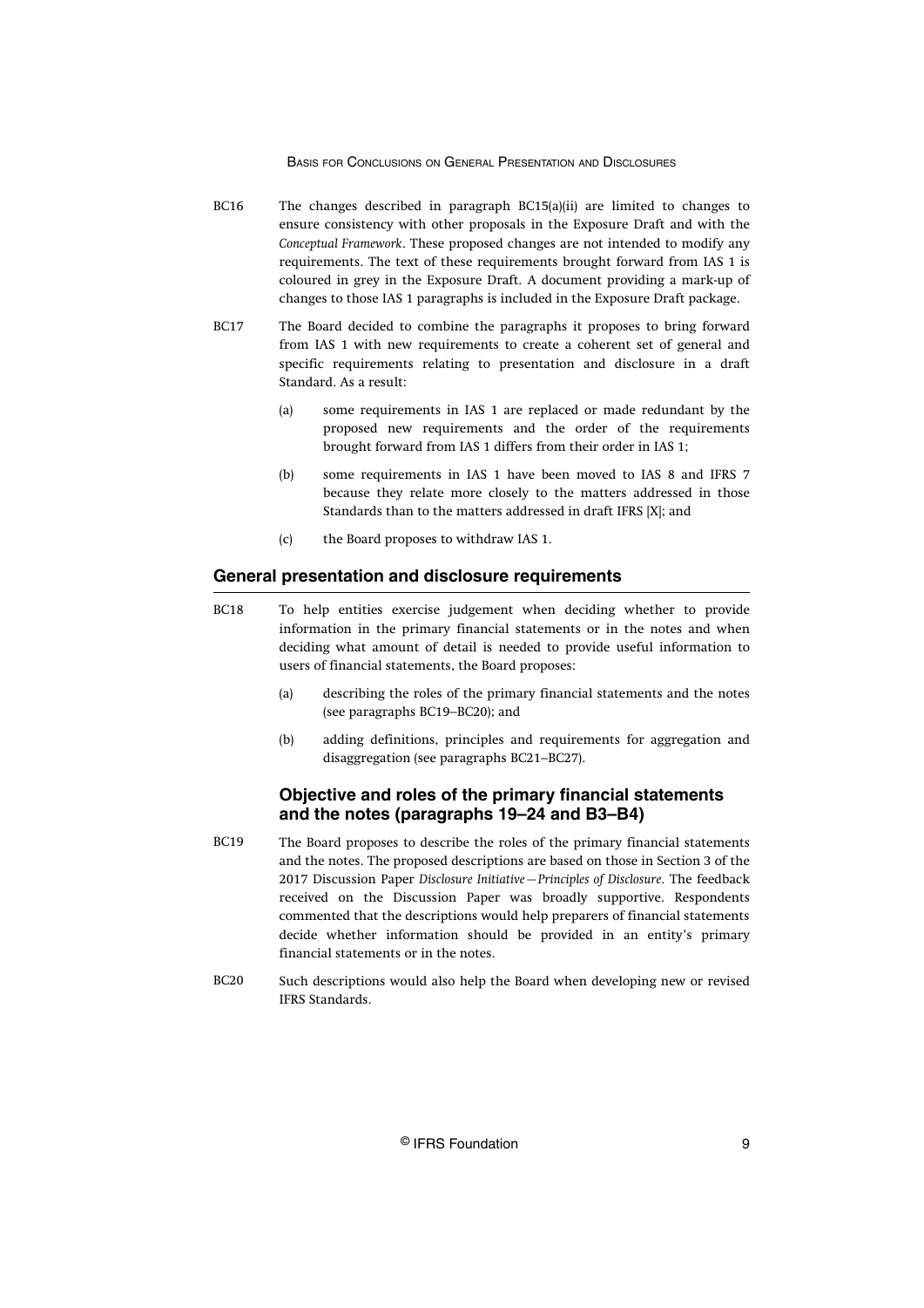BC16 The changes described in paragraph BC15(a)(ii) are limited to changes to ensure consistency with other proposals in the Exposure Draft and with the *Conceptual Framework*. These proposed changes are not intended to modify any requirements. The text of these requirements brought forward from IAS 1 is coloured in grey in the Exposure Draft. A document providing a mark-up of changes to those IAS 1 paragraphs is included in the Exposure Draft package.

BC17 The Board decided to combine the paragraphs it proposes to bring forward from IAS 1 with new requirements to create a coherent set of general and specific requirements relating to presentation and disclosure in a draft Standard. As a result:

(a) some requirements in IAS 1 are replaced or made redundant by the proposed new requirements and the order of the requirements brought forward from IAS 1 differs from their order in IAS 1;

(b) some requirements in IAS 1 have been moved to IAS 8 and IFRS 7 because they relate more closely to the matters addressed in those Standards than to the matters addressed in draft IFRS [X]; and

(c) the Board proposes to withdraw IAS 1.

## General presentation and disclosure requirements

BC18 To help entities exercise judgement when deciding whether to provide information in the primary financial statements or in the notes and when deciding what amount of detail is needed to provide useful information to users of financial statements, the Board proposes:

(a) describing the roles of the primary financial statements and the notes (see paragraphs BC19–BC20); and

(b) adding definitions, principles and requirements for aggregation and disaggregation (see paragraphs BC21–BC27).

### Objective and roles of the primary financial statements and the notes (paragraphs 19–24 and B3–B4)

BC19 The Board proposes to describe the roles of the primary financial statements and the notes. The proposed descriptions are based on those in Section 3 of the 2017 Discussion Paper *Disclosure Initiative—Principles of Disclosure*. The feedback received on the Discussion Paper was broadly supportive. Respondents commented that the descriptions would help preparers of financial statements decide whether information should be provided in an entity's primary financial statements or in the notes.

BC20 Such descriptions would also help the Board when developing new or revised IFRS Standards.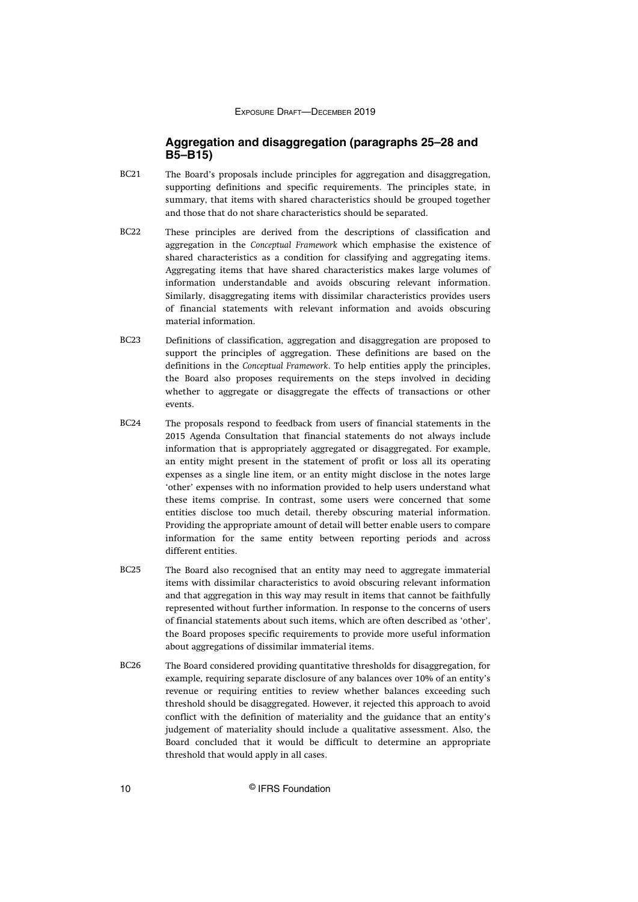## Aggregation and disaggregation (paragraphs 25–28 and B5–B15)

BC21 The Board's proposals include principles for aggregation and disaggregation, supporting definitions and specific requirements. The principles state, in summary, that items with shared characteristics should be grouped together and those that do not share characteristics should be separated.

BC22 These principles are derived from the descriptions of classification and aggregation in the *Conceptual Framework* which emphasise the existence of shared characteristics as a condition for classifying and aggregating items. Aggregating items that have shared characteristics makes large volumes of information understandable and avoids obscuring relevant information. Similarly, disaggregating items with dissimilar characteristics provides users of financial statements with relevant information and avoids obscuring material information.

BC23 Definitions of classification, aggregation and disaggregation are proposed to support the principles of aggregation. These definitions are based on the definitions in the *Conceptual Framework*. To help entities apply the principles, the Board also proposes requirements on the steps involved in deciding whether to aggregate or disaggregate the effects of transactions or other events.

BC24 The proposals respond to feedback from users of financial statements in the 2015 Agenda Consultation that financial statements do not always include information that is appropriately aggregated or disaggregated. For example, an entity might present in the statement of profit or loss all its operating expenses as a single line item, or an entity might disclose in the notes large 'other' expenses with no information provided to help users understand what these items comprise. In contrast, some users were concerned that some entities disclose too much detail, thereby obscuring material information. Providing the appropriate amount of detail will better enable users to compare information for the same entity between reporting periods and across different entities.

BC25 The Board also recognised that an entity may need to aggregate immaterial items with dissimilar characteristics to avoid obscuring relevant information and that aggregation in this way may result in items that cannot be faithfully represented without further information. In response to the concerns of users of financial statements about such items, which are often described as 'other', the Board proposes specific requirements to provide more useful information about aggregations of dissimilar immaterial items.

BC26 The Board considered providing quantitative thresholds for disaggregation, for example, requiring separate disclosure of any balances over 10% of an entity's revenue or requiring entities to review whether balances exceeding such threshold should be disaggregated. However, it rejected this approach to avoid conflict with the definition of materiality and the guidance that an entity's judgement of materiality should include a qualitative assessment. Also, the Board concluded that it would be difficult to determine an appropriate threshold that would apply in all cases.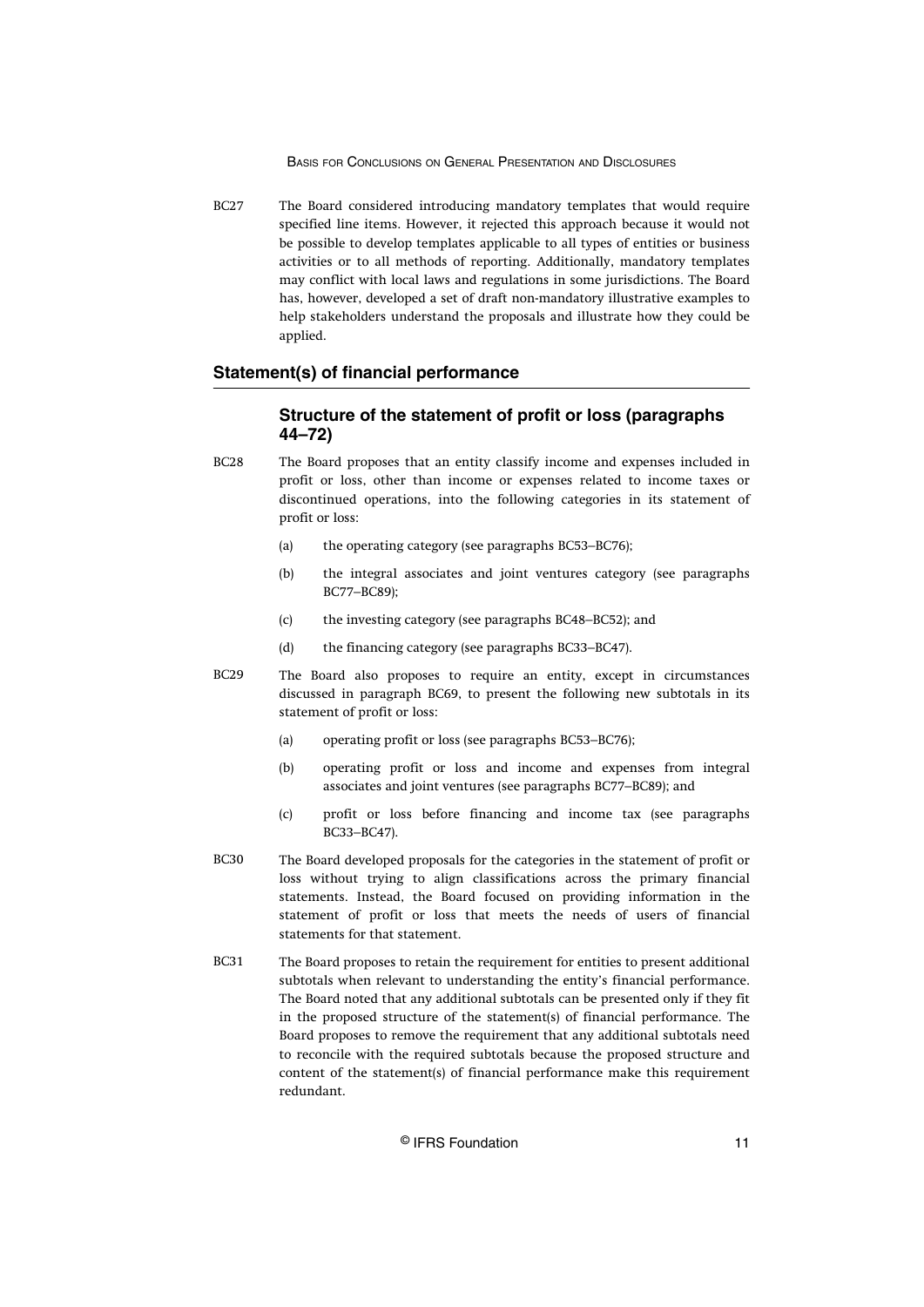BC27 The Board considered introducing mandatory templates that would require specified line items. However, it rejected this approach because it would not be possible to develop templates applicable to all types of entities or business activities or to all methods of reporting. Additionally, mandatory templates may conflict with local laws and regulations in some jurisdictions. The Board has, however, developed a set of draft non-mandatory illustrative examples to help stakeholders understand the proposals and illustrate how they could be applied.

## Statement(s) of financial performance

### Structure of the statement of profit or loss (paragraphs 44–72)

BC28 The Board proposes that an entity classify income and expenses included in profit or loss, other than income or expenses related to income taxes or discontinued operations, into the following categories in its statement of profit or loss:

(a) the operating category (see paragraphs BC53–BC76);

(b) the integral associates and joint ventures category (see paragraphs BC77–BC89);

(c) the investing category (see paragraphs BC48–BC52); and

(d) the financing category (see paragraphs BC33–BC47).

BC29 The Board also proposes to require an entity, except in circumstances discussed in paragraph BC69, to present the following new subtotals in its statement of profit or loss:

(a) operating profit or loss (see paragraphs BC53–BC76);

(b) operating profit or loss and income and expenses from integral associates and joint ventures (see paragraphs BC77–BC89); and

(c) profit or loss before financing and income tax (see paragraphs BC33–BC47).

BC30 The Board developed proposals for the categories in the statement of profit or loss without trying to align classifications across the primary financial statements. Instead, the Board focused on providing information in the statement of profit or loss that meets the needs of users of financial statements for that statement.

BC31 The Board proposes to retain the requirement for entities to present additional subtotals when relevant to understanding the entity's financial performance. The Board noted that any additional subtotals can be presented only if they fit in the proposed structure of the statement(s) of financial performance. The Board proposes to remove the requirement that any additional subtotals need to reconcile with the required subtotals because the proposed structure and content of the statement(s) of financial performance make this requirement redundant.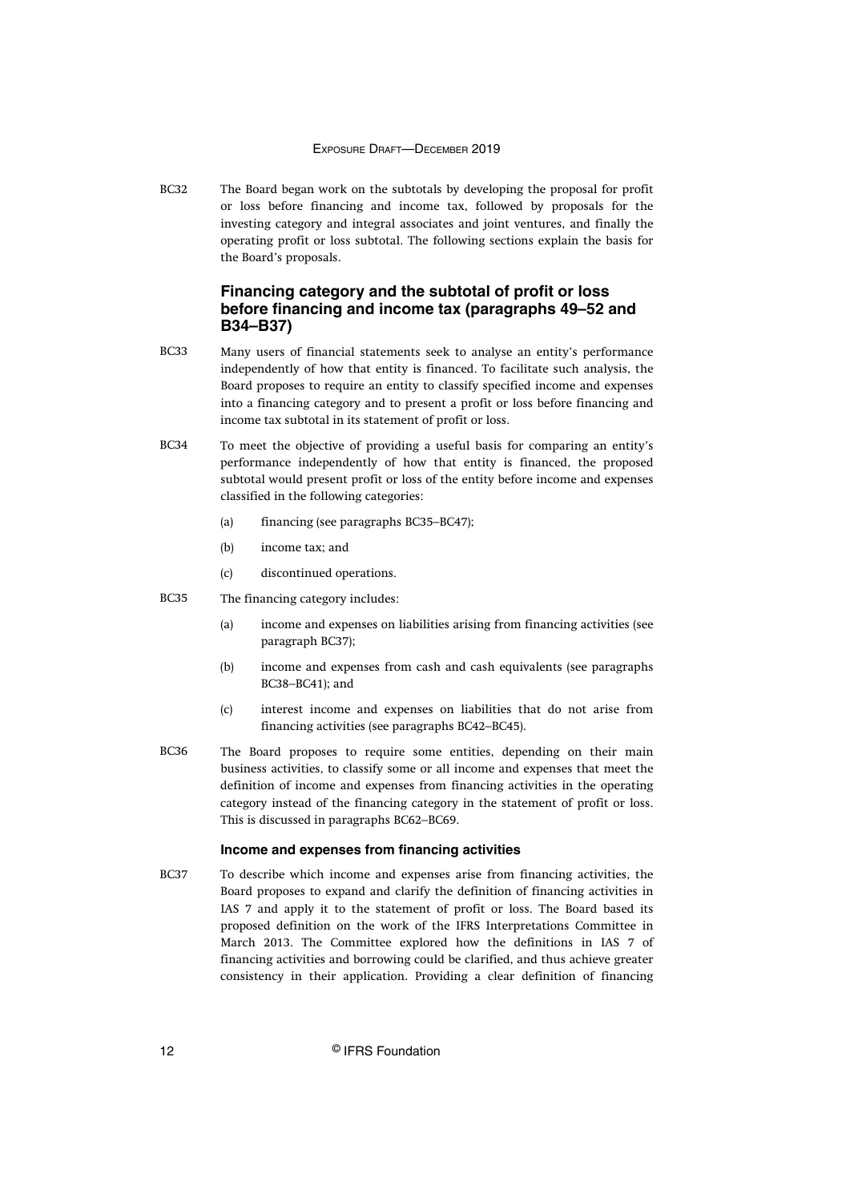BC32 The Board began work on the subtotals by developing the proposal for profit or loss before financing and income tax, followed by proposals for the investing category and integral associates and joint ventures, and finally the operating profit or loss subtotal. The following sections explain the basis for the Board's proposals.

## Financing category and the subtotal of profit or loss before financing and income tax (paragraphs 49–52 and B34–B37)

BC33 Many users of financial statements seek to analyse an entity's performance independently of how that entity is financed. To facilitate such analysis, the Board proposes to require an entity to classify specified income and expenses into a financing category and to present a profit or loss before financing and income tax subtotal in its statement of profit or loss.

BC34 To meet the objective of providing a useful basis for comparing an entity's performance independently of how that entity is financed, the proposed subtotal would present profit or loss of the entity before income and expenses classified in the following categories:

- (a) financing (see paragraphs BC35–BC47);
- (b) income tax; and
- (c) discontinued operations.

BC35 The financing category includes:

- (a) income and expenses on liabilities arising from financing activities (see paragraph BC37);
- (b) income and expenses from cash and cash equivalents (see paragraphs BC38–BC41); and
- (c) interest income and expenses on liabilities that do not arise from financing activities (see paragraphs BC42–BC45).

BC36 The Board proposes to require some entities, depending on their main business activities, to classify some or all income and expenses that meet the definition of income and expenses from financing activities in the operating category instead of the financing category in the statement of profit or loss. This is discussed in paragraphs BC62–BC69.

### Income and expenses from financing activities

BC37 To describe which income and expenses arise from financing activities, the Board proposes to expand and clarify the definition of financing activities in IAS 7 and apply it to the statement of profit or loss. The Board based its proposed definition on the work of the IFRS Interpretations Committee in March 2013. The Committee explored how the definitions in IAS 7 of financing activities and borrowing could be clarified, and thus achieve greater consistency in their application. Providing a clear definition of financing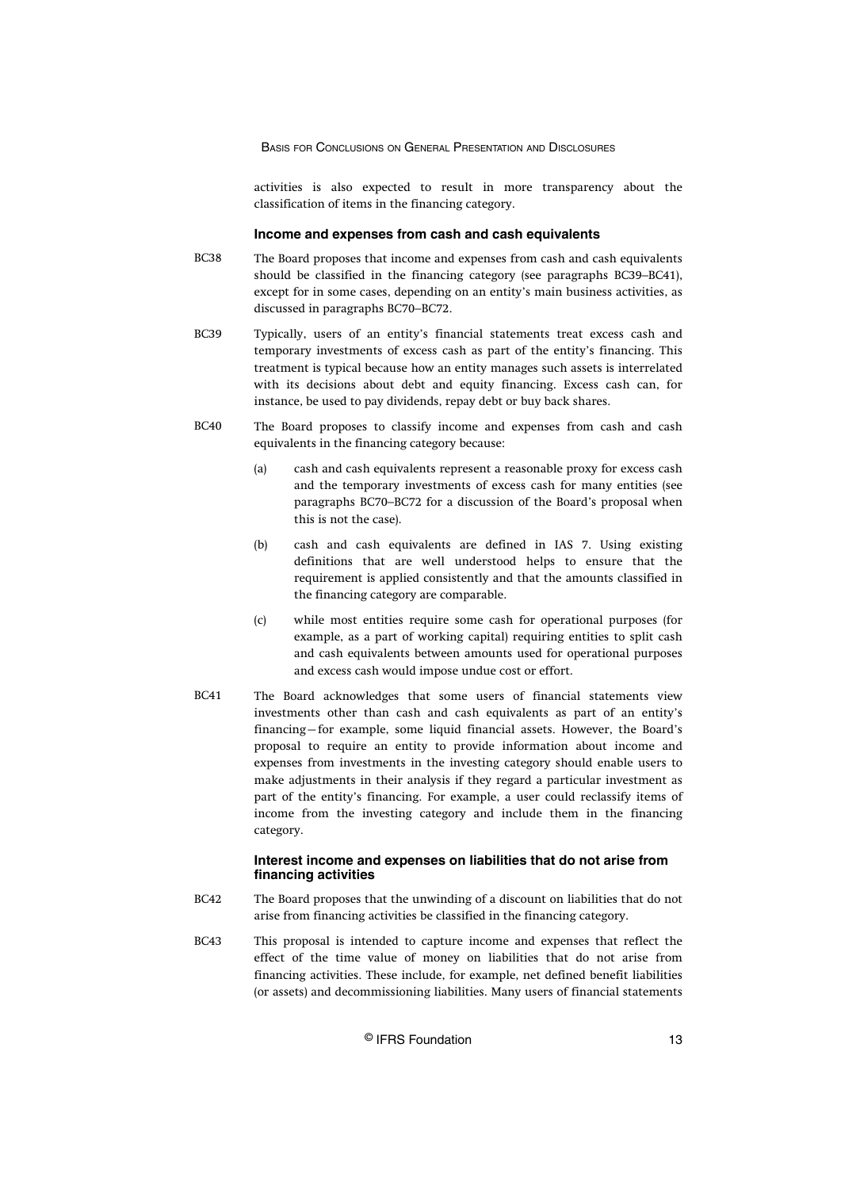activities is also expected to result in more transparency about the classification of items in the financing category.

### Income and expenses from cash and cash equivalents

BC38 The Board proposes that income and expenses from cash and cash equivalents should be classified in the financing category (see paragraphs BC39–BC41), except for in some cases, depending on an entity's main business activities, as discussed in paragraphs BC70–BC72.

BC39 Typically, users of an entity's financial statements treat excess cash and temporary investments of excess cash as part of the entity's financing. This treatment is typical because how an entity manages such assets is interrelated with its decisions about debt and equity financing. Excess cash can, for instance, be used to pay dividends, repay debt or buy back shares.

BC40 The Board proposes to classify income and expenses from cash and cash equivalents in the financing category because:

(a) cash and cash equivalents represent a reasonable proxy for excess cash and the temporary investments of excess cash for many entities (see paragraphs BC70–BC72 for a discussion of the Board's proposal when this is not the case).

(b) cash and cash equivalents are defined in IAS 7. Using existing definitions that are well understood helps to ensure that the requirement is applied consistently and that the amounts classified in the financing category are comparable.

(c) while most entities require some cash for operational purposes (for example, as a part of working capital) requiring entities to split cash and cash equivalents between amounts used for operational purposes and excess cash would impose undue cost or effort.

BC41 The Board acknowledges that some users of financial statements view investments other than cash and cash equivalents as part of an entity's financing—for example, some liquid financial assets. However, the Board's proposal to require an entity to provide information about income and expenses from investments in the investing category should enable users to make adjustments in their analysis if they regard a particular investment as part of the entity's financing. For example, a user could reclassify items of income from the investing category and include them in the financing category.

### Interest income and expenses on liabilities that do not arise from financing activities

BC42 The Board proposes that the unwinding of a discount on liabilities that do not arise from financing activities be classified in the financing category.

BC43 This proposal is intended to capture income and expenses that reflect the effect of the time value of money on liabilities that do not arise from financing activities. These include, for example, net defined benefit liabilities (or assets) and decommissioning liabilities. Many users of financial statements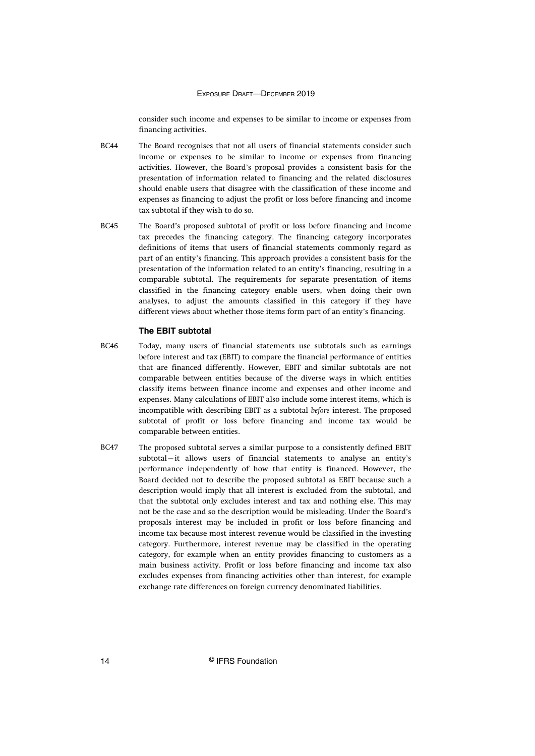consider such income and expenses to be similar to income or expenses from financing activities.

BC44 The Board recognises that not all users of financial statements consider such income or expenses to be similar to income or expenses from financing activities. However, the Board's proposal provides a consistent basis for the presentation of information related to financing and the related disclosures should enable users that disagree with the classification of these income and expenses as financing to adjust the profit or loss before financing and income tax subtotal if they wish to do so.

BC45 The Board's proposed subtotal of profit or loss before financing and income tax precedes the financing category. The financing category incorporates definitions of items that users of financial statements commonly regard as part of an entity's financing. This approach provides a consistent basis for the presentation of the information related to an entity's financing, resulting in a comparable subtotal. The requirements for separate presentation of items classified in the financing category enable users, when doing their own analyses, to adjust the amounts classified in this category if they have different views about whether those items form part of an entity's financing.

### The EBIT subtotal

BC46 Today, many users of financial statements use subtotals such as earnings before interest and tax (EBIT) to compare the financial performance of entities that are financed differently. However, EBIT and similar subtotals are not comparable between entities because of the diverse ways in which entities classify items between finance income and expenses and other income and expenses. Many calculations of EBIT also include some interest items, which is incompatible with describing EBIT as a subtotal *before* interest. The proposed subtotal of profit or loss before financing and income tax would be comparable between entities.

BC47 The proposed subtotal serves a similar purpose to a consistently defined EBIT subtotal—it allows users of financial statements to analyse an entity's performance independently of how that entity is financed. However, the Board decided not to describe the proposed subtotal as EBIT because such a description would imply that all interest is excluded from the subtotal, and that the subtotal only excludes interest and tax and nothing else. This may not be the case and so the description would be misleading. Under the Board's proposals interest may be included in profit or loss before financing and income tax because most interest revenue would be classified in the investing category. Furthermore, interest revenue may be classified in the operating category, for example when an entity provides financing to customers as a main business activity. Profit or loss before financing and income tax also excludes expenses from financing activities other than interest, for example exchange rate differences on foreign currency denominated liabilities.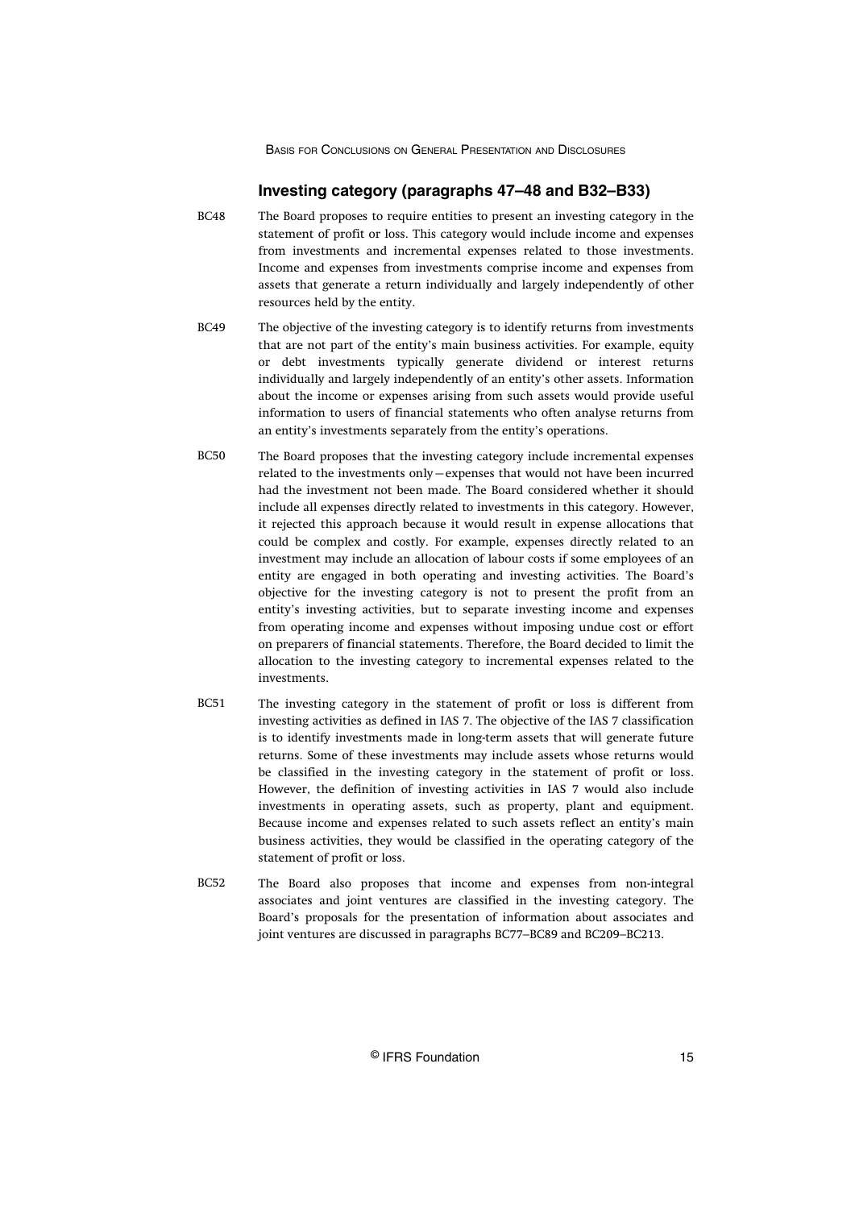## Investing category (paragraphs 47–48 and B32–B33)

BC48 The Board proposes to require entities to present an investing category in the statement of profit or loss. This category would include income and expenses from investments and incremental expenses related to those investments. Income and expenses from investments comprise income and expenses from assets that generate a return individually and largely independently of other resources held by the entity.

BC49 The objective of the investing category is to identify returns from investments that are not part of the entity's main business activities. For example, equity or debt investments typically generate dividend or interest returns individually and largely independently of an entity's other assets. Information about the income or expenses arising from such assets would provide useful information to users of financial statements who often analyse returns from an entity's investments separately from the entity's operations.

BC50 The Board proposes that the investing category include incremental expenses related to the investments only—expenses that would not have been incurred had the investment not been made. The Board considered whether it should include all expenses directly related to investments in this category. However, it rejected this approach because it would result in expense allocations that could be complex and costly. For example, expenses directly related to an investment may include an allocation of labour costs if some employees of an entity are engaged in both operating and investing activities. The Board's objective for the investing category is not to present the profit from an entity's investing activities, but to separate investing income and expenses from operating income and expenses without imposing undue cost or effort on preparers of financial statements. Therefore, the Board decided to limit the allocation to the investing category to incremental expenses related to the investments.

BC51 The investing category in the statement of profit or loss is different from investing activities as defined in IAS 7. The objective of the IAS 7 classification is to identify investments made in long-term assets that will generate future returns. Some of these investments may include assets whose returns would be classified in the investing category in the statement of profit or loss. However, the definition of investing activities in IAS 7 would also include investments in operating assets, such as property, plant and equipment. Because income and expenses related to such assets reflect an entity's main business activities, they would be classified in the operating category of the statement of profit or loss.

BC52 The Board also proposes that income and expenses from non-integral associates and joint ventures are classified in the investing category. The Board's proposals for the presentation of information about associates and joint ventures are discussed in paragraphs BC77–BC89 and BC209–BC213.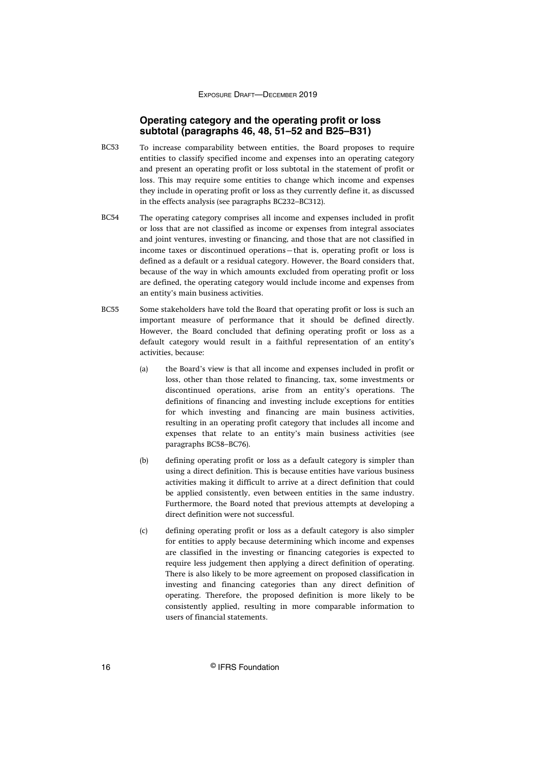### Operating category and the operating profit or loss subtotal (paragraphs 46, 48, 51–52 and B25–B31)

BC53 To increase comparability between entities, the Board proposes to require entities to classify specified income and expenses into an operating category and present an operating profit or loss subtotal in the statement of profit or loss. This may require some entities to change which income and expenses they include in operating profit or loss as they currently define it, as discussed in the effects analysis (see paragraphs BC232–BC312).

BC54 The operating category comprises all income and expenses included in profit or loss that are not classified as income or expenses from integral associates and joint ventures, investing or financing, and those that are not classified in income taxes or discontinued operations—that is, operating profit or loss is defined as a default or a residual category. However, the Board considers that, because of the way in which amounts excluded from operating profit or loss are defined, the operating category would include income and expenses from an entity's main business activities.

BC55 Some stakeholders have told the Board that operating profit or loss is such an important measure of performance that it should be defined directly. However, the Board concluded that defining operating profit or loss as a default category would result in a faithful representation of an entity's activities, because:

(a) the Board's view is that all income and expenses included in profit or loss, other than those related to financing, tax, some investments or discontinued operations, arise from an entity's operations. The definitions of financing and investing include exceptions for entities for which investing and financing are main business activities, resulting in an operating profit category that includes all income and expenses that relate to an entity's main business activities (see paragraphs BC58–BC76).

(b) defining operating profit or loss as a default category is simpler than using a direct definition. This is because entities have various business activities making it difficult to arrive at a direct definition that could be applied consistently, even between entities in the same industry. Furthermore, the Board noted that previous attempts at developing a direct definition were not successful.

(c) defining operating profit or loss as a default category is also simpler for entities to apply because determining which income and expenses are classified in the investing or financing categories is expected to require less judgement then applying a direct definition of operating. There is also likely to be more agreement on proposed classification in investing and financing categories than any direct definition of operating. Therefore, the proposed definition is more likely to be consistently applied, resulting in more comparable information to users of financial statements.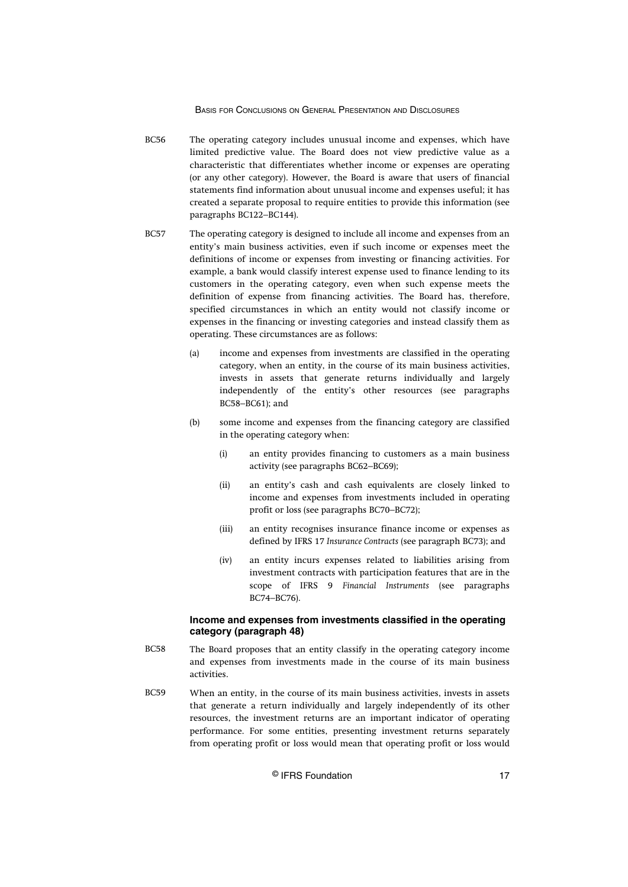BC56 The operating category includes unusual income and expenses, which have limited predictive value. The Board does not view predictive value as a characteristic that differentiates whether income or expenses are operating (or any other category). However, the Board is aware that users of financial statements find information about unusual income and expenses useful; it has created a separate proposal to require entities to provide this information (see paragraphs BC122–BC144).

BC57 The operating category is designed to include all income and expenses from an entity's main business activities, even if such income or expenses meet the definitions of income or expenses from investing or financing activities. For example, a bank would classify interest expense used to finance lending to its customers in the operating category, even when such expense meets the definition of expense from financing activities. The Board has, therefore, specified circumstances in which an entity would not classify income or expenses in the financing or investing categories and instead classify them as operating. These circumstances are as follows:

(a) income and expenses from investments are classified in the operating category, when an entity, in the course of its main business activities, invests in assets that generate returns individually and largely independently of the entity's other resources (see paragraphs BC58–BC61); and

(b) some income and expenses from the financing category are classified in the operating category when:

(i) an entity provides financing to customers as a main business activity (see paragraphs BC62–BC69);

(ii) an entity's cash and cash equivalents are closely linked to income and expenses from investments included in operating profit or loss (see paragraphs BC70–BC72);

(iii) an entity recognises insurance finance income or expenses as defined by IFRS 17 *Insurance Contracts* (see paragraph BC73); and

(iv) an entity incurs expenses related to liabilities arising from investment contracts with participation features that are in the scope of IFRS 9 *Financial Instruments* (see paragraphs BC74–BC76).

### Income and expenses from investments classified in the operating category (paragraph 48)

BC58 The Board proposes that an entity classify in the operating category income and expenses from investments made in the course of its main business activities.

BC59 When an entity, in the course of its main business activities, invests in assets that generate a return individually and largely independently of its other resources, the investment returns are an important indicator of operating performance. For some entities, presenting investment returns separately from operating profit or loss would mean that operating profit or loss would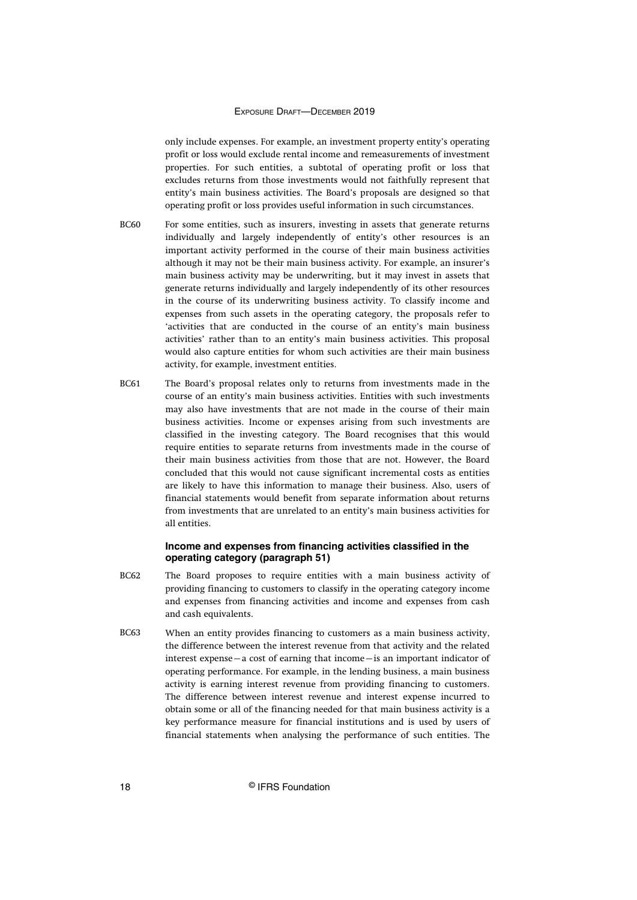only include expenses. For example, an investment property entity's operating profit or loss would exclude rental income and remeasurements of investment properties. For such entities, a subtotal of operating profit or loss that excludes returns from those investments would not faithfully represent that entity's main business activities. The Board's proposals are designed so that operating profit or loss provides useful information in such circumstances.

BC60 For some entities, such as insurers, investing in assets that generate returns individually and largely independently of entity's other resources is an important activity performed in the course of their main business activities although it may not be their main business activity. For example, an insurer's main business activity may be underwriting, but it may invest in assets that generate returns individually and largely independently of its other resources in the course of its underwriting business activity. To classify income and expenses from such assets in the operating category, the proposals refer to 'activities that are conducted in the course of an entity's main business activities' rather than to an entity's main business activities. This proposal would also capture entities for whom such activities are their main business activity, for example, investment entities.

BC61 The Board's proposal relates only to returns from investments made in the course of an entity's main business activities. Entities with such investments may also have investments that are not made in the course of their main business activities. Income or expenses arising from such investments are classified in the investing category. The Board recognises that this would require entities to separate returns from investments made in the course of their main business activities from those that are not. However, the Board concluded that this would not cause significant incremental costs as entities are likely to have this information to manage their business. Also, users of financial statements would benefit from separate information about returns from investments that are unrelated to an entity's main business activities for all entities.

#### Income and expenses from financing activities classified in the operating category (paragraph 51)

BC62 The Board proposes to require entities with a main business activity of providing financing to customers to classify in the operating category income and expenses from financing activities and income and expenses from cash and cash equivalents.

BC63 When an entity provides financing to customers as a main business activity, the difference between the interest revenue from that activity and the related interest expense—a cost of earning that income—is an important indicator of operating performance. For example, in the lending business, a main business activity is earning interest revenue from providing financing to customers. The difference between interest revenue and interest expense incurred to obtain some or all of the financing needed for that main business activity is a key performance measure for financial institutions and is used by users of financial statements when analysing the performance of such entities. The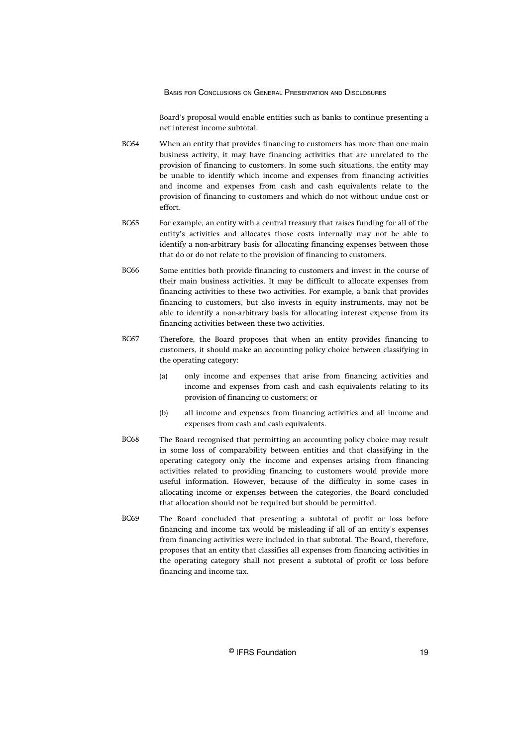Board's proposal would enable entities such as banks to continue presenting a net interest income subtotal.

BC64 When an entity that provides financing to customers has more than one main business activity, it may have financing activities that are unrelated to the provision of financing to customers. In some such situations, the entity may be unable to identify which income and expenses from financing activities and income and expenses from cash and cash equivalents relate to the provision of financing to customers and which do not without undue cost or effort.

BC65 For example, an entity with a central treasury that raises funding for all of the entity's activities and allocates those costs internally may not be able to identify a non-arbitrary basis for allocating financing expenses between those that do or do not relate to the provision of financing to customers.

BC66 Some entities both provide financing to customers and invest in the course of their main business activities. It may be difficult to allocate expenses from financing activities to these two activities. For example, a bank that provides financing to customers, but also invests in equity instruments, may not be able to identify a non-arbitrary basis for allocating interest expense from its financing activities between these two activities.

BC67 Therefore, the Board proposes that when an entity provides financing to customers, it should make an accounting policy choice between classifying in the operating category:

(a) only income and expenses that arise from financing activities and income and expenses from cash and cash equivalents relating to its provision of financing to customers; or

(b) all income and expenses from financing activities and all income and expenses from cash and cash equivalents.

BC68 The Board recognised that permitting an accounting policy choice may result in some loss of comparability between entities and that classifying in the operating category only the income and expenses arising from financing activities related to providing financing to customers would provide more useful information. However, because of the difficulty in some cases in allocating income or expenses between the categories, the Board concluded that allocation should not be required but should be permitted.

BC69 The Board concluded that presenting a subtotal of profit or loss before financing and income tax would be misleading if all of an entity's expenses from financing activities were included in that subtotal. The Board, therefore, proposes that an entity that classifies all expenses from financing activities in the operating category shall not present a subtotal of profit or loss before financing and income tax.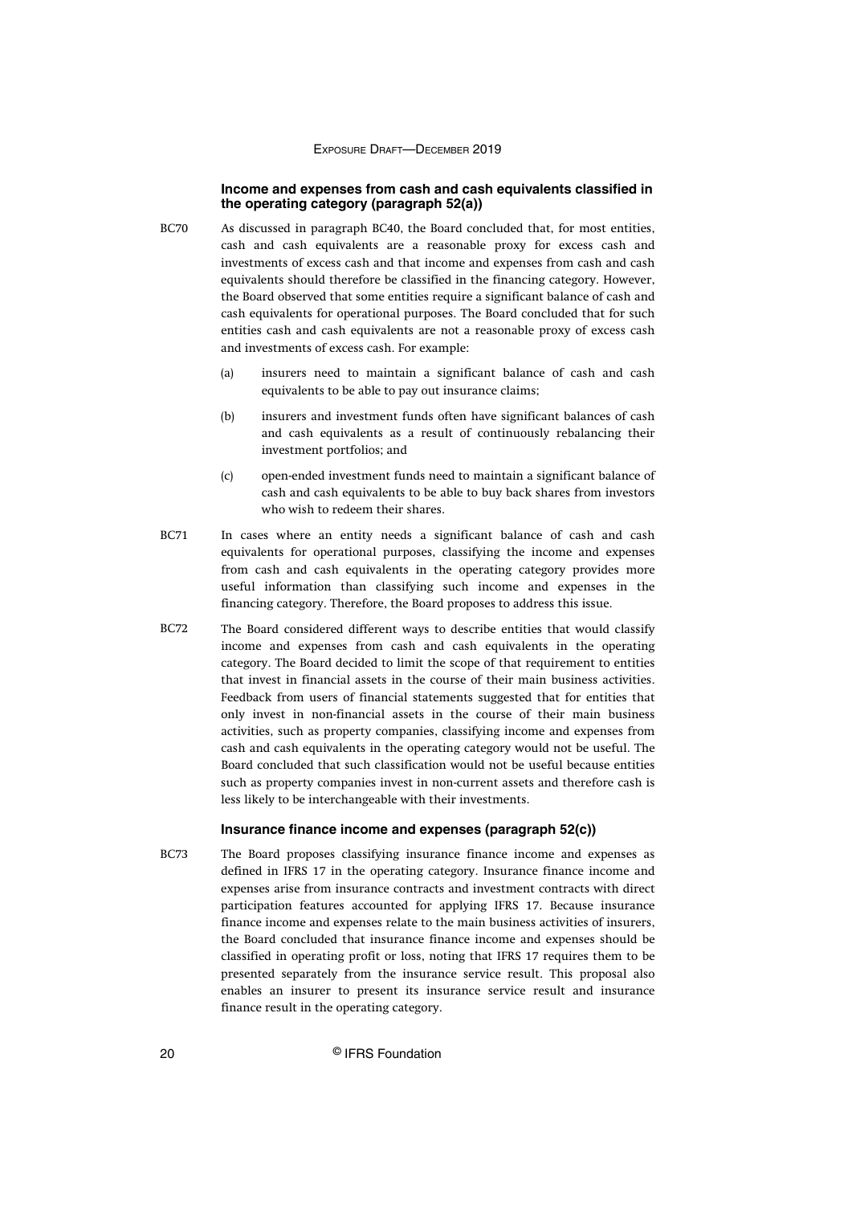### Income and expenses from cash and cash equivalents classified in the operating category (paragraph 52(a))

BC70 As discussed in paragraph BC40, the Board concluded that, for most entities, cash and cash equivalents are a reasonable proxy for excess cash and investments of excess cash and that income and expenses from cash and cash equivalents should therefore be classified in the financing category. However, the Board observed that some entities require a significant balance of cash and cash equivalents for operational purposes. The Board concluded that for such entities cash and cash equivalents are not a reasonable proxy of excess cash and investments of excess cash. For example:

(a) insurers need to maintain a significant balance of cash and cash equivalents to be able to pay out insurance claims;

(b) insurers and investment funds often have significant balances of cash and cash equivalents as a result of continuously rebalancing their investment portfolios; and

(c) open-ended investment funds need to maintain a significant balance of cash and cash equivalents to be able to buy back shares from investors who wish to redeem their shares.

BC71 In cases where an entity needs a significant balance of cash and cash equivalents for operational purposes, classifying the income and expenses from cash and cash equivalents in the operating category provides more useful information than classifying such income and expenses in the financing category. Therefore, the Board proposes to address this issue.

BC72 The Board considered different ways to describe entities that would classify income and expenses from cash and cash equivalents in the operating category. The Board decided to limit the scope of that requirement to entities that invest in financial assets in the course of their main business activities. Feedback from users of financial statements suggested that for entities that only invest in non-financial assets in the course of their main business activities, such as property companies, classifying income and expenses from cash and cash equivalents in the operating category would not be useful. The Board concluded that such classification would not be useful because entities such as property companies invest in non-current assets and therefore cash is less likely to be interchangeable with their investments.

### Insurance finance income and expenses (paragraph 52(c))

BC73 The Board proposes classifying insurance finance income and expenses as defined in IFRS 17 in the operating category. Insurance finance income and expenses arise from insurance contracts and investment contracts with direct participation features accounted for applying IFRS 17. Because insurance finance income and expenses relate to the main business activities of insurers, the Board concluded that insurance finance income and expenses should be classified in operating profit or loss, noting that IFRS 17 requires them to be presented separately from the insurance service result. This proposal also enables an insurer to present its insurance service result and insurance finance result in the operating category.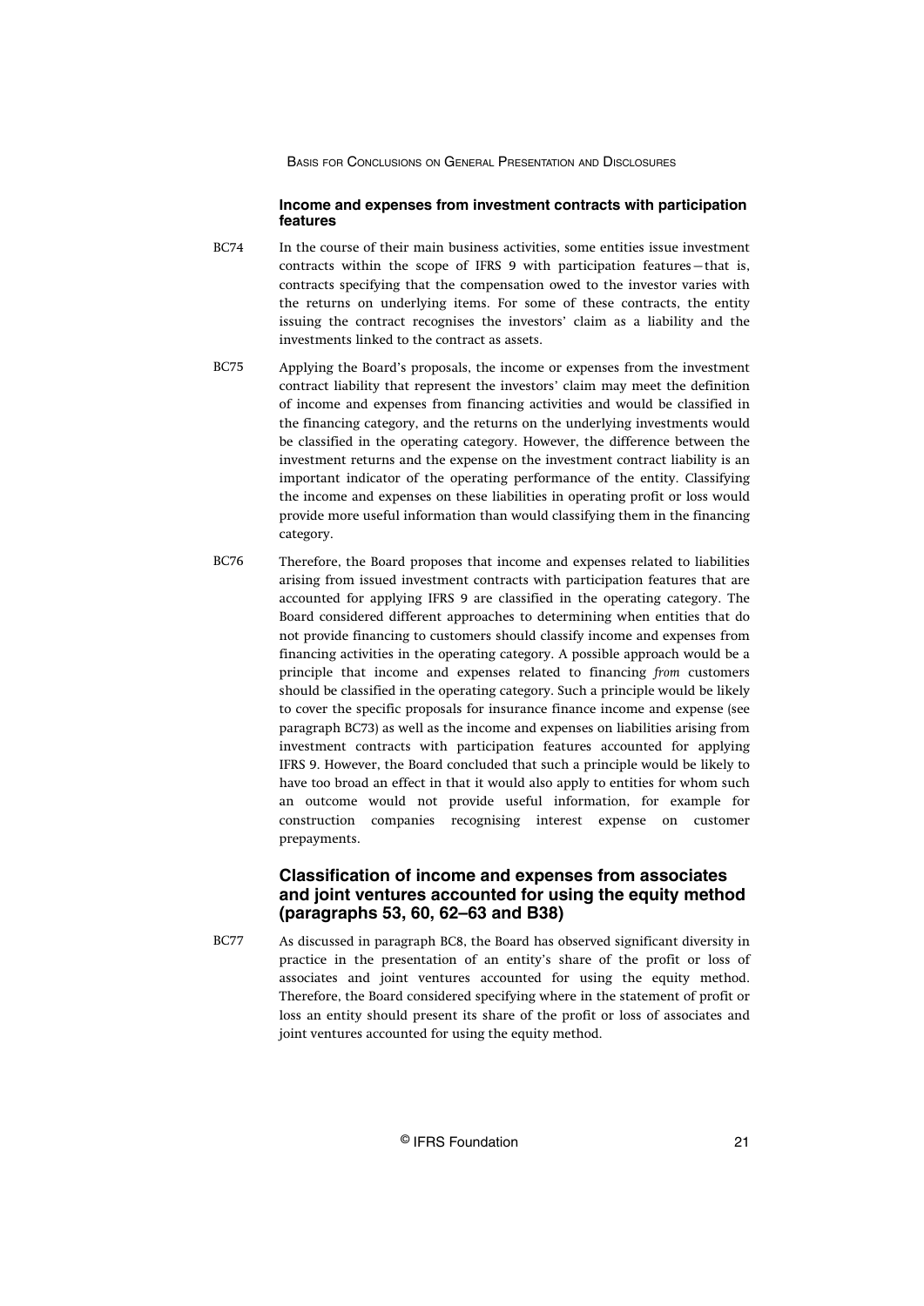#### Income and expenses from investment contracts with participation features

BC74 In the course of their main business activities, some entities issue investment contracts within the scope of IFRS 9 with participation features—that is, contracts specifying that the compensation owed to the investor varies with the returns on underlying items. For some of these contracts, the entity issuing the contract recognises the investors' claim as a liability and the investments linked to the contract as assets.

BC75 Applying the Board's proposals, the income or expenses from the investment contract liability that represent the investors' claim may meet the definition of income and expenses from financing activities and would be classified in the financing category, and the returns on the underlying investments would be classified in the operating category. However, the difference between the investment returns and the expense on the investment contract liability is an important indicator of the operating performance of the entity. Classifying the income and expenses on these liabilities in operating profit or loss would provide more useful information than would classifying them in the financing category.

BC76 Therefore, the Board proposes that income and expenses related to liabilities arising from issued investment contracts with participation features that are accounted for applying IFRS 9 are classified in the operating category. The Board considered different approaches to determining when entities that do not provide financing to customers should classify income and expenses from financing activities in the operating category. A possible approach would be a principle that income and expenses related to financing *from* customers should be classified in the operating category. Such a principle would be likely to cover the specific proposals for insurance finance income and expense (see paragraph BC73) as well as the income and expenses on liabilities arising from investment contracts with participation features accounted for applying IFRS 9. However, the Board concluded that such a principle would be likely to have too broad an effect in that it would also apply to entities for whom such an outcome would not provide useful information, for example for construction companies recognising interest expense on customer prepayments.

### Classification of income and expenses from associates and joint ventures accounted for using the equity method (paragraphs 53, 60, 62–63 and B38)

BC77 As discussed in paragraph BC8, the Board has observed significant diversity in practice in the presentation of an entity's share of the profit or loss of associates and joint ventures accounted for using the equity method. Therefore, the Board considered specifying where in the statement of profit or loss an entity should present its share of the profit or loss of associates and joint ventures accounted for using the equity method.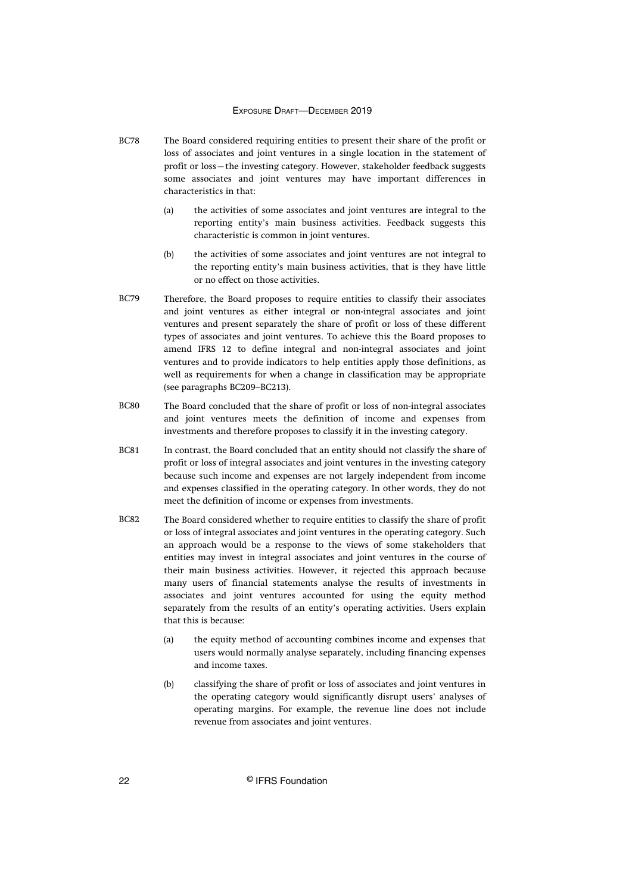BC78 The Board considered requiring entities to present their share of the profit or loss of associates and joint ventures in a single location in the statement of profit or loss—the investing category. However, stakeholder feedback suggests some associates and joint ventures may have important differences in characteristics in that:

(a) the activities of some associates and joint ventures are integral to the reporting entity's main business activities. Feedback suggests this characteristic is common in joint ventures.

(b) the activities of some associates and joint ventures are not integral to the reporting entity's main business activities, that is they have little or no effect on those activities.

BC79 Therefore, the Board proposes to require entities to classify their associates and joint ventures as either integral or non-integral associates and joint ventures and present separately the share of profit or loss of these different types of associates and joint ventures. To achieve this the Board proposes to amend IFRS 12 to define integral and non-integral associates and joint ventures and to provide indicators to help entities apply those definitions, as well as requirements for when a change in classification may be appropriate (see paragraphs BC209–BC213).

BC80 The Board concluded that the share of profit or loss of non-integral associates and joint ventures meets the definition of income and expenses from investments and therefore proposes to classify it in the investing category.

BC81 In contrast, the Board concluded that an entity should not classify the share of profit or loss of integral associates and joint ventures in the investing category because such income and expenses are not largely independent from income and expenses classified in the operating category. In other words, they do not meet the definition of income or expenses from investments.

BC82 The Board considered whether to require entities to classify the share of profit or loss of integral associates and joint ventures in the operating category. Such an approach would be a response to the views of some stakeholders that entities may invest in integral associates and joint ventures in the course of their main business activities. However, it rejected this approach because many users of financial statements analyse the results of investments in associates and joint ventures accounted for using the equity method separately from the results of an entity's operating activities. Users explain that this is because:

(a) the equity method of accounting combines income and expenses that users would normally analyse separately, including financing expenses and income taxes.

(b) classifying the share of profit or loss of associates and joint ventures in the operating category would significantly disrupt users' analyses of operating margins. For example, the revenue line does not include revenue from associates and joint ventures.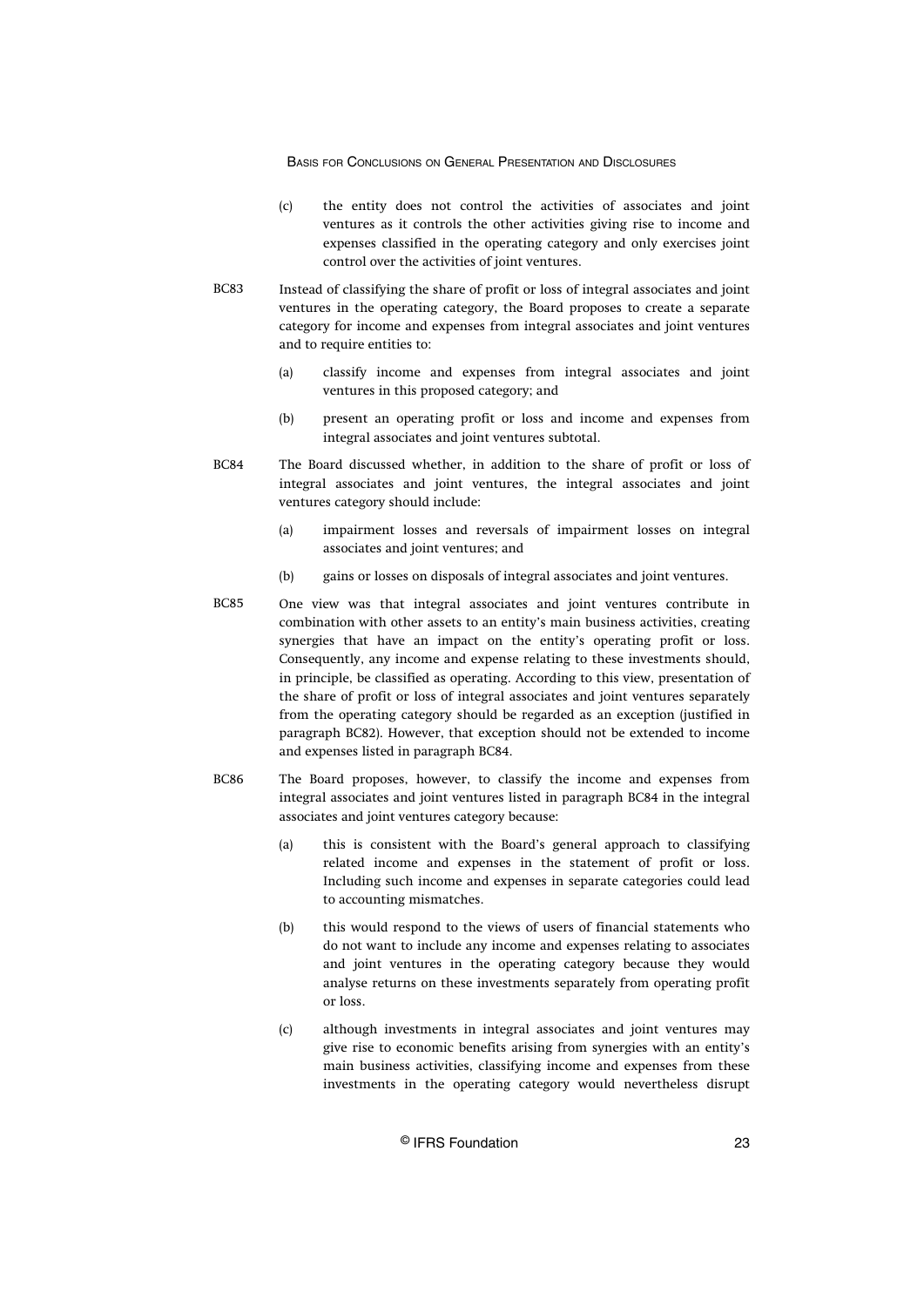(c) the entity does not control the activities of associates and joint ventures as it controls the other activities giving rise to income and expenses classified in the operating category and only exercises joint control over the activities of joint ventures.

BC83 Instead of classifying the share of profit or loss of integral associates and joint ventures in the operating category, the Board proposes to create a separate category for income and expenses from integral associates and joint ventures and to require entities to:

(a) classify income and expenses from integral associates and joint ventures in this proposed category; and

(b) present an operating profit or loss and income and expenses from integral associates and joint ventures subtotal.

BC84 The Board discussed whether, in addition to the share of profit or loss of integral associates and joint ventures, the integral associates and joint ventures category should include:

(a) impairment losses and reversals of impairment losses on integral associates and joint ventures; and

(b) gains or losses on disposals of integral associates and joint ventures.

BC85 One view was that integral associates and joint ventures contribute in combination with other assets to an entity's main business activities, creating synergies that have an impact on the entity's operating profit or loss. Consequently, any income and expense relating to these investments should, in principle, be classified as operating. According to this view, presentation of the share of profit or loss of integral associates and joint ventures separately from the operating category should be regarded as an exception (justified in paragraph BC82). However, that exception should not be extended to income and expenses listed in paragraph BC84.

BC86 The Board proposes, however, to classify the income and expenses from integral associates and joint ventures listed in paragraph BC84 in the integral associates and joint ventures category because:

(a) this is consistent with the Board's general approach to classifying related income and expenses in the statement of profit or loss. Including such income and expenses in separate categories could lead to accounting mismatches.

(b) this would respond to the views of users of financial statements who do not want to include any income and expenses relating to associates and joint ventures in the operating category because they would analyse returns on these investments separately from operating profit or loss.

(c) although investments in integral associates and joint ventures may give rise to economic benefits arising from synergies with an entity's main business activities, classifying income and expenses from these investments in the operating category would nevertheless disrupt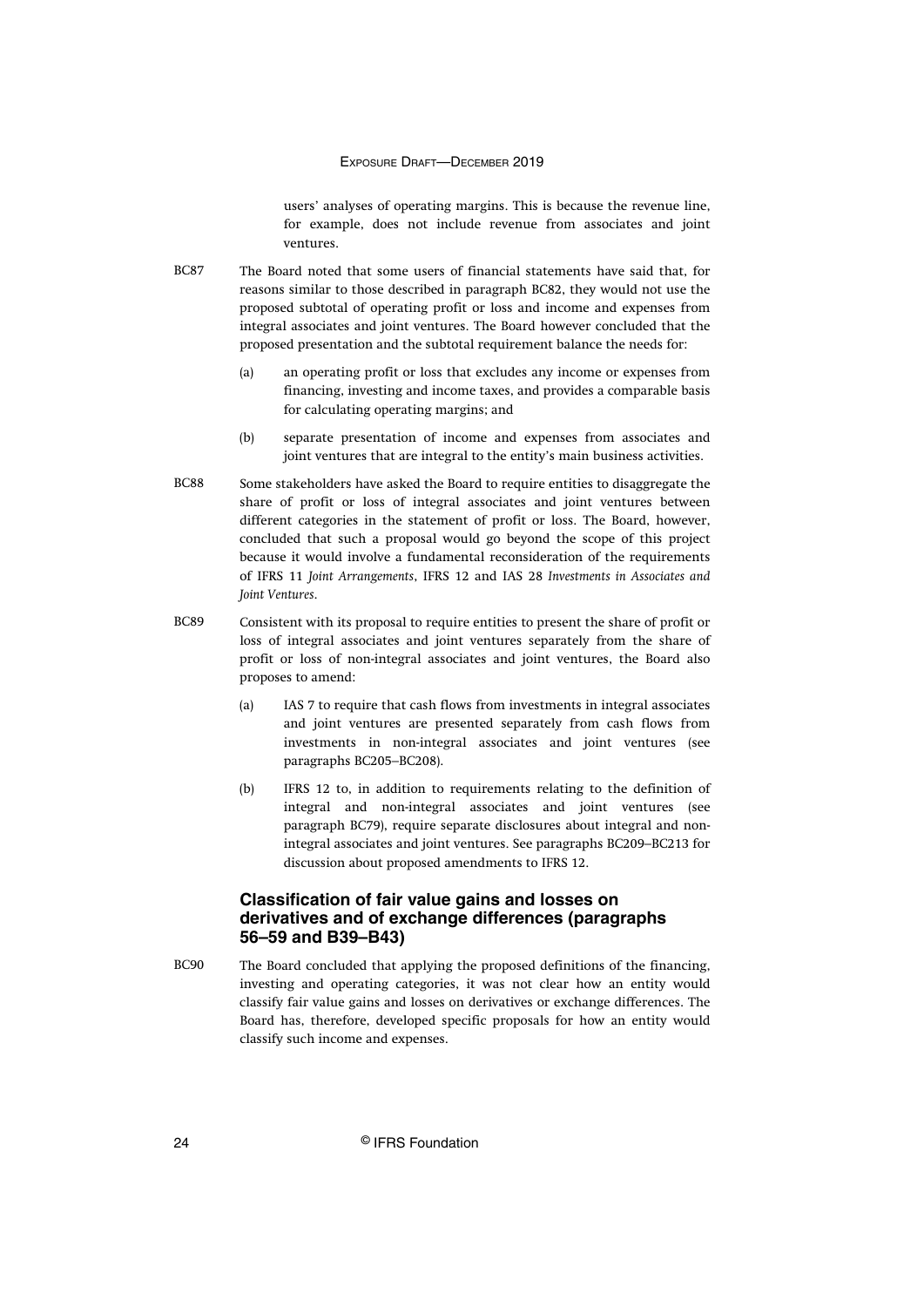users' analyses of operating margins. This is because the revenue line, for example, does not include revenue from associates and joint ventures.

BC87 The Board noted that some users of financial statements have said that, for reasons similar to those described in paragraph BC82, they would not use the proposed subtotal of operating profit or loss and income and expenses from integral associates and joint ventures. The Board however concluded that the proposed presentation and the subtotal requirement balance the needs for:

(a) an operating profit or loss that excludes any income or expenses from financing, investing and income taxes, and provides a comparable basis for calculating operating margins; and

(b) separate presentation of income and expenses from associates and joint ventures that are integral to the entity's main business activities.

BC88 Some stakeholders have asked the Board to require entities to disaggregate the share of profit or loss of integral associates and joint ventures between different categories in the statement of profit or loss. The Board, however, concluded that such a proposal would go beyond the scope of this project because it would involve a fundamental reconsideration of the requirements of IFRS 11 *Joint Arrangements*, IFRS 12 and IAS 28 *Investments in Associates and Joint Ventures*.

BC89 Consistent with its proposal to require entities to present the share of profit or loss of integral associates and joint ventures separately from the share of profit or loss of non-integral associates and joint ventures, the Board also proposes to amend:

(a) IAS 7 to require that cash flows from investments in integral associates and joint ventures are presented separately from cash flows from investments in non-integral associates and joint ventures (see paragraphs BC205–BC208).

(b) IFRS 12 to, in addition to requirements relating to the definition of integral and non-integral associates and joint ventures (see paragraph BC79), require separate disclosures about integral and non-integral associates and joint ventures. See paragraphs BC209–BC213 for discussion about proposed amendments to IFRS 12.

### Classification of fair value gains and losses on derivatives and of exchange differences (paragraphs 56–59 and B39–B43)

BC90 The Board concluded that applying the proposed definitions of the financing, investing and operating categories, it was not clear how an entity would classify fair value gains and losses on derivatives or exchange differences. The Board has, therefore, developed specific proposals for how an entity would classify such income and expenses.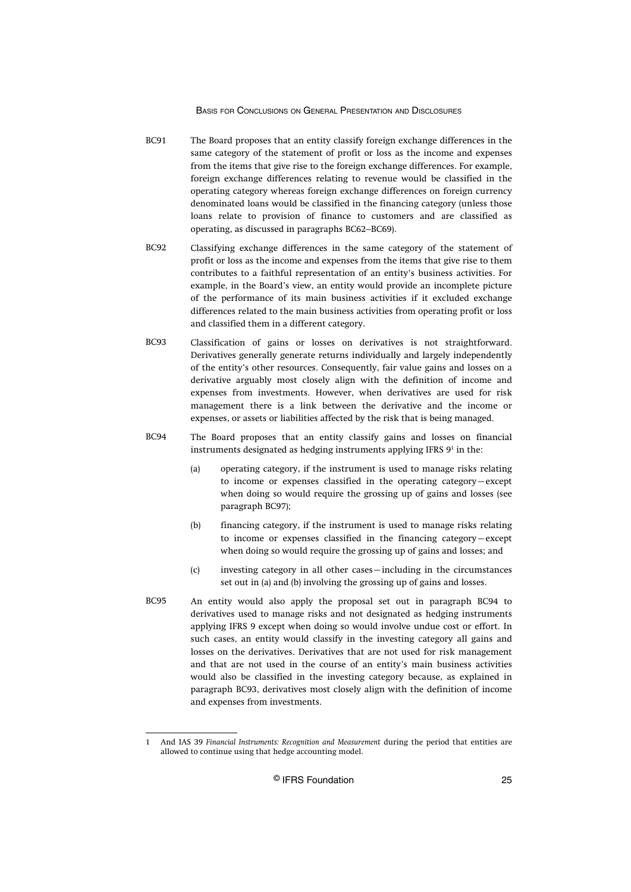BC91 The Board proposes that an entity classify foreign exchange differences in the same category of the statement of profit or loss as the income and expenses from the items that give rise to the foreign exchange differences. For example, foreign exchange differences relating to revenue would be classified in the operating category whereas foreign exchange differences on foreign currency denominated loans would be classified in the financing category (unless those loans relate to provision of finance to customers and are classified as operating, as discussed in paragraphs BC62–BC69).

BC92 Classifying exchange differences in the same category of the statement of profit or loss as the income and expenses from the items that give rise to them contributes to a faithful representation of an entity's business activities. For example, in the Board's view, an entity would provide an incomplete picture of the performance of its main business activities if it excluded exchange differences related to the main business activities from operating profit or loss and classified them in a different category.

BC93 Classification of gains or losses on derivatives is not straightforward. Derivatives generally generate returns individually and largely independently of the entity's other resources. Consequently, fair value gains and losses on a derivative arguably most closely align with the definition of income and expenses from investments. However, when derivatives are used for risk management there is a link between the derivative and the income or expenses, or assets or liabilities affected by the risk that is being managed.

BC94 The Board proposes that an entity classify gains and losses on financial instruments designated as hedging instruments applying IFRS 9[1] in the:

(a) operating category, if the instrument is used to manage risks relating to income or expenses classified in the operating category—except when doing so would require the grossing up of gains and losses (see paragraph BC97);

(b) financing category, if the instrument is used to manage risks relating to income or expenses classified in the financing category—except when doing so would require the grossing up of gains and losses; and

(c) investing category in all other cases—including in the circumstances set out in (a) and (b) involving the grossing up of gains and losses.

BC95 An entity would also apply the proposal set out in paragraph BC94 to derivatives used to manage risks and not designated as hedging instruments applying IFRS 9 except when doing so would involve undue cost or effort. In such cases, an entity would classify in the investing category all gains and losses on the derivatives. Derivatives that are not used for risk management and that are not used in the course of an entity's main business activities would also be classified in the investing category because, as explained in paragraph BC93, derivatives most closely align with the definition of income and expenses from investments.

[1] And IAS 39 *Financial Instruments: Recognition and Measurement* during the period that entities are allowed to continue using that hedge accounting model.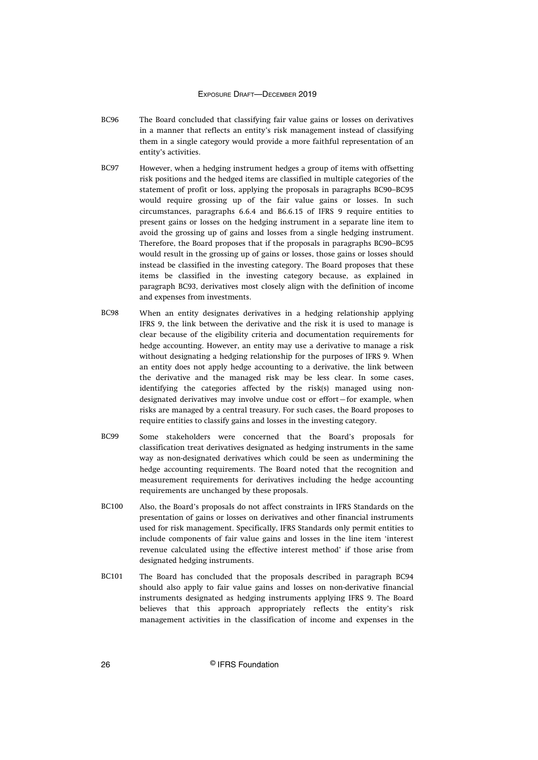BC96 The Board concluded that classifying fair value gains or losses on derivatives in a manner that reflects an entity's risk management instead of classifying them in a single category would provide a more faithful representation of an entity's activities.

BC97 However, when a hedging instrument hedges a group of items with offsetting risk positions and the hedged items are classified in multiple categories of the statement of profit or loss, applying the proposals in paragraphs BC90–BC95 would require grossing up of the fair value gains or losses. In such circumstances, paragraphs 6.6.4 and B6.6.15 of IFRS 9 require entities to present gains or losses on the hedging instrument in a separate line item to avoid the grossing up of gains and losses from a single hedging instrument. Therefore, the Board proposes that if the proposals in paragraphs BC90–BC95 would result in the grossing up of gains or losses, those gains or losses should instead be classified in the investing category. The Board proposes that these items be classified in the investing category because, as explained in paragraph BC93, derivatives most closely align with the definition of income and expenses from investments.

BC98 When an entity designates derivatives in a hedging relationship applying IFRS 9, the link between the derivative and the risk it is used to manage is clear because of the eligibility criteria and documentation requirements for hedge accounting. However, an entity may use a derivative to manage a risk without designating a hedging relationship for the purposes of IFRS 9. When an entity does not apply hedge accounting to a derivative, the link between the derivative and the managed risk may be less clear. In some cases, identifying the categories affected by the risk(s) managed using non-designated derivatives may involve undue cost or effort—for example, when risks are managed by a central treasury. For such cases, the Board proposes to require entities to classify gains and losses in the investing category.

BC99 Some stakeholders were concerned that the Board's proposals for classification treat derivatives designated as hedging instruments in the same way as non-designated derivatives which could be seen as undermining the hedge accounting requirements. The Board noted that the recognition and measurement requirements for derivatives including the hedge accounting requirements are unchanged by these proposals.

BC100 Also, the Board's proposals do not affect constraints in IFRS Standards on the presentation of gains or losses on derivatives and other financial instruments used for risk management. Specifically, IFRS Standards only permit entities to include components of fair value gains and losses in the line item 'interest revenue calculated using the effective interest method' if those arise from designated hedging instruments.

BC101 The Board has concluded that the proposals described in paragraph BC94 should also apply to fair value gains and losses on non-derivative financial instruments designated as hedging instruments applying IFRS 9. The Board believes that this approach appropriately reflects the entity's risk management activities in the classification of income and expenses in the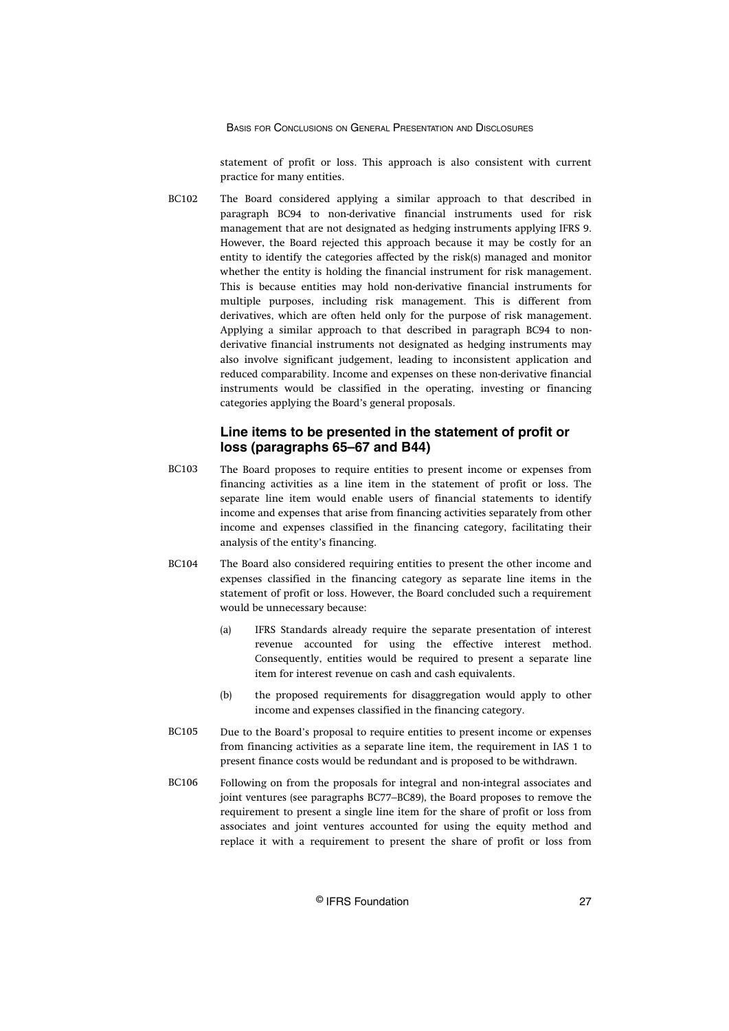statement of profit or loss. This approach is also consistent with current practice for many entities.

BC102 The Board considered applying a similar approach to that described in paragraph BC94 to non-derivative financial instruments used for risk management that are not designated as hedging instruments applying IFRS 9. However, the Board rejected this approach because it may be costly for an entity to identify the categories affected by the risk(s) managed and monitor whether the entity is holding the financial instrument for risk management. This is because entities may hold non-derivative financial instruments for multiple purposes, including risk management. This is different from derivatives, which are often held only for the purpose of risk management. Applying a similar approach to that described in paragraph BC94 to non-derivative financial instruments not designated as hedging instruments may also involve significant judgement, leading to inconsistent application and reduced comparability. Income and expenses on these non-derivative financial instruments would be classified in the operating, investing or financing categories applying the Board's general proposals.

## Line items to be presented in the statement of profit or loss (paragraphs 65–67 and B44)

BC103 The Board proposes to require entities to present income or expenses from financing activities as a line item in the statement of profit or loss. The separate line item would enable users of financial statements to identify income and expenses that arise from financing activities separately from other income and expenses classified in the financing category, facilitating their analysis of the entity's financing.

BC104 The Board also considered requiring entities to present the other income and expenses classified in the financing category as separate line items in the statement of profit or loss. However, the Board concluded such a requirement would be unnecessary because:

(a) IFRS Standards already require the separate presentation of interest revenue accounted for using the effective interest method. Consequently, entities would be required to present a separate line item for interest revenue on cash and cash equivalents.

(b) the proposed requirements for disaggregation would apply to other income and expenses classified in the financing category.

BC105 Due to the Board's proposal to require entities to present income or expenses from financing activities as a separate line item, the requirement in IAS 1 to present finance costs would be redundant and is proposed to be withdrawn.

BC106 Following on from the proposals for integral and non-integral associates and joint ventures (see paragraphs BC77–BC89), the Board proposes to remove the requirement to present a single line item for the share of profit or loss from associates and joint ventures accounted for using the equity method and replace it with a requirement to present the share of profit or loss from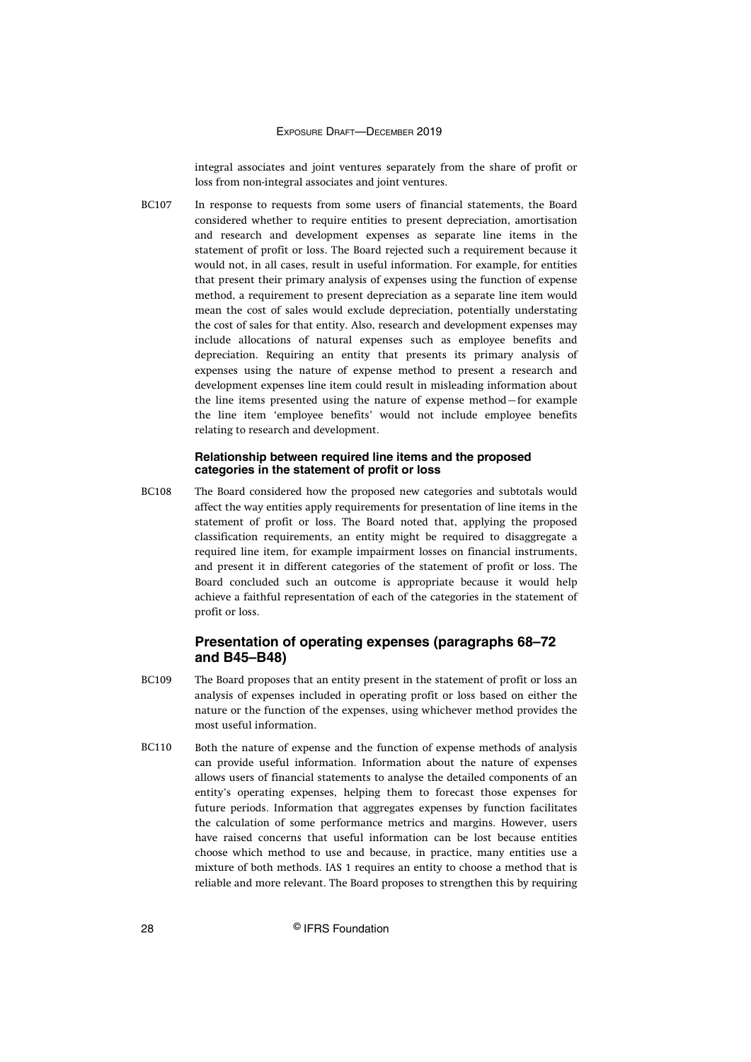integral associates and joint ventures separately from the share of profit or loss from non-integral associates and joint ventures.

BC107 In response to requests from some users of financial statements, the Board considered whether to require entities to present depreciation, amortisation and research and development expenses as separate line items in the statement of profit or loss. The Board rejected such a requirement because it would not, in all cases, result in useful information. For example, for entities that present their primary analysis of expenses using the function of expense method, a requirement to present depreciation as a separate line item would mean the cost of sales would exclude depreciation, potentially understating the cost of sales for that entity. Also, research and development expenses may include allocations of natural expenses such as employee benefits and depreciation. Requiring an entity that presents its primary analysis of expenses using the nature of expense method to present a research and development expenses line item could result in misleading information about the line items presented using the nature of expense method—for example the line item 'employee benefits' would not include employee benefits relating to research and development.

#### Relationship between required line items and the proposed categories in the statement of profit or loss

BC108 The Board considered how the proposed new categories and subtotals would affect the way entities apply requirements for presentation of line items in the statement of profit or loss. The Board noted that, applying the proposed classification requirements, an entity might be required to disaggregate a required line item, for example impairment losses on financial instruments, and present it in different categories of the statement of profit or loss. The Board concluded such an outcome is appropriate because it would help achieve a faithful representation of each of the categories in the statement of profit or loss.

### Presentation of operating expenses (paragraphs 68–72 and B45–B48)

BC109 The Board proposes that an entity present in the statement of profit or loss an analysis of expenses included in operating profit or loss based on either the nature or the function of the expenses, using whichever method provides the most useful information.

BC110 Both the nature of expense and the function of expense methods of analysis can provide useful information. Information about the nature of expenses allows users of financial statements to analyse the detailed components of an entity's operating expenses, helping them to forecast those expenses for future periods. Information that aggregates expenses by function facilitates the calculation of some performance metrics and margins. However, users have raised concerns that useful information can be lost because entities choose which method to use and because, in practice, many entities use a mixture of both methods. IAS 1 requires an entity to choose a method that is reliable and more relevant. The Board proposes to strengthen this by requiring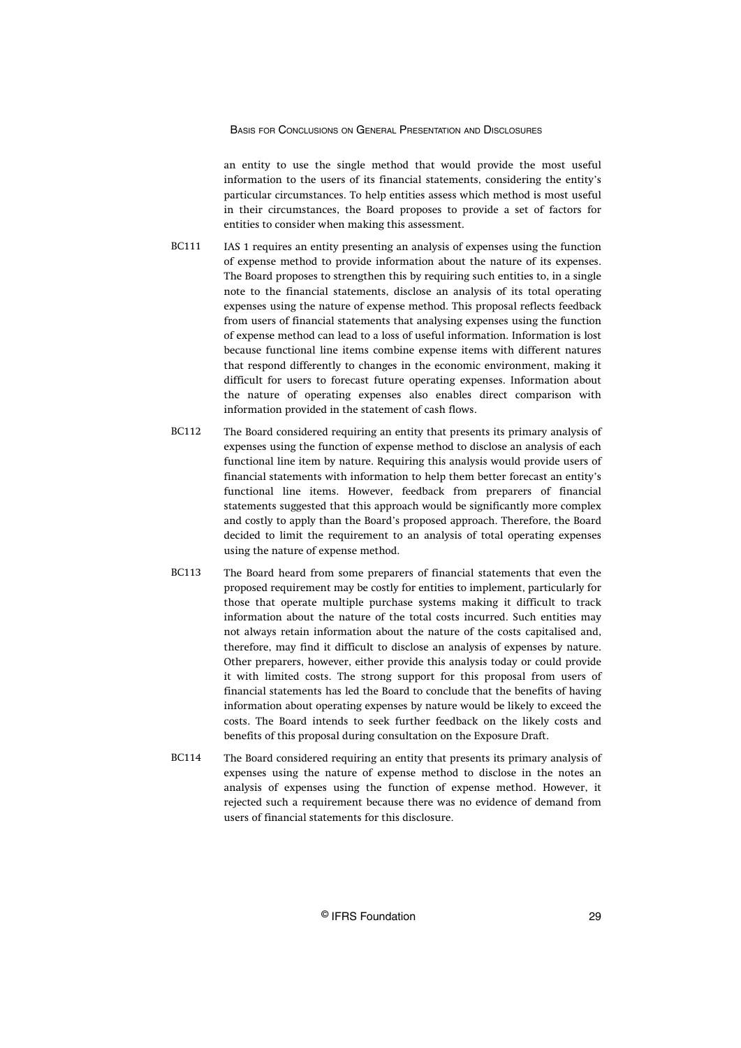an entity to use the single method that would provide the most useful information to the users of its financial statements, considering the entity's particular circumstances. To help entities assess which method is most useful in their circumstances, the Board proposes to provide a set of factors for entities to consider when making this assessment.

BC111 IAS 1 requires an entity presenting an analysis of expenses using the function of expense method to provide information about the nature of its expenses. The Board proposes to strengthen this by requiring such entities to, in a single note to the financial statements, disclose an analysis of its total operating expenses using the nature of expense method. This proposal reflects feedback from users of financial statements that analysing expenses using the function of expense method can lead to a loss of useful information. Information is lost because functional line items combine expense items with different natures that respond differently to changes in the economic environment, making it difficult for users to forecast future operating expenses. Information about the nature of operating expenses also enables direct comparison with information provided in the statement of cash flows.

BC112 The Board considered requiring an entity that presents its primary analysis of expenses using the function of expense method to disclose an analysis of each functional line item by nature. Requiring this analysis would provide users of financial statements with information to help them better forecast an entity's functional line items. However, feedback from preparers of financial statements suggested that this approach would be significantly more complex and costly to apply than the Board's proposed approach. Therefore, the Board decided to limit the requirement to an analysis of total operating expenses using the nature of expense method.

BC113 The Board heard from some preparers of financial statements that even the proposed requirement may be costly for entities to implement, particularly for those that operate multiple purchase systems making it difficult to track information about the nature of the total costs incurred. Such entities may not always retain information about the nature of the costs capitalised and, therefore, may find it difficult to disclose an analysis of expenses by nature. Other preparers, however, either provide this analysis today or could provide it with limited costs. The strong support for this proposal from users of financial statements has led the Board to conclude that the benefits of having information about operating expenses by nature would be likely to exceed the costs. The Board intends to seek further feedback on the likely costs and benefits of this proposal during consultation on the Exposure Draft.

BC114 The Board considered requiring an entity that presents its primary analysis of expenses using the nature of expense method to disclose in the notes an analysis of expenses using the function of expense method. However, it rejected such a requirement because there was no evidence of demand from users of financial statements for this disclosure.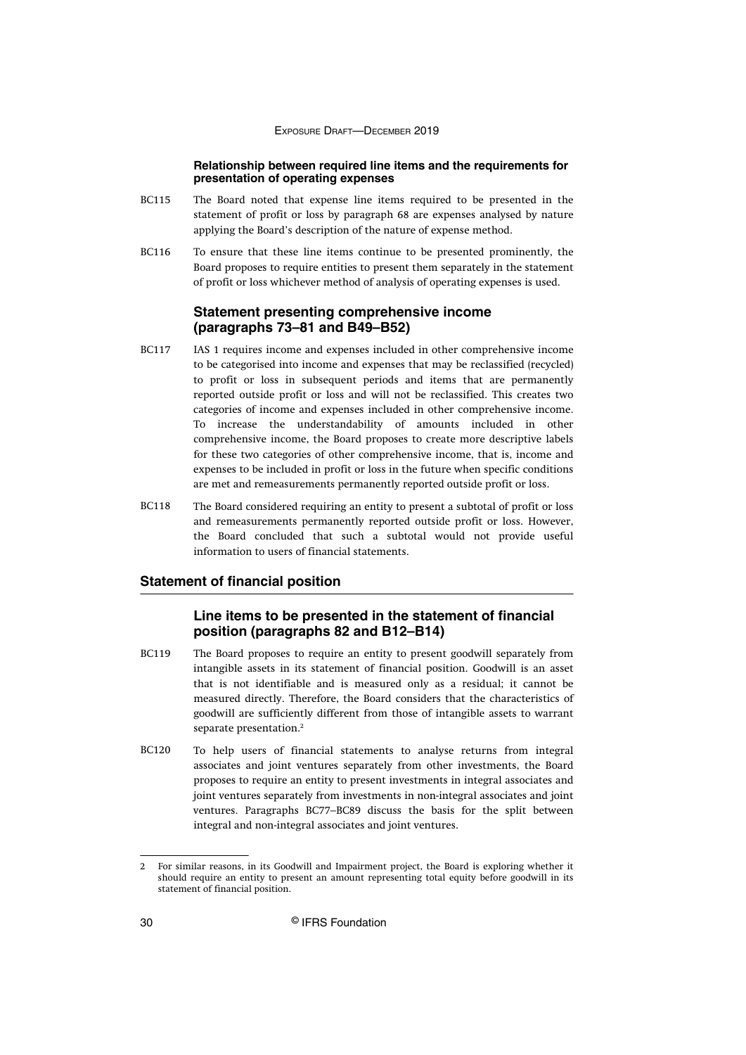#### Relationship between required line items and the requirements for presentation of operating expenses

BC115 The Board noted that expense line items required to be presented in the statement of profit or loss by paragraph 68 are expenses analysed by nature applying the Board's description of the nature of expense method.

BC116 To ensure that these line items continue to be presented prominently, the Board proposes to require entities to present them separately in the statement of profit or loss whichever method of analysis of operating expenses is used.

### Statement presenting comprehensive income (paragraphs 73–81 and B49–B52)

BC117 IAS 1 requires income and expenses included in other comprehensive income to be categorised into income and expenses that may be reclassified (recycled) to profit or loss in subsequent periods and items that are permanently reported outside profit or loss and will not be reclassified. This creates two categories of income and expenses included in other comprehensive income. To increase the understandability of amounts included in other comprehensive income, the Board proposes to create more descriptive labels for these two categories of other comprehensive income, that is, income and expenses to be included in profit or loss in the future when specific conditions are met and remeasurements permanently reported outside profit or loss.

BC118 The Board considered requiring an entity to present a subtotal of profit or loss and remeasurements permanently reported outside profit or loss. However, the Board concluded that such a subtotal would not provide useful information to users of financial statements.

## Statement of financial position

### Line items to be presented in the statement of financial position (paragraphs 82 and B12–B14)

BC119 The Board proposes to require an entity to present goodwill separately from intangible assets in its statement of financial position. Goodwill is an asset that is not identifiable and is measured only as a residual; it cannot be measured directly. Therefore, the Board considers that the characteristics of goodwill are sufficiently different from those of intangible assets to warrant separate presentation.[2]

BC120 To help users of financial statements to analyse returns from integral associates and joint ventures separately from other investments, the Board proposes to require an entity to present investments in integral associates and joint ventures separately from investments in non-integral associates and joint ventures. Paragraphs BC77–BC89 discuss the basis for the split between integral and non-integral associates and joint ventures.

---

2 For similar reasons, in its Goodwill and Impairment project, the Board is exploring whether it should require an entity to present an amount representing total equity before goodwill in its statement of financial position.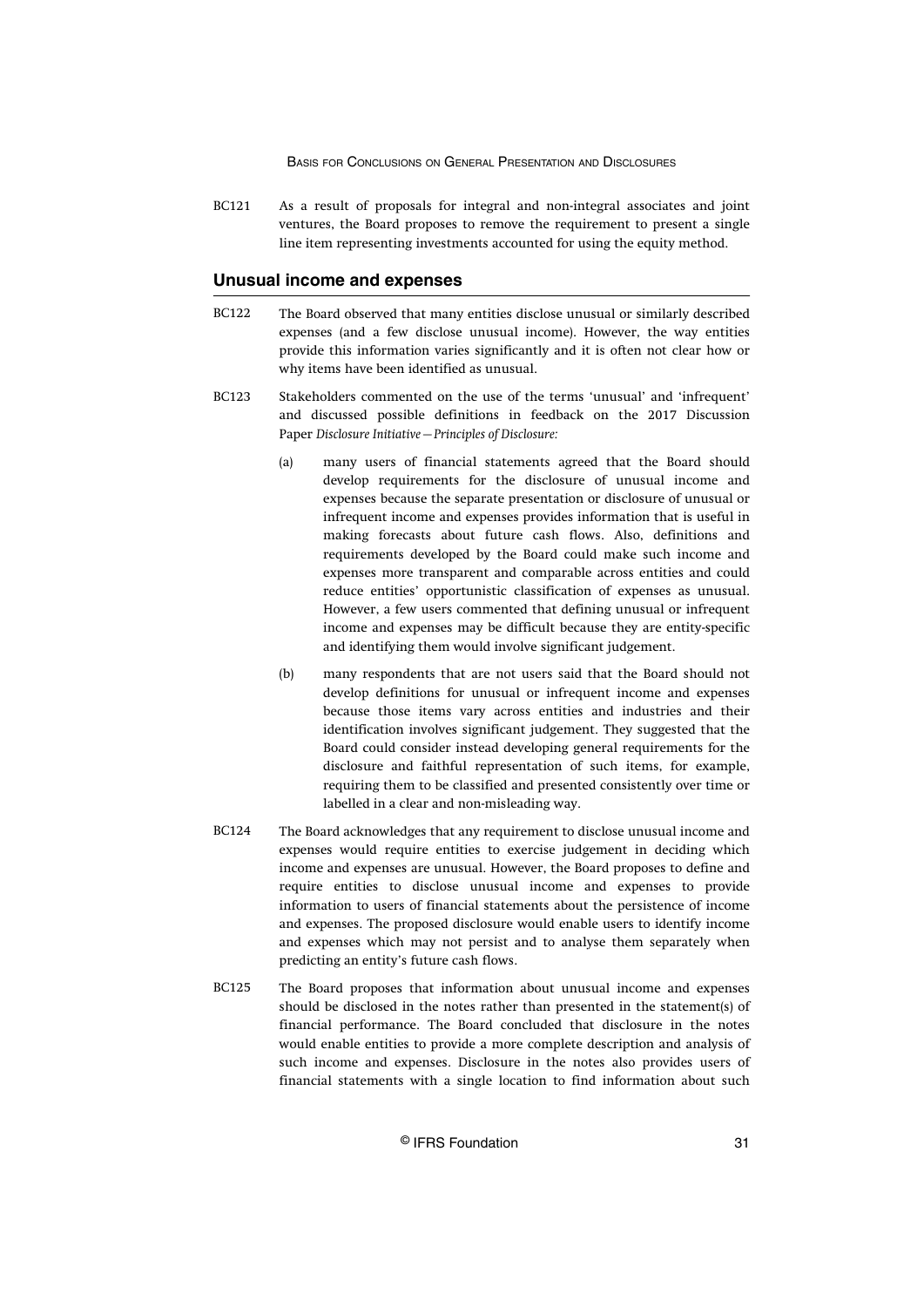BC121 As a result of proposals for integral and non-integral associates and joint ventures, the Board proposes to remove the requirement to present a single line item representing investments accounted for using the equity method.

## Unusual income and expenses

BC122 The Board observed that many entities disclose unusual or similarly described expenses (and a few disclose unusual income). However, the way entities provide this information varies significantly and it is often not clear how or why items have been identified as unusual.

BC123 Stakeholders commented on the use of the terms 'unusual' and 'infrequent' and discussed possible definitions in feedback on the 2017 Discussion Paper *Disclosure Initiative—Principles of Disclosure:*

(a) many users of financial statements agreed that the Board should develop requirements for the disclosure of unusual income and expenses because the separate presentation or disclosure of unusual or infrequent income and expenses provides information that is useful in making forecasts about future cash flows. Also, definitions and requirements developed by the Board could make such income and expenses more transparent and comparable across entities and could reduce entities' opportunistic classification of expenses as unusual. However, a few users commented that defining unusual or infrequent income and expenses may be difficult because they are entity-specific and identifying them would involve significant judgement.

(b) many respondents that are not users said that the Board should not develop definitions for unusual or infrequent income and expenses because those items vary across entities and industries and their identification involves significant judgement. They suggested that the Board could consider instead developing general requirements for the disclosure and faithful representation of such items, for example, requiring them to be classified and presented consistently over time or labelled in a clear and non-misleading way.

BC124 The Board acknowledges that any requirement to disclose unusual income and expenses would require entities to exercise judgement in deciding which income and expenses are unusual. However, the Board proposes to define and require entities to disclose unusual income and expenses to provide information to users of financial statements about the persistence of income and expenses. The proposed disclosure would enable users to identify income and expenses which may not persist and to analyse them separately when predicting an entity's future cash flows.

BC125 The Board proposes that information about unusual income and expenses should be disclosed in the notes rather than presented in the statement(s) of financial performance. The Board concluded that disclosure in the notes would enable entities to provide a more complete description and analysis of such income and expenses. Disclosure in the notes also provides users of financial statements with a single location to find information about such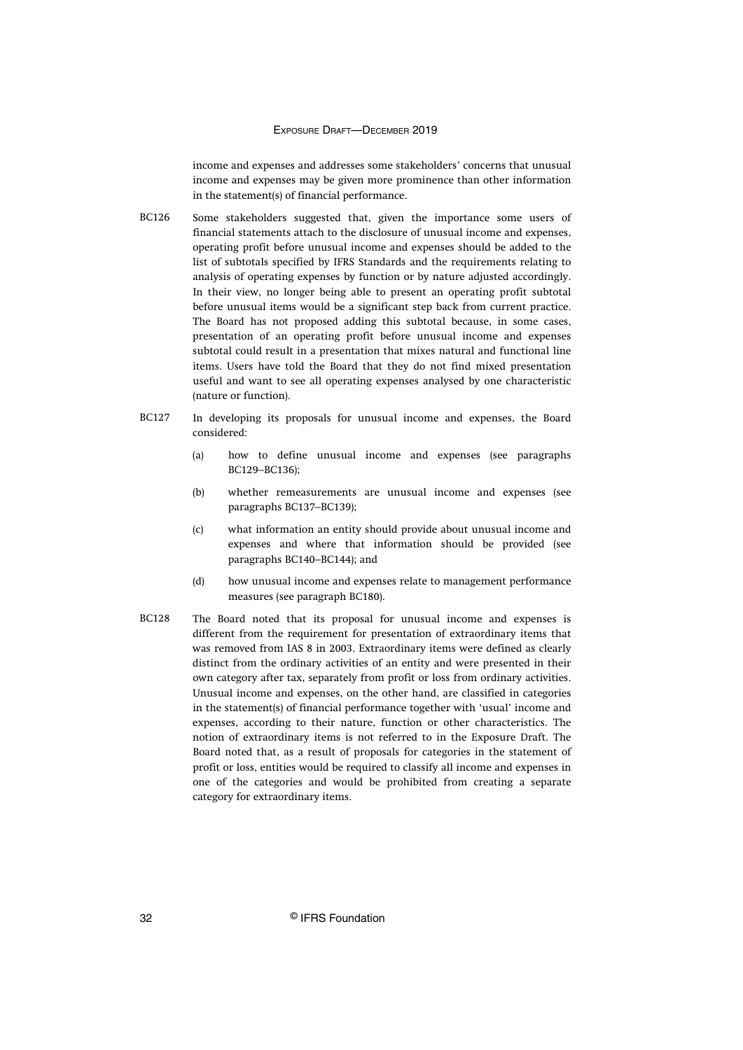income and expenses and addresses some stakeholders' concerns that unusual income and expenses may be given more prominence than other information in the statement(s) of financial performance.

BC126 Some stakeholders suggested that, given the importance some users of financial statements attach to the disclosure of unusual income and expenses, operating profit before unusual income and expenses should be added to the list of subtotals specified by IFRS Standards and the requirements relating to analysis of operating expenses by function or by nature adjusted accordingly. In their view, no longer being able to present an operating profit subtotal before unusual items would be a significant step back from current practice. The Board has not proposed adding this subtotal because, in some cases, presentation of an operating profit before unusual income and expenses subtotal could result in a presentation that mixes natural and functional line items. Users have told the Board that they do not find mixed presentation useful and want to see all operating expenses analysed by one characteristic (nature or function).

BC127 In developing its proposals for unusual income and expenses, the Board considered:

(a) how to define unusual income and expenses (see paragraphs BC129–BC136);

(b) whether remeasurements are unusual income and expenses (see paragraphs BC137–BC139);

(c) what information an entity should provide about unusual income and expenses and where that information should be provided (see paragraphs BC140–BC144); and

(d) how unusual income and expenses relate to management performance measures (see paragraph BC180).

BC128 The Board noted that its proposal for unusual income and expenses is different from the requirement for presentation of extraordinary items that was removed from IAS 8 in 2003. Extraordinary items were defined as clearly distinct from the ordinary activities of an entity and were presented in their own category after tax, separately from profit or loss from ordinary activities. Unusual income and expenses, on the other hand, are classified in categories in the statement(s) of financial performance together with 'usual' income and expenses, according to their nature, function or other characteristics. The notion of extraordinary items is not referred to in the Exposure Draft. The Board noted that, as a result of proposals for categories in the statement of profit or loss, entities would be required to classify all income and expenses in one of the categories and would be prohibited from creating a separate category for extraordinary items.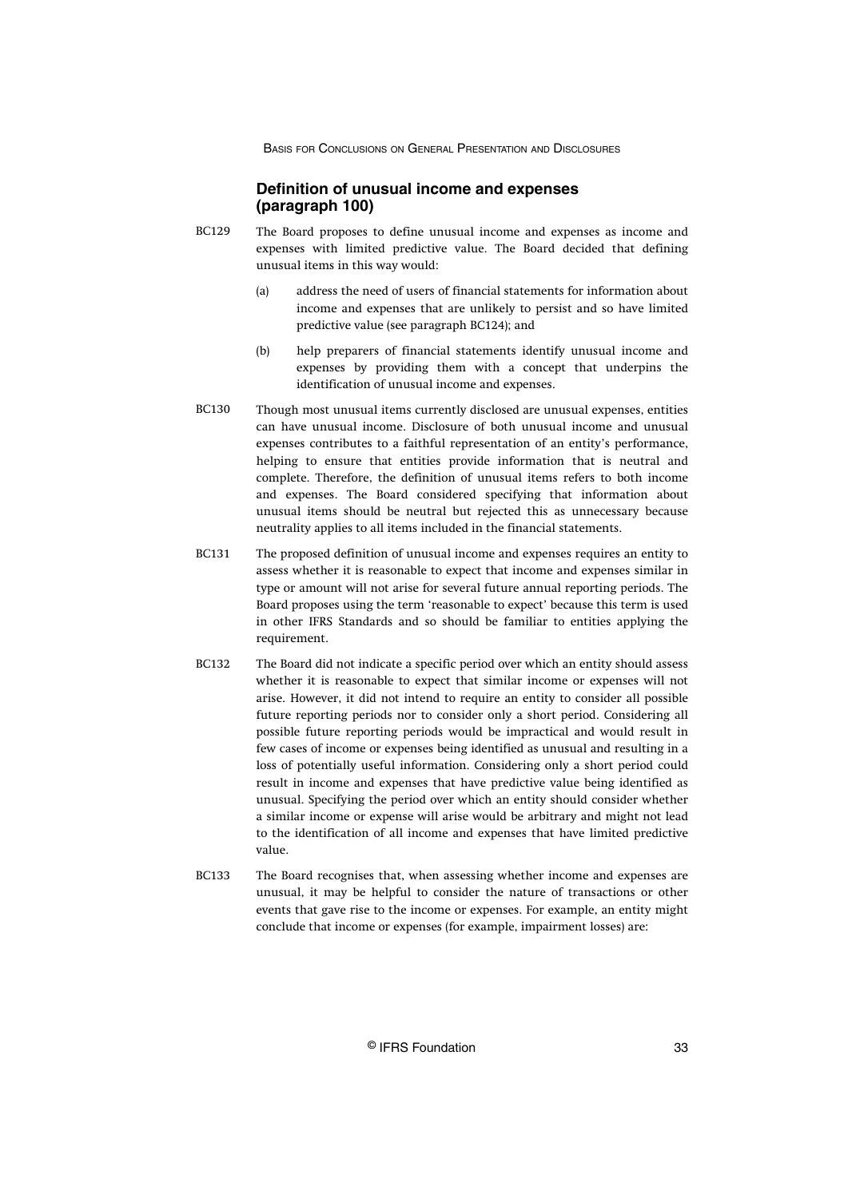## Definition of unusual income and expenses (paragraph 100)

BC129 The Board proposes to define unusual income and expenses as income and expenses with limited predictive value. The Board decided that defining unusual items in this way would:

(a) address the need of users of financial statements for information about income and expenses that are unlikely to persist and so have limited predictive value (see paragraph BC124); and

(b) help preparers of financial statements identify unusual income and expenses by providing them with a concept that underpins the identification of unusual income and expenses.

BC130 Though most unusual items currently disclosed are unusual expenses, entities can have unusual income. Disclosure of both unusual income and unusual expenses contributes to a faithful representation of an entity's performance, helping to ensure that entities provide information that is neutral and complete. Therefore, the definition of unusual items refers to both income and expenses. The Board considered specifying that information about unusual items should be neutral but rejected this as unnecessary because neutrality applies to all items included in the financial statements.

BC131 The proposed definition of unusual income and expenses requires an entity to assess whether it is reasonable to expect that income and expenses similar in type or amount will not arise for several future annual reporting periods. The Board proposes using the term 'reasonable to expect' because this term is used in other IFRS Standards and so should be familiar to entities applying the requirement.

BC132 The Board did not indicate a specific period over which an entity should assess whether it is reasonable to expect that similar income or expenses will not arise. However, it did not intend to require an entity to consider all possible future reporting periods nor to consider only a short period. Considering all possible future reporting periods would be impractical and would result in few cases of income or expenses being identified as unusual and resulting in a loss of potentially useful information. Considering only a short period could result in income and expenses that have predictive value being identified as unusual. Specifying the period over which an entity should consider whether a similar income or expense will arise would be arbitrary and might not lead to the identification of all income and expenses that have limited predictive value.

BC133 The Board recognises that, when assessing whether income and expenses are unusual, it may be helpful to consider the nature of transactions or other events that gave rise to the income or expenses. For example, an entity might conclude that income or expenses (for example, impairment losses) are: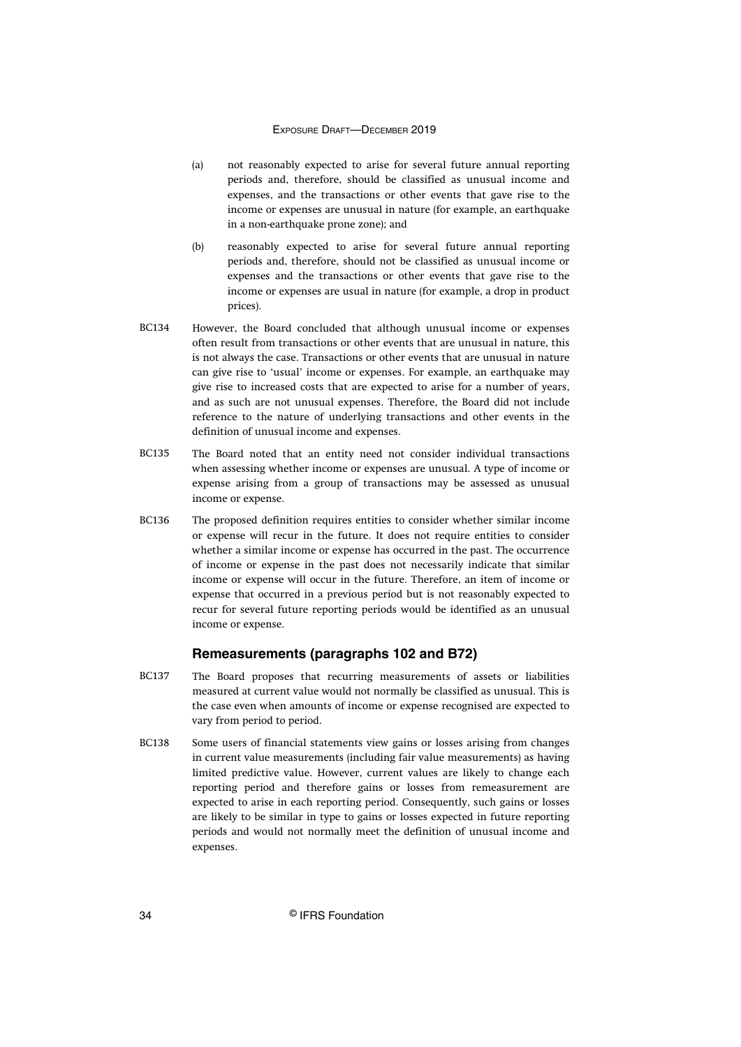(a) not reasonably expected to arise for several future annual reporting periods and, therefore, should be classified as unusual income and expenses, and the transactions or other events that gave rise to the income or expenses are unusual in nature (for example, an earthquake in a non-earthquake prone zone); and

(b) reasonably expected to arise for several future annual reporting periods and, therefore, should not be classified as unusual income or expenses and the transactions or other events that gave rise to the income or expenses are usual in nature (for example, a drop in product prices).

BC134 However, the Board concluded that although unusual income or expenses often result from transactions or other events that are unusual in nature, this is not always the case. Transactions or other events that are unusual in nature can give rise to 'usual' income or expenses. For example, an earthquake may give rise to increased costs that are expected to arise for a number of years, and as such are not unusual expenses. Therefore, the Board did not include reference to the nature of underlying transactions and other events in the definition of unusual income and expenses.

BC135 The Board noted that an entity need not consider individual transactions when assessing whether income or expenses are unusual. A type of income or expense arising from a group of transactions may be assessed as unusual income or expense.

BC136 The proposed definition requires entities to consider whether similar income or expense will recur in the future. It does not require entities to consider whether a similar income or expense has occurred in the past. The occurrence of income or expense in the past does not necessarily indicate that similar income or expense will occur in the future. Therefore, an item of income or expense that occurred in a previous period but is not reasonably expected to recur for several future reporting periods would be identified as an unusual income or expense.

### Remeasurements (paragraphs 102 and B72)

BC137 The Board proposes that recurring measurements of assets or liabilities measured at current value would not normally be classified as unusual. This is the case even when amounts of income or expense recognised are expected to vary from period to period.

BC138 Some users of financial statements view gains or losses arising from changes in current value measurements (including fair value measurements) as having limited predictive value. However, current values are likely to change each reporting period and therefore gains or losses from remeasurement are expected to arise in each reporting period. Consequently, such gains or losses are likely to be similar in type to gains or losses expected in future reporting periods and would not normally meet the definition of unusual income and expenses.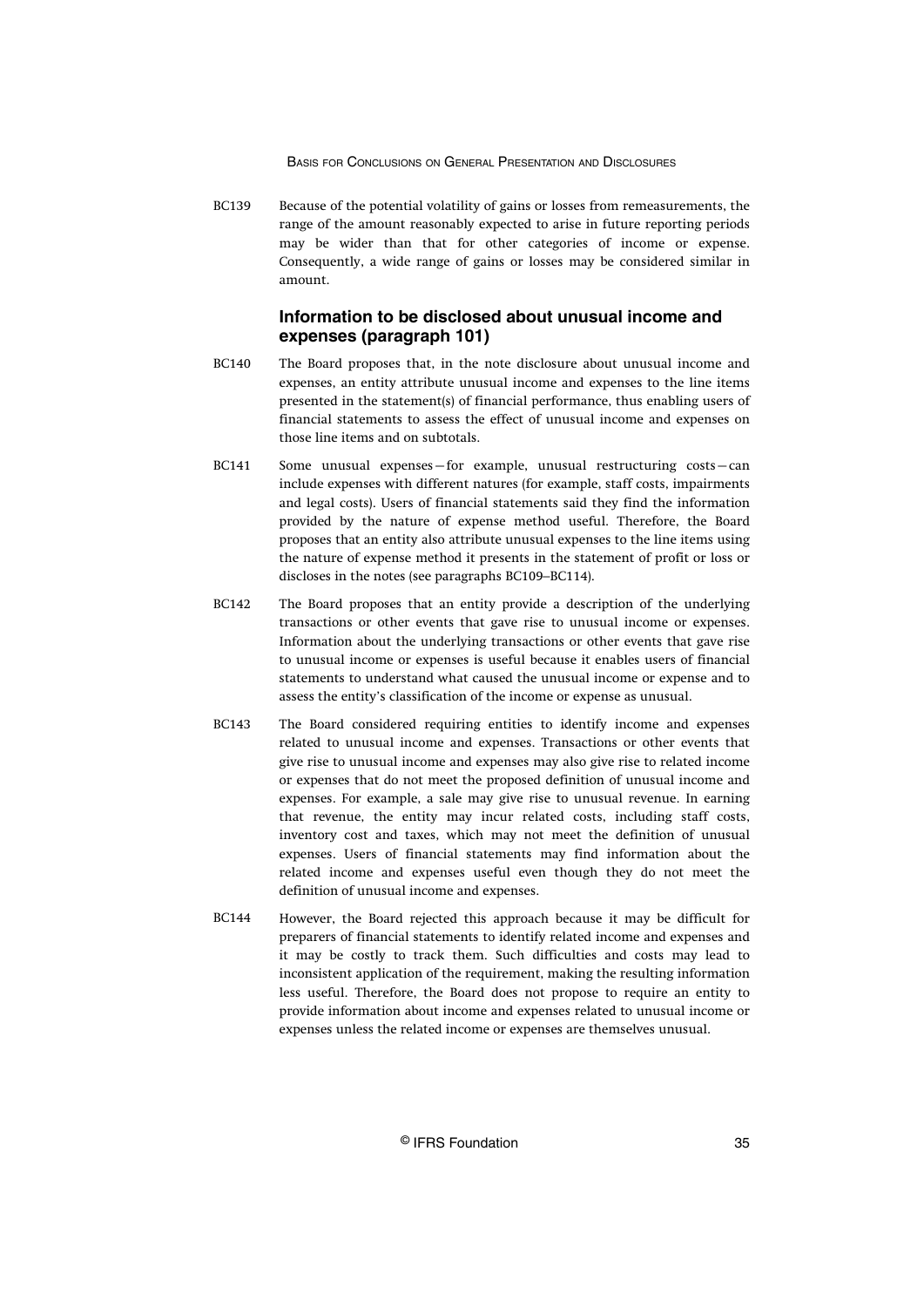BC139 Because of the potential volatility of gains or losses from remeasurements, the range of the amount reasonably expected to arise in future reporting periods may be wider than that for other categories of income or expense. Consequently, a wide range of gains or losses may be considered similar in amount.

### Information to be disclosed about unusual income and expenses (paragraph 101)

BC140 The Board proposes that, in the note disclosure about unusual income and expenses, an entity attribute unusual income and expenses to the line items presented in the statement(s) of financial performance, thus enabling users of financial statements to assess the effect of unusual income and expenses on those line items and on subtotals.

BC141 Some unusual expenses—for example, unusual restructuring costs—can include expenses with different natures (for example, staff costs, impairments and legal costs). Users of financial statements said they find the information provided by the nature of expense method useful. Therefore, the Board proposes that an entity also attribute unusual expenses to the line items using the nature of expense method it presents in the statement of profit or loss or discloses in the notes (see paragraphs BC109–BC114).

BC142 The Board proposes that an entity provide a description of the underlying transactions or other events that gave rise to unusual income or expenses. Information about the underlying transactions or other events that gave rise to unusual income or expenses is useful because it enables users of financial statements to understand what caused the unusual income or expense and to assess the entity's classification of the income or expense as unusual.

BC143 The Board considered requiring entities to identify income and expenses related to unusual income and expenses. Transactions or other events that give rise to unusual income and expenses may also give rise to related income or expenses that do not meet the proposed definition of unusual income and expenses. For example, a sale may give rise to unusual revenue. In earning that revenue, the entity may incur related costs, including staff costs, inventory cost and taxes, which may not meet the definition of unusual expenses. Users of financial statements may find information about the related income and expenses useful even though they do not meet the definition of unusual income and expenses.

BC144 However, the Board rejected this approach because it may be difficult for preparers of financial statements to identify related income and expenses and it may be costly to track them. Such difficulties and costs may lead to inconsistent application of the requirement, making the resulting information less useful. Therefore, the Board does not propose to require an entity to provide information about income and expenses related to unusual income or expenses unless the related income or expenses are themselves unusual.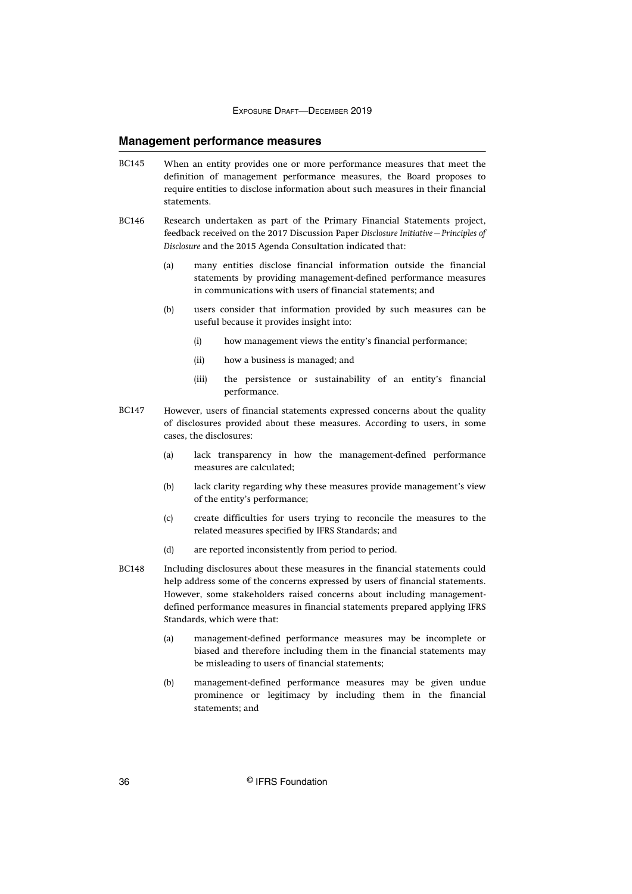## Management performance measures

BC145 When an entity provides one or more performance measures that meet the definition of management performance measures, the Board proposes to require entities to disclose information about such measures in their financial statements.

BC146 Research undertaken as part of the Primary Financial Statements project, feedback received on the 2017 Discussion Paper *Disclosure Initiative—Principles of Disclosure* and the 2015 Agenda Consultation indicated that:

(a) many entities disclose financial information outside the financial statements by providing management-defined performance measures in communications with users of financial statements; and

(b) users consider that information provided by such measures can be useful because it provides insight into:

(i) how management views the entity's financial performance;

(ii) how a business is managed; and

(iii) the persistence or sustainability of an entity's financial performance.

BC147 However, users of financial statements expressed concerns about the quality of disclosures provided about these measures. According to users, in some cases, the disclosures:

(a) lack transparency in how the management-defined performance measures are calculated;

(b) lack clarity regarding why these measures provide management's view of the entity's performance;

(c) create difficulties for users trying to reconcile the measures to the related measures specified by IFRS Standards; and

(d) are reported inconsistently from period to period.

BC148 Including disclosures about these measures in the financial statements could help address some of the concerns expressed by users of financial statements. However, some stakeholders raised concerns about including management-defined performance measures in financial statements prepared applying IFRS Standards, which were that:

(a) management-defined performance measures may be incomplete or biased and therefore including them in the financial statements may be misleading to users of financial statements;

(b) management-defined performance measures may be given undue prominence or legitimacy by including them in the financial statements; and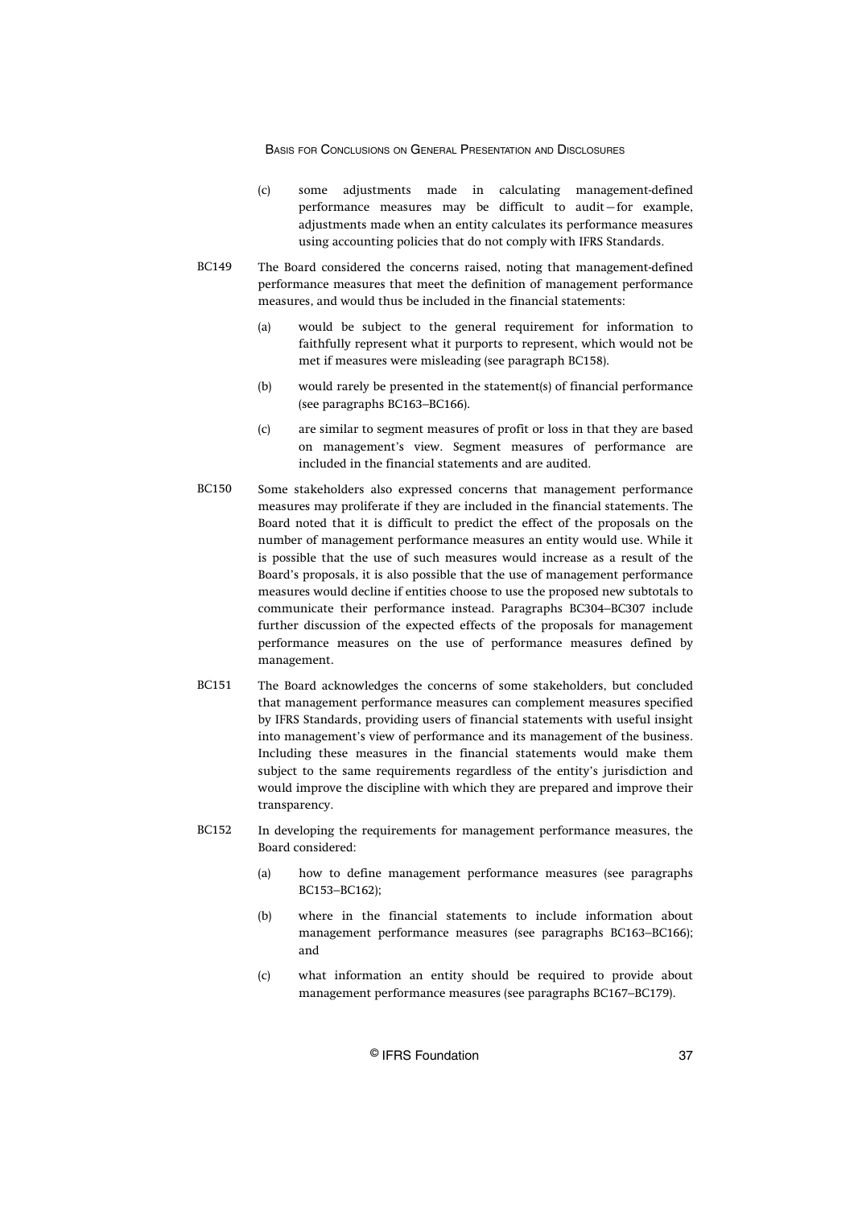(c) some adjustments made in calculating management-defined performance measures may be difficult to audit—for example, adjustments made when an entity calculates its performance measures using accounting policies that do not comply with IFRS Standards.

BC149 The Board considered the concerns raised, noting that management-defined performance measures that meet the definition of management performance measures, and would thus be included in the financial statements:

(a) would be subject to the general requirement for information to faithfully represent what it purports to represent, which would not be met if measures were misleading (see paragraph BC158).

(b) would rarely be presented in the statement(s) of financial performance (see paragraphs BC163–BC166).

(c) are similar to segment measures of profit or loss in that they are based on management's view. Segment measures of performance are included in the financial statements and are audited.

BC150 Some stakeholders also expressed concerns that management performance measures may proliferate if they are included in the financial statements. The Board noted that it is difficult to predict the effect of the proposals on the number of management performance measures an entity would use. While it is possible that the use of such measures would increase as a result of the Board's proposals, it is also possible that the use of management performance measures would decline if entities choose to use the proposed new subtotals to communicate their performance instead. Paragraphs BC304–BC307 include further discussion of the expected effects of the proposals for management performance measures on the use of performance measures defined by management.

BC151 The Board acknowledges the concerns of some stakeholders, but concluded that management performance measures can complement measures specified by IFRS Standards, providing users of financial statements with useful insight into management's view of performance and its management of the business. Including these measures in the financial statements would make them subject to the same requirements regardless of the entity's jurisdiction and would improve the discipline with which they are prepared and improve their transparency.

BC152 In developing the requirements for management performance measures, the Board considered:

(a) how to define management performance measures (see paragraphs BC153–BC162);

(b) where in the financial statements to include information about management performance measures (see paragraphs BC163–BC166); and

(c) what information an entity should be required to provide about management performance measures (see paragraphs BC167–BC179).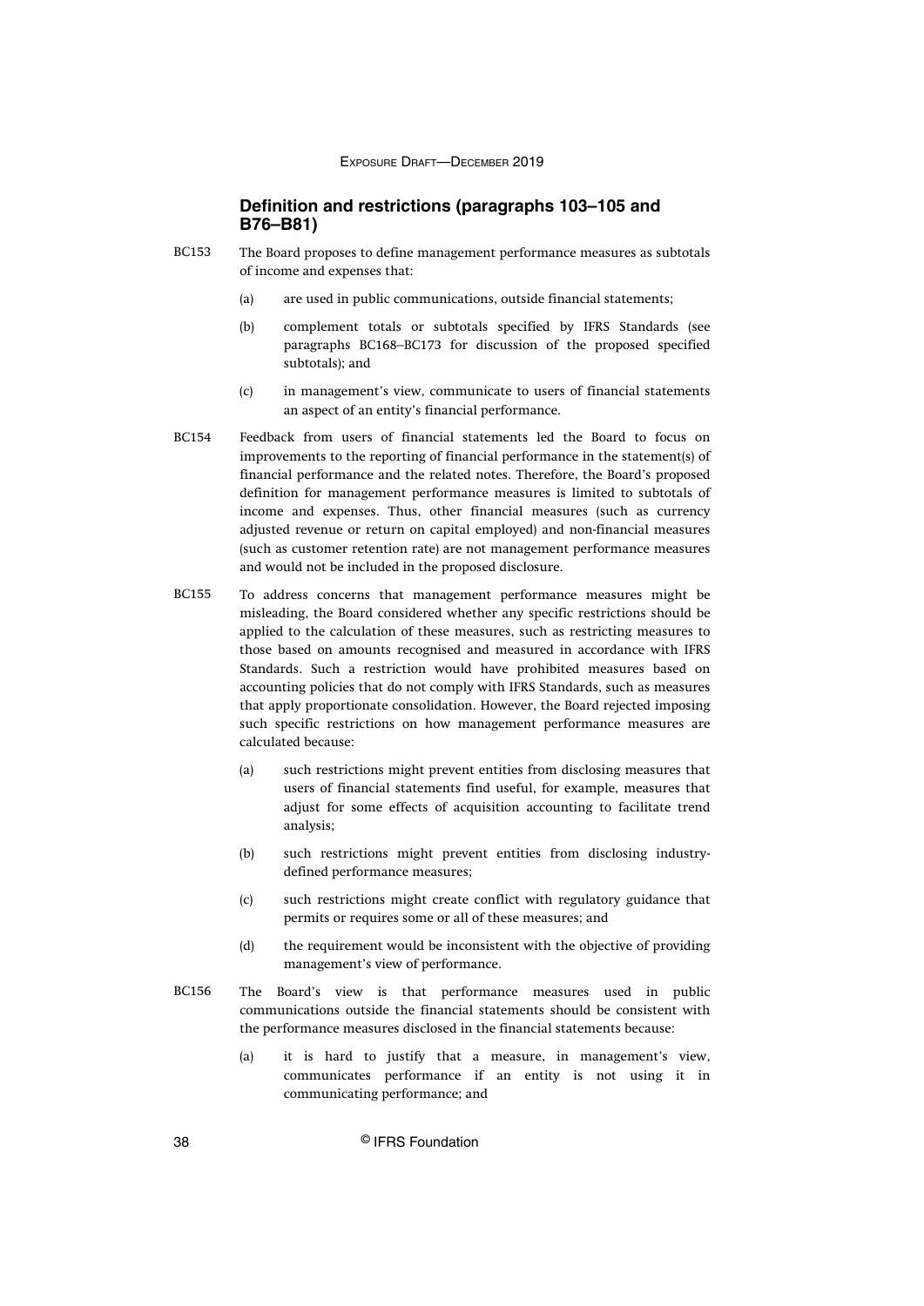### Definition and restrictions (paragraphs 103–105 and B76–B81)

BC153 The Board proposes to define management performance measures as subtotals of income and expenses that:

(a) are used in public communications, outside financial statements;

(b) complement totals or subtotals specified by IFRS Standards (see paragraphs BC168–BC173 for discussion of the proposed specified subtotals); and

(c) in management's view, communicate to users of financial statements an aspect of an entity's financial performance.

BC154 Feedback from users of financial statements led the Board to focus on improvements to the reporting of financial performance in the statement(s) of financial performance and the related notes. Therefore, the Board's proposed definition for management performance measures is limited to subtotals of income and expenses. Thus, other financial measures (such as currency adjusted revenue or return on capital employed) and non-financial measures (such as customer retention rate) are not management performance measures and would not be included in the proposed disclosure.

BC155 To address concerns that management performance measures might be misleading, the Board considered whether any specific restrictions should be applied to the calculation of these measures, such as restricting measures to those based on amounts recognised and measured in accordance with IFRS Standards. Such a restriction would have prohibited measures based on accounting policies that do not comply with IFRS Standards, such as measures that apply proportionate consolidation. However, the Board rejected imposing such specific restrictions on how management performance measures are calculated because:

(a) such restrictions might prevent entities from disclosing measures that users of financial statements find useful, for example, measures that adjust for some effects of acquisition accounting to facilitate trend analysis;

(b) such restrictions might prevent entities from disclosing industry-defined performance measures;

(c) such restrictions might create conflict with regulatory guidance that permits or requires some or all of these measures; and

(d) the requirement would be inconsistent with the objective of providing management's view of performance.

BC156 The Board's view is that performance measures used in public communications outside the financial statements should be consistent with the performance measures disclosed in the financial statements because:

(a) it is hard to justify that a measure, in management's view, communicates performance if an entity is not using it in communicating performance; and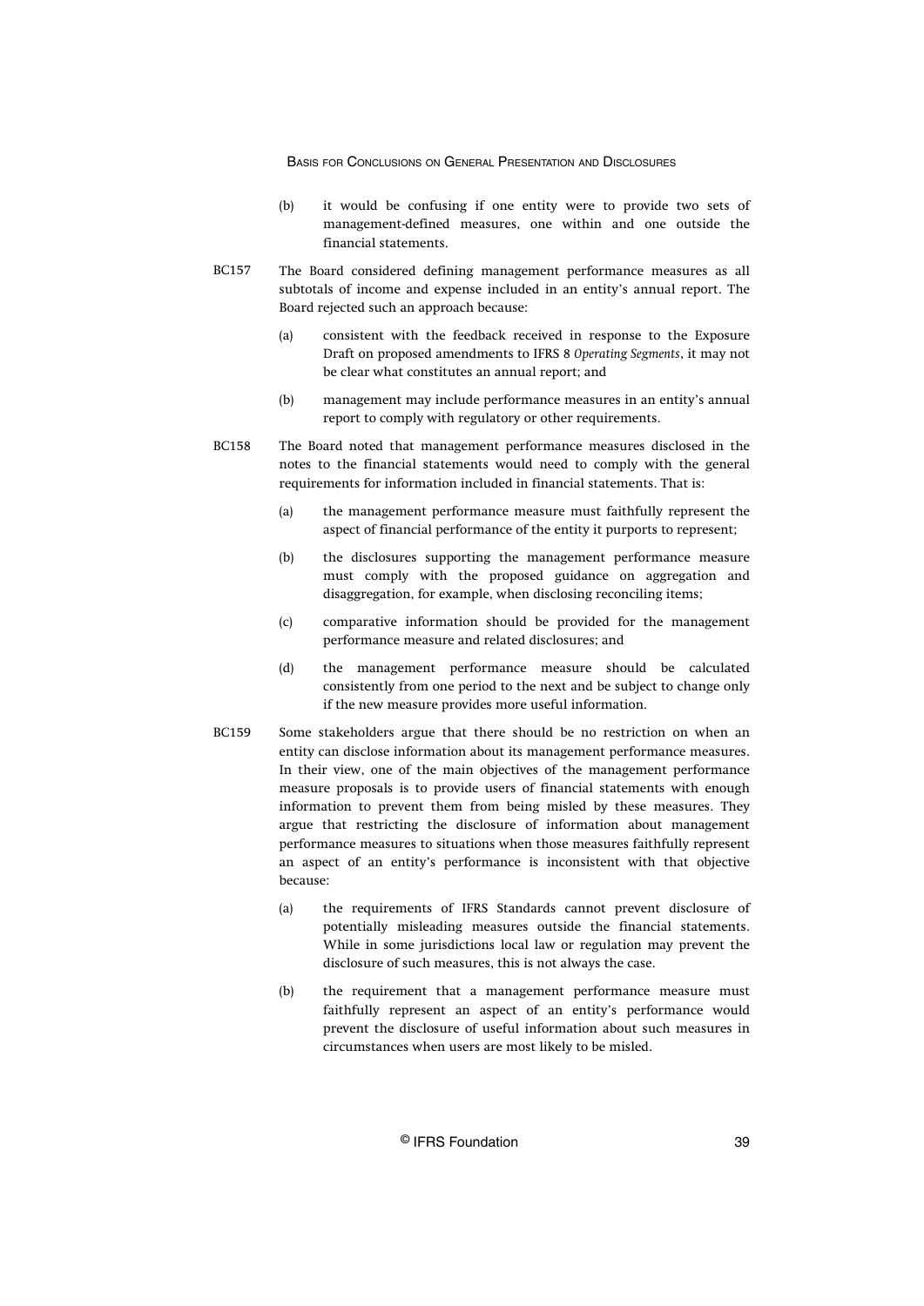(b) it would be confusing if one entity were to provide two sets of management-defined measures, one within and one outside the financial statements.

BC157 The Board considered defining management performance measures as all subtotals of income and expense included in an entity's annual report. The Board rejected such an approach because:

(a) consistent with the feedback received in response to the Exposure Draft on proposed amendments to IFRS 8 *Operating Segments*, it may not be clear what constitutes an annual report; and

(b) management may include performance measures in an entity's annual report to comply with regulatory or other requirements.

BC158 The Board noted that management performance measures disclosed in the notes to the financial statements would need to comply with the general requirements for information included in financial statements. That is:

(a) the management performance measure must faithfully represent the aspect of financial performance of the entity it purports to represent;

(b) the disclosures supporting the management performance measure must comply with the proposed guidance on aggregation and disaggregation, for example, when disclosing reconciling items;

(c) comparative information should be provided for the management performance measure and related disclosures; and

(d) the management performance measure should be calculated consistently from one period to the next and be subject to change only if the new measure provides more useful information.

BC159 Some stakeholders argue that there should be no restriction on when an entity can disclose information about its management performance measures. In their view, one of the main objectives of the management performance measure proposals is to provide users of financial statements with enough information to prevent them from being misled by these measures. They argue that restricting the disclosure of information about management performance measures to situations when those measures faithfully represent an aspect of an entity's performance is inconsistent with that objective because:

(a) the requirements of IFRS Standards cannot prevent disclosure of potentially misleading measures outside the financial statements. While in some jurisdictions local law or regulation may prevent the disclosure of such measures, this is not always the case.

(b) the requirement that a management performance measure must faithfully represent an aspect of an entity's performance would prevent the disclosure of useful information about such measures in circumstances when users are most likely to be misled.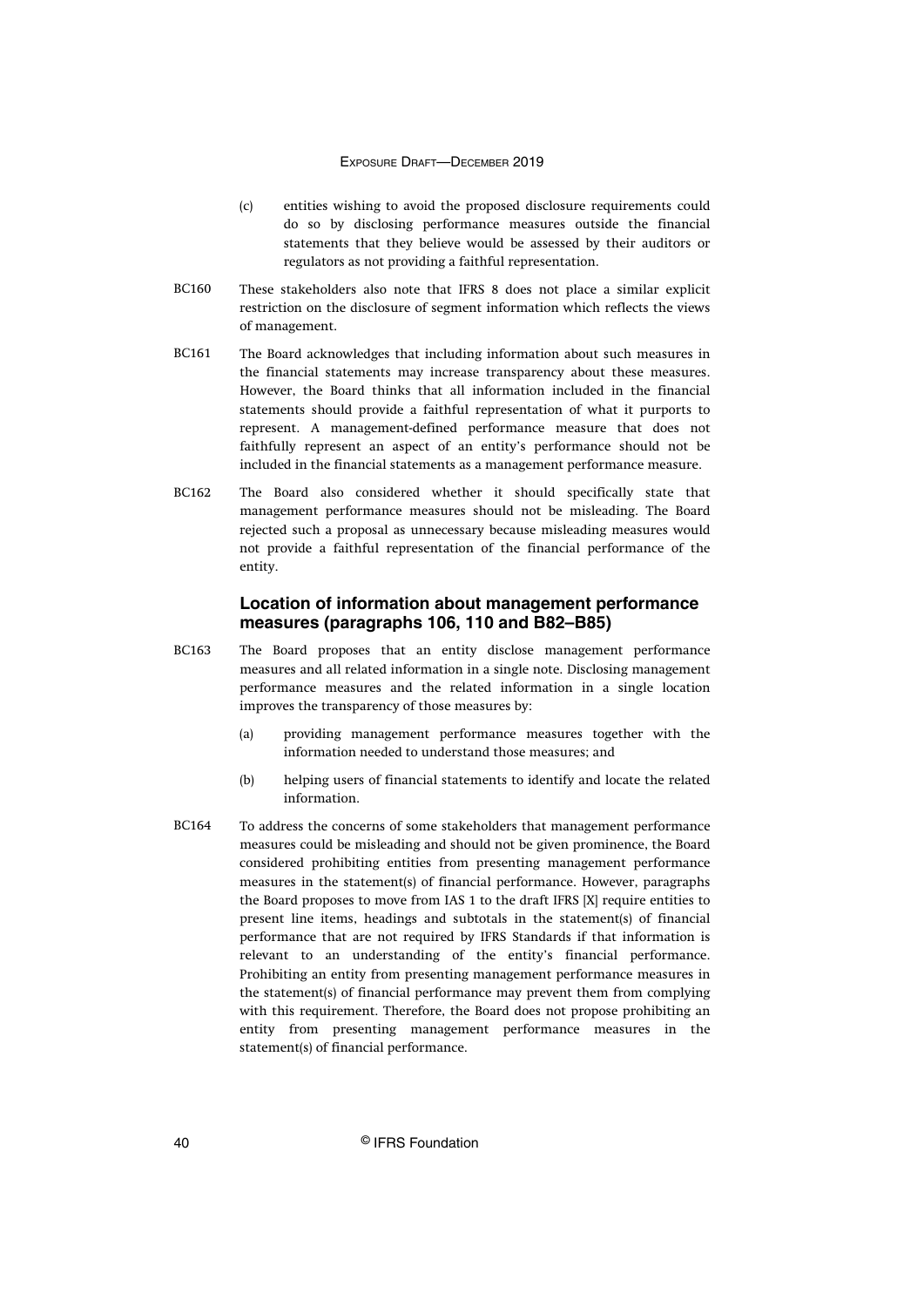(c) entities wishing to avoid the proposed disclosure requirements could do so by disclosing performance measures outside the financial statements that they believe would be assessed by their auditors or regulators as not providing a faithful representation.

BC160 These stakeholders also note that IFRS 8 does not place a similar explicit restriction on the disclosure of segment information which reflects the views of management.

BC161 The Board acknowledges that including information about such measures in the financial statements may increase transparency about these measures. However, the Board thinks that all information included in the financial statements should provide a faithful representation of what it purports to represent. A management-defined performance measure that does not faithfully represent an aspect of an entity's performance should not be included in the financial statements as a management performance measure.

BC162 The Board also considered whether it should specifically state that management performance measures should not be misleading. The Board rejected such a proposal as unnecessary because misleading measures would not provide a faithful representation of the financial performance of the entity.

### Location of information about management performance measures (paragraphs 106, 110 and B82–B85)

BC163 The Board proposes that an entity disclose management performance measures and all related information in a single note. Disclosing management performance measures and the related information in a single location improves the transparency of those measures by:

(a) providing management performance measures together with the information needed to understand those measures; and

(b) helping users of financial statements to identify and locate the related information.

BC164 To address the concerns of some stakeholders that management performance measures could be misleading and should not be given prominence, the Board considered prohibiting entities from presenting management performance measures in the statement(s) of financial performance. However, paragraphs the Board proposes to move from IAS 1 to the draft IFRS [X] require entities to present line items, headings and subtotals in the statement(s) of financial performance that are not required by IFRS Standards if that information is relevant to an understanding of the entity's financial performance. Prohibiting an entity from presenting management performance measures in the statement(s) of financial performance may prevent them from complying with this requirement. Therefore, the Board does not propose prohibiting an entity from presenting management performance measures in the statement(s) of financial performance.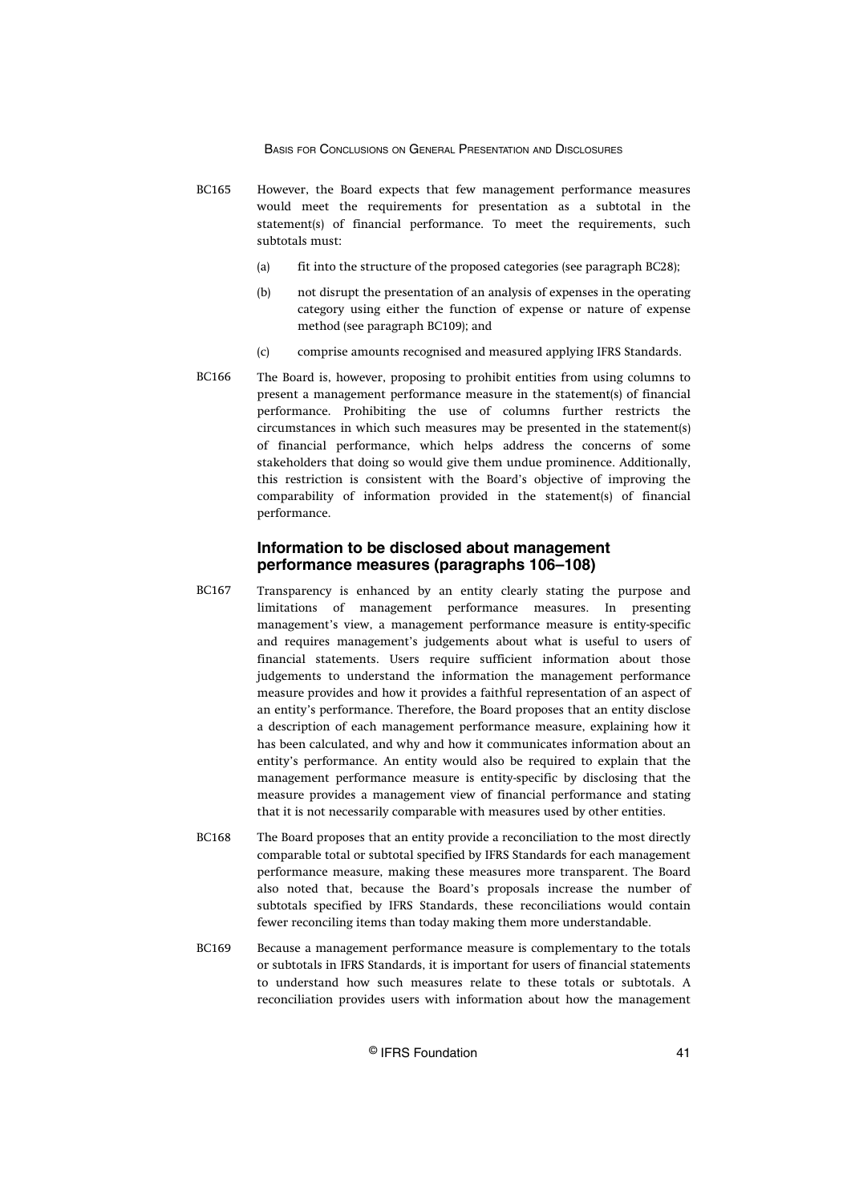BC165 However, the Board expects that few management performance measures would meet the requirements for presentation as a subtotal in the statement(s) of financial performance. To meet the requirements, such subtotals must:

(a) fit into the structure of the proposed categories (see paragraph BC28);

(b) not disrupt the presentation of an analysis of expenses in the operating category using either the function of expense or nature of expense method (see paragraph BC109); and

(c) comprise amounts recognised and measured applying IFRS Standards.

BC166 The Board is, however, proposing to prohibit entities from using columns to present a management performance measure in the statement(s) of financial performance. Prohibiting the use of columns further restricts the circumstances in which such measures may be presented in the statement(s) of financial performance, which helps address the concerns of some stakeholders that doing so would give them undue prominence. Additionally, this restriction is consistent with the Board's objective of improving the comparability of information provided in the statement(s) of financial performance.

### Information to be disclosed about management performance measures (paragraphs 106–108)

BC167 Transparency is enhanced by an entity clearly stating the purpose and limitations of management performance measures. In presenting management's view, a management performance measure is entity-specific and requires management's judgements about what is useful to users of financial statements. Users require sufficient information about those judgements to understand the information the management performance measure provides and how it provides a faithful representation of an aspect of an entity's performance. Therefore, the Board proposes that an entity disclose a description of each management performance measure, explaining how it has been calculated, and why and how it communicates information about an entity's performance. An entity would also be required to explain that the management performance measure is entity-specific by disclosing that the measure provides a management view of financial performance and stating that it is not necessarily comparable with measures used by other entities.

BC168 The Board proposes that an entity provide a reconciliation to the most directly comparable total or subtotal specified by IFRS Standards for each management performance measure, making these measures more transparent. The Board also noted that, because the Board's proposals increase the number of subtotals specified by IFRS Standards, these reconciliations would contain fewer reconciling items than today making them more understandable.

BC169 Because a management performance measure is complementary to the totals or subtotals in IFRS Standards, it is important for users of financial statements to understand how such measures relate to these totals or subtotals. A reconciliation provides users with information about how the management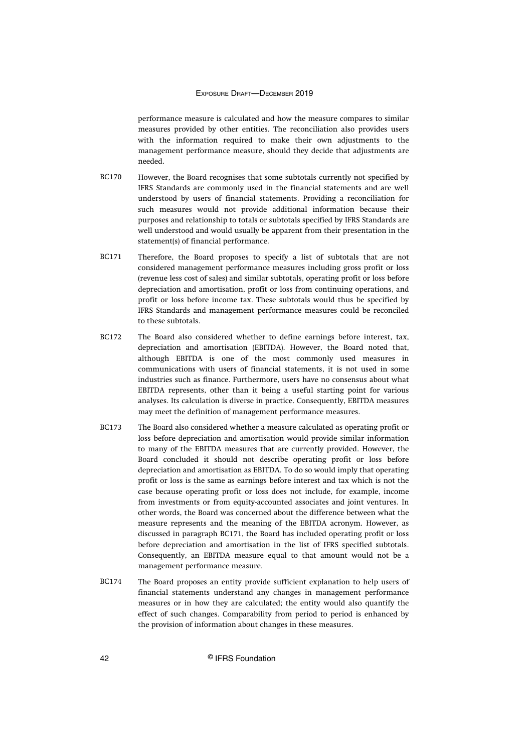performance measure is calculated and how the measure compares to similar measures provided by other entities. The reconciliation also provides users with the information required to make their own adjustments to the management performance measure, should they decide that adjustments are needed.

BC170 However, the Board recognises that some subtotals currently not specified by IFRS Standards are commonly used in the financial statements and are well understood by users of financial statements. Providing a reconciliation for such measures would not provide additional information because their purposes and relationship to totals or subtotals specified by IFRS Standards are well understood and would usually be apparent from their presentation in the statement(s) of financial performance.

BC171 Therefore, the Board proposes to specify a list of subtotals that are not considered management performance measures including gross profit or loss (revenue less cost of sales) and similar subtotals, operating profit or loss before depreciation and amortisation, profit or loss from continuing operations, and profit or loss before income tax. These subtotals would thus be specified by IFRS Standards and management performance measures could be reconciled to these subtotals.

BC172 The Board also considered whether to define earnings before interest, tax, depreciation and amortisation (EBITDA). However, the Board noted that, although EBITDA is one of the most commonly used measures in communications with users of financial statements, it is not used in some industries such as finance. Furthermore, users have no consensus about what EBITDA represents, other than it being a useful starting point for various analyses. Its calculation is diverse in practice. Consequently, EBITDA measures may meet the definition of management performance measures.

BC173 The Board also considered whether a measure calculated as operating profit or loss before depreciation and amortisation would provide similar information to many of the EBITDA measures that are currently provided. However, the Board concluded it should not describe operating profit or loss before depreciation and amortisation as EBITDA. To do so would imply that operating profit or loss is the same as earnings before interest and tax which is not the case because operating profit or loss does not include, for example, income from investments or from equity-accounted associates and joint ventures. In other words, the Board was concerned about the difference between what the measure represents and the meaning of the EBITDA acronym. However, as discussed in paragraph BC171, the Board has included operating profit or loss before depreciation and amortisation in the list of IFRS specified subtotals. Consequently, an EBITDA measure equal to that amount would not be a management performance measure.

BC174 The Board proposes an entity provide sufficient explanation to help users of financial statements understand any changes in management performance measures or in how they are calculated; the entity would also quantify the effect of such changes. Comparability from period to period is enhanced by the provision of information about changes in these measures.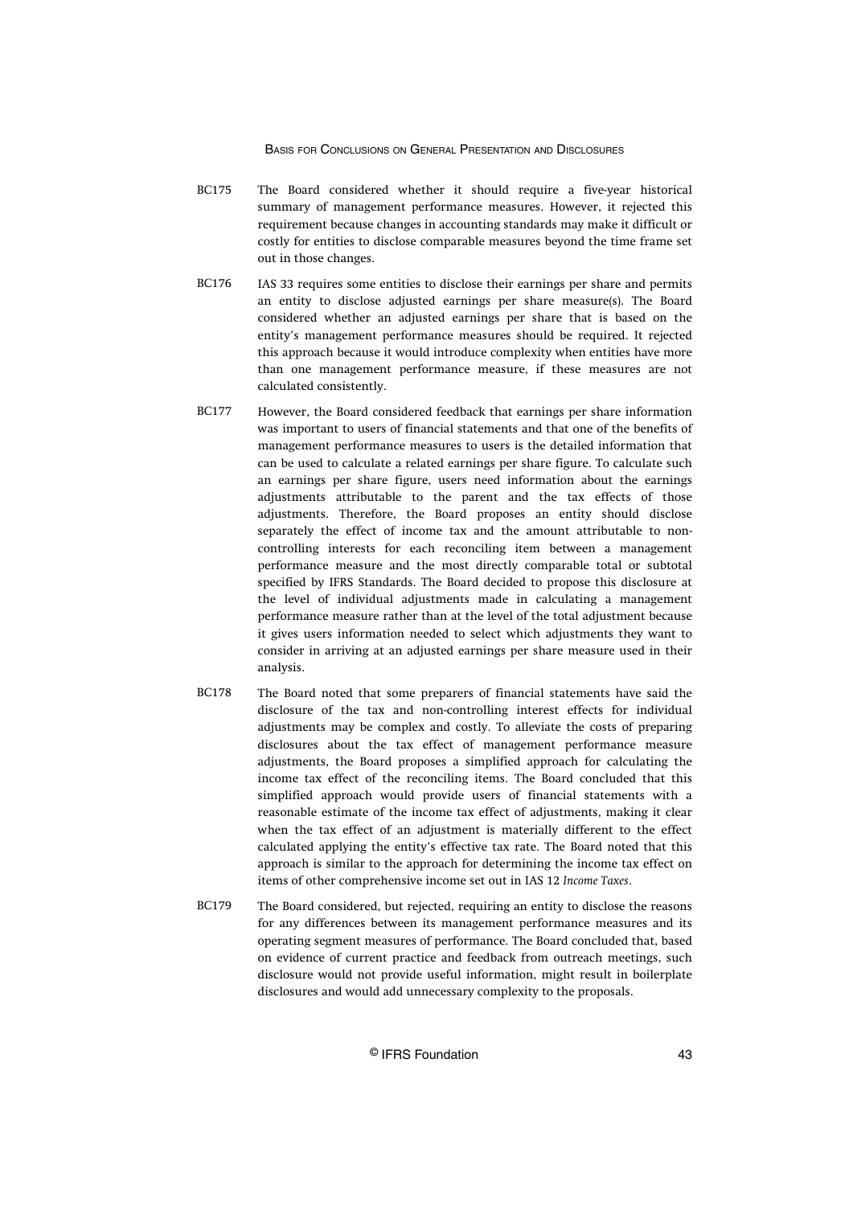BC175 The Board considered whether it should require a five-year historical summary of management performance measures. However, it rejected this requirement because changes in accounting standards may make it difficult or costly for entities to disclose comparable measures beyond the time frame set out in those changes.

BC176 IAS 33 requires some entities to disclose their earnings per share and permits an entity to disclose adjusted earnings per share measure(s). The Board considered whether an adjusted earnings per share that is based on the entity's management performance measures should be required. It rejected this approach because it would introduce complexity when entities have more than one management performance measure, if these measures are not calculated consistently.

BC177 However, the Board considered feedback that earnings per share information was important to users of financial statements and that one of the benefits of management performance measures to users is the detailed information that can be used to calculate a related earnings per share figure. To calculate such an earnings per share figure, users need information about the earnings adjustments attributable to the parent and the tax effects of those adjustments. Therefore, the Board proposes an entity should disclose separately the effect of income tax and the amount attributable to non-controlling interests for each reconciling item between a management performance measure and the most directly comparable total or subtotal specified by IFRS Standards. The Board decided to propose this disclosure at the level of individual adjustments made in calculating a management performance measure rather than at the level of the total adjustment because it gives users information needed to select which adjustments they want to consider in arriving at an adjusted earnings per share measure used in their analysis.

BC178 The Board noted that some preparers of financial statements have said the disclosure of the tax and non-controlling interest effects for individual adjustments may be complex and costly. To alleviate the costs of preparing disclosures about the tax effect of management performance measure adjustments, the Board proposes a simplified approach for calculating the income tax effect of the reconciling items. The Board concluded that this simplified approach would provide users of financial statements with a reasonable estimate of the income tax effect of adjustments, making it clear when the tax effect of an adjustment is materially different to the effect calculated applying the entity's effective tax rate. The Board noted that this approach is similar to the approach for determining the income tax effect on items of other comprehensive income set out in IAS 12 *Income Taxes*.

BC179 The Board considered, but rejected, requiring an entity to disclose the reasons for any differences between its management performance measures and its operating segment measures of performance. The Board concluded that, based on evidence of current practice and feedback from outreach meetings, such disclosure would not provide useful information, might result in boilerplate disclosures and would add unnecessary complexity to the proposals.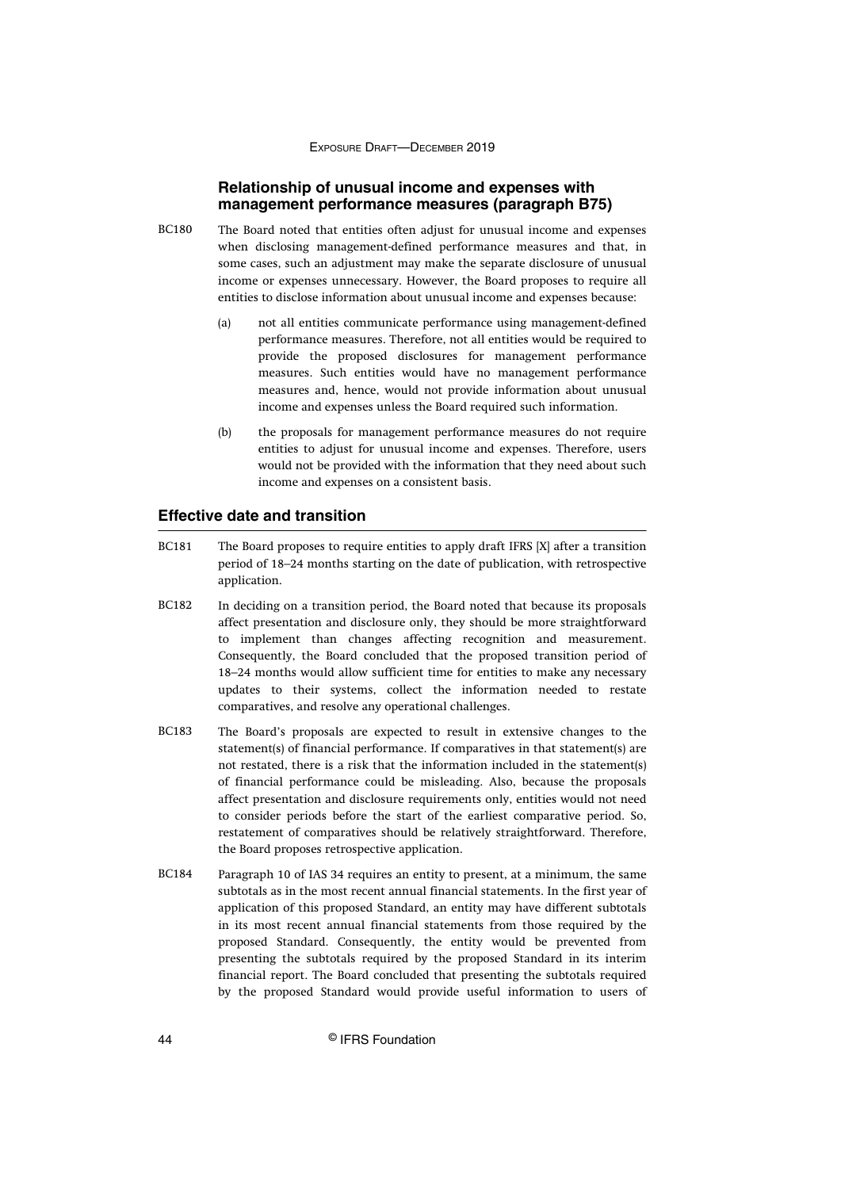### Relationship of unusual income and expenses with management performance measures (paragraph B75)

BC180 The Board noted that entities often adjust for unusual income and expenses when disclosing management-defined performance measures and that, in some cases, such an adjustment may make the separate disclosure of unusual income or expenses unnecessary. However, the Board proposes to require all entities to disclose information about unusual income and expenses because:

(a) not all entities communicate performance using management-defined performance measures. Therefore, not all entities would be required to provide the proposed disclosures for management performance measures. Such entities would have no management performance measures and, hence, would not provide information about unusual income and expenses unless the Board required such information.

(b) the proposals for management performance measures do not require entities to adjust for unusual income and expenses. Therefore, users would not be provided with the information that they need about such income and expenses on a consistent basis.

## Effective date and transition

BC181 The Board proposes to require entities to apply draft IFRS [X] after a transition period of 18–24 months starting on the date of publication, with retrospective application.

BC182 In deciding on a transition period, the Board noted that because its proposals affect presentation and disclosure only, they should be more straightforward to implement than changes affecting recognition and measurement. Consequently, the Board concluded that the proposed transition period of 18–24 months would allow sufficient time for entities to make any necessary updates to their systems, collect the information needed to restate comparatives, and resolve any operational challenges.

BC183 The Board's proposals are expected to result in extensive changes to the statement(s) of financial performance. If comparatives in that statement(s) are not restated, there is a risk that the information included in the statement(s) of financial performance could be misleading. Also, because the proposals affect presentation and disclosure requirements only, entities would not need to consider periods before the start of the earliest comparative period. So, restatement of comparatives should be relatively straightforward. Therefore, the Board proposes retrospective application.

BC184 Paragraph 10 of IAS 34 requires an entity to present, at a minimum, the same subtotals as in the most recent annual financial statements. In the first year of application of this proposed Standard, an entity may have different subtotals in its most recent annual financial statements from those required by the proposed Standard. Consequently, the entity would be prevented from presenting the subtotals required by the proposed Standard in its interim financial report. The Board concluded that presenting the subtotals required by the proposed Standard would provide useful information to users of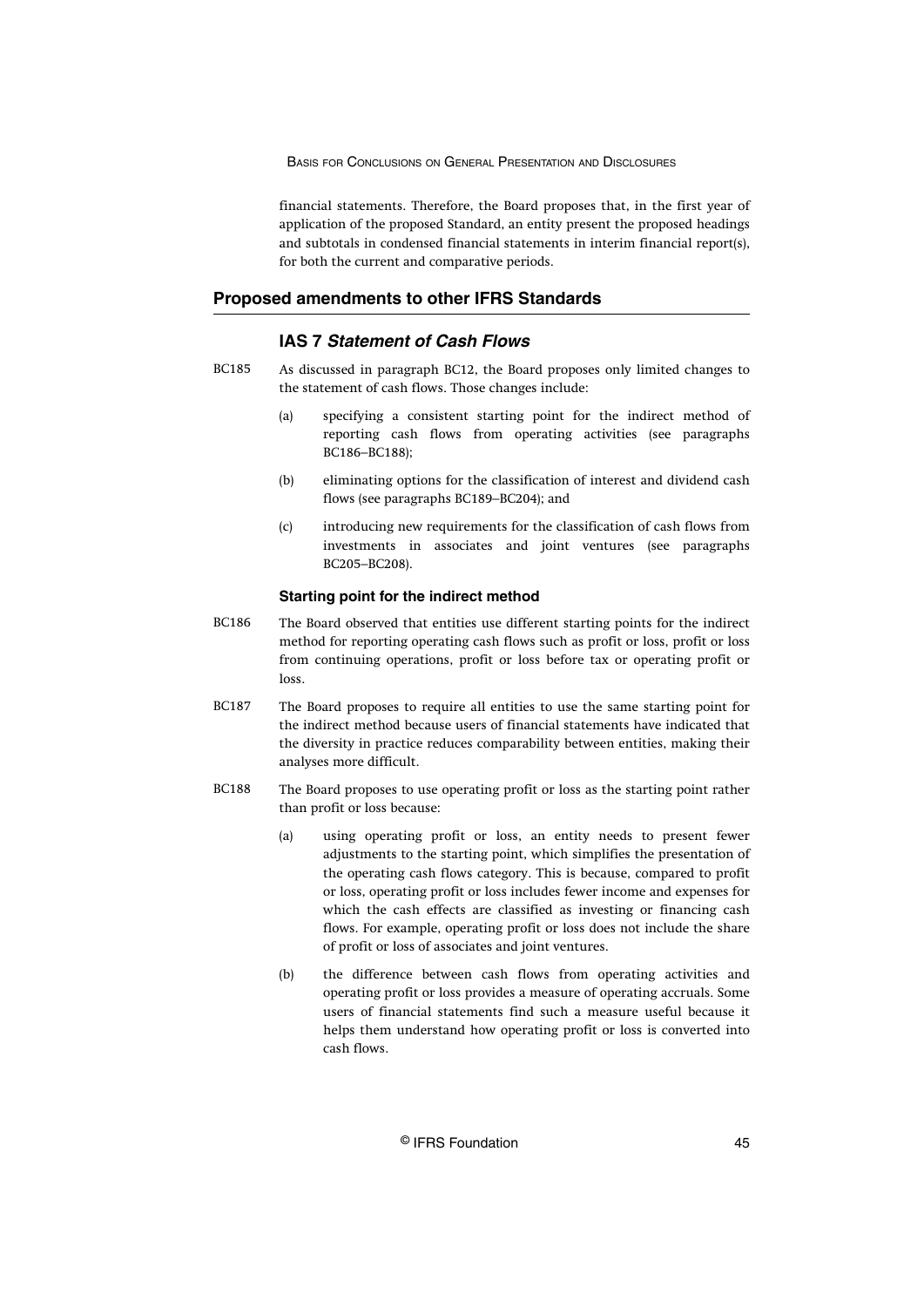financial statements. Therefore, the Board proposes that, in the first year of application of the proposed Standard, an entity present the proposed headings and subtotals in condensed financial statements in interim financial report(s), for both the current and comparative periods.

## Proposed amendments to other IFRS Standards

### IAS 7 *Statement of Cash Flows*

BC185 As discussed in paragraph BC12, the Board proposes only limited changes to the statement of cash flows. Those changes include:

(a) specifying a consistent starting point for the indirect method of reporting cash flows from operating activities (see paragraphs BC186–BC188);

(b) eliminating options for the classification of interest and dividend cash flows (see paragraphs BC189–BC204); and

(c) introducing new requirements for the classification of cash flows from investments in associates and joint ventures (see paragraphs BC205–BC208).

#### Starting point for the indirect method

BC186 The Board observed that entities use different starting points for the indirect method for reporting operating cash flows such as profit or loss, profit or loss from continuing operations, profit or loss before tax or operating profit or loss.

BC187 The Board proposes to require all entities to use the same starting point for the indirect method because users of financial statements have indicated that the diversity in practice reduces comparability between entities, making their analyses more difficult.

BC188 The Board proposes to use operating profit or loss as the starting point rather than profit or loss because:

(a) using operating profit or loss, an entity needs to present fewer adjustments to the starting point, which simplifies the presentation of the operating cash flows category. This is because, compared to profit or loss, operating profit or loss includes fewer income and expenses for which the cash effects are classified as investing or financing cash flows. For example, operating profit or loss does not include the share of profit or loss of associates and joint ventures.

(b) the difference between cash flows from operating activities and operating profit or loss provides a measure of operating accruals. Some users of financial statements find such a measure useful because it helps them understand how operating profit or loss is converted into cash flows.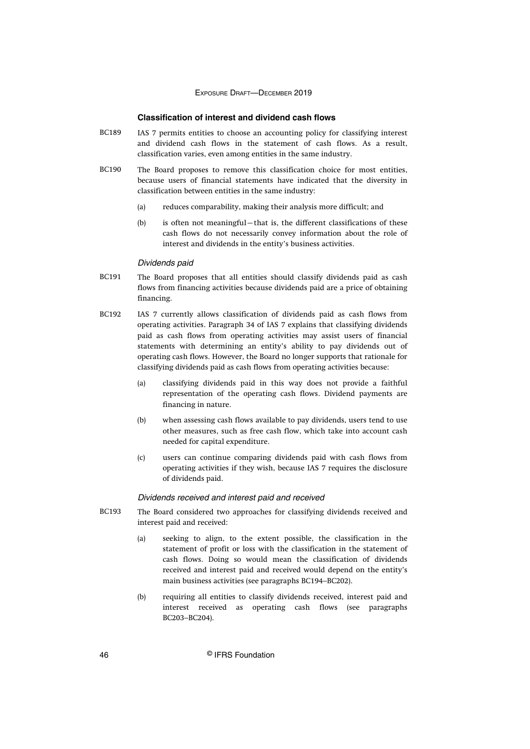### Classification of interest and dividend cash flows

BC189 IAS 7 permits entities to choose an accounting policy for classifying interest and dividend cash flows in the statement of cash flows. As a result, classification varies, even among entities in the same industry.

BC190 The Board proposes to remove this classification choice for most entities, because users of financial statements have indicated that the diversity in classification between entities in the same industry:

- (a) reduces comparability, making their analysis more difficult; and
- (b) is often not meaningful—that is, the different classifications of these cash flows do not necessarily convey information about the role of interest and dividends in the entity's business activities.

#### *Dividends paid*

BC191 The Board proposes that all entities should classify dividends paid as cash flows from financing activities because dividends paid are a price of obtaining financing.

BC192 IAS 7 currently allows classification of dividends paid as cash flows from operating activities. Paragraph 34 of IAS 7 explains that classifying dividends paid as cash flows from operating activities may assist users of financial statements with determining an entity's ability to pay dividends out of operating cash flows. However, the Board no longer supports that rationale for classifying dividends paid as cash flows from operating activities because:

- (a) classifying dividends paid in this way does not provide a faithful representation of the operating cash flows. Dividend payments are financing in nature.
- (b) when assessing cash flows available to pay dividends, users tend to use other measures, such as free cash flow, which take into account cash needed for capital expenditure.
- (c) users can continue comparing dividends paid with cash flows from operating activities if they wish, because IAS 7 requires the disclosure of dividends paid.

#### *Dividends received and interest paid and received*

BC193 The Board considered two approaches for classifying dividends received and interest paid and received:

- (a) seeking to align, to the extent possible, the classification in the statement of profit or loss with the classification in the statement of cash flows. Doing so would mean the classification of dividends received and interest paid and received would depend on the entity's main business activities (see paragraphs BC194–BC202).
- (b) requiring all entities to classify dividends received, interest paid and interest received as operating cash flows (see paragraphs BC203–BC204).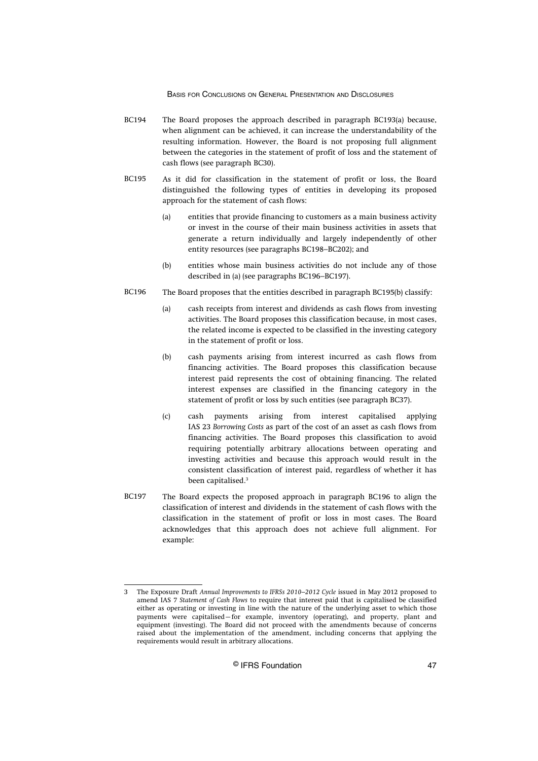BC194 The Board proposes the approach described in paragraph BC193(a) because, when alignment can be achieved, it can increase the understandability of the resulting information. However, the Board is not proposing full alignment between the categories in the statement of profit of loss and the statement of cash flows (see paragraph BC30).

BC195 As it did for classification in the statement of profit or loss, the Board distinguished the following types of entities in developing its proposed approach for the statement of cash flows:

(a) entities that provide financing to customers as a main business activity or invest in the course of their main business activities in assets that generate a return individually and largely independently of other entity resources (see paragraphs BC198–BC202); and

(b) entities whose main business activities do not include any of those described in (a) (see paragraphs BC196–BC197).

BC196 The Board proposes that the entities described in paragraph BC195(b) classify:

(a) cash receipts from interest and dividends as cash flows from investing activities. The Board proposes this classification because, in most cases, the related income is expected to be classified in the investing category in the statement of profit or loss.

(b) cash payments arising from interest incurred as cash flows from financing activities. The Board proposes this classification because interest paid represents the cost of obtaining financing. The related interest expenses are classified in the financing category in the statement of profit or loss by such entities (see paragraph BC37).

(c) cash payments arising from interest capitalised applying IAS 23 *Borrowing Costs* as part of the cost of an asset as cash flows from financing activities. The Board proposes this classification to avoid requiring potentially arbitrary allocations between operating and investing activities and because this approach would result in the consistent classification of interest paid, regardless of whether it has been capitalised.[3]

BC197 The Board expects the proposed approach in paragraph BC196 to align the classification of interest and dividends in the statement of cash flows with the classification in the statement of profit or loss in most cases. The Board acknowledges that this approach does not achieve full alignment. For example:

---

3 The Exposure Draft *Annual Improvements to IFRSs 2010–2012 Cycle* issued in May 2012 proposed to amend IAS 7 *Statement of Cash Flows* to require that interest paid that is capitalised be classified either as operating or investing in line with the nature of the underlying asset to which those payments were capitalised—for example, inventory (operating), and property, plant and equipment (investing). The Board did not proceed with the amendments because of concerns raised about the implementation of the amendment, including concerns that applying the requirements would result in arbitrary allocations.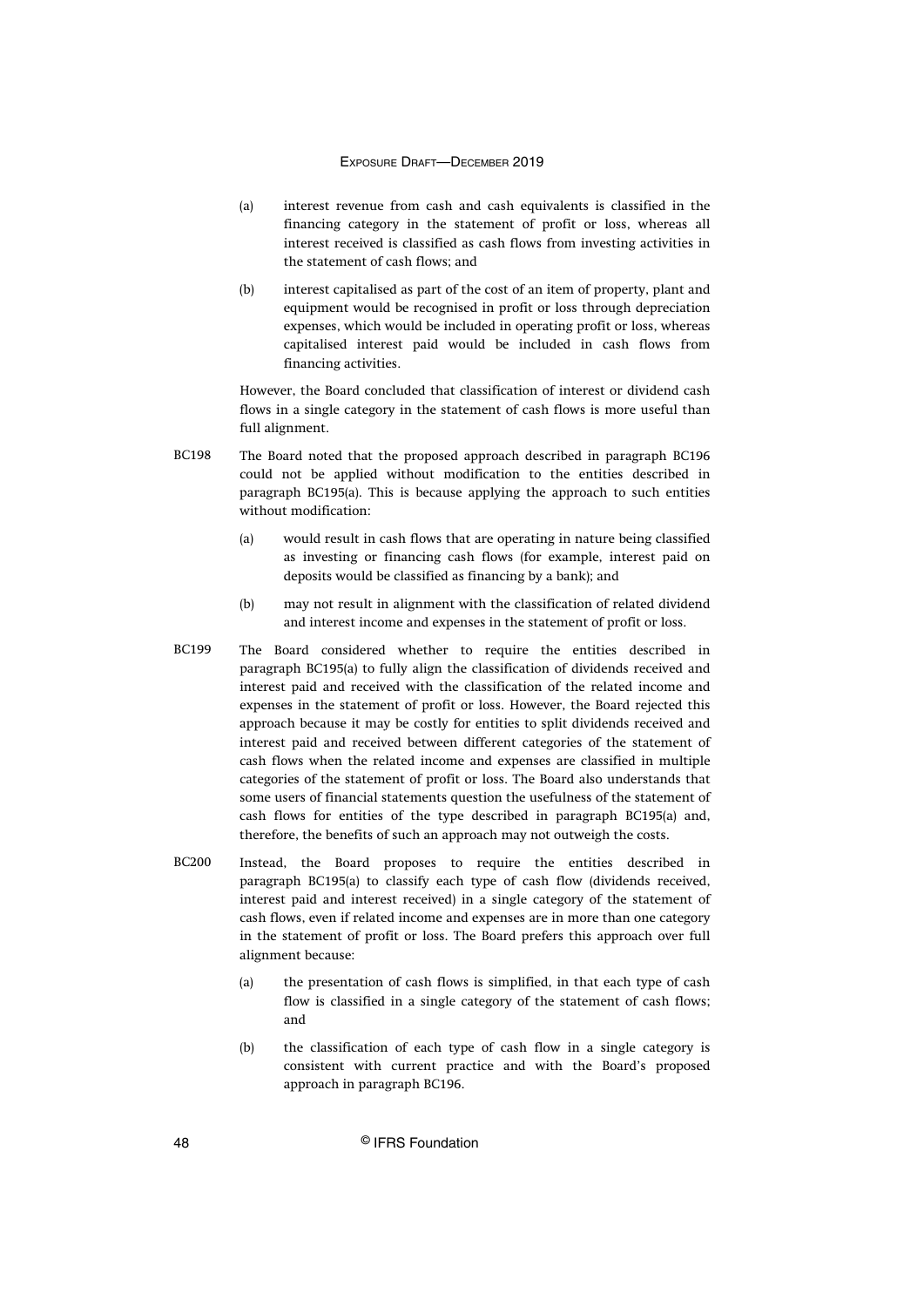(a) interest revenue from cash and cash equivalents is classified in the financing category in the statement of profit or loss, whereas all interest received is classified as cash flows from investing activities in the statement of cash flows; and

(b) interest capitalised as part of the cost of an item of property, plant and equipment would be recognised in profit or loss through depreciation expenses, which would be included in operating profit or loss, whereas capitalised interest paid would be included in cash flows from financing activities.

However, the Board concluded that classification of interest or dividend cash flows in a single category in the statement of cash flows is more useful than full alignment.

BC198 The Board noted that the proposed approach described in paragraph BC196 could not be applied without modification to the entities described in paragraph BC195(a). This is because applying the approach to such entities without modification:

(a) would result in cash flows that are operating in nature being classified as investing or financing cash flows (for example, interest paid on deposits would be classified as financing by a bank); and

(b) may not result in alignment with the classification of related dividend and interest income and expenses in the statement of profit or loss.

BC199 The Board considered whether to require the entities described in paragraph BC195(a) to fully align the classification of dividends received and interest paid and received with the classification of the related income and expenses in the statement of profit or loss. However, the Board rejected this approach because it may be costly for entities to split dividends received and interest paid and received between different categories of the statement of cash flows when the related income and expenses are classified in multiple categories of the statement of profit or loss. The Board also understands that some users of financial statements question the usefulness of the statement of cash flows for entities of the type described in paragraph BC195(a) and, therefore, the benefits of such an approach may not outweigh the costs.

BC200 Instead, the Board proposes to require the entities described in paragraph BC195(a) to classify each type of cash flow (dividends received, interest paid and interest received) in a single category of the statement of cash flows, even if related income and expenses are in more than one category in the statement of profit or loss. The Board prefers this approach over full alignment because:

(a) the presentation of cash flows is simplified, in that each type of cash flow is classified in a single category of the statement of cash flows; and

(b) the classification of each type of cash flow in a single category is consistent with current practice and with the Board's proposed approach in paragraph BC196.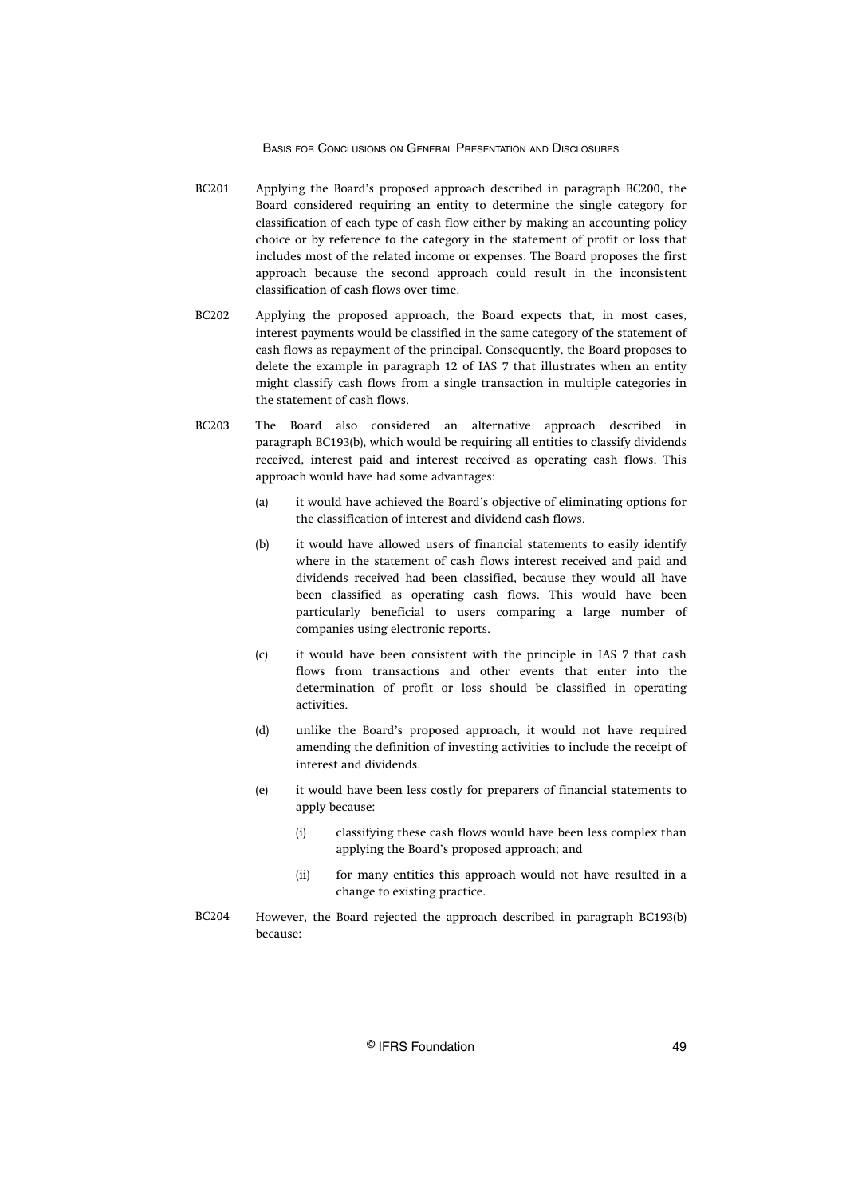BC201 Applying the Board's proposed approach described in paragraph BC200, the Board considered requiring an entity to determine the single category for classification of each type of cash flow either by making an accounting policy choice or by reference to the category in the statement of profit or loss that includes most of the related income or expenses. The Board proposes the first approach because the second approach could result in the inconsistent classification of cash flows over time.

BC202 Applying the proposed approach, the Board expects that, in most cases, interest payments would be classified in the same category of the statement of cash flows as repayment of the principal. Consequently, the Board proposes to delete the example in paragraph 12 of IAS 7 that illustrates when an entity might classify cash flows from a single transaction in multiple categories in the statement of cash flows.

BC203 The Board also considered an alternative approach described in paragraph BC193(b), which would be requiring all entities to classify dividends received, interest paid and interest received as operating cash flows. This approach would have had some advantages:

(a) it would have achieved the Board's objective of eliminating options for the classification of interest and dividend cash flows.

(b) it would have allowed users of financial statements to easily identify where in the statement of cash flows interest received and paid and dividends received had been classified, because they would all have been classified as operating cash flows. This would have been particularly beneficial to users comparing a large number of companies using electronic reports.

(c) it would have been consistent with the principle in IAS 7 that cash flows from transactions and other events that enter into the determination of profit or loss should be classified in operating activities.

(d) unlike the Board's proposed approach, it would not have required amending the definition of investing activities to include the receipt of interest and dividends.

(e) it would have been less costly for preparers of financial statements to apply because:

  (i) classifying these cash flows would have been less complex than applying the Board's proposed approach; and

  (ii) for many entities this approach would not have resulted in a change to existing practice.

BC204 However, the Board rejected the approach described in paragraph BC193(b) because: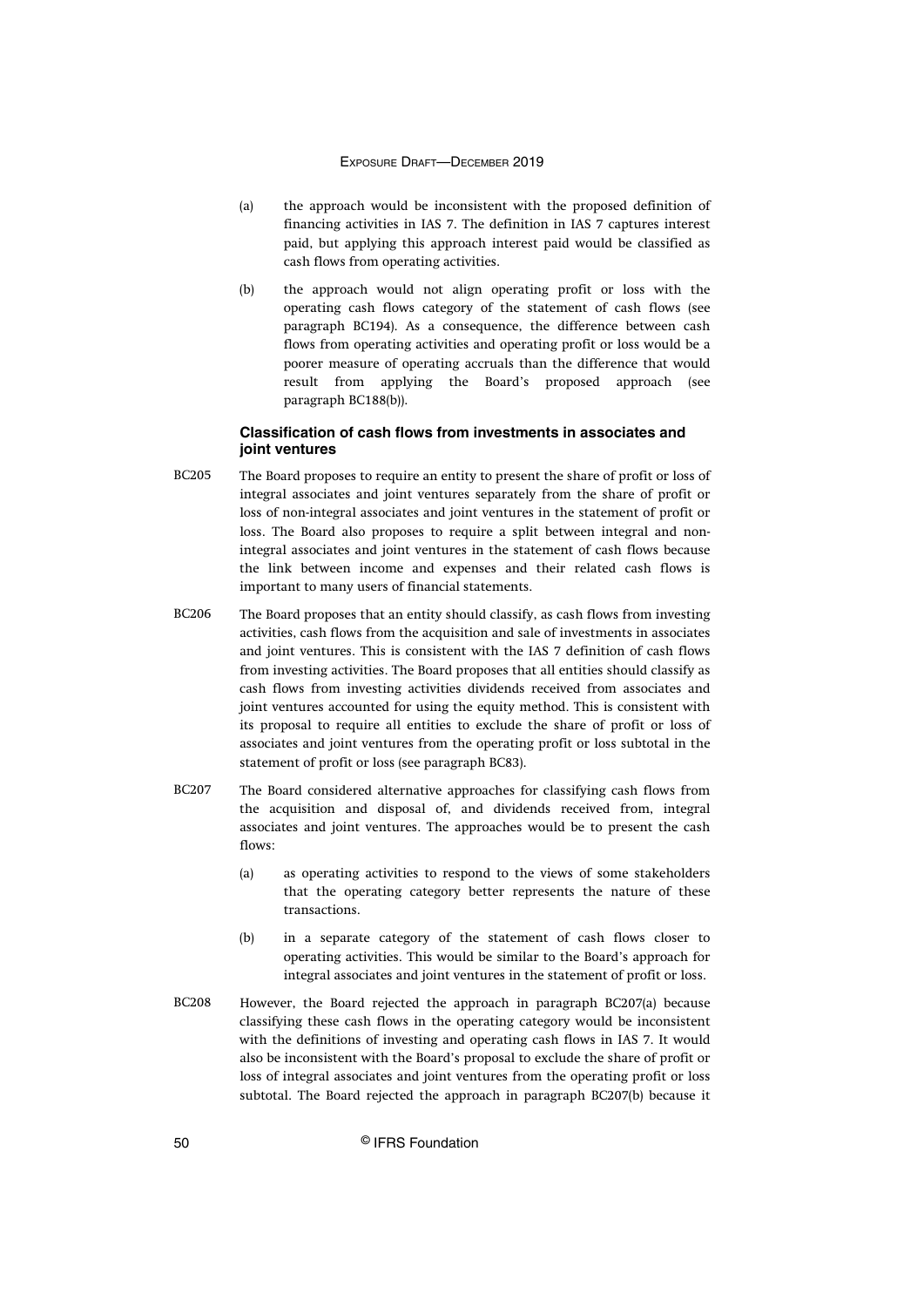(a) the approach would be inconsistent with the proposed definition of financing activities in IAS 7. The definition in IAS 7 captures interest paid, but applying this approach interest paid would be classified as cash flows from operating activities.

(b) the approach would not align operating profit or loss with the operating cash flows category of the statement of cash flows (see paragraph BC194). As a consequence, the difference between cash flows from operating activities and operating profit or loss would be a poorer measure of operating accruals than the difference that would result from applying the Board's proposed approach (see paragraph BC188(b)).

### Classification of cash flows from investments in associates and joint ventures

BC205 The Board proposes to require an entity to present the share of profit or loss of integral associates and joint ventures separately from the share of profit or loss of non-integral associates and joint ventures in the statement of profit or loss. The Board also proposes to require a split between integral and non-integral associates and joint ventures in the statement of cash flows because the link between income and expenses and their related cash flows is important to many users of financial statements.

BC206 The Board proposes that an entity should classify, as cash flows from investing activities, cash flows from the acquisition and sale of investments in associates and joint ventures. This is consistent with the IAS 7 definition of cash flows from investing activities. The Board proposes that all entities should classify as cash flows from investing activities dividends received from associates and joint ventures accounted for using the equity method. This is consistent with its proposal to require all entities to exclude the share of profit or loss of associates and joint ventures from the operating profit or loss subtotal in the statement of profit or loss (see paragraph BC83).

BC207 The Board considered alternative approaches for classifying cash flows from the acquisition and disposal of, and dividends received from, integral associates and joint ventures. The approaches would be to present the cash flows:

(a) as operating activities to respond to the views of some stakeholders that the operating category better represents the nature of these transactions.

(b) in a separate category of the statement of cash flows closer to operating activities. This would be similar to the Board's approach for integral associates and joint ventures in the statement of profit or loss.

BC208 However, the Board rejected the approach in paragraph BC207(a) because classifying these cash flows in the operating category would be inconsistent with the definitions of investing and operating cash flows in IAS 7. It would also be inconsistent with the Board's proposal to exclude the share of profit or loss of integral associates and joint ventures from the operating profit or loss subtotal. The Board rejected the approach in paragraph BC207(b) because it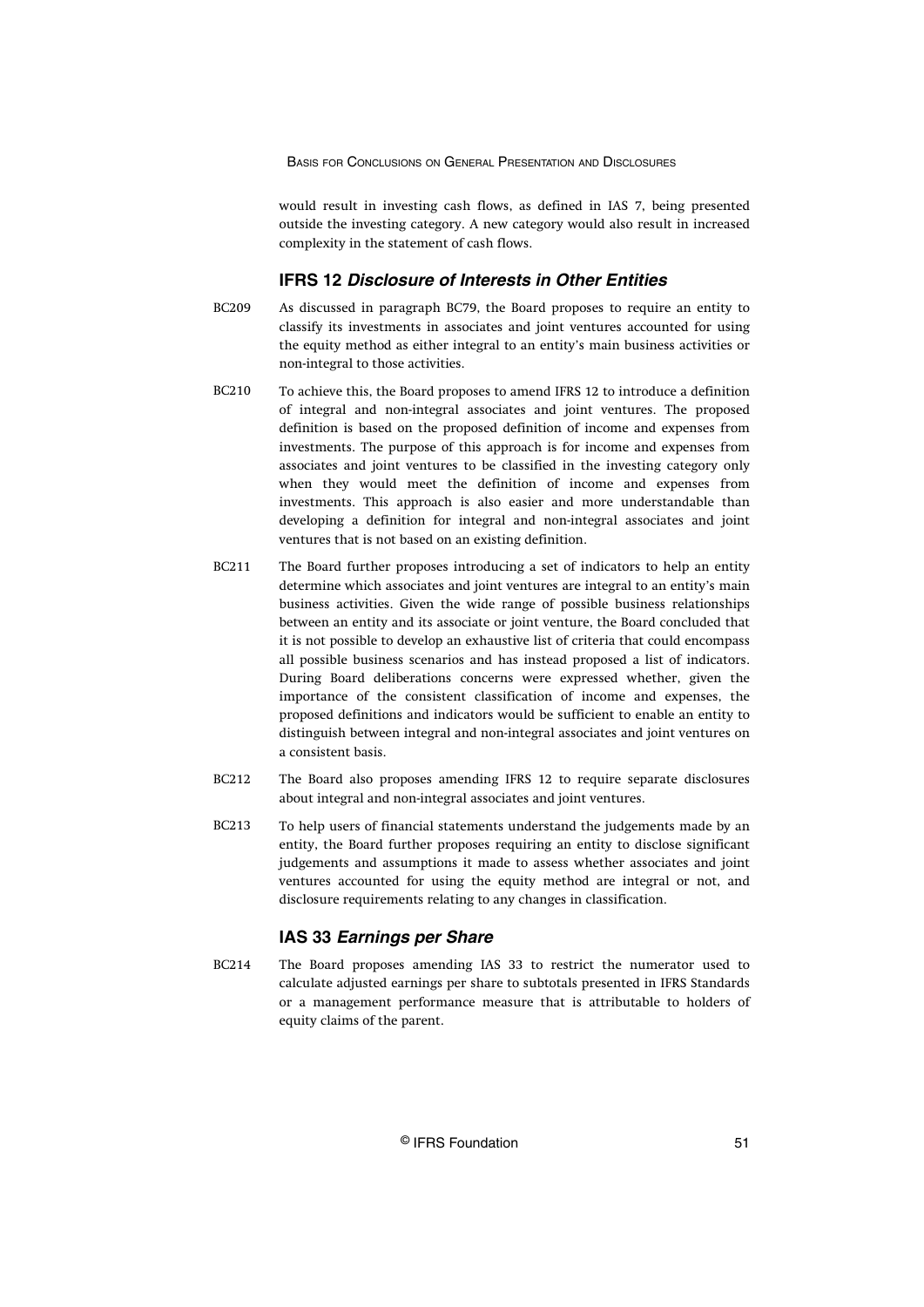would result in investing cash flows, as defined in IAS 7, being presented outside the investing category. A new category would also result in increased complexity in the statement of cash flows.

## IFRS 12 *Disclosure of Interests in Other Entities*

BC209 As discussed in paragraph BC79, the Board proposes to require an entity to classify its investments in associates and joint ventures accounted for using the equity method as either integral to an entity's main business activities or non-integral to those activities.

BC210 To achieve this, the Board proposes to amend IFRS 12 to introduce a definition of integral and non-integral associates and joint ventures. The proposed definition is based on the proposed definition of income and expenses from investments. The purpose of this approach is for income and expenses from associates and joint ventures to be classified in the investing category only when they would meet the definition of income and expenses from investments. This approach is also easier and more understandable than developing a definition for integral and non-integral associates and joint ventures that is not based on an existing definition.

BC211 The Board further proposes introducing a set of indicators to help an entity determine which associates and joint ventures are integral to an entity's main business activities. Given the wide range of possible business relationships between an entity and its associate or joint venture, the Board concluded that it is not possible to develop an exhaustive list of criteria that could encompass all possible business scenarios and has instead proposed a list of indicators. During Board deliberations concerns were expressed whether, given the importance of the consistent classification of income and expenses, the proposed definitions and indicators would be sufficient to enable an entity to distinguish between integral and non-integral associates and joint ventures on a consistent basis.

BC212 The Board also proposes amending IFRS 12 to require separate disclosures about integral and non-integral associates and joint ventures.

BC213 To help users of financial statements understand the judgements made by an entity, the Board further proposes requiring an entity to disclose significant judgements and assumptions it made to assess whether associates and joint ventures accounted for using the equity method are integral or not, and disclosure requirements relating to any changes in classification.

## IAS 33 *Earnings per Share*

BC214 The Board proposes amending IAS 33 to restrict the numerator used to calculate adjusted earnings per share to subtotals presented in IFRS Standards or a management performance measure that is attributable to holders of equity claims of the parent.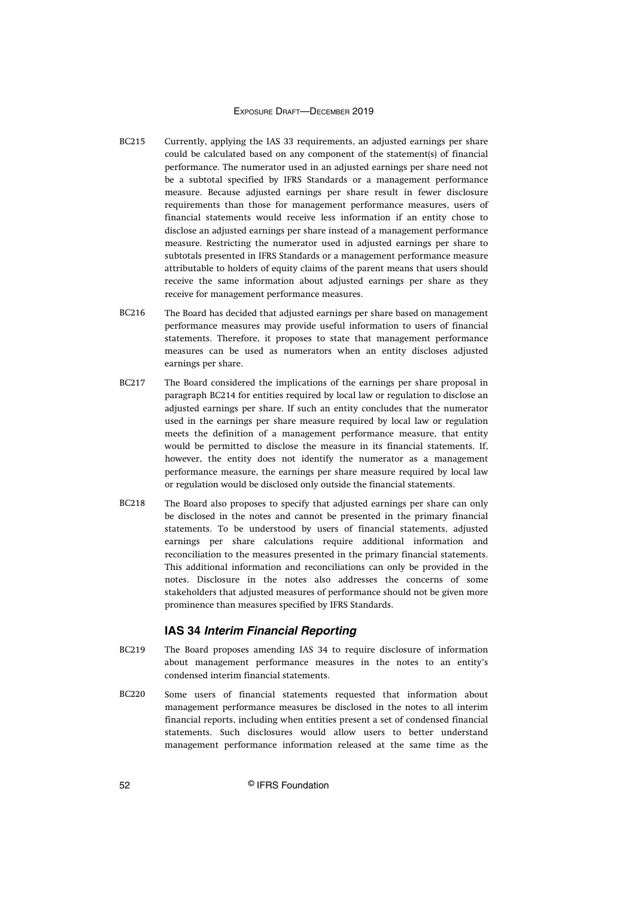BC215 Currently, applying the IAS 33 requirements, an adjusted earnings per share could be calculated based on any component of the statement(s) of financial performance. The numerator used in an adjusted earnings per share need not be a subtotal specified by IFRS Standards or a management performance measure. Because adjusted earnings per share result in fewer disclosure requirements than those for management performance measures, users of financial statements would receive less information if an entity chose to disclose an adjusted earnings per share instead of a management performance measure. Restricting the numerator used in adjusted earnings per share to subtotals presented in IFRS Standards or a management performance measure attributable to holders of equity claims of the parent means that users should receive the same information about adjusted earnings per share as they receive for management performance measures.

BC216 The Board has decided that adjusted earnings per share based on management performance measures may provide useful information to users of financial statements. Therefore, it proposes to state that management performance measures can be used as numerators when an entity discloses adjusted earnings per share.

BC217 The Board considered the implications of the earnings per share proposal in paragraph BC214 for entities required by local law or regulation to disclose an adjusted earnings per share. If such an entity concludes that the numerator used in the earnings per share measure required by local law or regulation meets the definition of a management performance measure, that entity would be permitted to disclose the measure in its financial statements. If, however, the entity does not identify the numerator as a management performance measure, the earnings per share measure required by local law or regulation would be disclosed only outside the financial statements.

BC218 The Board also proposes to specify that adjusted earnings per share can only be disclosed in the notes and cannot be presented in the primary financial statements. To be understood by users of financial statements, adjusted earnings per share calculations require additional information and reconciliation to the measures presented in the primary financial statements. This additional information and reconciliations can only be provided in the notes. Disclosure in the notes also addresses the concerns of some stakeholders that adjusted measures of performance should not be given more prominence than measures specified by IFRS Standards.

## IAS 34 *Interim Financial Reporting*

BC219 The Board proposes amending IAS 34 to require disclosure of information about management performance measures in the notes to an entity's condensed interim financial statements.

BC220 Some users of financial statements requested that information about management performance measures be disclosed in the notes to all interim financial reports, including when entities present a set of condensed financial statements. Such disclosures would allow users to better understand management performance information released at the same time as the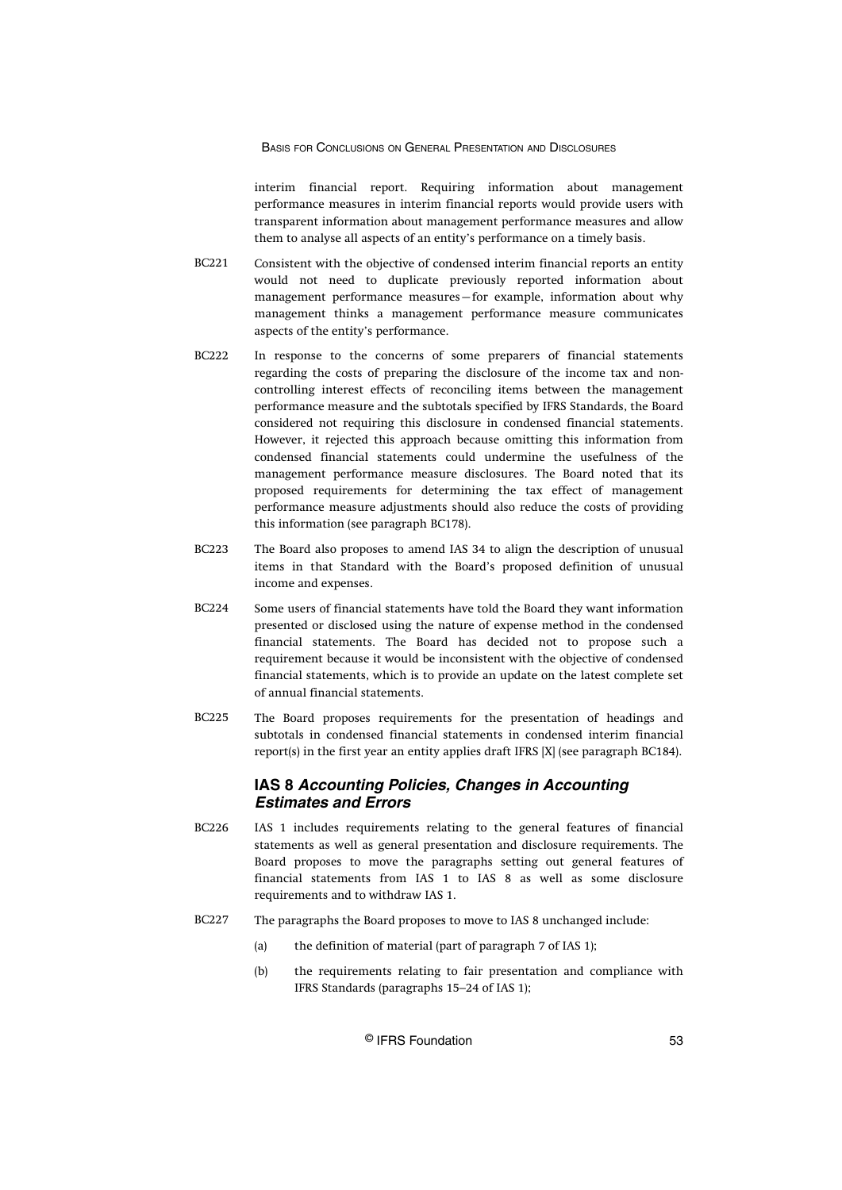interim financial report. Requiring information about management performance measures in interim financial reports would provide users with transparent information about management performance measures and allow them to analyse all aspects of an entity's performance on a timely basis.

BC221 Consistent with the objective of condensed interim financial reports an entity would not need to duplicate previously reported information about management performance measures—for example, information about why management thinks a management performance measure communicates aspects of the entity's performance.

BC222 In response to the concerns of some preparers of financial statements regarding the costs of preparing the disclosure of the income tax and non-controlling interest effects of reconciling items between the management performance measure and the subtotals specified by IFRS Standards, the Board considered not requiring this disclosure in condensed financial statements. However, it rejected this approach because omitting this information from condensed financial statements could undermine the usefulness of the management performance measure disclosures. The Board noted that its proposed requirements for determining the tax effect of management performance measure adjustments should also reduce the costs of providing this information (see paragraph BC178).

BC223 The Board also proposes to amend IAS 34 to align the description of unusual items in that Standard with the Board's proposed definition of unusual income and expenses.

BC224 Some users of financial statements have told the Board they want information presented or disclosed using the nature of expense method in the condensed financial statements. The Board has decided not to propose such a requirement because it would be inconsistent with the objective of condensed financial statements, which is to provide an update on the latest complete set of annual financial statements.

BC225 The Board proposes requirements for the presentation of headings and subtotals in condensed financial statements in condensed interim financial report(s) in the first year an entity applies draft IFRS [X] (see paragraph BC184).

### IAS 8 *Accounting Policies, Changes in Accounting Estimates and Errors*

BC226 IAS 1 includes requirements relating to the general features of financial statements as well as general presentation and disclosure requirements. The Board proposes to move the paragraphs setting out general features of financial statements from IAS 1 to IAS 8 as well as some disclosure requirements and to withdraw IAS 1.

BC227 The paragraphs the Board proposes to move to IAS 8 unchanged include:

(a) the definition of material (part of paragraph 7 of IAS 1);

(b) the requirements relating to fair presentation and compliance with IFRS Standards (paragraphs 15–24 of IAS 1);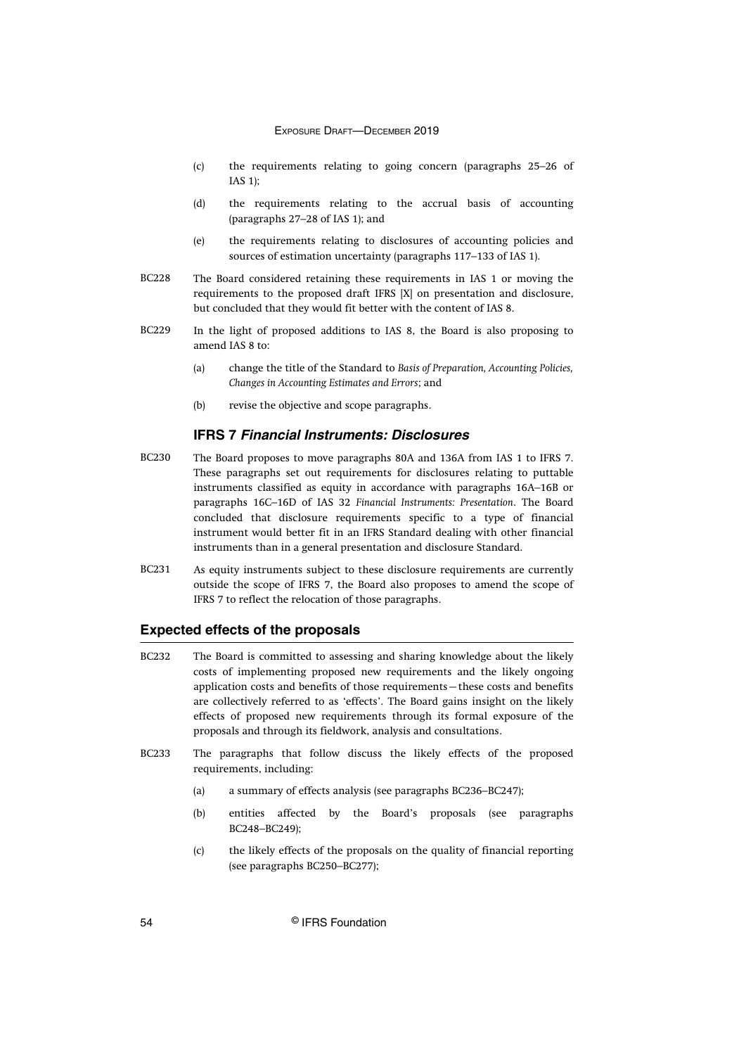(c) the requirements relating to going concern (paragraphs 25–26 of IAS 1);

(d) the requirements relating to the accrual basis of accounting (paragraphs 27–28 of IAS 1); and

(e) the requirements relating to disclosures of accounting policies and sources of estimation uncertainty (paragraphs 117–133 of IAS 1).

BC228 The Board considered retaining these requirements in IAS 1 or moving the requirements to the proposed draft IFRS [X] on presentation and disclosure, but concluded that they would fit better with the content of IAS 8.

BC229 In the light of proposed additions to IAS 8, the Board is also proposing to amend IAS 8 to:

(a) change the title of the Standard to *Basis of Preparation, Accounting Policies, Changes in Accounting Estimates and Errors*; and

(b) revise the objective and scope paragraphs.

### IFRS 7 *Financial Instruments: Disclosures*

BC230 The Board proposes to move paragraphs 80A and 136A from IAS 1 to IFRS 7. These paragraphs set out requirements for disclosures relating to puttable instruments classified as equity in accordance with paragraphs 16A–16B or paragraphs 16C–16D of IAS 32 *Financial Instruments: Presentation*. The Board concluded that disclosure requirements specific to a type of financial instrument would better fit in an IFRS Standard dealing with other financial instruments than in a general presentation and disclosure Standard.

BC231 As equity instruments subject to these disclosure requirements are currently outside the scope of IFRS 7, the Board also proposes to amend the scope of IFRS 7 to reflect the relocation of those paragraphs.

## Expected effects of the proposals

BC232 The Board is committed to assessing and sharing knowledge about the likely costs of implementing proposed new requirements and the likely ongoing application costs and benefits of those requirements—these costs and benefits are collectively referred to as 'effects'. The Board gains insight on the likely effects of proposed new requirements through its formal exposure of the proposals and through its fieldwork, analysis and consultations.

BC233 The paragraphs that follow discuss the likely effects of the proposed requirements, including:

(a) a summary of effects analysis (see paragraphs BC236–BC247);

(b) entities affected by the Board's proposals (see paragraphs BC248–BC249);

(c) the likely effects of the proposals on the quality of financial reporting (see paragraphs BC250–BC277);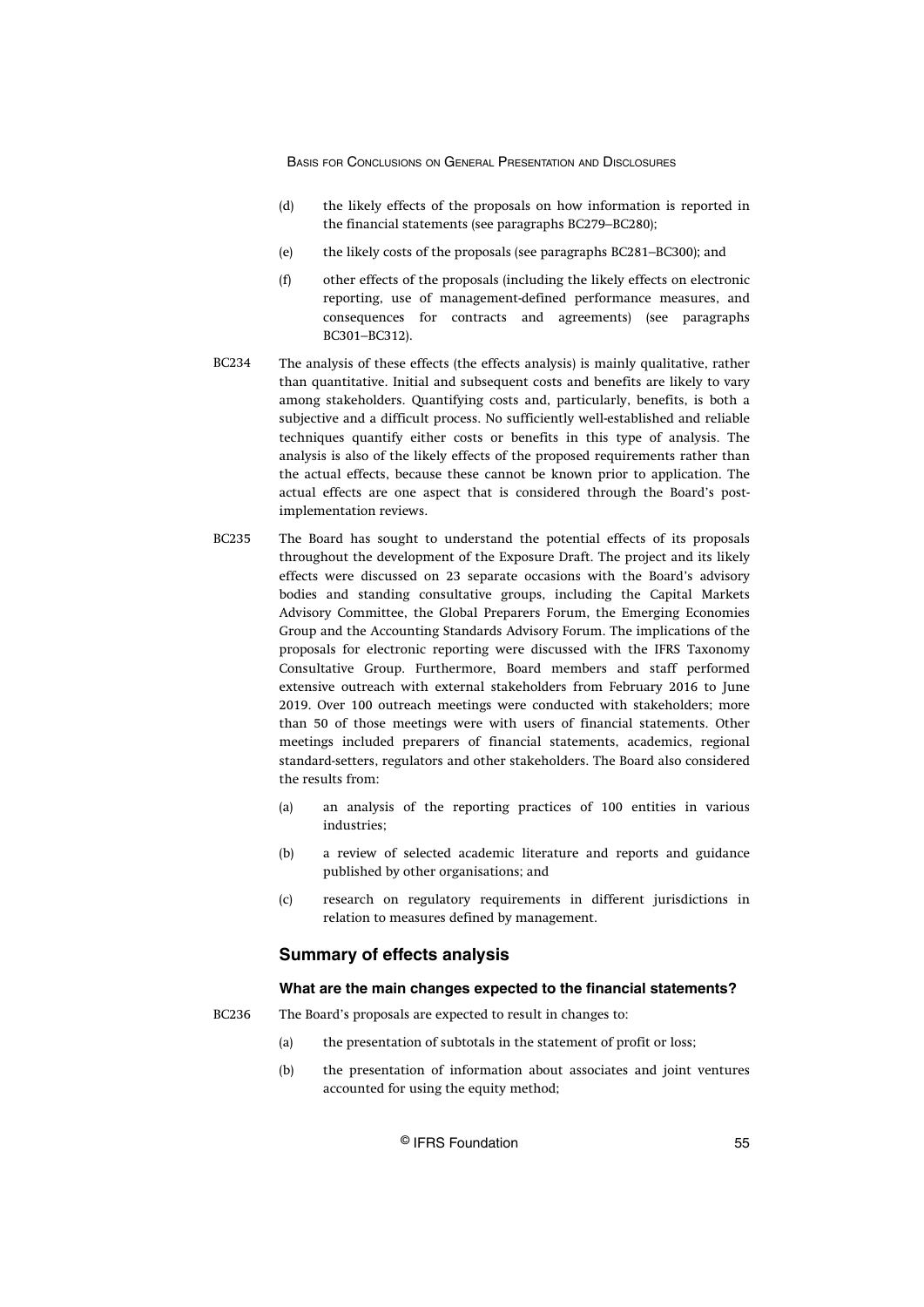(d) the likely effects of the proposals on how information is reported in the financial statements (see paragraphs BC279–BC280);

(e) the likely costs of the proposals (see paragraphs BC281–BC300); and

(f) other effects of the proposals (including the likely effects on electronic reporting, use of management-defined performance measures, and consequences for contracts and agreements) (see paragraphs BC301–BC312).

BC234 The analysis of these effects (the effects analysis) is mainly qualitative, rather than quantitative. Initial and subsequent costs and benefits are likely to vary among stakeholders. Quantifying costs and, particularly, benefits, is both a subjective and a difficult process. No sufficiently well-established and reliable techniques quantify either costs or benefits in this type of analysis. The analysis is also of the likely effects of the proposed requirements rather than the actual effects, because these cannot be known prior to application. The actual effects are one aspect that is considered through the Board's post-implementation reviews.

BC235 The Board has sought to understand the potential effects of its proposals throughout the development of the Exposure Draft. The project and its likely effects were discussed on 23 separate occasions with the Board's advisory bodies and standing consultative groups, including the Capital Markets Advisory Committee, the Global Preparers Forum, the Emerging Economies Group and the Accounting Standards Advisory Forum. The implications of the proposals for electronic reporting were discussed with the IFRS Taxonomy Consultative Group. Furthermore, Board members and staff performed extensive outreach with external stakeholders from February 2016 to June 2019. Over 100 outreach meetings were conducted with stakeholders; more than 50 of those meetings were with users of financial statements. Other meetings included preparers of financial statements, academics, regional standard-setters, regulators and other stakeholders. The Board also considered the results from:

(a) an analysis of the reporting practices of 100 entities in various industries;

(b) a review of selected academic literature and reports and guidance published by other organisations; and

(c) research on regulatory requirements in different jurisdictions in relation to measures defined by management.

## Summary of effects analysis

### What are the main changes expected to the financial statements?

BC236 The Board's proposals are expected to result in changes to:

(a) the presentation of subtotals in the statement of profit or loss;

(b) the presentation of information about associates and joint ventures accounted for using the equity method;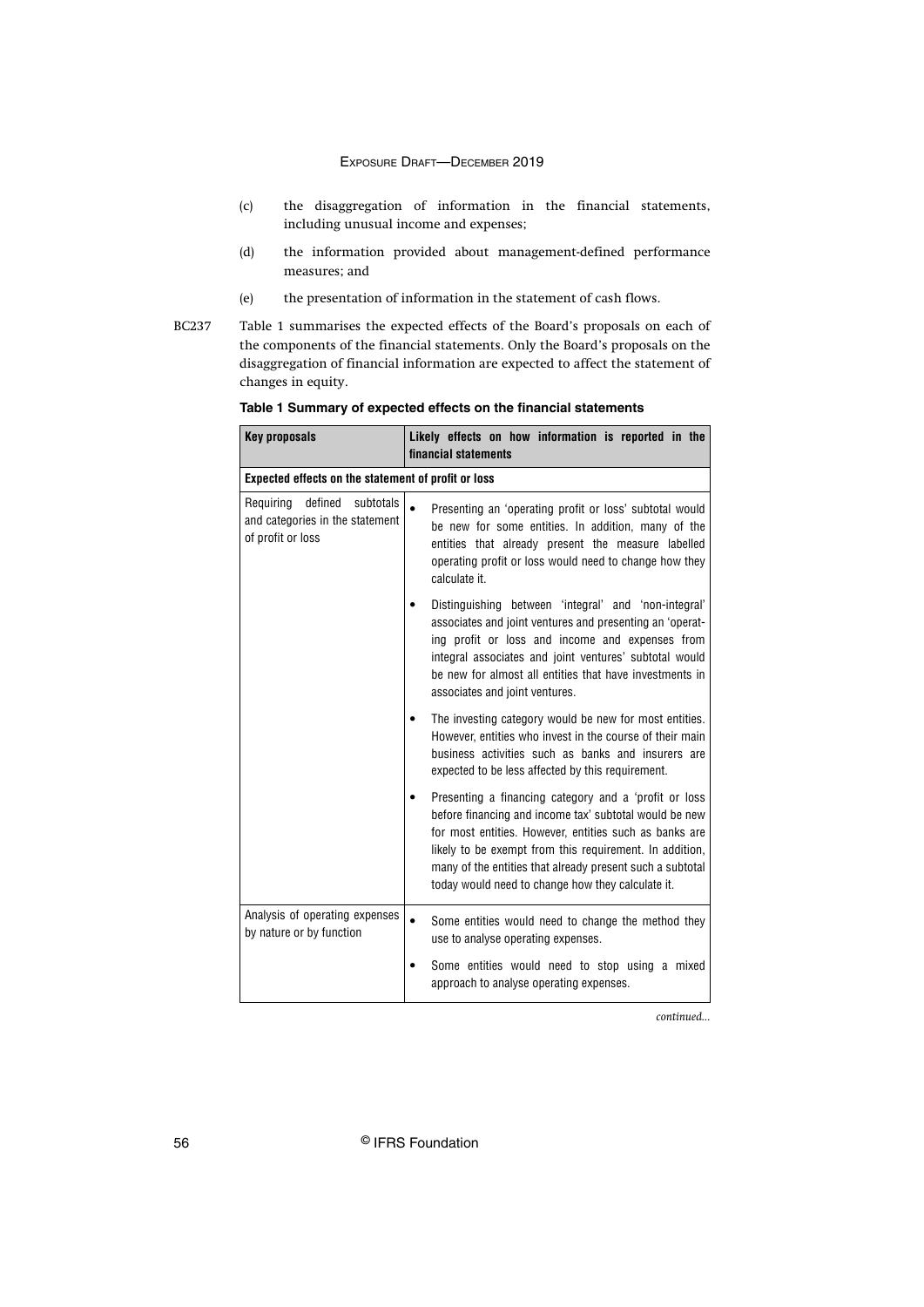(c) the disaggregation of information in the financial statements, including unusual income and expenses;

(d) the information provided about management-defined performance measures; and

(e) the presentation of information in the statement of cash flows.

BC237 Table 1 summarises the expected effects of the Board's proposals on each of the components of the financial statements. Only the Board's proposals on the disaggregation of financial information are expected to affect the statement of changes in equity.

**Table 1 Summary of expected effects on the financial statements**

| Key proposals | Likely effects on how information is reported in the financial statements |
|---|---|
| **Expected effects on the statement of profit or loss** | |
| Requiring defined subtotals and categories in the statement of profit or loss | • Presenting an 'operating profit or loss' subtotal would be new for some entities. In addition, many of the entities that already present the measure labelled operating profit or loss would need to change how they calculate it. |
| | • Distinguishing between 'integral' and 'non-integral' associates and joint ventures and presenting an 'operating profit or loss and income and expenses from integral associates and joint ventures' subtotal would be new for almost all entities that have investments in associates and joint ventures. |
| | • The investing category would be new for most entities. However, entities who invest in the course of their main business activities such as banks and insurers are expected to be less affected by this requirement. |
| | • Presenting a financing category and a 'profit or loss before financing and income tax' subtotal would be new for most entities. However, entities such as banks are likely to be exempt from this requirement. In addition, many of the entities that already present such a subtotal today would need to change how they calculate it. |
| Analysis of operating expenses by nature or by function | • Some entities would need to change the method they use to analyse operating expenses. |
| | • Some entities would need to stop using a mixed approach to analyse operating expenses. |

*continued...*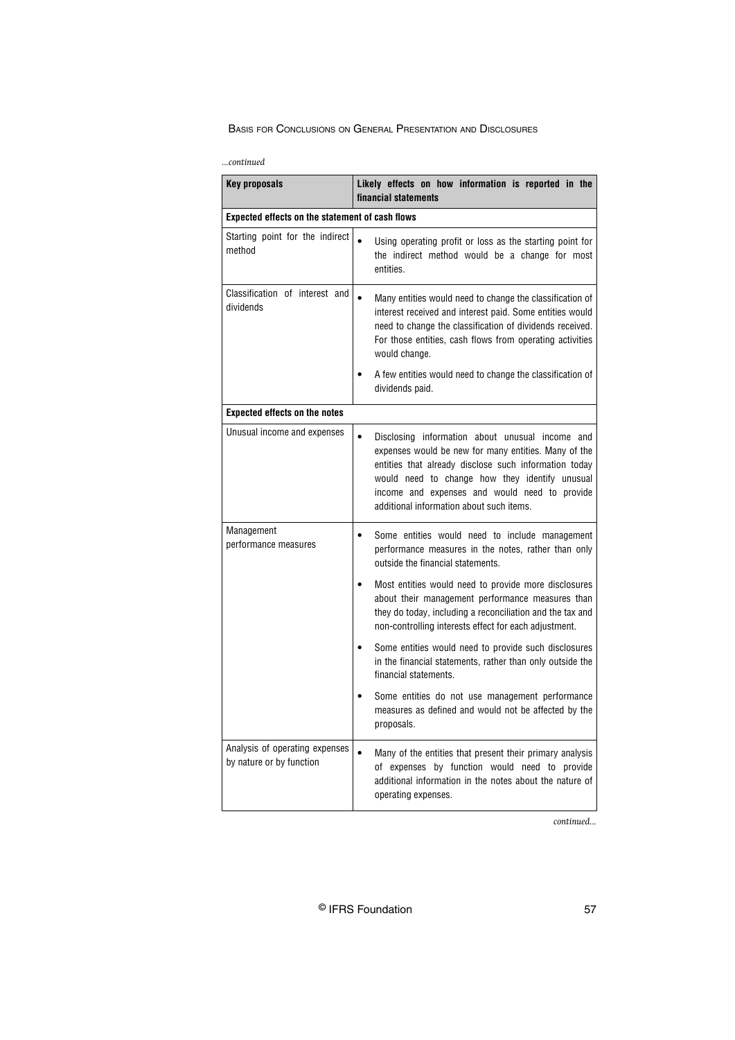*...continued*

| Key proposals | Likely effects on how information is reported in the financial statements |
|---|---|
| **Expected effects on the statement of cash flows** | |
| Starting point for the indirect method | • Using operating profit or loss as the starting point for the indirect method would be a change for most entities. |
| Classification of interest and dividends | • Many entities would need to change the classification of interest received and interest paid. Some entities would need to change the classification of dividends received. For those entities, cash flows from operating activities would change.<br>• A few entities would need to change the classification of dividends paid. |
| **Expected effects on the notes** | |
| Unusual income and expenses | • Disclosing information about unusual income and expenses would be new for many entities. Many of the entities that already disclose such information today would need to change how they identify unusual income and expenses and would need to provide additional information about such items. |
| Management performance measures | • Some entities would need to include management performance measures in the notes, rather than only outside the financial statements.<br>• Most entities would need to provide more disclosures about their management performance measures than they do today, including a reconciliation and the tax and non-controlling interests effect for each adjustment.<br>• Some entities would need to provide such disclosures in the financial statements, rather than only outside the financial statements.<br>• Some entities do not use management performance measures as defined and would not be affected by the proposals. |
| Analysis of operating expenses by nature or by function | • Many of the entities that present their primary analysis of expenses by function would need to provide additional information in the notes about the nature of operating expenses. |

*continued...*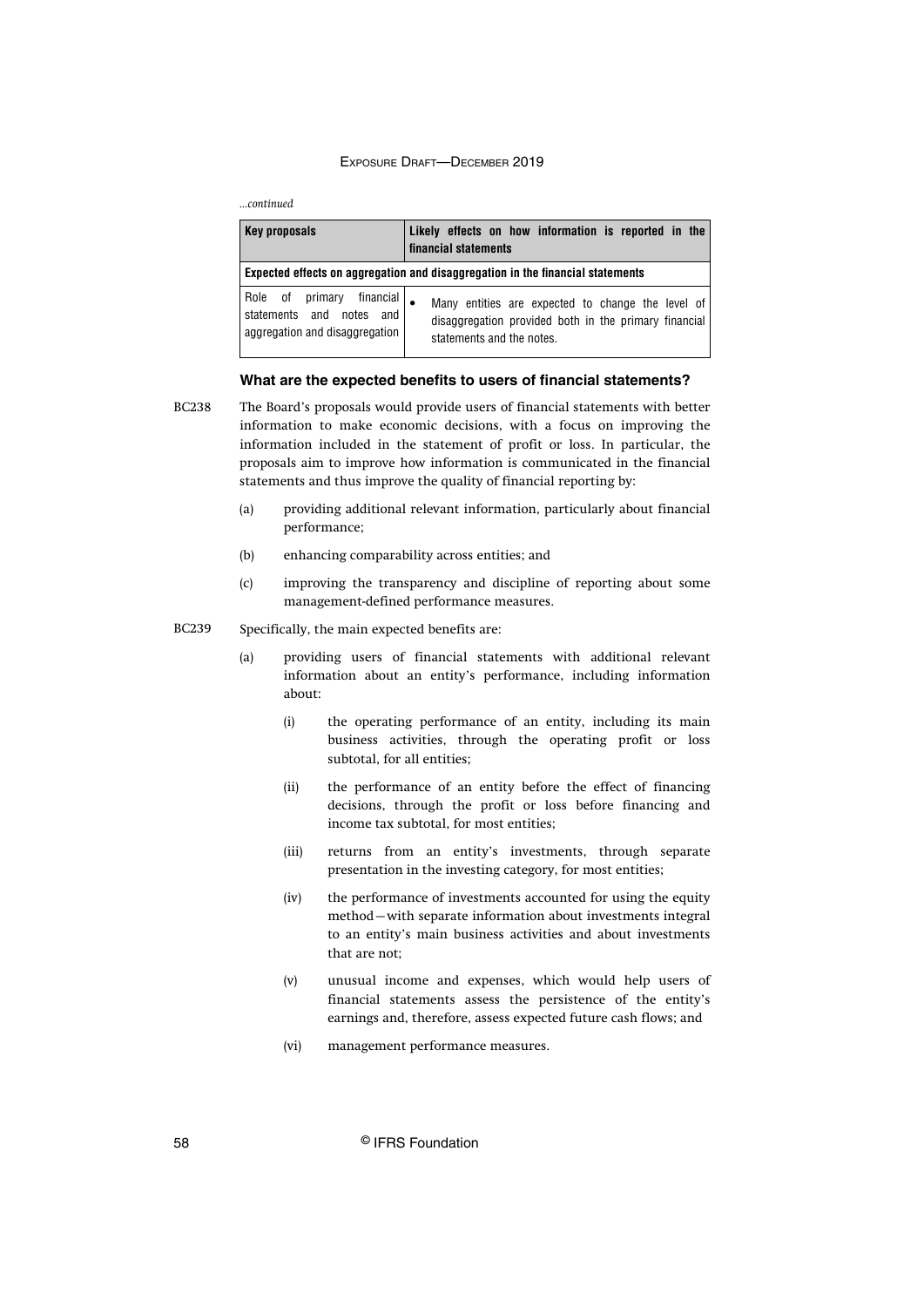*...continued*

| Key proposals | Likely effects on how information is reported in the financial statements |
|---|---|
| **Expected effects on aggregation and disaggregation in the financial statements** | |
| Role of primary financial statements and notes and aggregation and disaggregation | • Many entities are expected to change the level of disaggregation provided both in the primary financial statements and the notes. |

### What are the expected benefits to users of financial statements?

BC238 The Board's proposals would provide users of financial statements with better information to make economic decisions, with a focus on improving the information included in the statement of profit or loss. In particular, the proposals aim to improve how information is communicated in the financial statements and thus improve the quality of financial reporting by:

(a) providing additional relevant information, particularly about financial performance;

(b) enhancing comparability across entities; and

(c) improving the transparency and discipline of reporting about some management-defined performance measures.

BC239 Specifically, the main expected benefits are:

(a) providing users of financial statements with additional relevant information about an entity's performance, including information about:

(i) the operating performance of an entity, including its main business activities, through the operating profit or loss subtotal, for all entities;

(ii) the performance of an entity before the effect of financing decisions, through the profit or loss before financing and income tax subtotal, for most entities;

(iii) returns from an entity's investments, through separate presentation in the investing category, for most entities;

(iv) the performance of investments accounted for using the equity method—with separate information about investments integral to an entity's main business activities and about investments that are not;

(v) unusual income and expenses, which would help users of financial statements assess the persistence of the entity's earnings and, therefore, assess expected future cash flows; and

(vi) management performance measures.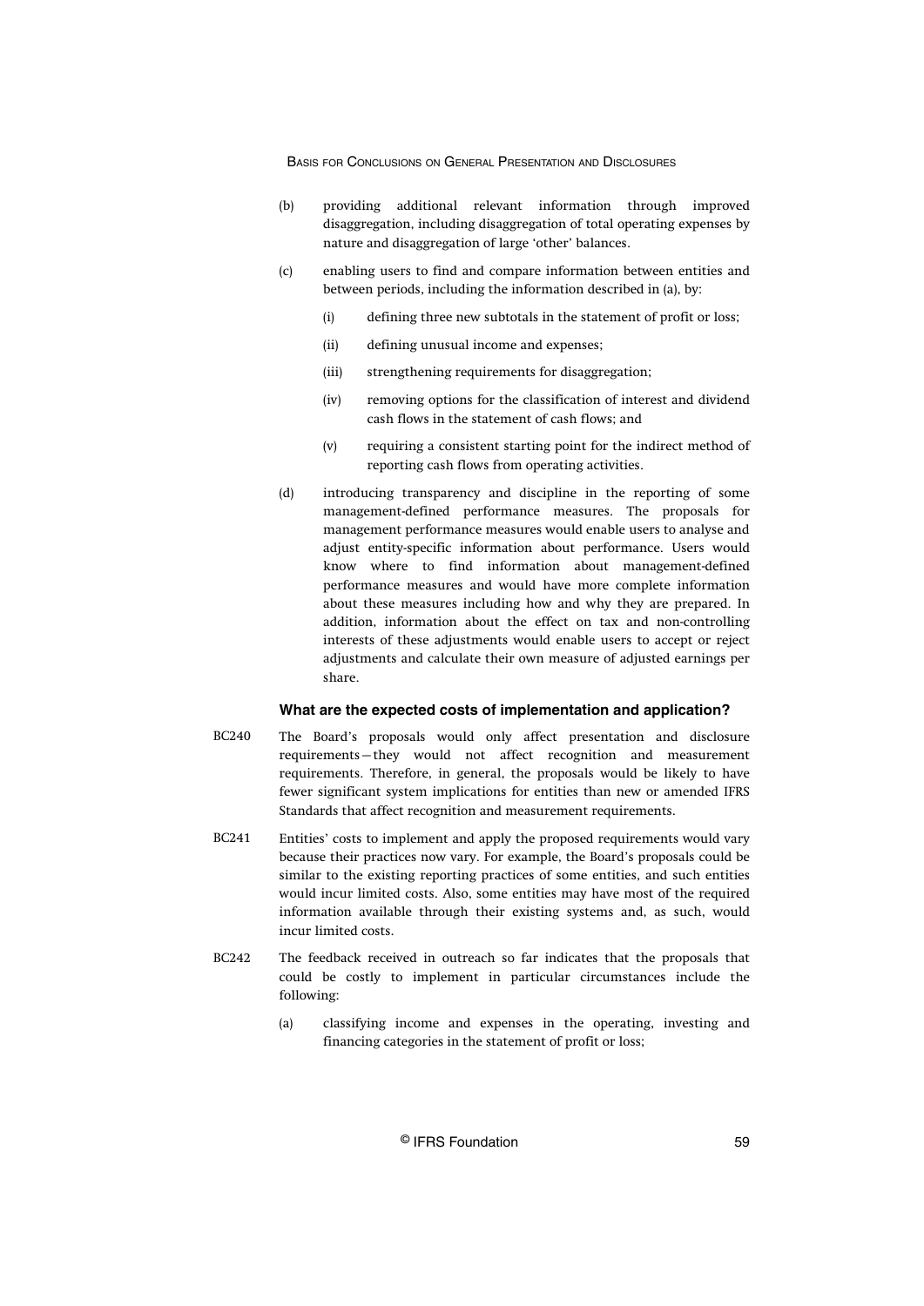(b) providing additional relevant information through improved disaggregation, including disaggregation of total operating expenses by nature and disaggregation of large 'other' balances.

(c) enabling users to find and compare information between entities and between periods, including the information described in (a), by:

  (i) defining three new subtotals in the statement of profit or loss;

  (ii) defining unusual income and expenses;

  (iii) strengthening requirements for disaggregation;

  (iv) removing options for the classification of interest and dividend cash flows in the statement of cash flows; and

  (v) requiring a consistent starting point for the indirect method of reporting cash flows from operating activities.

(d) introducing transparency and discipline in the reporting of some management-defined performance measures. The proposals for management performance measures would enable users to analyse and adjust entity-specific information about performance. Users would know where to find information about management-defined performance measures and would have more complete information about these measures including how and why they are prepared. In addition, information about the effect on tax and non-controlling interests of these adjustments would enable users to accept or reject adjustments and calculate their own measure of adjusted earnings per share.

### What are the expected costs of implementation and application?

BC240 The Board's proposals would only affect presentation and disclosure requirements—they would not affect recognition and measurement requirements. Therefore, in general, the proposals would be likely to have fewer significant system implications for entities than new or amended IFRS Standards that affect recognition and measurement requirements.

BC241 Entities' costs to implement and apply the proposed requirements would vary because their practices now vary. For example, the Board's proposals could be similar to the existing reporting practices of some entities, and such entities would incur limited costs. Also, some entities may have most of the required information available through their existing systems and, as such, would incur limited costs.

BC242 The feedback received in outreach so far indicates that the proposals that could be costly to implement in particular circumstances include the following:

(a) classifying income and expenses in the operating, investing and financing categories in the statement of profit or loss;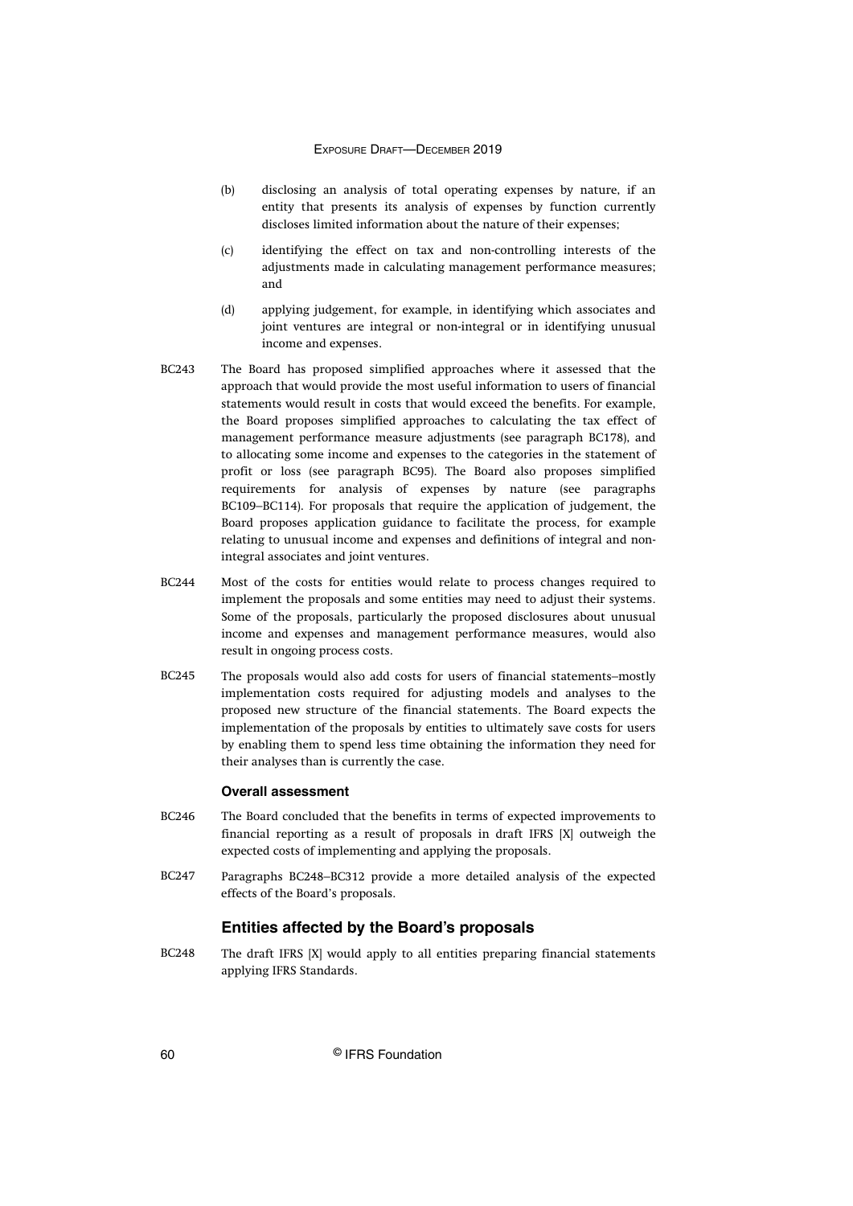(b) disclosing an analysis of total operating expenses by nature, if an entity that presents its analysis of expenses by function currently discloses limited information about the nature of their expenses;

(c) identifying the effect on tax and non-controlling interests of the adjustments made in calculating management performance measures; and

(d) applying judgement, for example, in identifying which associates and joint ventures are integral or non-integral or in identifying unusual income and expenses.

BC243 The Board has proposed simplified approaches where it assessed that the approach that would provide the most useful information to users of financial statements would result in costs that would exceed the benefits. For example, the Board proposes simplified approaches to calculating the tax effect of management performance measure adjustments (see paragraph BC178), and to allocating some income and expenses to the categories in the statement of profit or loss (see paragraph BC95). The Board also proposes simplified requirements for analysis of expenses by nature (see paragraphs BC109–BC114). For proposals that require the application of judgement, the Board proposes application guidance to facilitate the process, for example relating to unusual income and expenses and definitions of integral and non-integral associates and joint ventures.

BC244 Most of the costs for entities would relate to process changes required to implement the proposals and some entities may need to adjust their systems. Some of the proposals, particularly the proposed disclosures about unusual income and expenses and management performance measures, would also result in ongoing process costs.

BC245 The proposals would also add costs for users of financial statements–mostly implementation costs required for adjusting models and analyses to the proposed new structure of the financial statements. The Board expects the implementation of the proposals by entities to ultimately save costs for users by enabling them to spend less time obtaining the information they need for their analyses than is currently the case.

#### Overall assessment

BC246 The Board concluded that the benefits in terms of expected improvements to financial reporting as a result of proposals in draft IFRS [X] outweigh the expected costs of implementing and applying the proposals.

BC247 Paragraphs BC248–BC312 provide a more detailed analysis of the expected effects of the Board's proposals.

### Entities affected by the Board's proposals

BC248 The draft IFRS [X] would apply to all entities preparing financial statements applying IFRS Standards.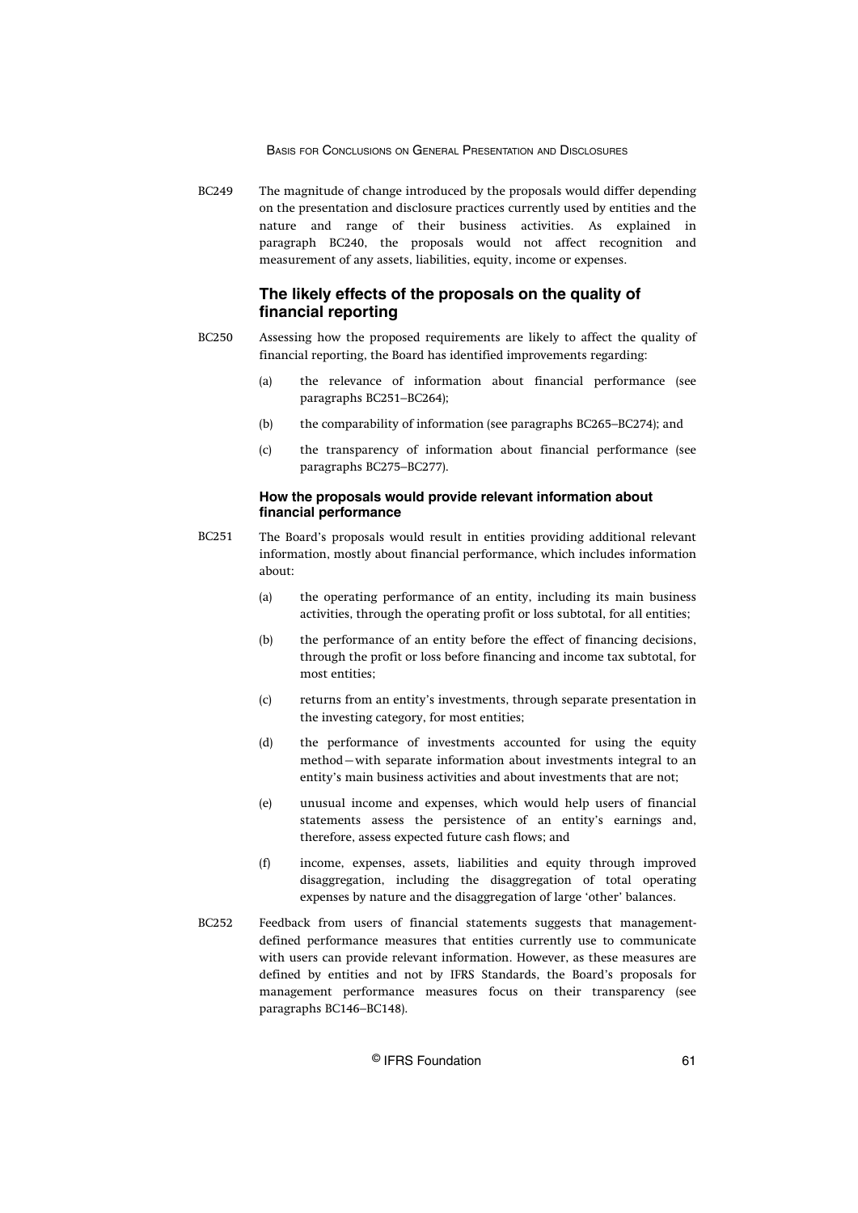BC249 The magnitude of change introduced by the proposals would differ depending on the presentation and disclosure practices currently used by entities and the nature and range of their business activities. As explained in paragraph BC240, the proposals would not affect recognition and measurement of any assets, liabilities, equity, income or expenses.

## The likely effects of the proposals on the quality of financial reporting

BC250 Assessing how the proposed requirements are likely to affect the quality of financial reporting, the Board has identified improvements regarding:

(a) the relevance of information about financial performance (see paragraphs BC251–BC264);

(b) the comparability of information (see paragraphs BC265–BC274); and

(c) the transparency of information about financial performance (see paragraphs BC275–BC277).

### How the proposals would provide relevant information about financial performance

BC251 The Board's proposals would result in entities providing additional relevant information, mostly about financial performance, which includes information about:

(a) the operating performance of an entity, including its main business activities, through the operating profit or loss subtotal, for all entities;

(b) the performance of an entity before the effect of financing decisions, through the profit or loss before financing and income tax subtotal, for most entities;

(c) returns from an entity's investments, through separate presentation in the investing category, for most entities;

(d) the performance of investments accounted for using the equity method—with separate information about investments integral to an entity's main business activities and about investments that are not;

(e) unusual income and expenses, which would help users of financial statements assess the persistence of an entity's earnings and, therefore, assess expected future cash flows; and

(f) income, expenses, assets, liabilities and equity through improved disaggregation, including the disaggregation of total operating expenses by nature and the disaggregation of large 'other' balances.

BC252 Feedback from users of financial statements suggests that management-defined performance measures that entities currently use to communicate with users can provide relevant information. However, as these measures are defined by entities and not by IFRS Standards, the Board's proposals for management performance measures focus on their transparency (see paragraphs BC146–BC148).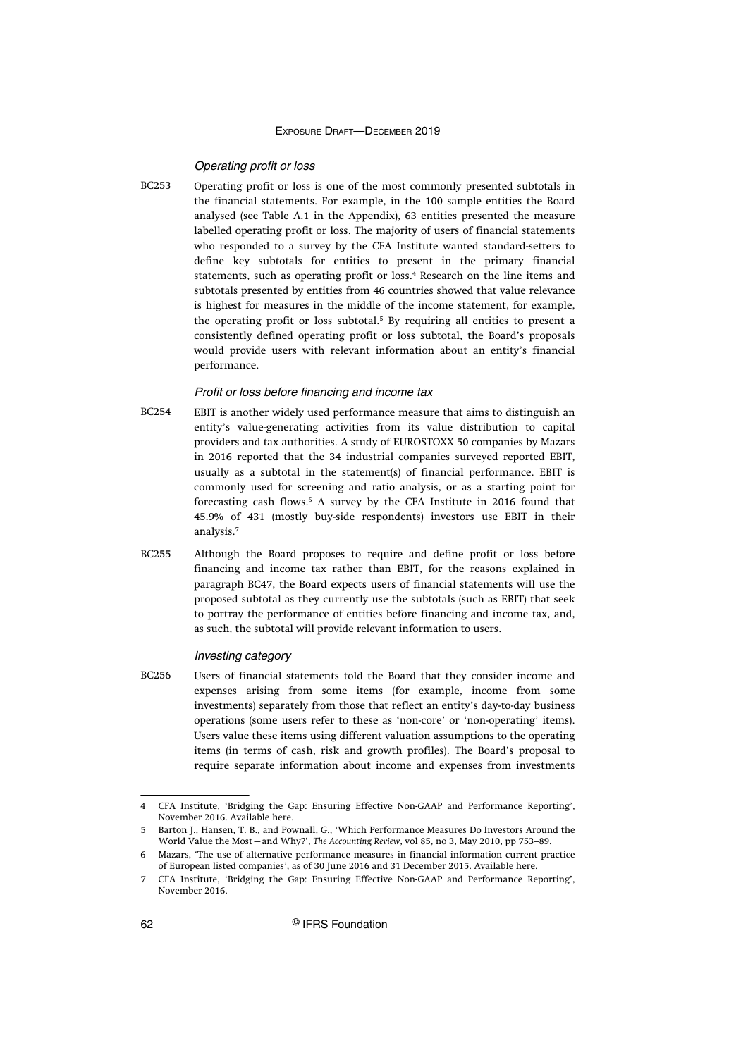### *Operating profit or loss*

BC253 Operating profit or loss is one of the most commonly presented subtotals in the financial statements. For example, in the 100 sample entities the Board analysed (see Table A.1 in the Appendix), 63 entities presented the measure labelled operating profit or loss. The majority of users of financial statements who responded to a survey by the CFA Institute wanted standard-setters to define key subtotals for entities to present in the primary financial statements, such as operating profit or loss.[4] Research on the line items and subtotals presented by entities from 46 countries showed that value relevance is highest for measures in the middle of the income statement, for example, the operating profit or loss subtotal.[5] By requiring all entities to present a consistently defined operating profit or loss subtotal, the Board's proposals would provide users with relevant information about an entity's financial performance.

### *Profit or loss before financing and income tax*

BC254 EBIT is another widely used performance measure that aims to distinguish an entity's value-generating activities from its value distribution to capital providers and tax authorities. A study of EUROSTOXX 50 companies by Mazars in 2016 reported that the 34 industrial companies surveyed reported EBIT, usually as a subtotal in the statement(s) of financial performance. EBIT is commonly used for screening and ratio analysis, or as a starting point for forecasting cash flows.[6] A survey by the CFA Institute in 2016 found that 45.9% of 431 (mostly buy-side respondents) investors use EBIT in their analysis.[7]

BC255 Although the Board proposes to require and define profit or loss before financing and income tax rather than EBIT, for the reasons explained in paragraph BC47, the Board expects users of financial statements will use the proposed subtotal as they currently use the subtotals (such as EBIT) that seek to portray the performance of entities before financing and income tax, and, as such, the subtotal will provide relevant information to users.

### *Investing category*

BC256 Users of financial statements told the Board that they consider income and expenses arising from some items (for example, income from some investments) separately from those that reflect an entity's day-to-day business operations (some users refer to these as 'non-core' or 'non-operating' items). Users value these items using different valuation assumptions to the operating items (in terms of cash, risk and growth profiles). The Board's proposal to require separate information about income and expenses from investments

---

4 CFA Institute, 'Bridging the Gap: Ensuring Effective Non-GAAP and Performance Reporting', November 2016. Available here.

5 Barton J., Hansen, T. B., and Pownall, G., 'Which Performance Measures Do Investors Around the World Value the Most—and Why?', *The Accounting Review*, vol 85, no 3, May 2010, pp 753–89.

6 Mazars, 'The use of alternative performance measures in financial information current practice of European listed companies', as of 30 June 2016 and 31 December 2015. Available here.

7 CFA Institute, 'Bridging the Gap: Ensuring Effective Non-GAAP and Performance Reporting', November 2016.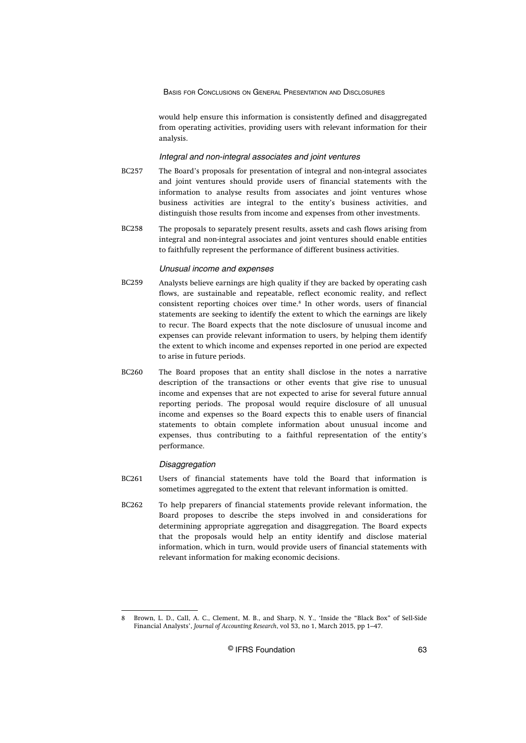would help ensure this information is consistently defined and disaggregated from operating activities, providing users with relevant information for their analysis.

#### *Integral and non-integral associates and joint ventures*

BC257 The Board's proposals for presentation of integral and non-integral associates and joint ventures should provide users of financial statements with the information to analyse results from associates and joint ventures whose business activities are integral to the entity's business activities, and distinguish those results from income and expenses from other investments.

BC258 The proposals to separately present results, assets and cash flows arising from integral and non-integral associates and joint ventures should enable entities to faithfully represent the performance of different business activities.

#### *Unusual income and expenses*

BC259 Analysts believe earnings are high quality if they are backed by operating cash flows, are sustainable and repeatable, reflect economic reality, and reflect consistent reporting choices over time.[8] In other words, users of financial statements are seeking to identify the extent to which the earnings are likely to recur. The Board expects that the note disclosure of unusual income and expenses can provide relevant information to users, by helping them identify the extent to which income and expenses reported in one period are expected to arise in future periods.

BC260 The Board proposes that an entity shall disclose in the notes a narrative description of the transactions or other events that give rise to unusual income and expenses that are not expected to arise for several future annual reporting periods. The proposal would require disclosure of all unusual income and expenses so the Board expects this to enable users of financial statements to obtain complete information about unusual income and expenses, thus contributing to a faithful representation of the entity's performance.

#### *Disaggregation*

BC261 Users of financial statements have told the Board that information is sometimes aggregated to the extent that relevant information is omitted.

BC262 To help preparers of financial statements provide relevant information, the Board proposes to describe the steps involved in and considerations for determining appropriate aggregation and disaggregation. The Board expects that the proposals would help an entity identify and disclose material information, which in turn, would provide users of financial statements with relevant information for making economic decisions.

---

8 Brown, L. D., Call, A. C., Clement, M. B., and Sharp, N. Y., 'Inside the "Black Box" of Sell-Side Financial Analysts', *Journal of Accounting Research*, vol 53, no 1, March 2015, pp 1–47.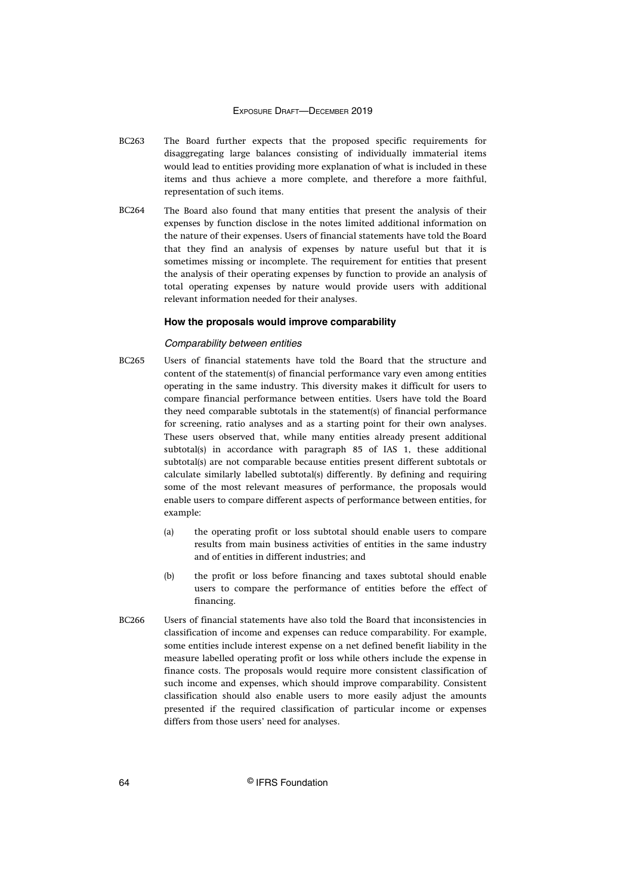BC263 The Board further expects that the proposed specific requirements for disaggregating large balances consisting of individually immaterial items would lead to entities providing more explanation of what is included in these items and thus achieve a more complete, and therefore a more faithful, representation of such items.

BC264 The Board also found that many entities that present the analysis of their expenses by function disclose in the notes limited additional information on the nature of their expenses. Users of financial statements have told the Board that they find an analysis of expenses by nature useful but that it is sometimes missing or incomplete. The requirement for entities that present the analysis of their operating expenses by function to provide an analysis of total operating expenses by nature would provide users with additional relevant information needed for their analyses.

### How the proposals would improve comparability

#### *Comparability between entities*

BC265 Users of financial statements have told the Board that the structure and content of the statement(s) of financial performance vary even among entities operating in the same industry. This diversity makes it difficult for users to compare financial performance between entities. Users have told the Board they need comparable subtotals in the statement(s) of financial performance for screening, ratio analyses and as a starting point for their own analyses. These users observed that, while many entities already present additional subtotal(s) in accordance with paragraph 85 of IAS 1, these additional subtotal(s) are not comparable because entities present different subtotals or calculate similarly labelled subtotal(s) differently. By defining and requiring some of the most relevant measures of performance, the proposals would enable users to compare different aspects of performance between entities, for example:

(a) the operating profit or loss subtotal should enable users to compare results from main business activities of entities in the same industry and of entities in different industries; and

(b) the profit or loss before financing and taxes subtotal should enable users to compare the performance of entities before the effect of financing.

BC266 Users of financial statements have also told the Board that inconsistencies in classification of income and expenses can reduce comparability. For example, some entities include interest expense on a net defined benefit liability in the measure labelled operating profit or loss while others include the expense in finance costs. The proposals would require more consistent classification of such income and expenses, which should improve comparability. Consistent classification should also enable users to more easily adjust the amounts presented if the required classification of particular income or expenses differs from those users' need for analyses.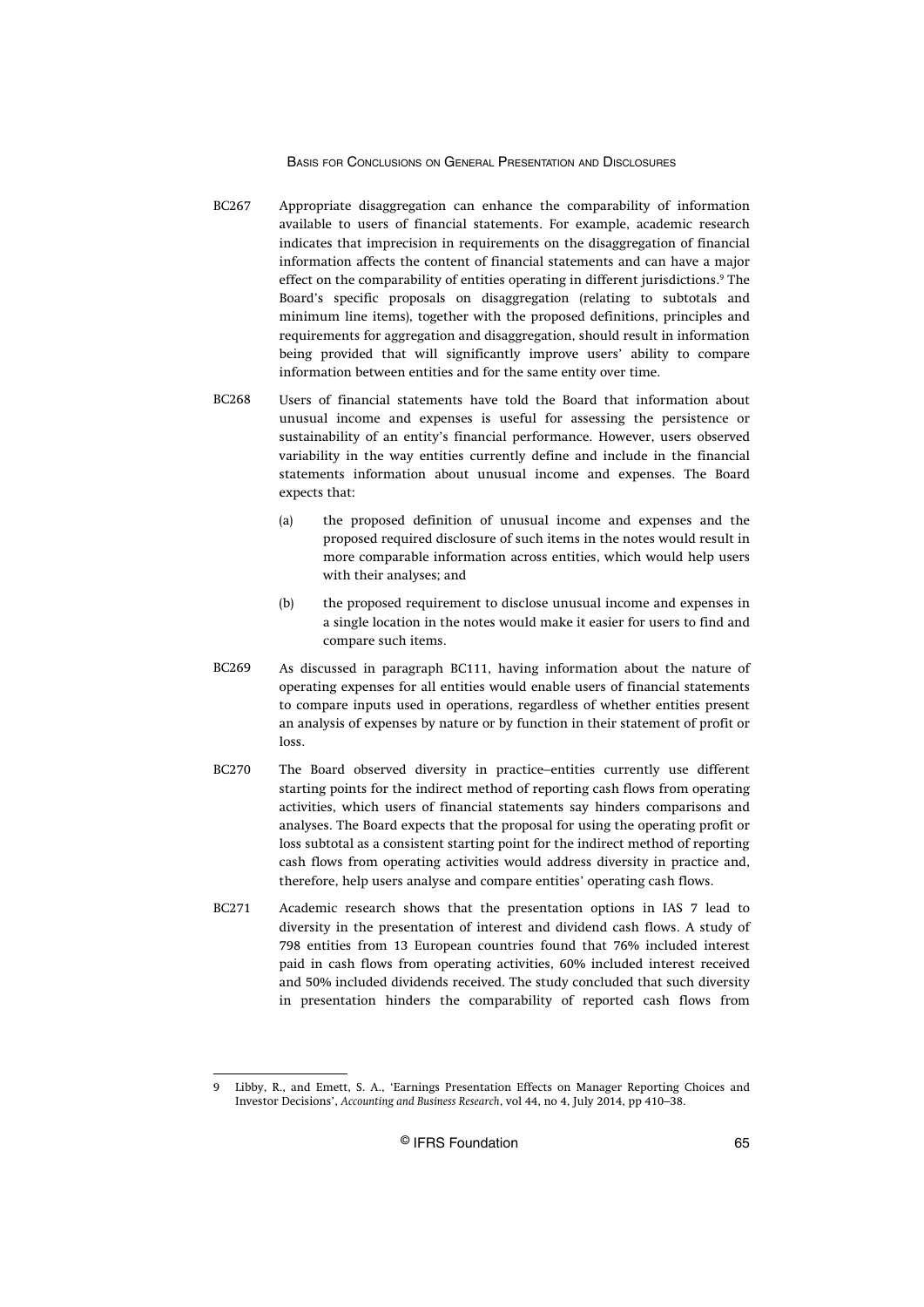BC267 Appropriate disaggregation can enhance the comparability of information available to users of financial statements. For example, academic research indicates that imprecision in requirements on the disaggregation of financial information affects the content of financial statements and can have a major effect on the comparability of entities operating in different jurisdictions.[9] The Board's specific proposals on disaggregation (relating to subtotals and minimum line items), together with the proposed definitions, principles and requirements for aggregation and disaggregation, should result in information being provided that will significantly improve users' ability to compare information between entities and for the same entity over time.

BC268 Users of financial statements have told the Board that information about unusual income and expenses is useful for assessing the persistence or sustainability of an entity's financial performance. However, users observed variability in the way entities currently define and include in the financial statements information about unusual income and expenses. The Board expects that:

(a) the proposed definition of unusual income and expenses and the proposed required disclosure of such items in the notes would result in more comparable information across entities, which would help users with their analyses; and

(b) the proposed requirement to disclose unusual income and expenses in a single location in the notes would make it easier for users to find and compare such items.

BC269 As discussed in paragraph BC111, having information about the nature of operating expenses for all entities would enable users of financial statements to compare inputs used in operations, regardless of whether entities present an analysis of expenses by nature or by function in their statement of profit or loss.

BC270 The Board observed diversity in practice–entities currently use different starting points for the indirect method of reporting cash flows from operating activities, which users of financial statements say hinders comparisons and analyses. The Board expects that the proposal for using the operating profit or loss subtotal as a consistent starting point for the indirect method of reporting cash flows from operating activities would address diversity in practice and, therefore, help users analyse and compare entities' operating cash flows.

BC271 Academic research shows that the presentation options in IAS 7 lead to diversity in the presentation of interest and dividend cash flows. A study of 798 entities from 13 European countries found that 76% included interest paid in cash flows from operating activities, 60% included interest received and 50% included dividends received. The study concluded that such diversity in presentation hinders the comparability of reported cash flows from

---

9 Libby, R., and Emett, S. A., 'Earnings Presentation Effects on Manager Reporting Choices and Investor Decisions', *Accounting and Business Research*, vol 44, no 4, July 2014, pp 410–38.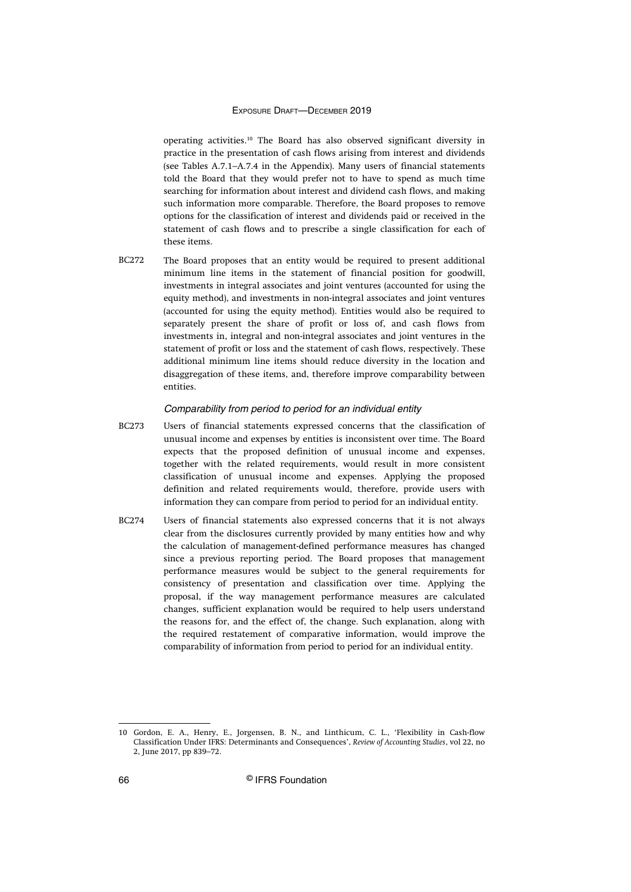operating activities.[10] The Board has also observed significant diversity in practice in the presentation of cash flows arising from interest and dividends (see Tables A.7.1–A.7.4 in the Appendix). Many users of financial statements told the Board that they would prefer not to have to spend as much time searching for information about interest and dividend cash flows, and making such information more comparable. Therefore, the Board proposes to remove options for the classification of interest and dividends paid or received in the statement of cash flows and to prescribe a single classification for each of these items.

BC272 The Board proposes that an entity would be required to present additional minimum line items in the statement of financial position for goodwill, investments in integral associates and joint ventures (accounted for using the equity method), and investments in non-integral associates and joint ventures (accounted for using the equity method). Entities would also be required to separately present the share of profit or loss of, and cash flows from investments in, integral and non-integral associates and joint ventures in the statement of profit or loss and the statement of cash flows, respectively. These additional minimum line items should reduce diversity in the location and disaggregation of these items, and, therefore improve comparability between entities.

*Comparability from period to period for an individual entity*

BC273 Users of financial statements expressed concerns that the classification of unusual income and expenses by entities is inconsistent over time. The Board expects that the proposed definition of unusual income and expenses, together with the related requirements, would result in more consistent classification of unusual income and expenses. Applying the proposed definition and related requirements would, therefore, provide users with information they can compare from period to period for an individual entity.

BC274 Users of financial statements also expressed concerns that it is not always clear from the disclosures currently provided by many entities how and why the calculation of management-defined performance measures has changed since a previous reporting period. The Board proposes that management performance measures would be subject to the general requirements for consistency of presentation and classification over time. Applying the proposal, if the way management performance measures are calculated changes, sufficient explanation would be required to help users understand the reasons for, and the effect of, the change. Such explanation, along with the required restatement of comparative information, would improve the comparability of information from period to period for an individual entity.

---

10 Gordon, E. A., Henry, E., Jorgensen, B. N., and Linthicum, C. L., 'Flexibility in Cash-flow Classification Under IFRS: Determinants and Consequences', *Review of Accounting Studies*, vol 22, no 2, June 2017, pp 839–72.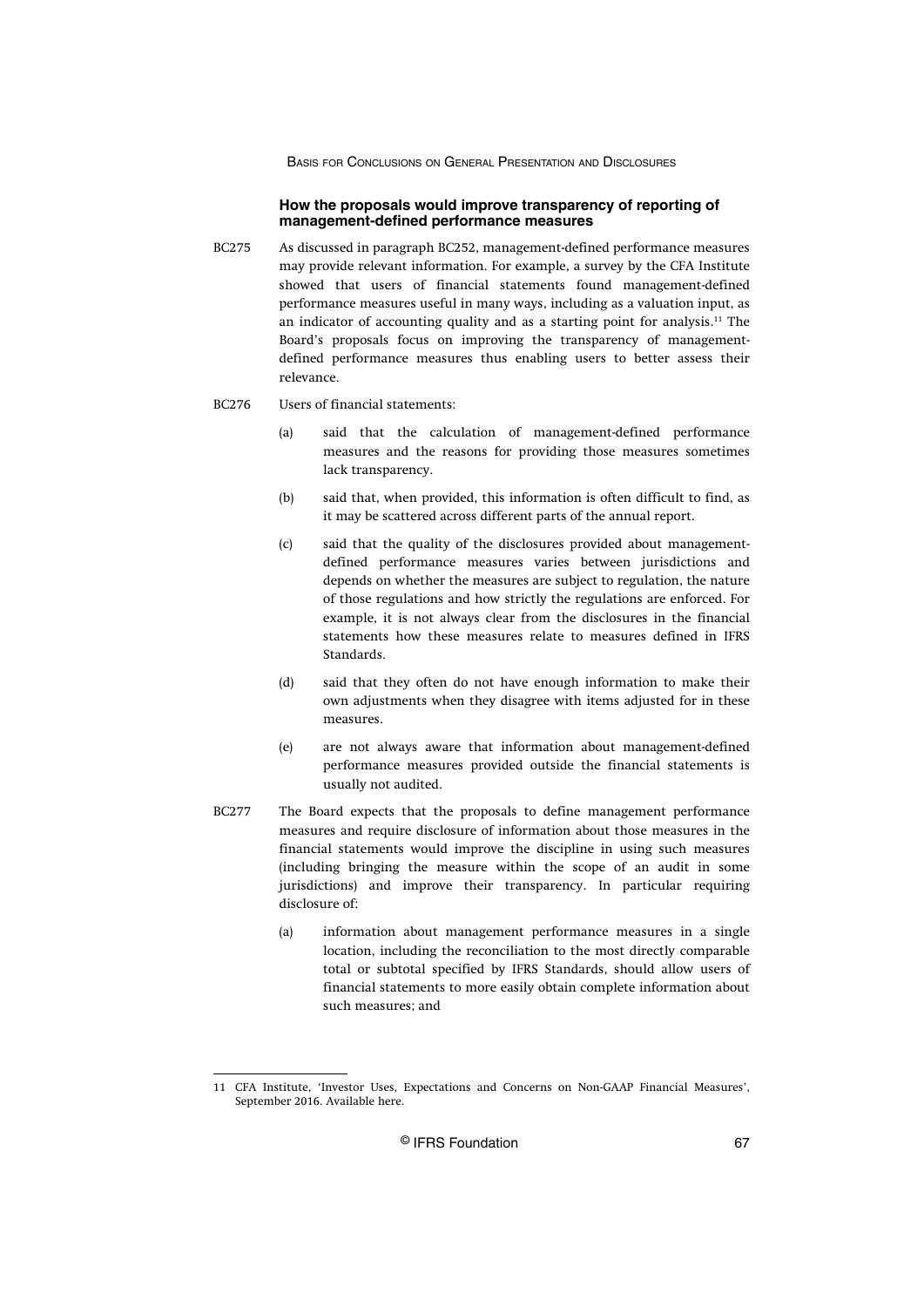### How the proposals would improve transparency of reporting of management-defined performance measures

BC275 As discussed in paragraph BC252, management-defined performance measures may provide relevant information. For example, a survey by the CFA Institute showed that users of financial statements found management-defined performance measures useful in many ways, including as a valuation input, as an indicator of accounting quality and as a starting point for analysis.[11] The Board's proposals focus on improving the transparency of management-defined performance measures thus enabling users to better assess their relevance.

BC276 Users of financial statements:

- (a) said that the calculation of management-defined performance measures and the reasons for providing those measures sometimes lack transparency.
- (b) said that, when provided, this information is often difficult to find, as it may be scattered across different parts of the annual report.
- (c) said that the quality of the disclosures provided about management-defined performance measures varies between jurisdictions and depends on whether the measures are subject to regulation, the nature of those regulations and how strictly the regulations are enforced. For example, it is not always clear from the disclosures in the financial statements how these measures relate to measures defined in IFRS Standards.
- (d) said that they often do not have enough information to make their own adjustments when they disagree with items adjusted for in these measures.
- (e) are not always aware that information about management-defined performance measures provided outside the financial statements is usually not audited.

BC277 The Board expects that the proposals to define management performance measures and require disclosure of information about those measures in the financial statements would improve the discipline in using such measures (including bringing the measure within the scope of an audit in some jurisdictions) and improve their transparency. In particular requiring disclosure of:

- (a) information about management performance measures in a single location, including the reconciliation to the most directly comparable total or subtotal specified by IFRS Standards, should allow users of financial statements to more easily obtain complete information about such measures; and

---

11 CFA Institute, 'Investor Uses, Expectations and Concerns on Non-GAAP Financial Measures', September 2016. Available here.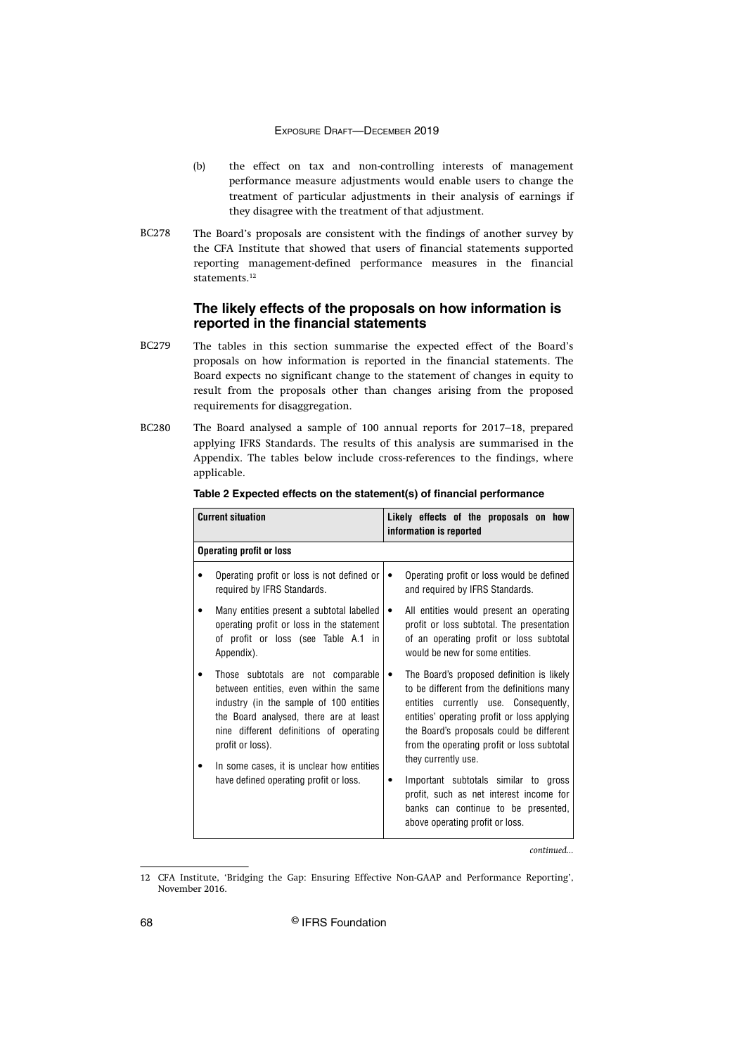(b) the effect on tax and non-controlling interests of management performance measure adjustments would enable users to change the treatment of particular adjustments in their analysis of earnings if they disagree with the treatment of that adjustment.

BC278 The Board's proposals are consistent with the findings of another survey by the CFA Institute that showed that users of financial statements supported reporting management-defined performance measures in the financial statements.[12]

## The likely effects of the proposals on how information is reported in the financial statements

BC279 The tables in this section summarise the expected effect of the Board's proposals on how information is reported in the financial statements. The Board expects no significant change to the statement of changes in equity to result from the proposals other than changes arising from the proposed requirements for disaggregation.

BC280 The Board analysed a sample of 100 annual reports for 2017–18, prepared applying IFRS Standards. The results of this analysis are summarised in the Appendix. The tables below include cross-references to the findings, where applicable.

**Table 2 Expected effects on the statement(s) of financial performance**

| Current situation | Likely effects of the proposals on how information is reported |
|---|---|
| **Operating profit or loss** | |
| • Operating profit or loss is not defined or required by IFRS Standards.<br>• Many entities present a subtotal labelled operating profit or loss in the statement of profit or loss (see Table A.1 in Appendix).<br>• Those subtotals are not comparable between entities, even within the same industry (in the sample of 100 entities the Board analysed, there are at least nine different definitions of operating profit or loss).<br>• In some cases, it is unclear how entities have defined operating profit or loss. | • Operating profit or loss would be defined and required by IFRS Standards.<br>• All entities would present an operating profit or loss subtotal. The presentation of an operating profit or loss subtotal would be new for some entities.<br>• The Board's proposed definition is likely to be different from the definitions many entities currently use. Consequently, entities' operating profit or loss applying the Board's proposals could be different from the operating profit or loss subtotal they currently use.<br>• Important subtotals similar to gross profit, such as net interest income for banks can continue to be presented, above operating profit or loss. |

*continued...*

12 CFA Institute, 'Bridging the Gap: Ensuring Effective Non-GAAP and Performance Reporting', November 2016.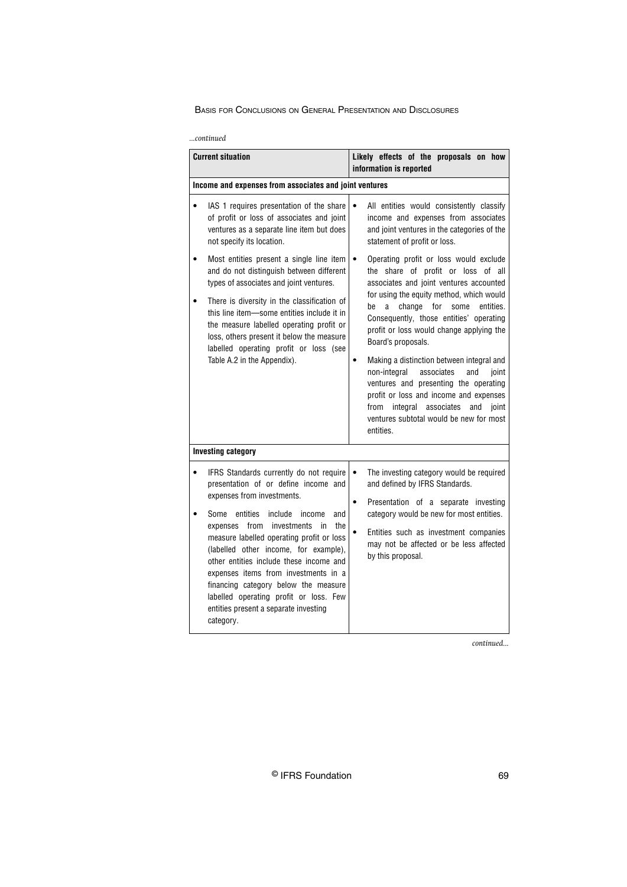*...continued*

| Current situation | Likely effects of the proposals on how information is reported |
|---|---|
| **Income and expenses from associates and joint ventures** | |
| • IAS 1 requires presentation of the share of profit or loss of associates and joint ventures as a separate line item but does not specify its location.<br><br>• Most entities present a single line item and do not distinguish between different types of associates and joint ventures.<br><br>• There is diversity in the classification of this line item—some entities include it in the measure labelled operating profit or loss, others present it below the measure labelled operating profit or loss (see Table A.2 in the Appendix). | • All entities would consistently classify income and expenses from associates and joint ventures in the categories of the statement of profit or loss.<br><br>• Operating profit or loss would exclude the share of profit or loss of all associates and joint ventures accounted for using the equity method, which would be a change for some entities. Consequently, those entities' operating profit or loss would change applying the Board's proposals.<br><br>• Making a distinction between integral and non-integral associates and joint ventures and presenting the operating profit or loss and income and expenses from integral associates and joint ventures subtotal would be new for most entities. |
| **Investing category** | |
| • IFRS Standards currently do not require presentation of or define income and expenses from investments.<br><br>• Some entities include income and expenses from investments in the measure labelled operating profit or loss (labelled other income, for example), other entities include these income and expenses items from investments in a financing category below the measure labelled operating profit or loss. Few entities present a separate investing category. | • The investing category would be required and defined by IFRS Standards.<br><br>• Presentation of a separate investing category would be new for most entities.<br><br>• Entities such as investment companies may not be affected or be less affected by this proposal. |

*continued...*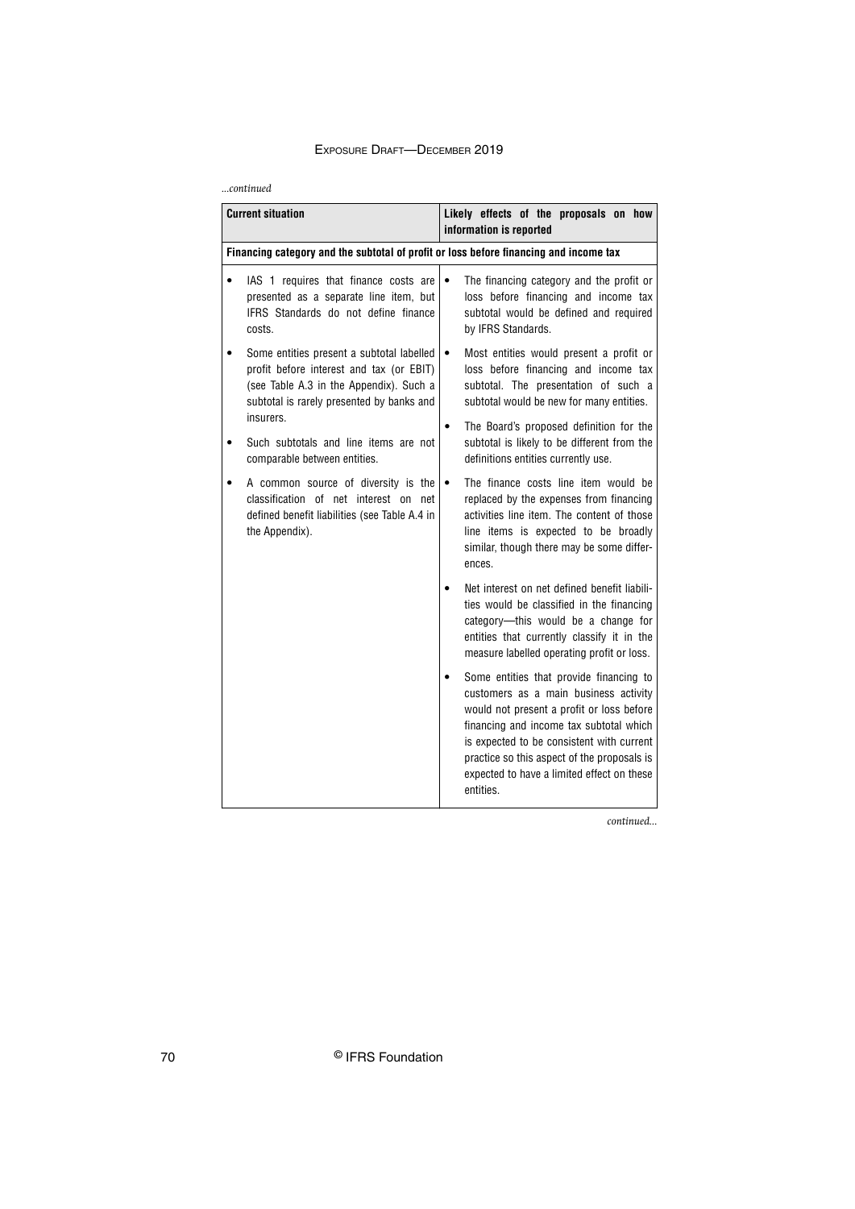*...continued*

| Current situation | Likely effects of the proposals on how information is reported |
| --- | --- |
| **Financing category and the subtotal of profit or loss before financing and income tax** | |
| • IAS 1 requires that finance costs are presented as a separate line item, but IFRS Standards do not define finance costs.<br><br>• Some entities present a subtotal labelled profit before interest and tax (or EBIT) (see Table A.3 in the Appendix). Such a subtotal is rarely presented by banks and insurers.<br><br>• Such subtotals and line items are not comparable between entities.<br><br>• A common source of diversity is the classification of net interest on net defined benefit liabilities (see Table A.4 in the Appendix). | • The financing category and the profit or loss before financing and income tax subtotal would be defined and required by IFRS Standards.<br><br>• Most entities would present a profit or loss before financing and income tax subtotal. The presentation of such a subtotal would be new for many entities.<br><br>• The Board's proposed definition for the subtotal is likely to be different from the definitions entities currently use.<br><br>• The finance costs line item would be replaced by the expenses from financing activities line item. The content of those line items is expected to be broadly similar, though there may be some differences.<br><br>• Net interest on net defined benefit liabilities would be classified in the financing category—this would be a change for entities that currently classify it in the measure labelled operating profit or loss.<br><br>• Some entities that provide financing to customers as a main business activity would not present a profit or loss before financing and income tax subtotal which is expected to be consistent with current practice so this aspect of the proposals is expected to have a limited effect on these entities. |

*continued...*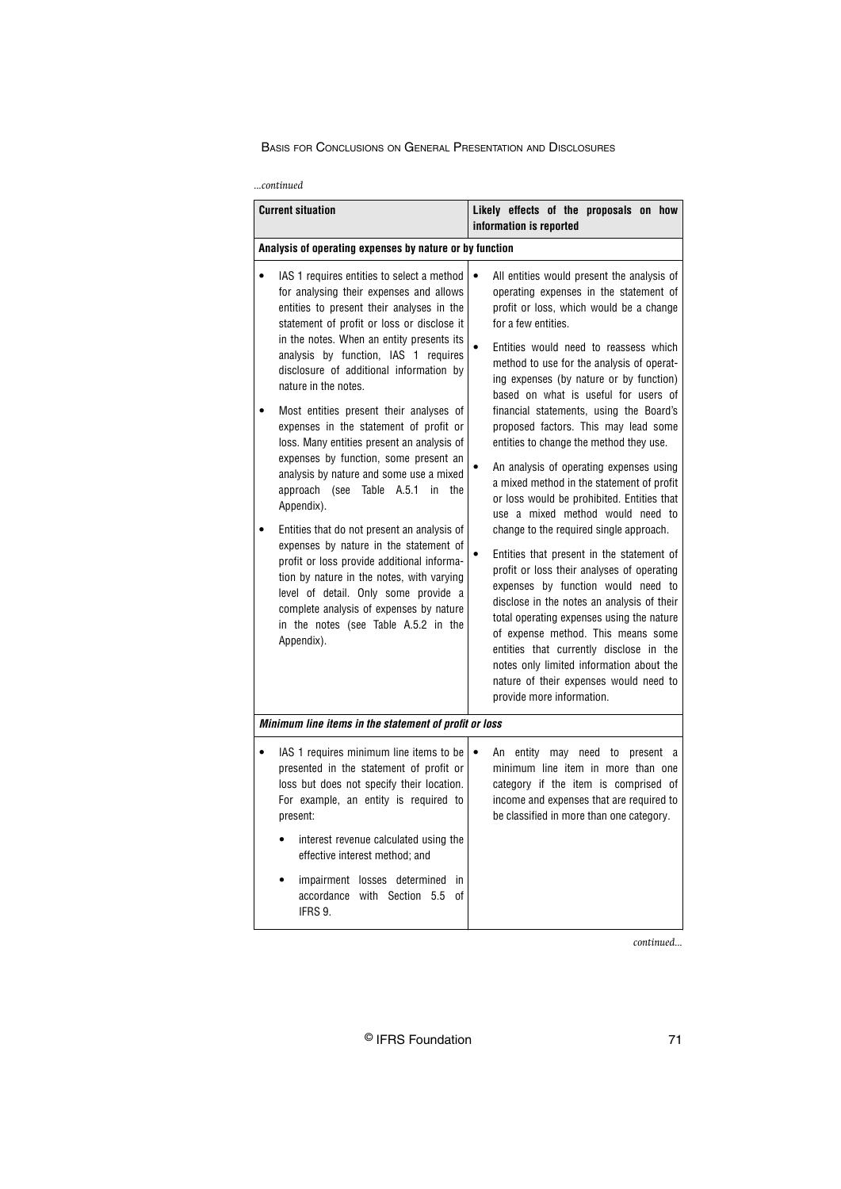*...continued*

| Current situation | Likely effects of the proposals on how information is reported |
|---|---|
| **Analysis of operating expenses by nature or by function** | |
| • IAS 1 requires entities to select a method for analysing their expenses and allows entities to present their analyses in the statement of profit or loss or disclose it in the notes. When an entity presents its analysis by function, IAS 1 requires disclosure of additional information by nature in the notes.<br><br>• Most entities present their analyses of expenses in the statement of profit or loss. Many entities present an analysis of expenses by function, some present an analysis by nature and some use a mixed approach (see Table A.5.1 in the Appendix).<br><br>• Entities that do not present an analysis of expenses by nature in the statement of profit or loss provide additional information by nature in the notes, with varying level of detail. Only some provide a complete analysis of expenses by nature in the notes (see Table A.5.2 in the Appendix). | • All entities would present the analysis of operating expenses in the statement of profit or loss, which would be a change for a few entities.<br><br>• Entities would need to reassess which method to use for the analysis of operating expenses (by nature or by function) based on what is useful for users of financial statements, using the Board's proposed factors. This may lead some entities to change the method they use.<br><br>• An analysis of operating expenses using a mixed method in the statement of profit or loss would be prohibited. Entities that use a mixed method would need to change to the required single approach.<br><br>• Entities that present in the statement of profit or loss their analyses of operating expenses by function would need to disclose in the notes an analysis of their total operating expenses using the nature of expense method. This means some entities that currently disclose in the notes only limited information about the nature of their expenses would need to provide more information. |
| ***Minimum line items in the statement of profit or loss*** | |
| • IAS 1 requires minimum line items to be presented in the statement of profit or loss but does not specify their location. For example, an entity is required to present:<br><br>&nbsp;&nbsp;&nbsp;&nbsp;• interest revenue calculated using the effective interest method; and<br><br>&nbsp;&nbsp;&nbsp;&nbsp;• impairment losses determined in accordance with Section 5.5 of IFRS 9. | • An entity may need to present a minimum line item in more than one category if the item is comprised of income and expenses that are required to be classified in more than one category. |

*continued...*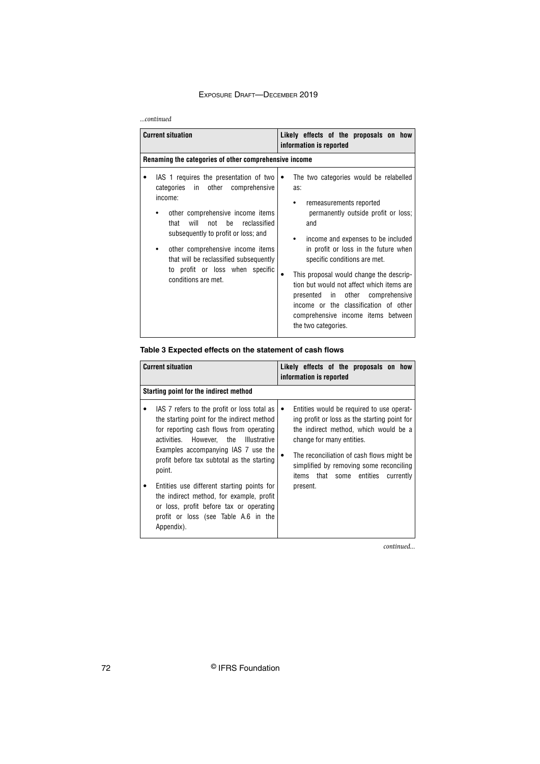*...continued*

| Current situation | Likely effects of the proposals on how information is reported |
|---|---|
| **Renaming the categories of other comprehensive income** | |
| • IAS 1 requires the presentation of two categories in other comprehensive income:<br>  • other comprehensive income items that will not be reclassified subsequently to profit or loss; and<br>  • other comprehensive income items that will be reclassified subsequently to profit or loss when specific conditions are met. | • The two categories would be relabelled as:<br>  • remeasurements reported permanently outside profit or loss; and<br>  • income and expenses to be included in profit or loss in the future when specific conditions are met.<br>• This proposal would change the description but would not affect which items are presented in other comprehensive income or the classification of other comprehensive income items between the two categories. |

**Table 3 Expected effects on the statement of cash flows**

| Current situation | Likely effects of the proposals on how information is reported |
|---|---|
| **Starting point for the indirect method** | |
| • IAS 7 refers to the profit or loss total as the starting point for the indirect method for reporting cash flows from operating activities. However, the Illustrative Examples accompanying IAS 7 use the profit before tax subtotal as the starting point.<br>• Entities use different starting points for the indirect method, for example, profit or loss, profit before tax or operating profit or loss (see Table A.6 in the Appendix). | • Entities would be required to use operating profit or loss as the starting point for the indirect method, which would be a change for many entities.<br>• The reconciliation of cash flows might be simplified by removing some reconciling items that some entities currently present. |

*continued...*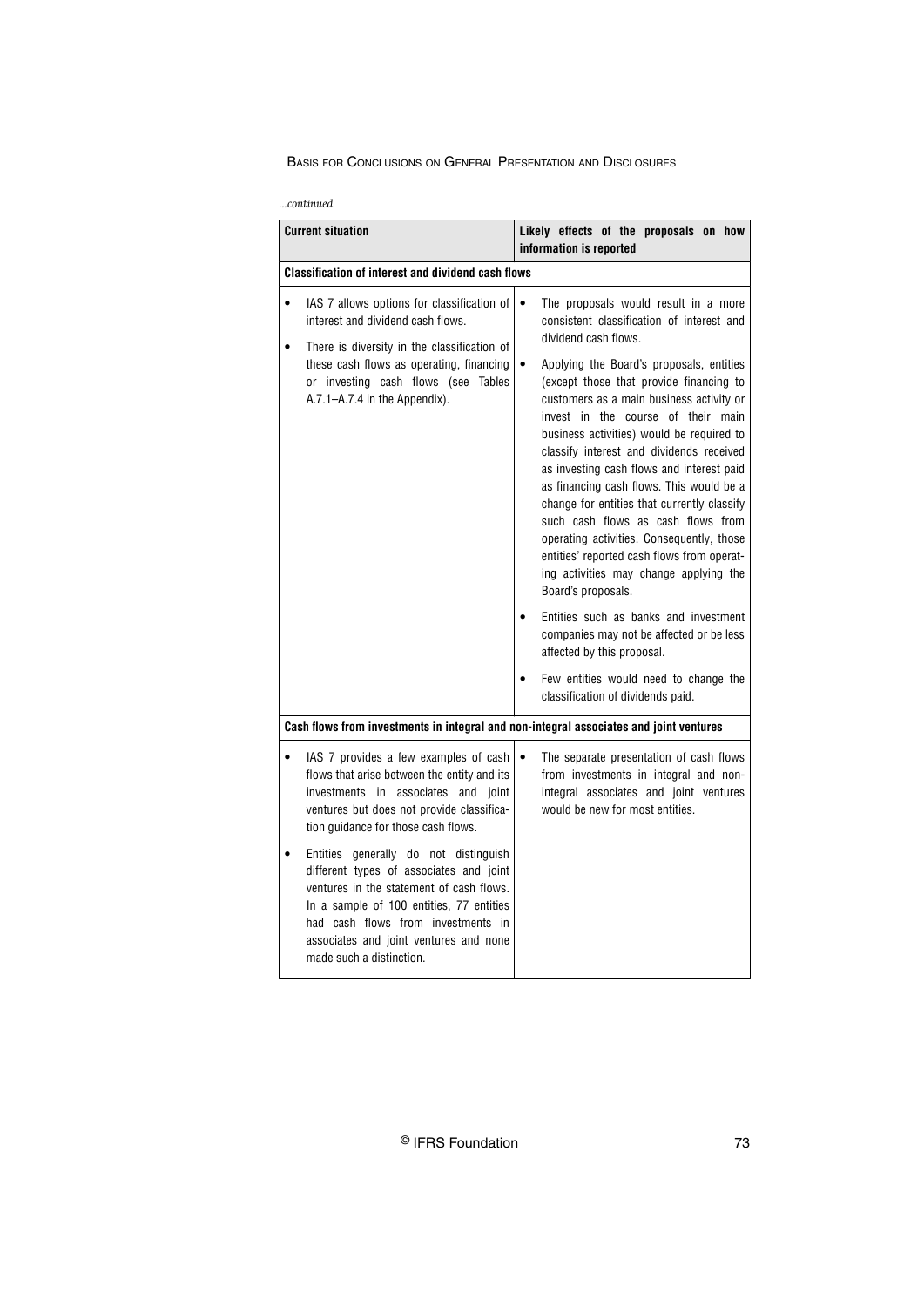*...continued*

| Current situation | Likely effects of the proposals on how information is reported |
|---|---|
| **Classification of interest and dividend cash flows** | |
| • IAS 7 allows options for classification of interest and dividend cash flows.<br>• There is diversity in the classification of these cash flows as operating, financing or investing cash flows (see Tables A.7.1–A.7.4 in the Appendix). | • The proposals would result in a more consistent classification of interest and dividend cash flows.<br>• Applying the Board's proposals, entities (except those that provide financing to customers as a main business activity or invest in the course of their main business activities) would be required to classify interest and dividends received as investing cash flows and interest paid as financing cash flows. This would be a change for entities that currently classify such cash flows as cash flows from operating activities. Consequently, those entities' reported cash flows from operating activities may change applying the Board's proposals.<br>• Entities such as banks and investment companies may not be affected or be less affected by this proposal.<br>• Few entities would need to change the classification of dividends paid. |
| **Cash flows from investments in integral and non-integral associates and joint ventures** | |
| • IAS 7 provides a few examples of cash flows that arise between the entity and its investments in associates and joint ventures but does not provide classification guidance for those cash flows.<br>• Entities generally do not distinguish different types of associates and joint ventures in the statement of cash flows. In a sample of 100 entities, 77 entities had cash flows from investments in associates and joint ventures and none made such a distinction. | • The separate presentation of cash flows from investments in integral and non-integral associates and joint ventures would be new for most entities. |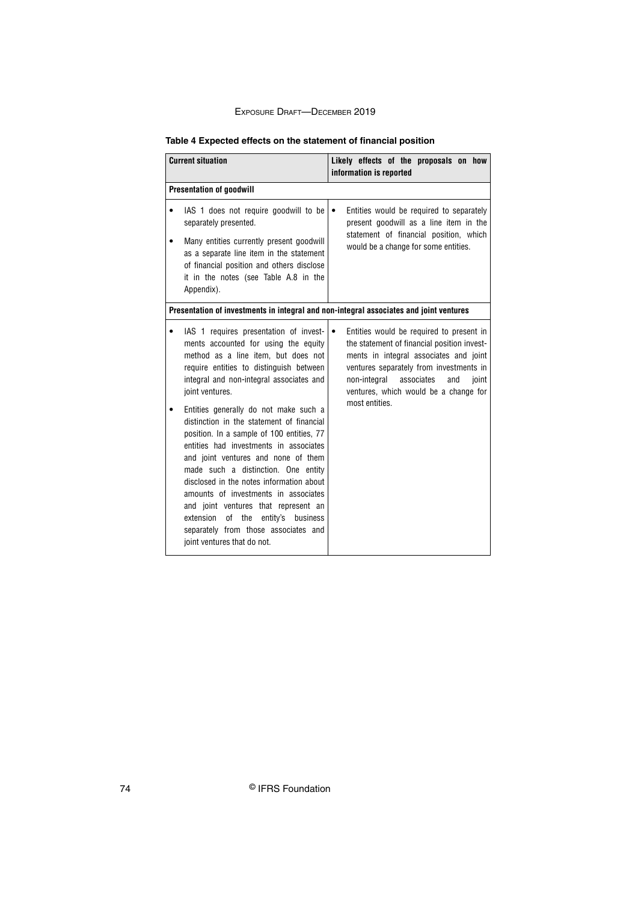**Table 4 Expected effects on the statement of financial position**

| Current situation | Likely effects of the proposals on how information is reported |
|---|---|
| **Presentation of goodwill** | |
| • IAS 1 does not require goodwill to be separately presented.<br>• Many entities currently present goodwill as a separate line item in the statement of financial position and others disclose it in the notes (see Table A.8 in the Appendix). | • Entities would be required to separately present goodwill as a line item in the statement of financial position, which would be a change for some entities. |
| **Presentation of investments in integral and non-integral associates and joint ventures** | |
| • IAS 1 requires presentation of investments accounted for using the equity method as a line item, but does not require entities to distinguish between integral and non-integral associates and joint ventures.<br>• Entities generally do not make such a distinction in the statement of financial position. In a sample of 100 entities, 77 entities had investments in associates and joint ventures and none of them made such a distinction. One entity disclosed in the notes information about amounts of investments in associates and joint ventures that represent an extension of the entity's business separately from those associates and joint ventures that do not. | • Entities would be required to present in the statement of financial position investments in integral associates and joint ventures separately from investments in non-integral associates and joint ventures, which would be a change for most entities. |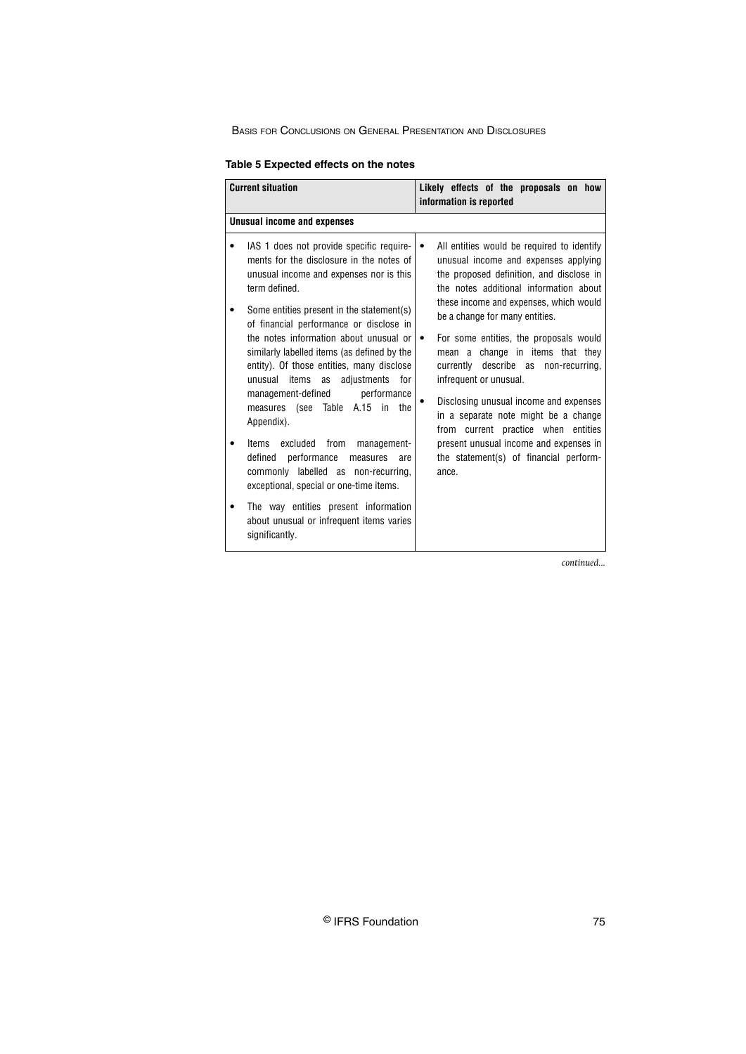**Table 5 Expected effects on the notes**

| Current situation | Likely effects of the proposals on how information is reported |
|---|---|
| **Unusual income and expenses** | |
| • IAS 1 does not provide specific requirements for the disclosure in the notes of unusual income and expenses nor is this term defined.<br>• Some entities present in the statement(s) of financial performance or disclose in the notes information about unusual or similarly labelled items (as defined by the entity). Of those entities, many disclose unusual items as adjustments for management-defined performance measures (see Table A.15 in the Appendix).<br>• Items excluded from management-defined performance measures are commonly labelled as non-recurring, exceptional, special or one-time items.<br>• The way entities present information about unusual or infrequent items varies significantly. | • All entities would be required to identify unusual income and expenses applying the proposed definition, and disclose in the notes additional information about these income and expenses, which would be a change for many entities.<br>• For some entities, the proposals would mean a change in items that they currently describe as non-recurring, infrequent or unusual.<br>• Disclosing unusual income and expenses in a separate note might be a change from current practice when entities present unusual income and expenses in the statement(s) of financial performance. |

*continued...*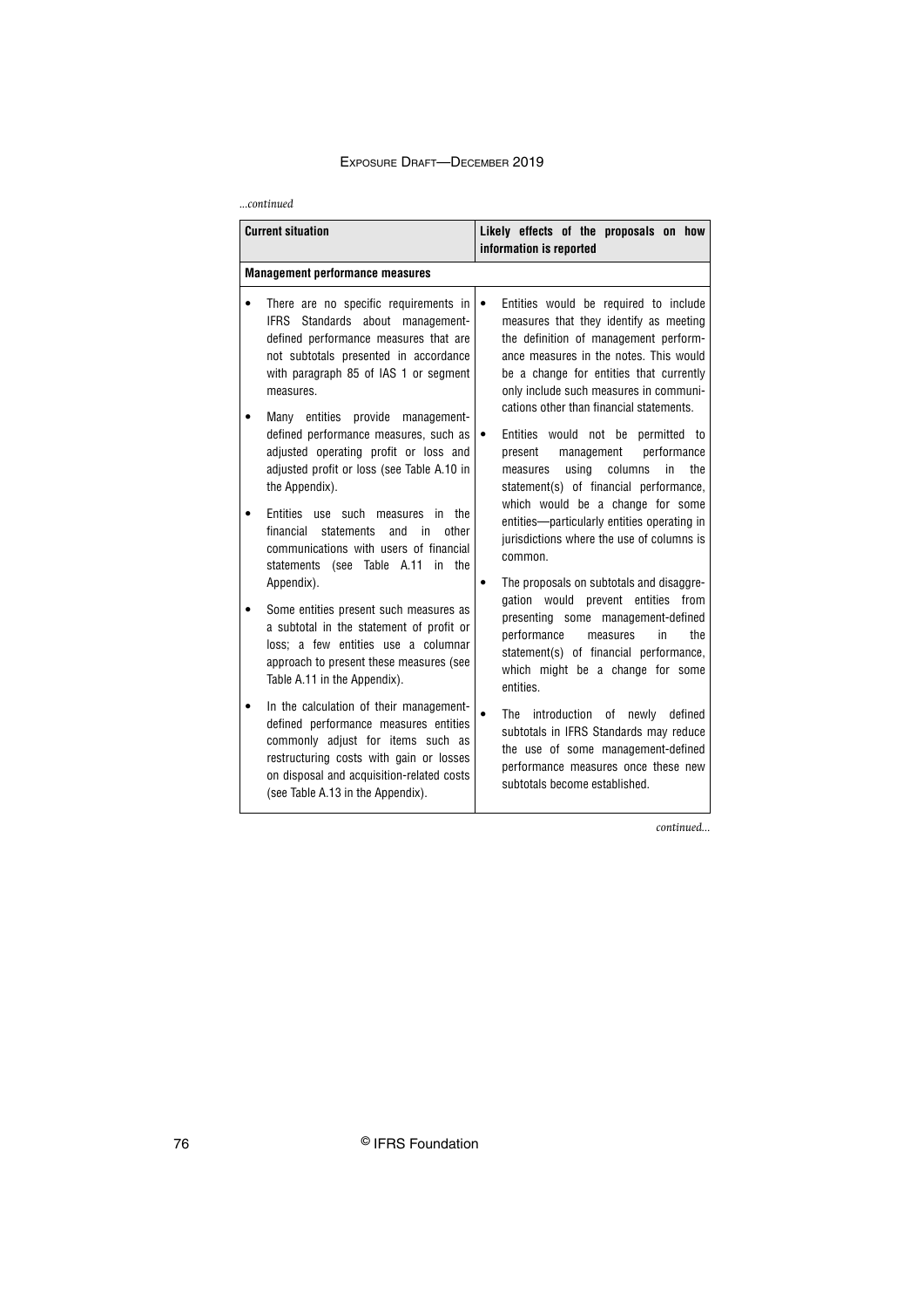*...continued*

| Current situation | Likely effects of the proposals on how information is reported |
|---|---|
| **Management performance measures** | |
| • There are no specific requirements in IFRS Standards about management-defined performance measures that are not subtotals presented in accordance with paragraph 85 of IAS 1 or segment measures.<br>• Many entities provide management-defined performance measures, such as adjusted operating profit or loss and adjusted profit or loss (see Table A.10 in the Appendix).<br>• Entities use such measures in the financial statements and in other communications with users of financial statements (see Table A.11 in the Appendix).<br>• Some entities present such measures as a subtotal in the statement of profit or loss; a few entities use a columnar approach to present these measures (see Table A.11 in the Appendix).<br>• In the calculation of their management-defined performance measures entities commonly adjust for items such as restructuring costs with gain or losses on disposal and acquisition-related costs (see Table A.13 in the Appendix). | • Entities would be required to include measures that they identify as meeting the definition of management performance measures in the notes. This would be a change for entities that currently only include such measures in communications other than financial statements.<br>• Entities would not be permitted to present management performance measures using columns in the statement(s) of financial performance, which would be a change for some entities—particularly entities operating in jurisdictions where the use of columns is common.<br>• The proposals on subtotals and disaggregation would prevent entities from presenting some management-defined performance measures in the statement(s) of financial performance, which might be a change for some entities.<br>• The introduction of newly defined subtotals in IFRS Standards may reduce the use of some management-defined performance measures once these new subtotals become established. |

*continued...*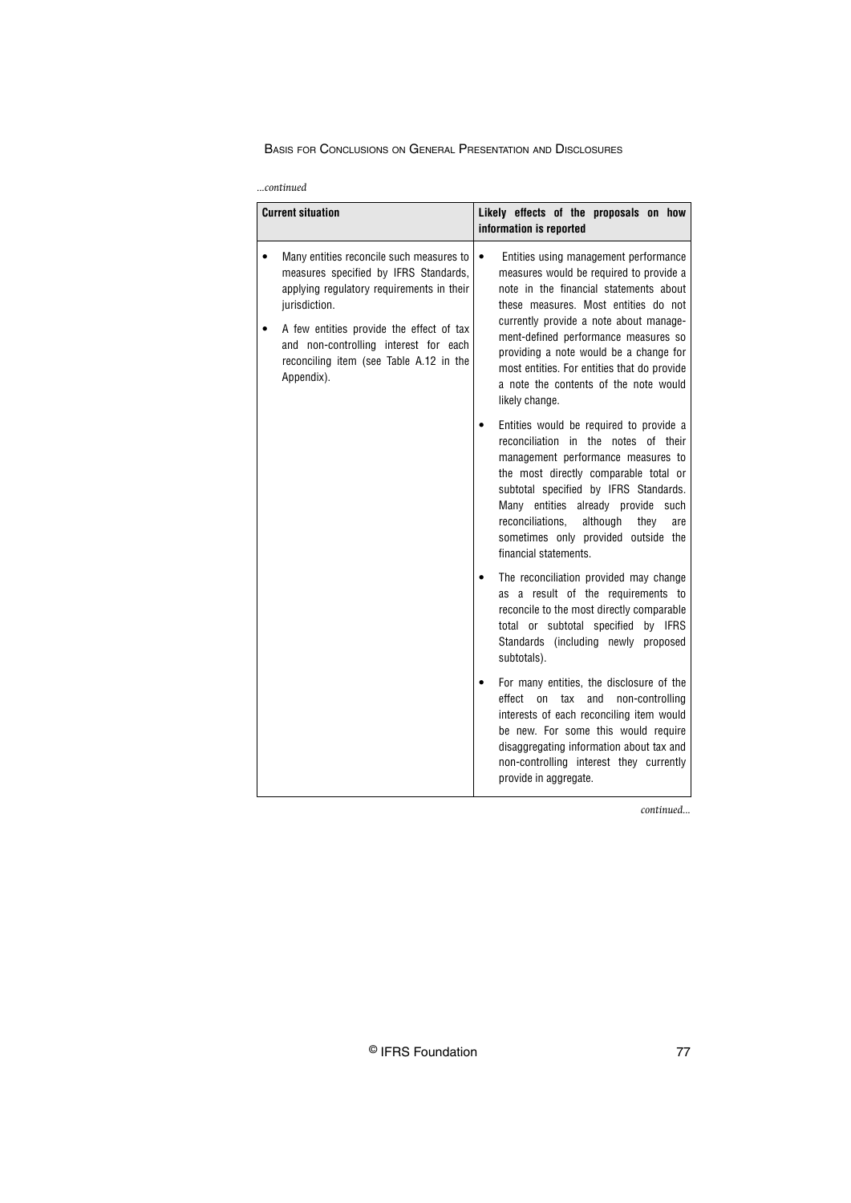*...continued*

| Current situation | Likely effects of the proposals on how information is reported |
|---|---|
| • Many entities reconcile such measures to measures specified by IFRS Standards, applying regulatory requirements in their jurisdiction.<br><br>• A few entities provide the effect of tax and non-controlling interest for each reconciling item (see Table A.12 in the Appendix). | • Entities using management performance measures would be required to provide a note in the financial statements about these measures. Most entities do not currently provide a note about management-defined performance measures so providing a note would be a change for most entities. For entities that do provide a note the contents of the note would likely change.<br><br>• Entities would be required to provide a reconciliation in the notes of their management performance measures to the most directly comparable total or subtotal specified by IFRS Standards. Many entities already provide such reconciliations, although they are sometimes only provided outside the financial statements.<br><br>• The reconciliation provided may change as a result of the requirements to reconcile to the most directly comparable total or subtotal specified by IFRS Standards (including newly proposed subtotals).<br><br>• For many entities, the disclosure of the effect on tax and non-controlling interests of each reconciling item would be new. For some this would require disaggregating information about tax and non-controlling interest they currently provide in aggregate. |

*continued...*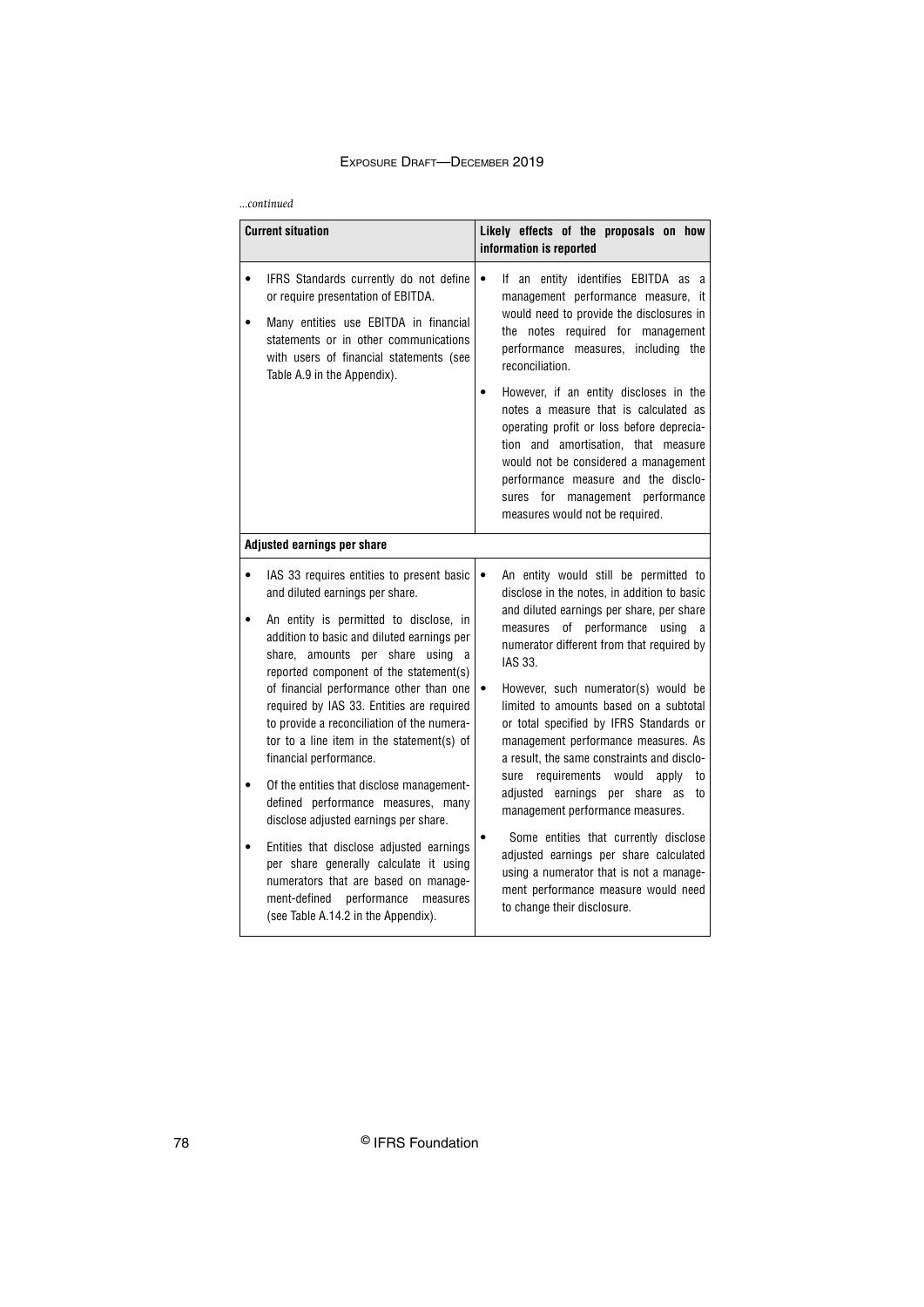*...continued*

| Current situation | Likely effects of the proposals on how information is reported |
|---|---|
| • IFRS Standards currently do not define or require presentation of EBITDA.<br>• Many entities use EBITDA in financial statements or in other communications with users of financial statements (see Table A.9 in the Appendix). | • If an entity identifies EBITDA as a management performance measure, it would need to provide the disclosures in the notes required for management performance measures, including the reconciliation.<br>• However, if an entity discloses in the notes a measure that is calculated as operating profit or loss before depreciation and amortisation, that measure would not be considered a management performance measure and the disclosures for management performance measures would not be required. |
| **Adjusted earnings per share** | |
| • IAS 33 requires entities to present basic and diluted earnings per share.<br>• An entity is permitted to disclose, in addition to basic and diluted earnings per share, amounts per share using a reported component of the statement(s) of financial performance other than one required by IAS 33. Entities are required to provide a reconciliation of the numerator to a line item in the statement(s) of financial performance.<br>• Of the entities that disclose management-defined performance measures, many disclose adjusted earnings per share.<br>• Entities that disclose adjusted earnings per share generally calculate it using numerators that are based on management-defined performance measures (see Table A.14.2 in the Appendix). | • An entity would still be permitted to disclose in the notes, in addition to basic and diluted earnings per share, per share measures of performance using a numerator different from that required by IAS 33.<br>• However, such numerator(s) would be limited to amounts based on a subtotal or total specified by IFRS Standards or management performance measures. As a result, the same constraints and disclosure requirements would apply to adjusted earnings per share as to management performance measures.<br>• Some entities that currently disclose adjusted earnings per share calculated using a numerator that is not a management performance measure would need to change their disclosure. |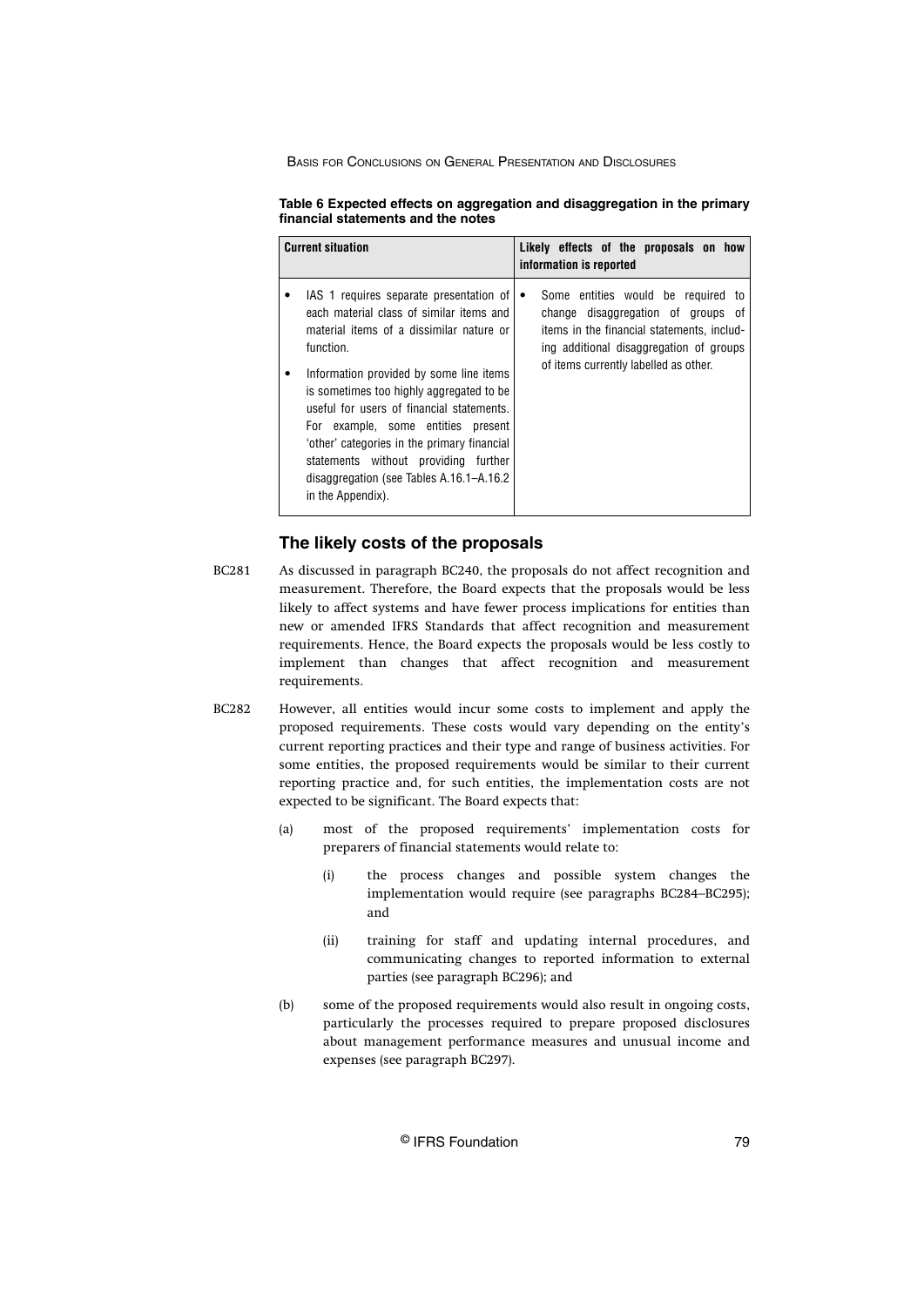**Table 6 Expected effects on aggregation and disaggregation in the primary financial statements and the notes**

| Current situation | Likely effects of the proposals on how information is reported |
|---|---|
| • IAS 1 requires separate presentation of each material class of similar items and material items of a dissimilar nature or function.<br>• Information provided by some line items is sometimes too highly aggregated to be useful for users of financial statements. For example, some entities present 'other' categories in the primary financial statements without providing further disaggregation (see Tables A.16.1–A.16.2 in the Appendix). | • Some entities would be required to change disaggregation of groups of items in the financial statements, including additional disaggregation of groups of items currently labelled as other. |

## The likely costs of the proposals

BC281 As discussed in paragraph BC240, the proposals do not affect recognition and measurement. Therefore, the Board expects that the proposals would be less likely to affect systems and have fewer process implications for entities than new or amended IFRS Standards that affect recognition and measurement requirements. Hence, the Board expects the proposals would be less costly to implement than changes that affect recognition and measurement requirements.

BC282 However, all entities would incur some costs to implement and apply the proposed requirements. These costs would vary depending on the entity's current reporting practices and their type and range of business activities. For some entities, the proposed requirements would be similar to their current reporting practice and, for such entities, the implementation costs are not expected to be significant. The Board expects that:

(a) most of the proposed requirements' implementation costs for preparers of financial statements would relate to:

   (i) the process changes and possible system changes the implementation would require (see paragraphs BC284–BC295); and

   (ii) training for staff and updating internal procedures, and communicating changes to reported information to external parties (see paragraph BC296); and

(b) some of the proposed requirements would also result in ongoing costs, particularly the processes required to prepare proposed disclosures about management performance measures and unusual income and expenses (see paragraph BC297).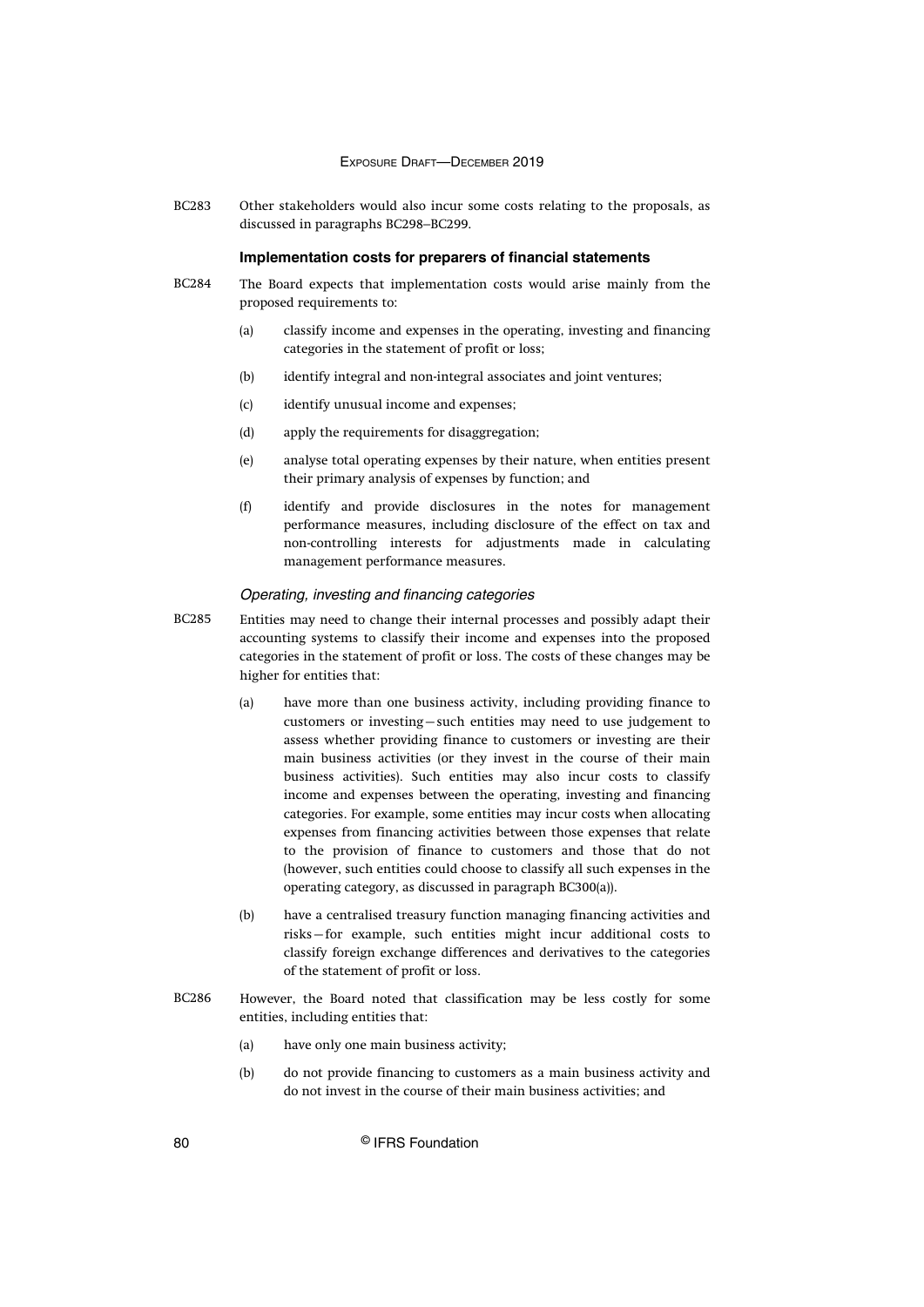BC283 Other stakeholders would also incur some costs relating to the proposals, as discussed in paragraphs BC298–BC299.

### Implementation costs for preparers of financial statements

BC284 The Board expects that implementation costs would arise mainly from the proposed requirements to:

(a) classify income and expenses in the operating, investing and financing categories in the statement of profit or loss;

(b) identify integral and non-integral associates and joint ventures;

(c) identify unusual income and expenses;

(d) apply the requirements for disaggregation;

(e) analyse total operating expenses by their nature, when entities present their primary analysis of expenses by function; and

(f) identify and provide disclosures in the notes for management performance measures, including disclosure of the effect on tax and non-controlling interests for adjustments made in calculating management performance measures.

#### *Operating, investing and financing categories*

BC285 Entities may need to change their internal processes and possibly adapt their accounting systems to classify their income and expenses into the proposed categories in the statement of profit or loss. The costs of these changes may be higher for entities that:

(a) have more than one business activity, including providing finance to customers or investing—such entities may need to use judgement to assess whether providing finance to customers or investing are their main business activities (or they invest in the course of their main business activities). Such entities may also incur costs to classify income and expenses between the operating, investing and financing categories. For example, some entities may incur costs when allocating expenses from financing activities between those expenses that relate to the provision of finance to customers and those that do not (however, such entities could choose to classify all such expenses in the operating category, as discussed in paragraph BC300(a)).

(b) have a centralised treasury function managing financing activities and risks—for example, such entities might incur additional costs to classify foreign exchange differences and derivatives to the categories of the statement of profit or loss.

BC286 However, the Board noted that classification may be less costly for some entities, including entities that:

(a) have only one main business activity;

(b) do not provide financing to customers as a main business activity and do not invest in the course of their main business activities; and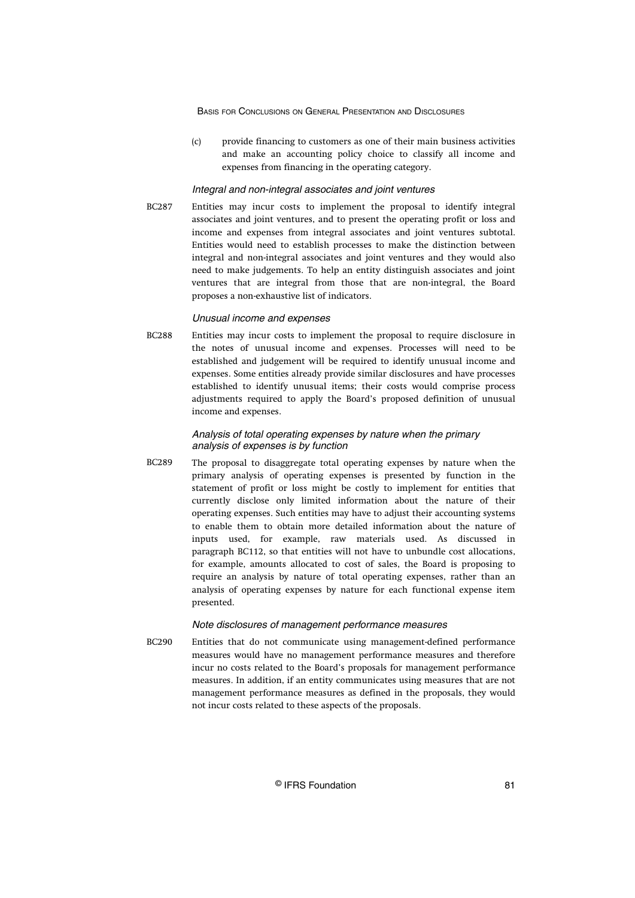(c) provide financing to customers as one of their main business activities and make an accounting policy choice to classify all income and expenses from financing in the operating category.

*Integral and non-integral associates and joint ventures*

BC287 Entities may incur costs to implement the proposal to identify integral associates and joint ventures, and to present the operating profit or loss and income and expenses from integral associates and joint ventures subtotal. Entities would need to establish processes to make the distinction between integral and non-integral associates and joint ventures and they would also need to make judgements. To help an entity distinguish associates and joint ventures that are integral from those that are non-integral, the Board proposes a non-exhaustive list of indicators.

*Unusual income and expenses*

BC288 Entities may incur costs to implement the proposal to require disclosure in the notes of unusual income and expenses. Processes will need to be established and judgement will be required to identify unusual income and expenses. Some entities already provide similar disclosures and have processes established to identify unusual items; their costs would comprise process adjustments required to apply the Board's proposed definition of unusual income and expenses.

*Analysis of total operating expenses by nature when the primary analysis of expenses is by function*

BC289 The proposal to disaggregate total operating expenses by nature when the primary analysis of operating expenses is presented by function in the statement of profit or loss might be costly to implement for entities that currently disclose only limited information about the nature of their operating expenses. Such entities may have to adjust their accounting systems to enable them to obtain more detailed information about the nature of inputs used, for example, raw materials used. As discussed in paragraph BC112, so that entities will not have to unbundle cost allocations, for example, amounts allocated to cost of sales, the Board is proposing to require an analysis by nature of total operating expenses, rather than an analysis of operating expenses by nature for each functional expense item presented.

*Note disclosures of management performance measures*

BC290 Entities that do not communicate using management-defined performance measures would have no management performance measures and therefore incur no costs related to the Board's proposals for management performance measures. In addition, if an entity communicates using measures that are not management performance measures as defined in the proposals, they would not incur costs related to these aspects of the proposals.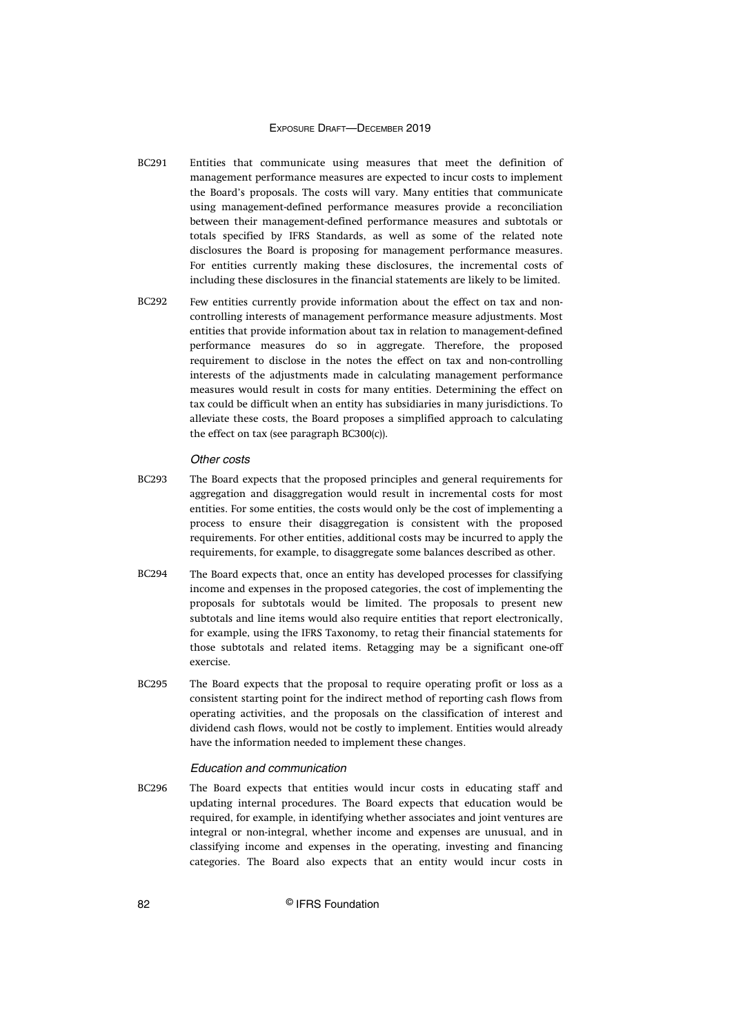BC291 Entities that communicate using measures that meet the definition of management performance measures are expected to incur costs to implement the Board's proposals. The costs will vary. Many entities that communicate using management-defined performance measures provide a reconciliation between their management-defined performance measures and subtotals or totals specified by IFRS Standards, as well as some of the related note disclosures the Board is proposing for management performance measures. For entities currently making these disclosures, the incremental costs of including these disclosures in the financial statements are likely to be limited.

BC292 Few entities currently provide information about the effect on tax and non-controlling interests of management performance measure adjustments. Most entities that provide information about tax in relation to management-defined performance measures do so in aggregate. Therefore, the proposed requirement to disclose in the notes the effect on tax and non-controlling interests of the adjustments made in calculating management performance measures would result in costs for many entities. Determining the effect on tax could be difficult when an entity has subsidiaries in many jurisdictions. To alleviate these costs, the Board proposes a simplified approach to calculating the effect on tax (see paragraph BC300(c)).

*Other costs*

BC293 The Board expects that the proposed principles and general requirements for aggregation and disaggregation would result in incremental costs for most entities. For some entities, the costs would only be the cost of implementing a process to ensure their disaggregation is consistent with the proposed requirements. For other entities, additional costs may be incurred to apply the requirements, for example, to disaggregate some balances described as other.

BC294 The Board expects that, once an entity has developed processes for classifying income and expenses in the proposed categories, the cost of implementing the proposals for subtotals would be limited. The proposals to present new subtotals and line items would also require entities that report electronically, for example, using the IFRS Taxonomy, to retag their financial statements for those subtotals and related items. Retagging may be a significant one-off exercise.

BC295 The Board expects that the proposal to require operating profit or loss as a consistent starting point for the indirect method of reporting cash flows from operating activities, and the proposals on the classification of interest and dividend cash flows, would not be costly to implement. Entities would already have the information needed to implement these changes.

*Education and communication*

BC296 The Board expects that entities would incur costs in educating staff and updating internal procedures. The Board expects that education would be required, for example, in identifying whether associates and joint ventures are integral or non-integral, whether income and expenses are unusual, and in classifying income and expenses in the operating, investing and financing categories. The Board also expects that an entity would incur costs in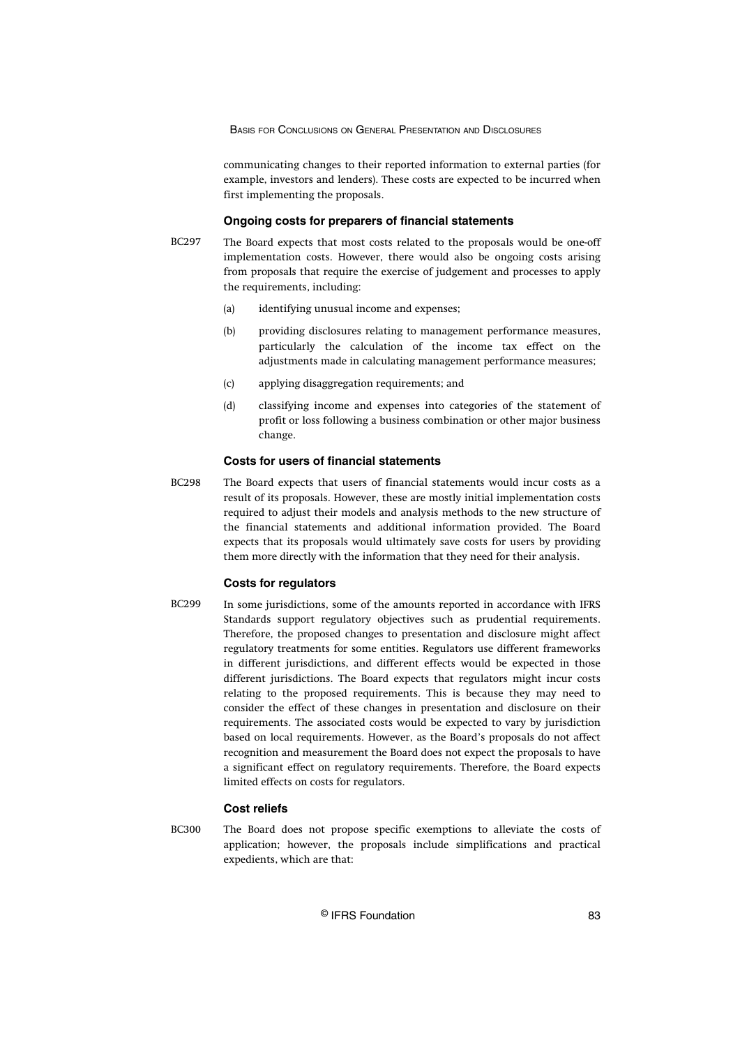communicating changes to their reported information to external parties (for example, investors and lenders). These costs are expected to be incurred when first implementing the proposals.

### Ongoing costs for preparers of financial statements

BC297 The Board expects that most costs related to the proposals would be one-off implementation costs. However, there would also be ongoing costs arising from proposals that require the exercise of judgement and processes to apply the requirements, including:

(a) identifying unusual income and expenses;

(b) providing disclosures relating to management performance measures, particularly the calculation of the income tax effect on the adjustments made in calculating management performance measures;

(c) applying disaggregation requirements; and

(d) classifying income and expenses into categories of the statement of profit or loss following a business combination or other major business change.

### Costs for users of financial statements

BC298 The Board expects that users of financial statements would incur costs as a result of its proposals. However, these are mostly initial implementation costs required to adjust their models and analysis methods to the new structure of the financial statements and additional information provided. The Board expects that its proposals would ultimately save costs for users by providing them more directly with the information that they need for their analysis.

### Costs for regulators

BC299 In some jurisdictions, some of the amounts reported in accordance with IFRS Standards support regulatory objectives such as prudential requirements. Therefore, the proposed changes to presentation and disclosure might affect regulatory treatments for some entities. Regulators use different frameworks in different jurisdictions, and different effects would be expected in those different jurisdictions. The Board expects that regulators might incur costs relating to the proposed requirements. This is because they may need to consider the effect of these changes in presentation and disclosure on their requirements. The associated costs would be expected to vary by jurisdiction based on local requirements. However, as the Board's proposals do not affect recognition and measurement the Board does not expect the proposals to have a significant effect on regulatory requirements. Therefore, the Board expects limited effects on costs for regulators.

### Cost reliefs

BC300 The Board does not propose specific exemptions to alleviate the costs of application; however, the proposals include simplifications and practical expedients, which are that: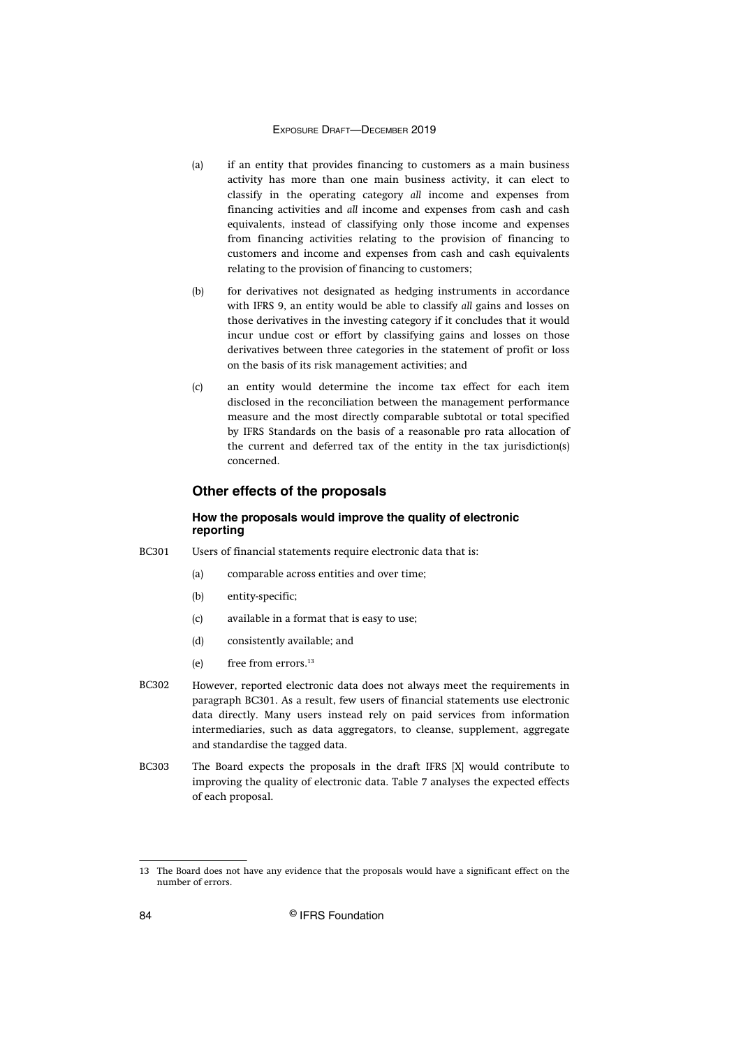(a) if an entity that provides financing to customers as a main business activity has more than one main business activity, it can elect to classify in the operating category *all* income and expenses from financing activities and *all* income and expenses from cash and cash equivalents, instead of classifying only those income and expenses from financing activities relating to the provision of financing to customers and income and expenses from cash and cash equivalents relating to the provision of financing to customers;

(b) for derivatives not designated as hedging instruments in accordance with IFRS 9, an entity would be able to classify *all* gains and losses on those derivatives in the investing category if it concludes that it would incur undue cost or effort by classifying gains and losses on those derivatives between three categories in the statement of profit or loss on the basis of its risk management activities; and

(c) an entity would determine the income tax effect for each item disclosed in the reconciliation between the management performance measure and the most directly comparable subtotal or total specified by IFRS Standards on the basis of a reasonable pro rata allocation of the current and deferred tax of the entity in the tax jurisdiction(s) concerned.

## Other effects of the proposals

### How the proposals would improve the quality of electronic reporting

BC301 Users of financial statements require electronic data that is:

(a) comparable across entities and over time;

(b) entity-specific;

(c) available in a format that is easy to use;

(d) consistently available; and

(e) free from errors.[13]

BC302 However, reported electronic data does not always meet the requirements in paragraph BC301. As a result, few users of financial statements use electronic data directly. Many users instead rely on paid services from information intermediaries, such as data aggregators, to cleanse, supplement, aggregate and standardise the tagged data.

BC303 The Board expects the proposals in the draft IFRS [X] would contribute to improving the quality of electronic data. Table 7 analyses the expected effects of each proposal.

13 The Board does not have any evidence that the proposals would have a significant effect on the number of errors.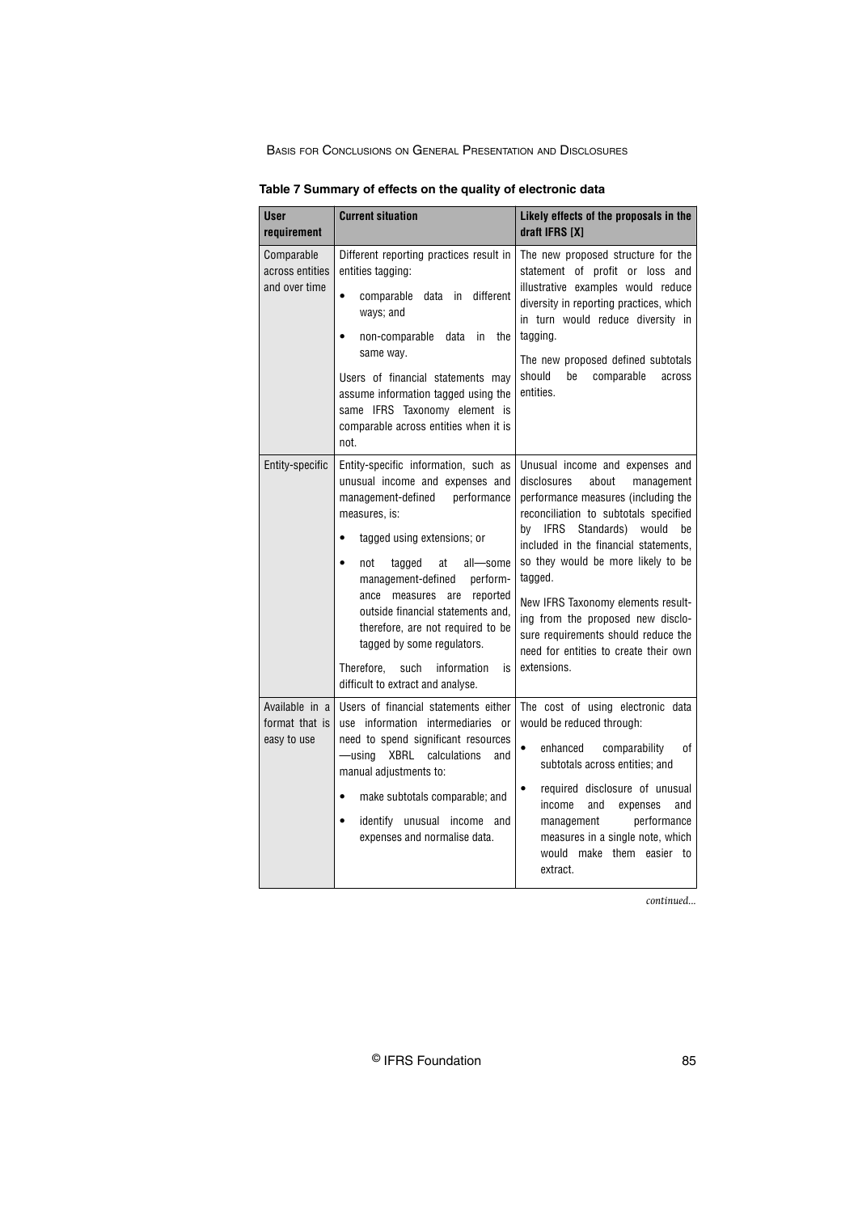**Table 7 Summary of effects on the quality of electronic data**

| User requirement | Current situation | Likely effects of the proposals in the draft IFRS [X] |
|---|---|---|
| Comparable across entities and over time | Different reporting practices result in entities tagging:<br>• comparable data in different ways; and<br>• non-comparable data in the same way.<br><br>Users of financial statements may assume information tagged using the same IFRS Taxonomy element is comparable across entities when it is not. | The new proposed structure for the statement of profit or loss and illustrative examples would reduce diversity in reporting practices, which in turn would reduce diversity in tagging.<br><br>The new proposed defined subtotals should be comparable across entities. |
| Entity-specific | Entity-specific information, such as unusual income and expenses and management-defined performance measures, is:<br>• tagged using extensions; or<br>• not tagged at all—some management-defined performance measures are reported outside financial statements and, therefore, are not required to be tagged by some regulators.<br><br>Therefore, such information is difficult to extract and analyse. | Unusual income and expenses and disclosures about management performance measures (including the reconciliation to subtotals specified by IFRS Standards) would be included in the financial statements, so they would be more likely to be tagged.<br><br>New IFRS Taxonomy elements resulting from the proposed new disclosure requirements should reduce the need for entities to create their own extensions. |
| Available in a format that is easy to use | Users of financial statements either use information intermediaries or need to spend significant resources—using XBRL calculations and manual adjustments to:<br>• make subtotals comparable; and<br>• identify unusual income and expenses and normalise data. | The cost of using electronic data would be reduced through:<br>• enhanced comparability of subtotals across entities; and<br>• required disclosure of unusual income and expenses and management performance measures in a single note, which would make them easier to extract. |

*continued...*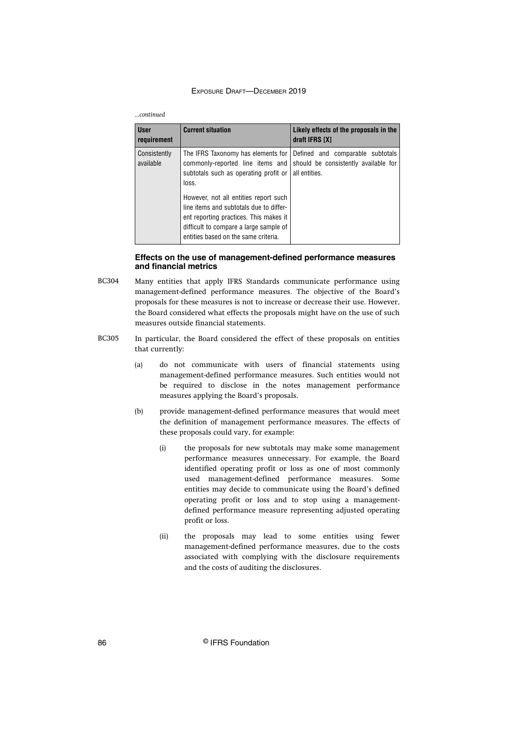*...continued*

| User requirement | Current situation | Likely effects of the proposals in the draft IFRS [X] |
| --- | --- | --- |
| Consistently available | The IFRS Taxonomy has elements for commonly-reported line items and subtotals such as operating profit or loss.<br><br>However, not all entities report such line items and subtotals due to different reporting practices. This makes it difficult to compare a large sample of entities based on the same criteria. | Defined and comparable subtotals should be consistently available for all entities. |

### Effects on the use of management-defined performance measures and financial metrics

BC304 Many entities that apply IFRS Standards communicate performance using management-defined performance measures. The objective of the Board's proposals for these measures is not to increase or decrease their use. However, the Board considered what effects the proposals might have on the use of such measures outside financial statements.

BC305 In particular, the Board considered the effect of these proposals on entities that currently:

(a) do not communicate with users of financial statements using management-defined performance measures. Such entities would not be required to disclose in the notes management performance measures applying the Board's proposals.

(b) provide management-defined performance measures that would meet the definition of management performance measures. The effects of these proposals could vary, for example:

(i) the proposals for new subtotals may make some management performance measures unnecessary. For example, the Board identified operating profit or loss as one of most commonly used management-defined performance measures. Some entities may decide to communicate using the Board's defined operating profit or loss and to stop using a management-defined performance measure representing adjusted operating profit or loss.

(ii) the proposals may lead to some entities using fewer management-defined performance measures, due to the costs associated with complying with the disclosure requirements and the costs of auditing the disclosures.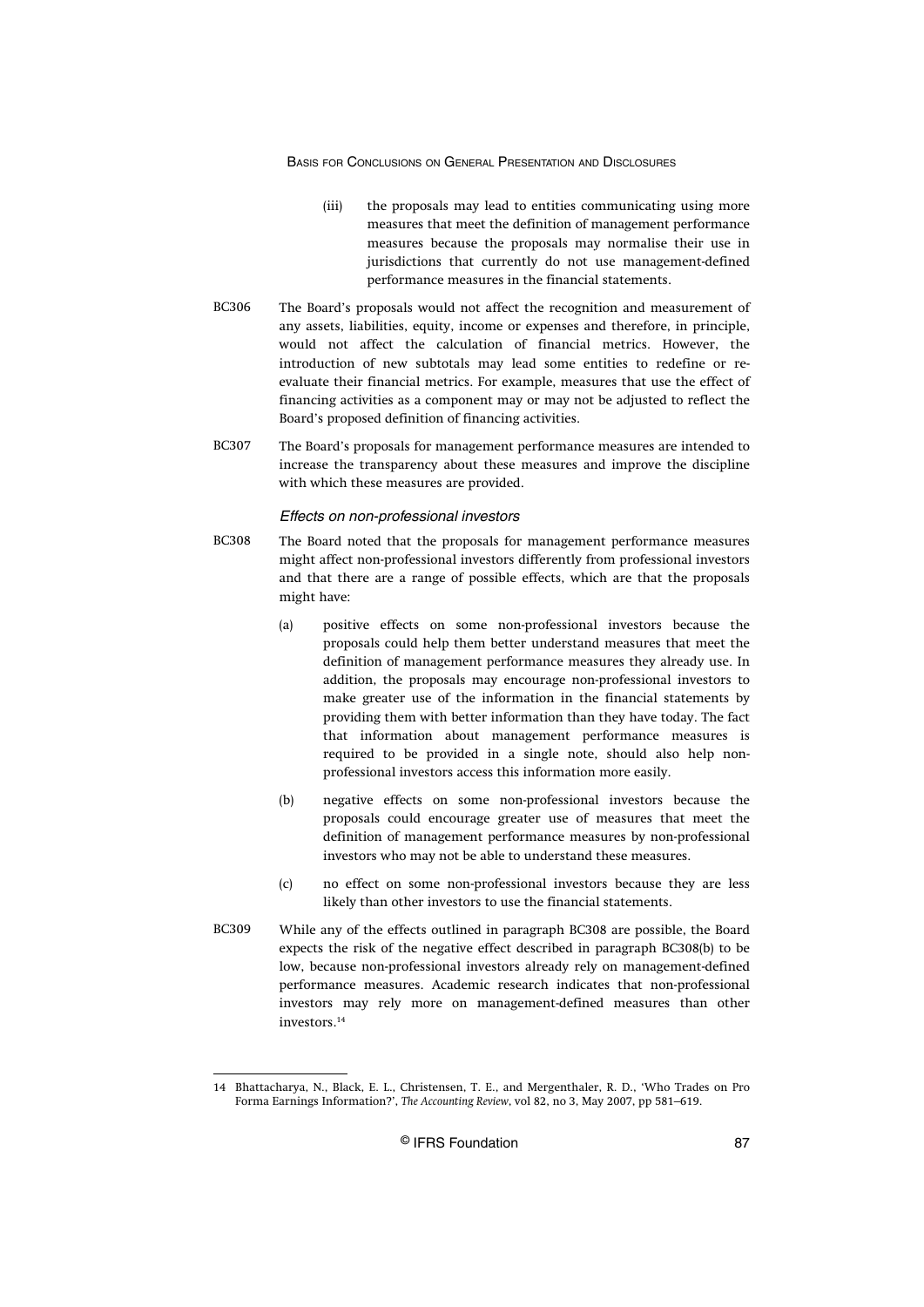(iii) the proposals may lead to entities communicating using more measures that meet the definition of management performance measures because the proposals may normalise their use in jurisdictions that currently do not use management-defined performance measures in the financial statements.

BC306 The Board's proposals would not affect the recognition and measurement of any assets, liabilities, equity, income or expenses and therefore, in principle, would not affect the calculation of financial metrics. However, the introduction of new subtotals may lead some entities to redefine or re-evaluate their financial metrics. For example, measures that use the effect of financing activities as a component may or may not be adjusted to reflect the Board's proposed definition of financing activities.

BC307 The Board's proposals for management performance measures are intended to increase the transparency about these measures and improve the discipline with which these measures are provided.

#### *Effects on non-professional investors*

BC308 The Board noted that the proposals for management performance measures might affect non-professional investors differently from professional investors and that there are a range of possible effects, which are that the proposals might have:

(a) positive effects on some non-professional investors because the proposals could help them better understand measures that meet the definition of management performance measures they already use. In addition, the proposals may encourage non-professional investors to make greater use of the information in the financial statements by providing them with better information than they have today. The fact that information about management performance measures is required to be provided in a single note, should also help non-professional investors access this information more easily.

(b) negative effects on some non-professional investors because the proposals could encourage greater use of measures that meet the definition of management performance measures by non-professional investors who may not be able to understand these measures.

(c) no effect on some non-professional investors because they are less likely than other investors to use the financial statements.

BC309 While any of the effects outlined in paragraph BC308 are possible, the Board expects the risk of the negative effect described in paragraph BC308(b) to be low, because non-professional investors already rely on management-defined performance measures. Academic research indicates that non-professional investors may rely more on management-defined measures than other investors.[14]

---

14 Bhattacharya, N., Black, E. L., Christensen, T. E., and Mergenthaler, R. D., 'Who Trades on Pro Forma Earnings Information?', *The Accounting Review*, vol 82, no 3, May 2007, pp 581–619.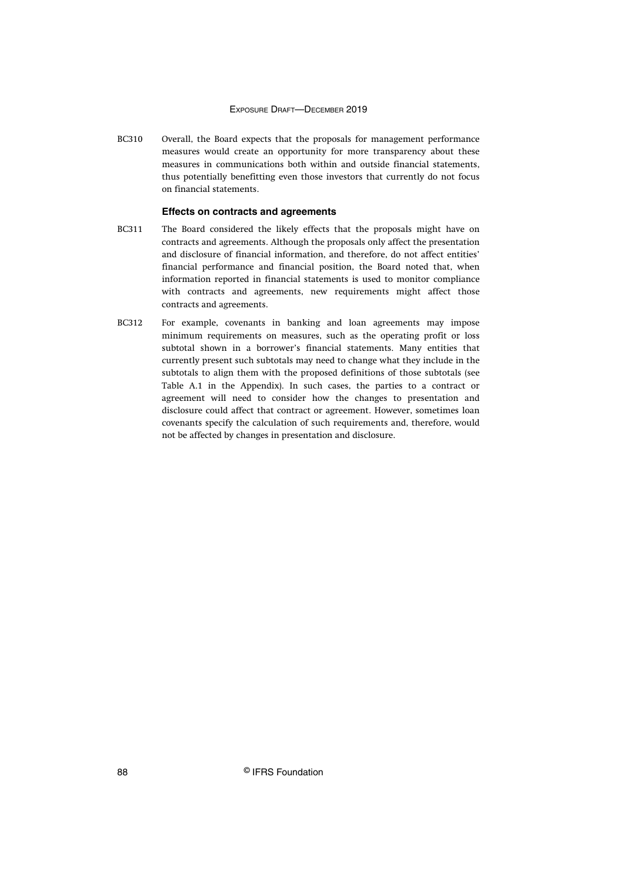BC310 Overall, the Board expects that the proposals for management performance measures would create an opportunity for more transparency about these measures in communications both within and outside financial statements, thus potentially benefitting even those investors that currently do not focus on financial statements.

### Effects on contracts and agreements

BC311 The Board considered the likely effects that the proposals might have on contracts and agreements. Although the proposals only affect the presentation and disclosure of financial information, and therefore, do not affect entities' financial performance and financial position, the Board noted that, when information reported in financial statements is used to monitor compliance with contracts and agreements, new requirements might affect those contracts and agreements.

BC312 For example, covenants in banking and loan agreements may impose minimum requirements on measures, such as the operating profit or loss subtotal shown in a borrower's financial statements. Many entities that currently present such subtotals may need to change what they include in the subtotals to align them with the proposed definitions of those subtotals (see Table A.1 in the Appendix). In such cases, the parties to a contract or agreement will need to consider how the changes to presentation and disclosure could affect that contract or agreement. However, sometimes loan covenants specify the calculation of such requirements and, therefore, would not be affected by changes in presentation and disclosure.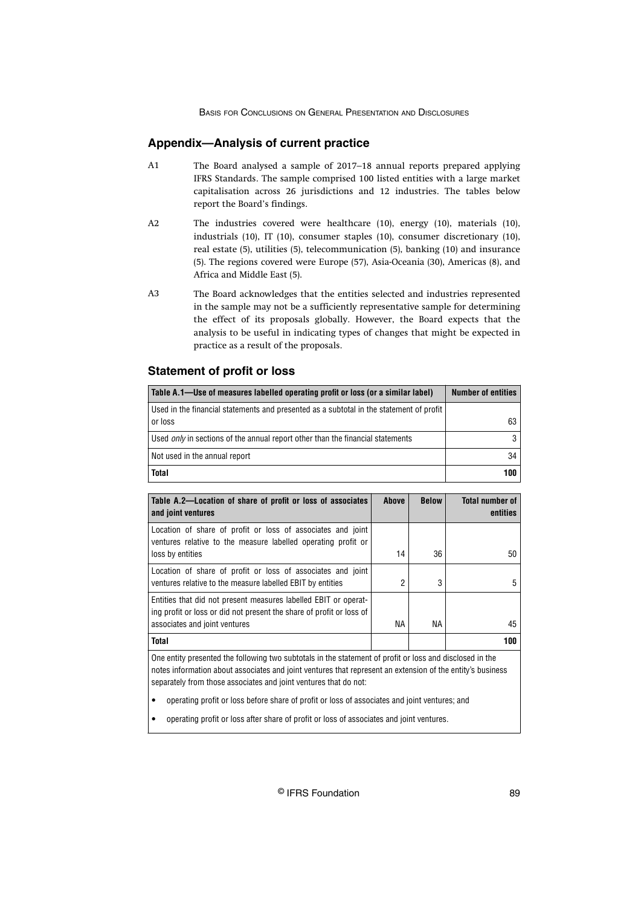## Appendix—Analysis of current practice

A1 The Board analysed a sample of 2017–18 annual reports prepared applying IFRS Standards. The sample comprised 100 listed entities with a large market capitalisation across 26 jurisdictions and 12 industries. The tables below report the Board's findings.

A2 The industries covered were healthcare (10), energy (10), materials (10), industrials (10), IT (10), consumer staples (10), consumer discretionary (10), real estate (5), utilities (5), telecommunication (5), banking (10) and insurance (5). The regions covered were Europe (57), Asia-Oceania (30), Americas (8), and Africa and Middle East (5).

A3 The Board acknowledges that the entities selected and industries represented in the sample may not be a sufficiently representative sample for determining the effect of its proposals globally. However, the Board expects that the analysis to be useful in indicating types of changes that might be expected in practice as a result of the proposals.

### Statement of profit or loss

| Table A.1—Use of measures labelled operating profit or loss (or a similar label) | Number of entities |
|---|---|
| Used in the financial statements and presented as a subtotal in the statement of profit or loss | 63 |
| Used *only* in sections of the annual report other than the financial statements | 3 |
| Not used in the annual report | 34 |
| **Total** | **100** |

| Table A.2—Location of share of profit or loss of associates and joint ventures | Above | Below | Total number of entities |
|---|---|---|---|
| Location of share of profit or loss of associates and joint ventures relative to the measure labelled operating profit or loss by entities | 14 | 36 | 50 |
| Location of share of profit or loss of associates and joint ventures relative to the measure labelled EBIT by entities | 2 | 3 | 5 |
| Entities that did not present measures labelled EBIT or operating profit or loss or did not present the share of profit or loss of associates and joint ventures | NA | NA | 45 |
| **Total** | | | **100** |

One entity presented the following two subtotals in the statement of profit or loss and disclosed in the notes information about associates and joint ventures that represent an extension of the entity's business separately from those associates and joint ventures that do not:

- operating profit or loss before share of profit or loss of associates and joint ventures; and
- operating profit or loss after share of profit or loss of associates and joint ventures.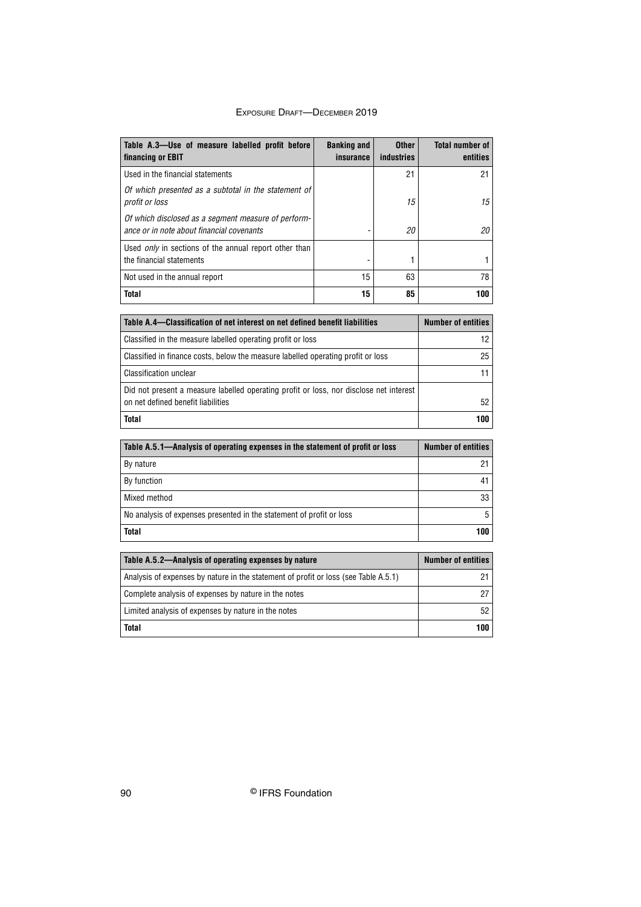| Table A.3—Use of measure labelled profit before financing or EBIT | Banking and insurance | Other industries | Total number of entities |
|---|---|---|---|
| Used in the financial statements | | 21 | 21 |
| *Of which presented as a subtotal in the statement of profit or loss* | | *15* | *15* |
| *Of which disclosed as a segment measure of performance or in note about financial covenants* | - | *20* | *20* |
| Used *only* in sections of the annual report other than the financial statements | - | 1 | 1 |
| Not used in the annual report | 15 | 63 | 78 |
| **Total** | **15** | **85** | **100** |

| Table A.4—Classification of net interest on net defined benefit liabilities | Number of entities |
|---|---|
| Classified in the measure labelled operating profit or loss | 12 |
| Classified in finance costs, below the measure labelled operating profit or loss | 25 |
| Classification unclear | 11 |
| Did not present a measure labelled operating profit or loss, nor disclose net interest on net defined benefit liabilities | 52 |
| **Total** | **100** |

| Table A.5.1—Analysis of operating expenses in the statement of profit or loss | Number of entities |
|---|---|
| By nature | 21 |
| By function | 41 |
| Mixed method | 33 |
| No analysis of expenses presented in the statement of profit or loss | 5 |
| **Total** | **100** |

| Table A.5.2—Analysis of operating expenses by nature | Number of entities |
|---|---|
| Analysis of expenses by nature in the statement of profit or loss (see Table A.5.1) | 21 |
| Complete analysis of expenses by nature in the notes | 27 |
| Limited analysis of expenses by nature in the notes | 52 |
| **Total** | **100** |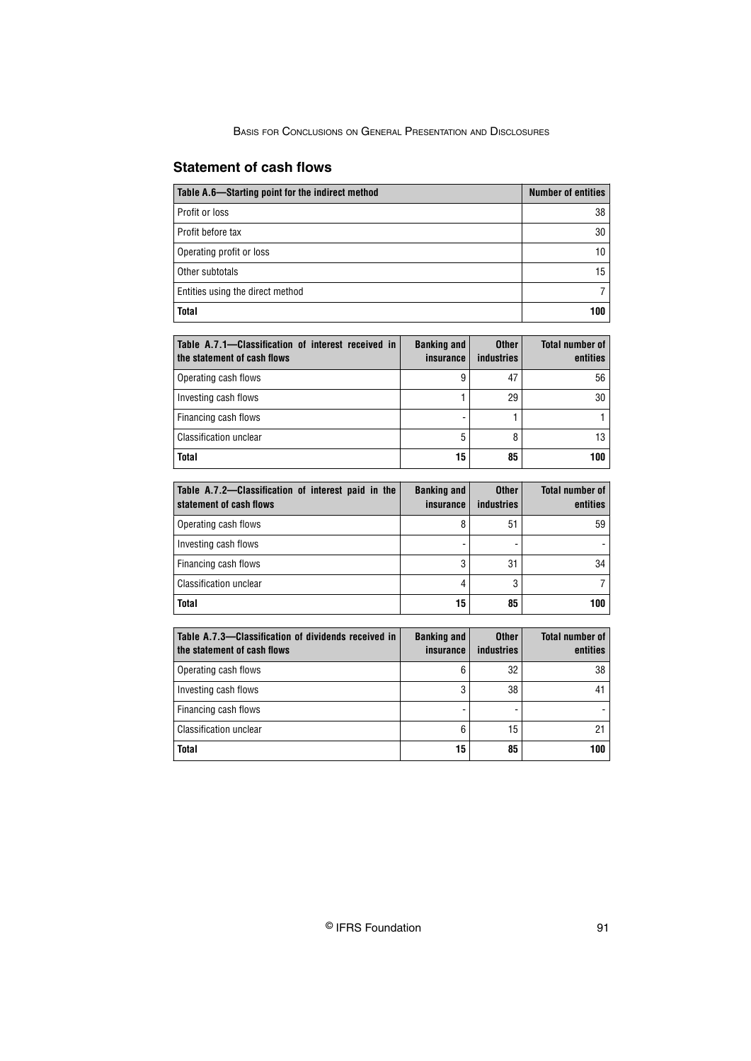## Statement of cash flows

| Table A.6—Starting point for the indirect method | Number of entities |
|---|---|
| Profit or loss | 38 |
| Profit before tax | 30 |
| Operating profit or loss | 10 |
| Other subtotals | 15 |
| Entities using the direct method | 7 |
| **Total** | **100** |

| Table A.7.1—Classification of interest received in the statement of cash flows | Banking and insurance | Other industries | Total number of entities |
|---|---|---|---|
| Operating cash flows | 9 | 47 | 56 |
| Investing cash flows | 1 | 29 | 30 |
| Financing cash flows | - | 1 | 1 |
| Classification unclear | 5 | 8 | 13 |
| **Total** | **15** | **85** | **100** |

| Table A.7.2—Classification of interest paid in the statement of cash flows | Banking and insurance | Other industries | Total number of entities |
|---|---|---|---|
| Operating cash flows | 8 | 51 | 59 |
| Investing cash flows | - | - | - |
| Financing cash flows | 3 | 31 | 34 |
| Classification unclear | 4 | 3 | 7 |
| **Total** | **15** | **85** | **100** |

| Table A.7.3—Classification of dividends received in the statement of cash flows | Banking and insurance | Other industries | Total number of entities |
|---|---|---|---|
| Operating cash flows | 6 | 32 | 38 |
| Investing cash flows | 3 | 38 | 41 |
| Financing cash flows | - | - | - |
| Classification unclear | 6 | 15 | 21 |
| **Total** | **15** | **85** | **100** |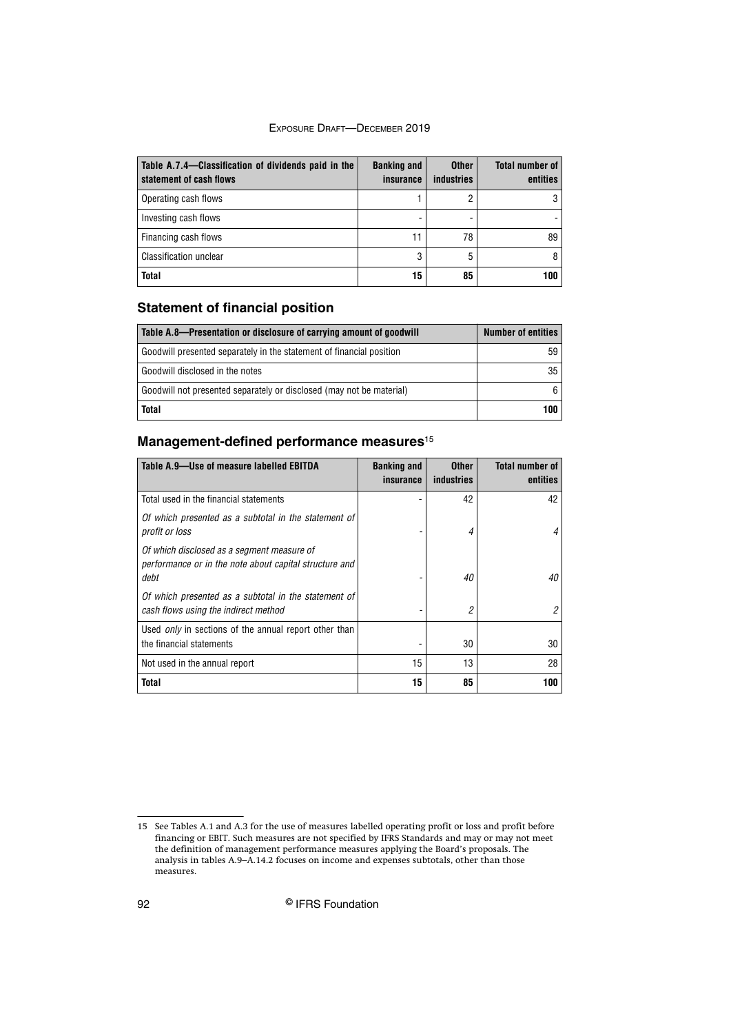| Table A.7.4—Classification of dividends paid in the statement of cash flows | Banking and insurance | Other industries | Total number of entities |
|---|---|---|---|
| Operating cash flows | 1 | 2 | 3 |
| Investing cash flows | - | - | - |
| Financing cash flows | 11 | 78 | 89 |
| Classification unclear | 3 | 5 | 8 |
| **Total** | **15** | **85** | **100** |

## Statement of financial position

| Table A.8—Presentation or disclosure of carrying amount of goodwill | Number of entities |
|---|---|
| Goodwill presented separately in the statement of financial position | 59 |
| Goodwill disclosed in the notes | 35 |
| Goodwill not presented separately or disclosed (may not be material) | 6 |
| **Total** | **100** |

## Management-defined performance measures[15]

| Table A.9—Use of measure labelled EBITDA | Banking and insurance | Other industries | Total number of entities |
|---|---|---|---|
| Total used in the financial statements | - | 42 | 42 |
| *Of which presented as a subtotal in the statement of profit or loss* | - | *4* | *4* |
| *Of which disclosed as a segment measure of performance or in the note about capital structure and debt* | - | *40* | *40* |
| *Of which presented as a subtotal in the statement of cash flows using the indirect method* | - | *2* | *2* |
| Used *only* in sections of the annual report other than the financial statements | - | 30 | 30 |
| Not used in the annual report | 15 | 13 | 28 |
| **Total** | **15** | **85** | **100** |

15 See Tables A.1 and A.3 for the use of measures labelled operating profit or loss and profit before financing or EBIT. Such measures are not specified by IFRS Standards and may or may not meet the definition of management performance measures applying the Board's proposals. The analysis in tables A.9–A.14.2 focuses on income and expenses subtotals, other than those measures.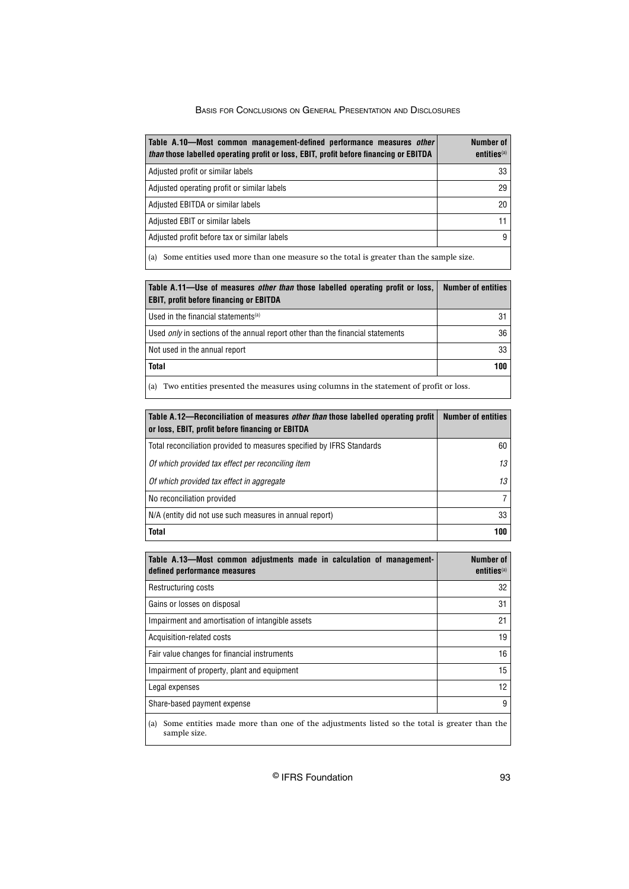| Table A.10—Most common management-defined performance measures *other than* those labelled operating profit or loss, EBIT, profit before financing or EBITDA | Number of entities[(a)] |
|---|---|
| Adjusted profit or similar labels | 33 |
| Adjusted operating profit or similar labels | 29 |
| Adjusted EBITDA or similar labels | 20 |
| Adjusted EBIT or similar labels | 11 |
| Adjusted profit before tax or similar labels | 9 |

(a) Some entities used more than one measure so the total is greater than the sample size.

| Table A.11—Use of measures *other than* those labelled operating profit or loss, EBIT, profit before financing or EBITDA | Number of entities |
|---|---|
| Used in the financial statements[(a)] | 31 |
| Used *only* in sections of the annual report other than the financial statements | 36 |
| Not used in the annual report | 33 |
| **Total** | **100** |

(a) Two entities presented the measures using columns in the statement of profit or loss.

| Table A.12—Reconciliation of measures *other than* those labelled operating profit or loss, EBIT, profit before financing or EBITDA | Number of entities |
|---|---|
| Total reconciliation provided to measures specified by IFRS Standards | 60 |
| *Of which provided tax effect per reconciling item* | *13* |
| *Of which provided tax effect in aggregate* | *13* |
| No reconciliation provided | 7 |
| N/A (entity did not use such measures in annual report) | 33 |
| **Total** | **100** |

| Table A.13—Most common adjustments made in calculation of management-defined performance measures | Number of entities[(a)] |
|---|---|
| Restructuring costs | 32 |
| Gains or losses on disposal | 31 |
| Impairment and amortisation of intangible assets | 21 |
| Acquisition-related costs | 19 |
| Fair value changes for financial instruments | 16 |
| Impairment of property, plant and equipment | 15 |
| Legal expenses | 12 |
| Share-based payment expense | 9 |

(a) Some entities made more than one of the adjustments listed so the total is greater than the sample size.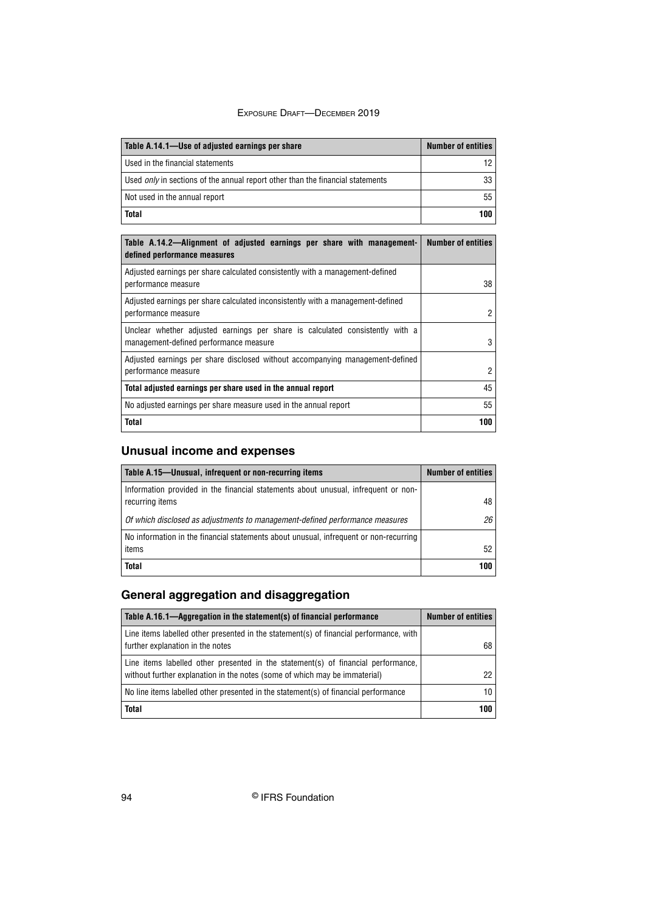| Table A.14.1—Use of adjusted earnings per share | Number of entities |
|---|---|
| Used in the financial statements | 12 |
| Used *only* in sections of the annual report other than the financial statements | 33 |
| Not used in the annual report | 55 |
| **Total** | **100** |

| Table A.14.2—Alignment of adjusted earnings per share with management-defined performance measures | Number of entities |
|---|---|
| Adjusted earnings per share calculated consistently with a management-defined performance measure | 38 |
| Adjusted earnings per share calculated inconsistently with a management-defined performance measure | 2 |
| Unclear whether adjusted earnings per share is calculated consistently with a management-defined performance measure | 3 |
| Adjusted earnings per share disclosed without accompanying management-defined performance measure | 2 |
| **Total adjusted earnings per share used in the annual report** | 45 |
| No adjusted earnings per share measure used in the annual report | 55 |
| **Total** | **100** |

## Unusual income and expenses

| Table A.15—Unusual, infrequent or non-recurring items | Number of entities |
|---|---|
| Information provided in the financial statements about unusual, infrequent or non-recurring items | 48 |
| *Of which disclosed as adjustments to management-defined performance measures* | *26* |
| No information in the financial statements about unusual, infrequent or non-recurring items | 52 |
| **Total** | **100** |

## General aggregation and disaggregation

| Table A.16.1—Aggregation in the statement(s) of financial performance | Number of entities |
|---|---|
| Line items labelled other presented in the statement(s) of financial performance, with further explanation in the notes | 68 |
| Line items labelled other presented in the statement(s) of financial performance, without further explanation in the notes (some of which may be immaterial) | 22 |
| No line items labelled other presented in the statement(s) of financial performance | 10 |
| **Total** | **100** |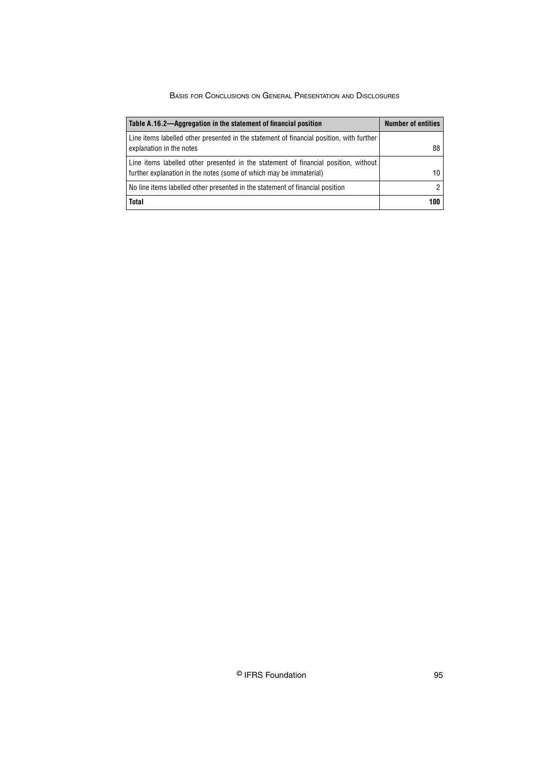| Table A.16.2—Aggregation in the statement of financial position | Number of entities |
|---|---|
| Line items labelled other presented in the statement of financial position, with further explanation in the notes | 88 |
| Line items labelled other presented in the statement of financial position, without further explanation in the notes (some of which may be immaterial) | 10 |
| No line items labelled other presented in the statement of financial position | 2 |
| **Total** | **100** |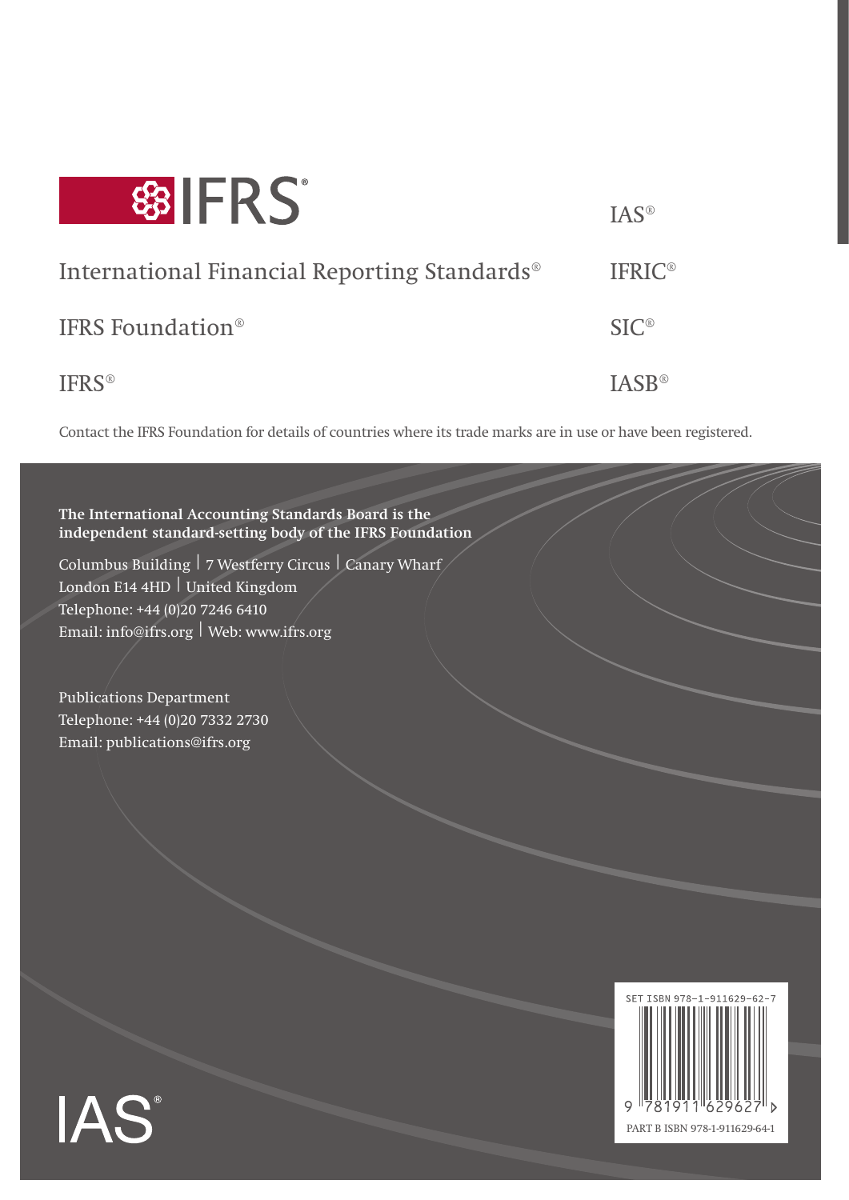IFRS®

IAS®

International Financial Reporting Standards®

IFRIC®

IFRS Foundation®

SIC®

IFRS®

IASB®

Contact the IFRS Foundation for details of countries where its trade marks are in use or have been registered.

**The International Accounting Standards Board is the independent standard-setting body of the IFRS Foundation**

Columbus Building | 7 Westferry Circus | Canary Wharf
London E14 4HD | United Kingdom
Telephone: +44 (0)20 7246 6410
Email: info@ifrs.org | Web: www.ifrs.org

Publications Department
Telephone: +44 (0)20 7332 2730
Email: publications@ifrs.org

SET ISBN 978-1-911629-62-7

9 781911 629627

PART B ISBN 978-1-911629-64-1

IAS®